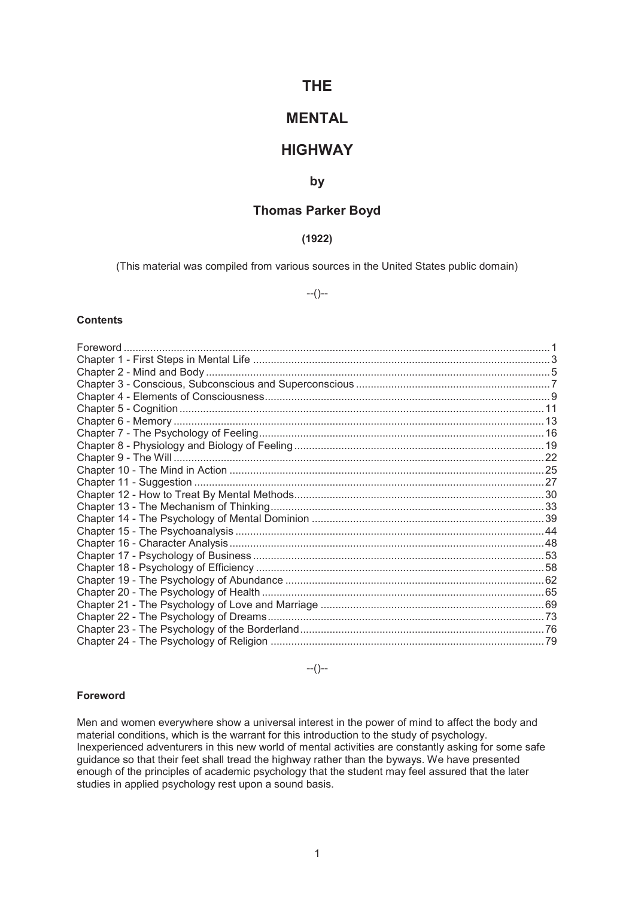# THE

# MENTAL

# HIGHWAY

### by

### Thomas Parker Boyd

**(1922)**

(This material was compiled from various sources in the United States public domain)

--()--

**Contents**

Foreword ........ 1
Chapter 1 - First Steps in Mental Life ........ 3
Chapter 2 - Mind and Body ........ 5
Chapter 3 - Conscious, Subconscious and Superconscious ........ 7
Chapter 4 - Elements of Consciousness ........ 9
Chapter 5 - Cognition ........ 11
Chapter 6 - Memory ........ 13
Chapter 7 - The Psychology of Feeling ........ 16
Chapter 8 - Physiology and Biology of Feeling ........ 19
Chapter 9 - The Will ........ 22
Chapter 10 - The Mind in Action ........ 25
Chapter 11 - Suggestion ........ 27
Chapter 12 - How to Treat By Mental Methods ........ 30
Chapter 13 - The Mechanism of Thinking ........ 33
Chapter 14 - The Psychology of Mental Dominion ........ 39
Chapter 15 - The Psychoanalysis ........ 44
Chapter 16 - Character Analysis ........ 48
Chapter 17 - Psychology of Business ........ 53
Chapter 18 - Psychology of Efficiency ........ 58
Chapter 19 - The Psychology of Abundance ........ 62
Chapter 20 - The Psychology of Health ........ 65
Chapter 21 - The Psychology of Love and Marriage ........ 69
Chapter 22 - The Psychology of Dreams ........ 73
Chapter 23 - The Psychology of the Borderland ........ 76
Chapter 24 - The Psychology of Religion ........ 79

--()--

## Foreword

Men and women everywhere show a universal interest in the power of mind to affect the body and material conditions, which is the warrant for this introduction to the study of psychology. Inexperienced adventurers in this new world of mental activities are constantly asking for some safe guidance so that their feet shall tread the highway rather than the byways. We have presented enough of the principles of academic psychology that the student may feel assured that the later studies in applied psychology rest upon a sound basis.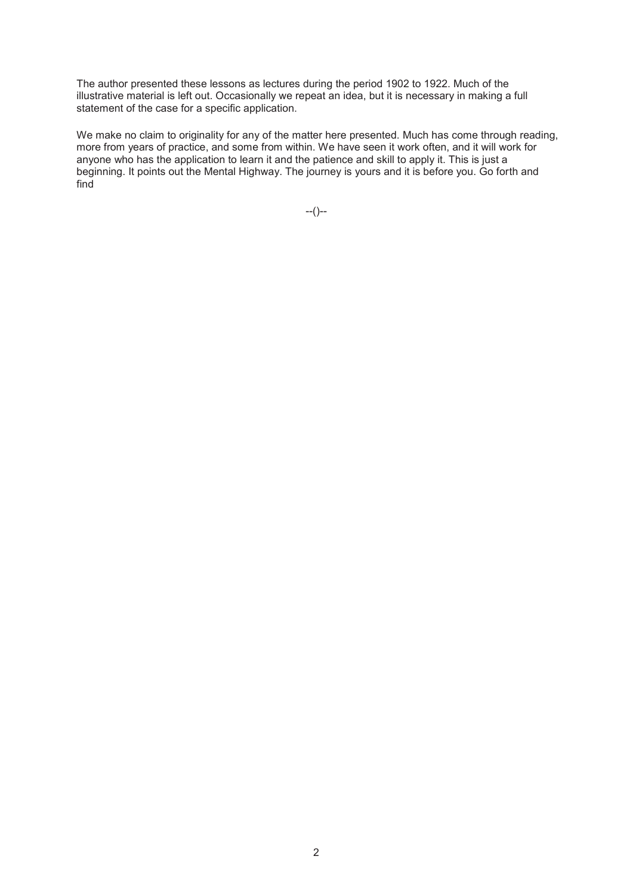The author presented these lessons as lectures during the period 1902 to 1922. Much of the illustrative material is left out. Occasionally we repeat an idea, but it is necessary in making a full statement of the case for a specific application.

We make no claim to originality for any of the matter here presented. Much has come through reading, more from years of practice, and some from within. We have seen it work often, and it will work for anyone who has the application to learn it and the patience and skill to apply it. This is just a beginning. It points out the Mental Highway. The journey is yours and it is before you. Go forth and find

--()--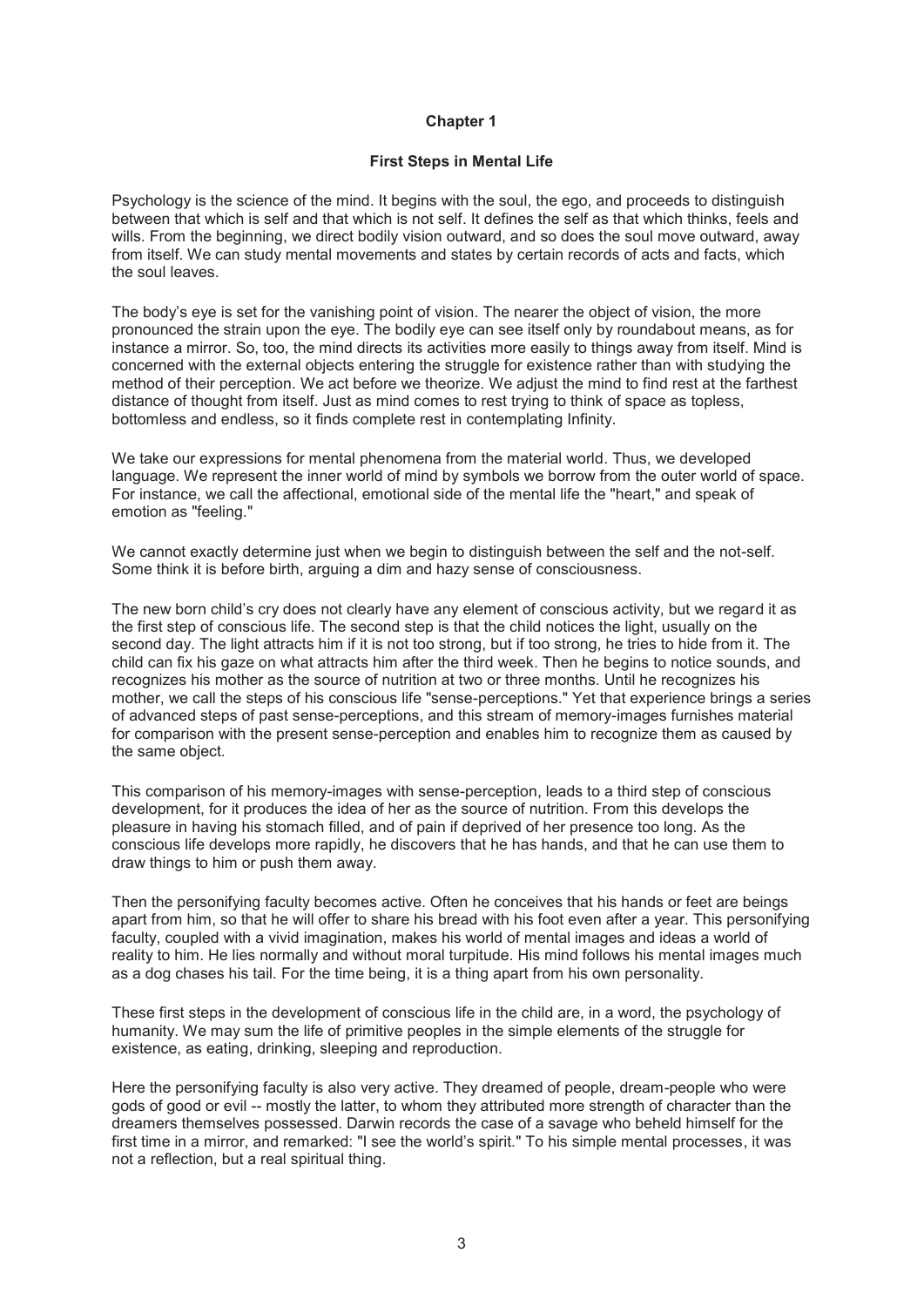# Chapter 1

## First Steps in Mental Life

Psychology is the science of the mind. It begins with the soul, the ego, and proceeds to distinguish between that which is self and that which is not self. It defines the self as that which thinks, feels and wills. From the beginning, we direct bodily vision outward, and so does the soul move outward, away from itself. We can study mental movements and states by certain records of acts and facts, which the soul leaves.

The body's eye is set for the vanishing point of vision. The nearer the object of vision, the more pronounced the strain upon the eye. The bodily eye can see itself only by roundabout means, as for instance a mirror. So, too, the mind directs its activities more easily to things away from itself. Mind is concerned with the external objects entering the struggle for existence rather than with studying the method of their perception. We act before we theorize. We adjust the mind to find rest at the farthest distance of thought from itself. Just as mind comes to rest trying to think of space as topless, bottomless and endless, so it finds complete rest in contemplating Infinity.

We take our expressions for mental phenomena from the material world. Thus, we developed language. We represent the inner world of mind by symbols we borrow from the outer world of space. For instance, we call the affectional, emotional side of the mental life the "heart," and speak of emotion as "feeling."

We cannot exactly determine just when we begin to distinguish between the self and the not-self. Some think it is before birth, arguing a dim and hazy sense of consciousness.

The new born child's cry does not clearly have any element of conscious activity, but we regard it as the first step of conscious life. The second step is that the child notices the light, usually on the second day. The light attracts him if it is not too strong, but if too strong, he tries to hide from it. The child can fix his gaze on what attracts him after the third week. Then he begins to notice sounds, and recognizes his mother as the source of nutrition at two or three months. Until he recognizes his mother, we call the steps of his conscious life "sense-perceptions." Yet that experience brings a series of advanced steps of past sense-perceptions, and this stream of memory-images furnishes material for comparison with the present sense-perception and enables him to recognize them as caused by the same object.

This comparison of his memory-images with sense-perception, leads to a third step of conscious development, for it produces the idea of her as the source of nutrition. From this develops the pleasure in having his stomach filled, and of pain if deprived of her presence too long. As the conscious life develops more rapidly, he discovers that he has hands, and that he can use them to draw things to him or push them away.

Then the personifying faculty becomes active. Often he conceives that his hands or feet are beings apart from him, so that he will offer to share his bread with his foot even after a year. This personifying faculty, coupled with a vivid imagination, makes his world of mental images and ideas a world of reality to him. He lies normally and without moral turpitude. His mind follows his mental images much as a dog chases his tail. For the time being, it is a thing apart from his own personality.

These first steps in the development of conscious life in the child are, in a word, the psychology of humanity. We may sum the life of primitive peoples in the simple elements of the struggle for existence, as eating, drinking, sleeping and reproduction.

Here the personifying faculty is also very active. They dreamed of people, dream-people who were gods of good or evil -- mostly the latter, to whom they attributed more strength of character than the dreamers themselves possessed. Darwin records the case of a savage who beheld himself for the first time in a mirror, and remarked: "I see the world's spirit." To his simple mental processes, it was not a reflection, but a real spiritual thing.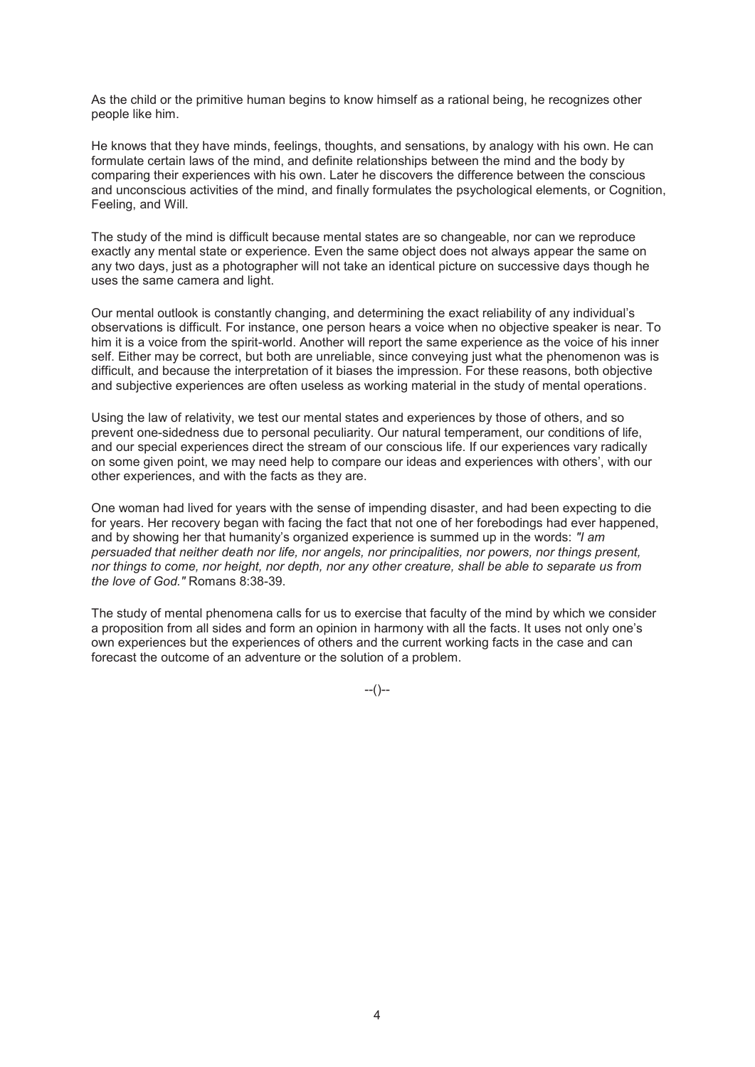As the child or the primitive human begins to know himself as a rational being, he recognizes other people like him.

He knows that they have minds, feelings, thoughts, and sensations, by analogy with his own. He can formulate certain laws of the mind, and definite relationships between the mind and the body by comparing their experiences with his own. Later he discovers the difference between the conscious and unconscious activities of the mind, and finally formulates the psychological elements, or Cognition, Feeling, and Will.

The study of the mind is difficult because mental states are so changeable, nor can we reproduce exactly any mental state or experience. Even the same object does not always appear the same on any two days, just as a photographer will not take an identical picture on successive days though he uses the same camera and light.

Our mental outlook is constantly changing, and determining the exact reliability of any individual's observations is difficult. For instance, one person hears a voice when no objective speaker is near. To him it is a voice from the spirit-world. Another will report the same experience as the voice of his inner self. Either may be correct, but both are unreliable, since conveying just what the phenomenon was is difficult, and because the interpretation of it biases the impression. For these reasons, both objective and subjective experiences are often useless as working material in the study of mental operations.

Using the law of relativity, we test our mental states and experiences by those of others, and so prevent one-sidedness due to personal peculiarity. Our natural temperament, our conditions of life, and our special experiences direct the stream of our conscious life. If our experiences vary radically on some given point, we may need help to compare our ideas and experiences with others', with our other experiences, and with the facts as they are.

One woman had lived for years with the sense of impending disaster, and had been expecting to die for years. Her recovery began with facing the fact that not one of her forebodings had ever happened, and by showing her that humanity's organized experience is summed up in the words: *"I am persuaded that neither death nor life, nor angels, nor principalities, nor powers, nor things present, nor things to come, nor height, nor depth, nor any other creature, shall be able to separate us from the love of God."* Romans 8:38-39.

The study of mental phenomena calls for us to exercise that faculty of the mind by which we consider a proposition from all sides and form an opinion in harmony with all the facts. It uses not only one's own experiences but the experiences of others and the current working facts in the case and can forecast the outcome of an adventure or the solution of a problem.

--()--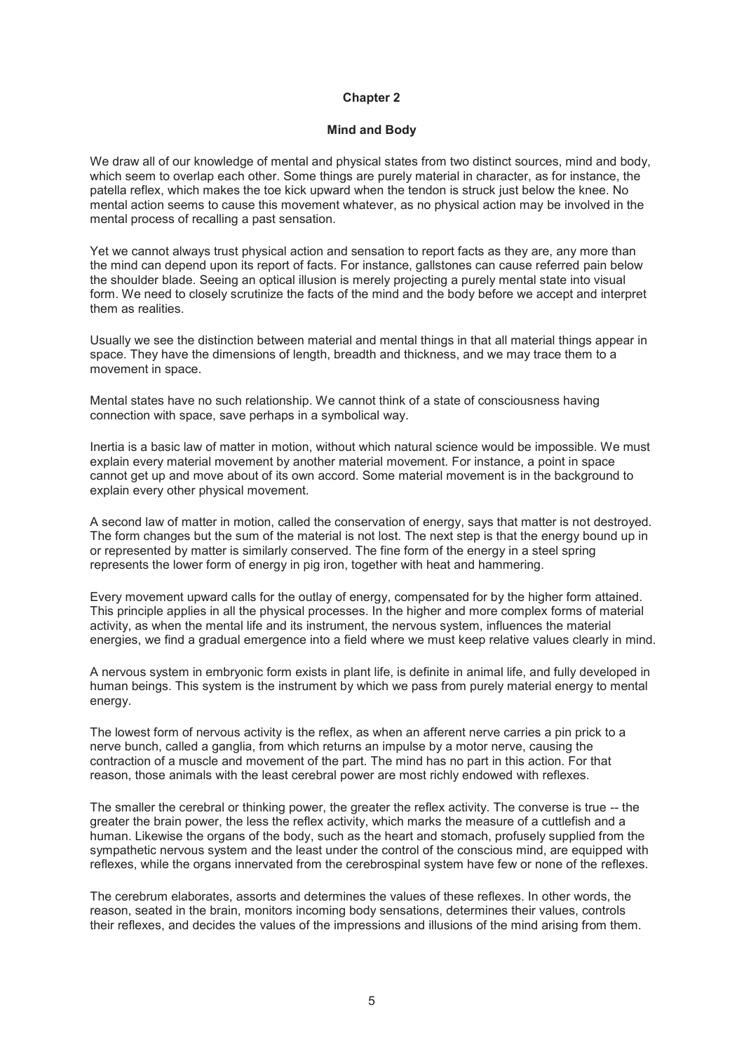# Chapter 2

## Mind and Body

We draw all of our knowledge of mental and physical states from two distinct sources, mind and body, which seem to overlap each other. Some things are purely material in character, as for instance, the patella reflex, which makes the toe kick upward when the tendon is struck just below the knee. No mental action seems to cause this movement whatever, as no physical action may be involved in the mental process of recalling a past sensation.

Yet we cannot always trust physical action and sensation to report facts as they are, any more than the mind can depend upon its report of facts. For instance, gallstones can cause referred pain below the shoulder blade. Seeing an optical illusion is merely projecting a purely mental state into visual form. We need to closely scrutinize the facts of the mind and the body before we accept and interpret them as realities.

Usually we see the distinction between material and mental things in that all material things appear in space. They have the dimensions of length, breadth and thickness, and we may trace them to a movement in space.

Mental states have no such relationship. We cannot think of a state of consciousness having connection with space, save perhaps in a symbolical way.

Inertia is a basic law of matter in motion, without which natural science would be impossible. We must explain every material movement by another material movement. For instance, a point in space cannot get up and move about of its own accord. Some material movement is in the background to explain every other physical movement.

A second law of matter in motion, called the conservation of energy, says that matter is not destroyed. The form changes but the sum of the material is not lost. The next step is that the energy bound up in or represented by matter is similarly conserved. The fine form of the energy in a steel spring represents the lower form of energy in pig iron, together with heat and hammering.

Every movement upward calls for the outlay of energy, compensated for by the higher form attained. This principle applies in all the physical processes. In the higher and more complex forms of material activity, as when the mental life and its instrument, the nervous system, influences the material energies, we find a gradual emergence into a field where we must keep relative values clearly in mind.

A nervous system in embryonic form exists in plant life, is definite in animal life, and fully developed in human beings. This system is the instrument by which we pass from purely material energy to mental energy.

The lowest form of nervous activity is the reflex, as when an afferent nerve carries a pin prick to a nerve bunch, called a ganglia, from which returns an impulse by a motor nerve, causing the contraction of a muscle and movement of the part. The mind has no part in this action. For that reason, those animals with the least cerebral power are most richly endowed with reflexes.

The smaller the cerebral or thinking power, the greater the reflex activity. The converse is true -- the greater the brain power, the less the reflex activity, which marks the measure of a cuttlefish and a human. Likewise the organs of the body, such as the heart and stomach, profusely supplied from the sympathetic nervous system and the least under the control of the conscious mind, are equipped with reflexes, while the organs innervated from the cerebrospinal system have few or none of the reflexes.

The cerebrum elaborates, assorts and determines the values of these reflexes. In other words, the reason, seated in the brain, monitors incoming body sensations, determines their values, controls their reflexes, and decides the values of the impressions and illusions of the mind arising from them.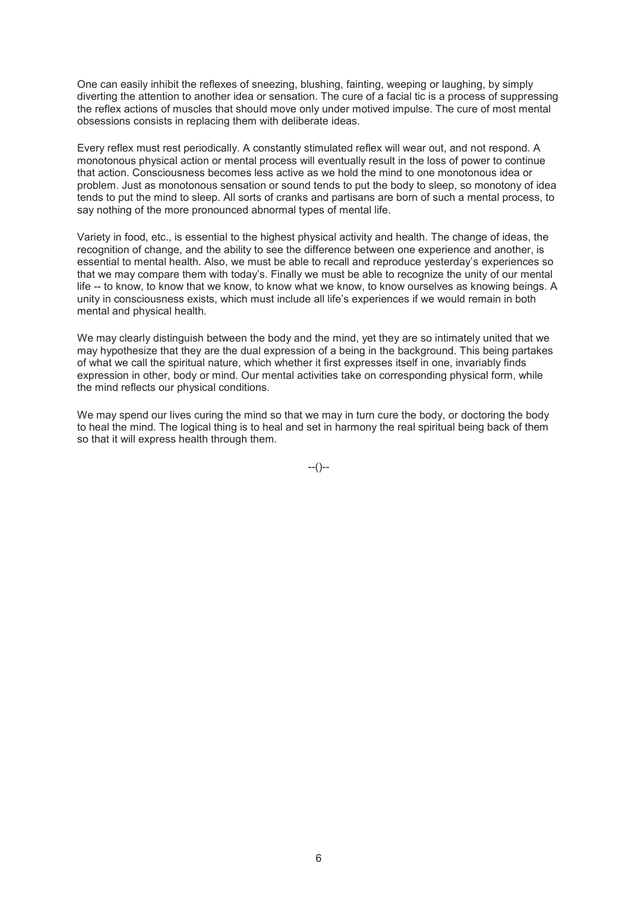One can easily inhibit the reflexes of sneezing, blushing, fainting, weeping or laughing, by simply diverting the attention to another idea or sensation. The cure of a facial tic is a process of suppressing the reflex actions of muscles that should move only under motived impulse. The cure of most mental obsessions consists in replacing them with deliberate ideas.

Every reflex must rest periodically. A constantly stimulated reflex will wear out, and not respond. A monotonous physical action or mental process will eventually result in the loss of power to continue that action. Consciousness becomes less active as we hold the mind to one monotonous idea or problem. Just as monotonous sensation or sound tends to put the body to sleep, so monotony of idea tends to put the mind to sleep. All sorts of cranks and partisans are born of such a mental process, to say nothing of the more pronounced abnormal types of mental life.

Variety in food, etc., is essential to the highest physical activity and health. The change of ideas, the recognition of change, and the ability to see the difference between one experience and another, is essential to mental health. Also, we must be able to recall and reproduce yesterday's experiences so that we may compare them with today's. Finally we must be able to recognize the unity of our mental life -- to know, to know that we know, to know what we know, to know ourselves as knowing beings. A unity in consciousness exists, which must include all life's experiences if we would remain in both mental and physical health.

We may clearly distinguish between the body and the mind, yet they are so intimately united that we may hypothesize that they are the dual expression of a being in the background. This being partakes of what we call the spiritual nature, which whether it first expresses itself in one, invariably finds expression in other, body or mind. Our mental activities take on corresponding physical form, while the mind reflects our physical conditions.

We may spend our lives curing the mind so that we may in turn cure the body, or doctoring the body to heal the mind. The logical thing is to heal and set in harmony the real spiritual being back of them so that it will express health through them.

--()--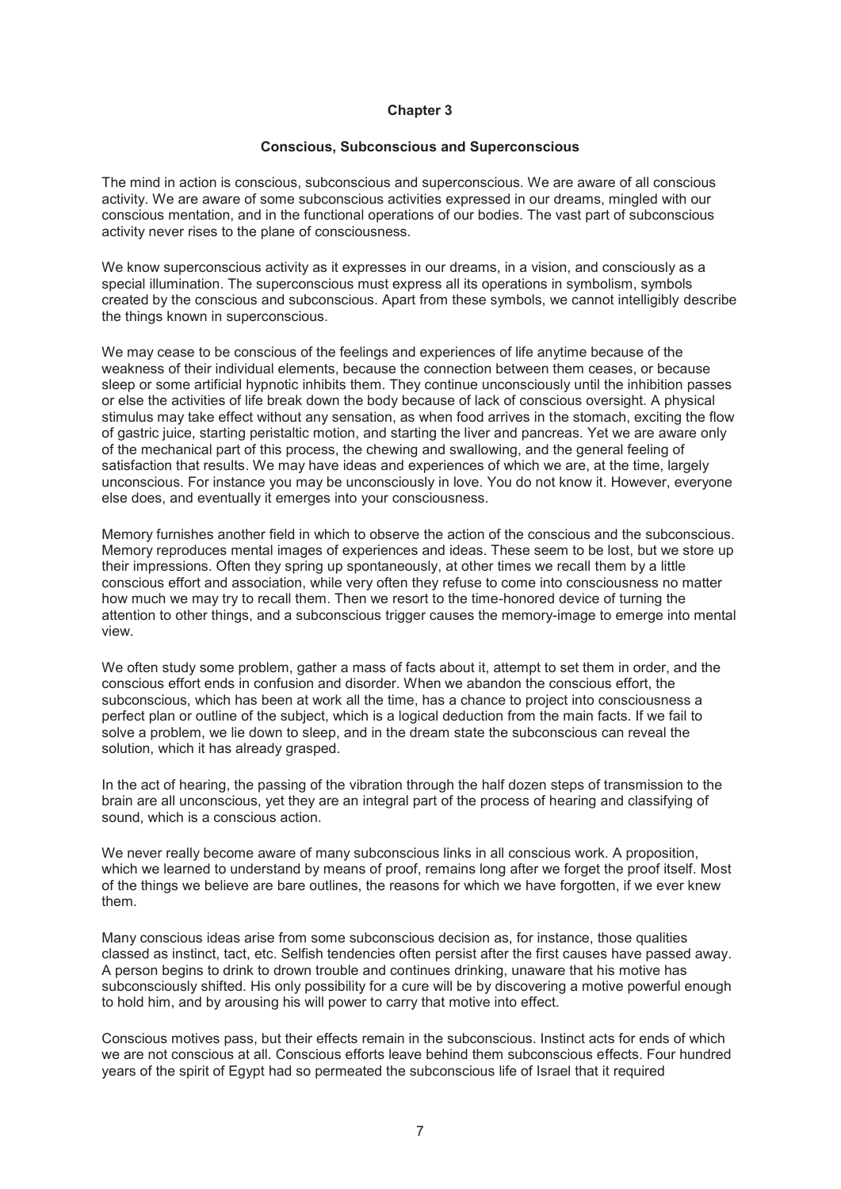## Chapter 3

### Conscious, Subconscious and Superconscious

The mind in action is conscious, subconscious and superconscious. We are aware of all conscious activity. We are aware of some subconscious activities expressed in our dreams, mingled with our conscious mentation, and in the functional operations of our bodies. The vast part of subconscious activity never rises to the plane of consciousness.

We know superconscious activity as it expresses in our dreams, in a vision, and consciously as a special illumination. The superconscious must express all its operations in symbolism, symbols created by the conscious and subconscious. Apart from these symbols, we cannot intelligibly describe the things known in superconscious.

We may cease to be conscious of the feelings and experiences of life anytime because of the weakness of their individual elements, because the connection between them ceases, or because sleep or some artificial hypnotic inhibits them. They continue unconsciously until the inhibition passes or else the activities of life break down the body because of lack of conscious oversight. A physical stimulus may take effect without any sensation, as when food arrives in the stomach, exciting the flow of gastric juice, starting peristaltic motion, and starting the liver and pancreas. Yet we are aware only of the mechanical part of this process, the chewing and swallowing, and the general feeling of satisfaction that results. We may have ideas and experiences of which we are, at the time, largely unconscious. For instance you may be unconsciously in love. You do not know it. However, everyone else does, and eventually it emerges into your consciousness.

Memory furnishes another field in which to observe the action of the conscious and the subconscious. Memory reproduces mental images of experiences and ideas. These seem to be lost, but we store up their impressions. Often they spring up spontaneously, at other times we recall them by a little conscious effort and association, while very often they refuse to come into consciousness no matter how much we may try to recall them. Then we resort to the time-honored device of turning the attention to other things, and a subconscious trigger causes the memory-image to emerge into mental view.

We often study some problem, gather a mass of facts about it, attempt to set them in order, and the conscious effort ends in confusion and disorder. When we abandon the conscious effort, the subconscious, which has been at work all the time, has a chance to project into consciousness a perfect plan or outline of the subject, which is a logical deduction from the main facts. If we fail to solve a problem, we lie down to sleep, and in the dream state the subconscious can reveal the solution, which it has already grasped.

In the act of hearing, the passing of the vibration through the half dozen steps of transmission to the brain are all unconscious, yet they are an integral part of the process of hearing and classifying of sound, which is a conscious action.

We never really become aware of many subconscious links in all conscious work. A proposition, which we learned to understand by means of proof, remains long after we forget the proof itself. Most of the things we believe are bare outlines, the reasons for which we have forgotten, if we ever knew them.

Many conscious ideas arise from some subconscious decision as, for instance, those qualities classed as instinct, tact, etc. Selfish tendencies often persist after the first causes have passed away. A person begins to drink to drown trouble and continues drinking, unaware that his motive has subconsciously shifted. His only possibility for a cure will be by discovering a motive powerful enough to hold him, and by arousing his will power to carry that motive into effect.

Conscious motives pass, but their effects remain in the subconscious. Instinct acts for ends of which we are not conscious at all. Conscious efforts leave behind them subconscious effects. Four hundred years of the spirit of Egypt had so permeated the subconscious life of Israel that it required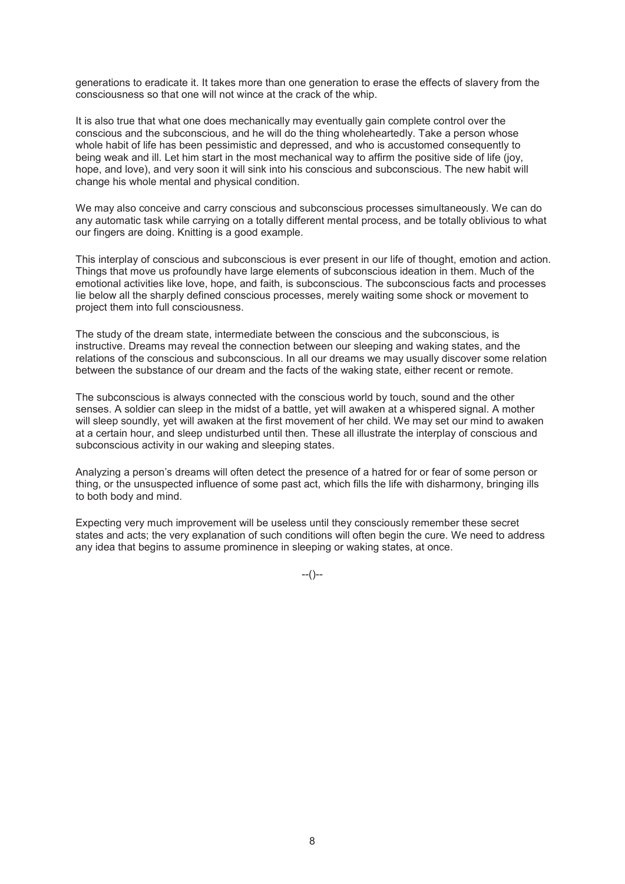generations to eradicate it. It takes more than one generation to erase the effects of slavery from the consciousness so that one will not wince at the crack of the whip.

It is also true that what one does mechanically may eventually gain complete control over the conscious and the subconscious, and he will do the thing wholeheartedly. Take a person whose whole habit of life has been pessimistic and depressed, and who is accustomed consequently to being weak and ill. Let him start in the most mechanical way to affirm the positive side of life (joy, hope, and love), and very soon it will sink into his conscious and subconscious. The new habit will change his whole mental and physical condition.

We may also conceive and carry conscious and subconscious processes simultaneously. We can do any automatic task while carrying on a totally different mental process, and be totally oblivious to what our fingers are doing. Knitting is a good example.

This interplay of conscious and subconscious is ever present in our life of thought, emotion and action. Things that move us profoundly have large elements of subconscious ideation in them. Much of the emotional activities like love, hope, and faith, is subconscious. The subconscious facts and processes lie below all the sharply defined conscious processes, merely waiting some shock or movement to project them into full consciousness.

The study of the dream state, intermediate between the conscious and the subconscious, is instructive. Dreams may reveal the connection between our sleeping and waking states, and the relations of the conscious and subconscious. In all our dreams we may usually discover some relation between the substance of our dream and the facts of the waking state, either recent or remote.

The subconscious is always connected with the conscious world by touch, sound and the other senses. A soldier can sleep in the midst of a battle, yet will awaken at a whispered signal. A mother will sleep soundly, yet will awaken at the first movement of her child. We may set our mind to awaken at a certain hour, and sleep undisturbed until then. These all illustrate the interplay of conscious and subconscious activity in our waking and sleeping states.

Analyzing a person's dreams will often detect the presence of a hatred for or fear of some person or thing, or the unsuspected influence of some past act, which fills the life with disharmony, bringing ills to both body and mind.

Expecting very much improvement will be useless until they consciously remember these secret states and acts; the very explanation of such conditions will often begin the cure. We need to address any idea that begins to assume prominence in sleeping or waking states, at once.

--()--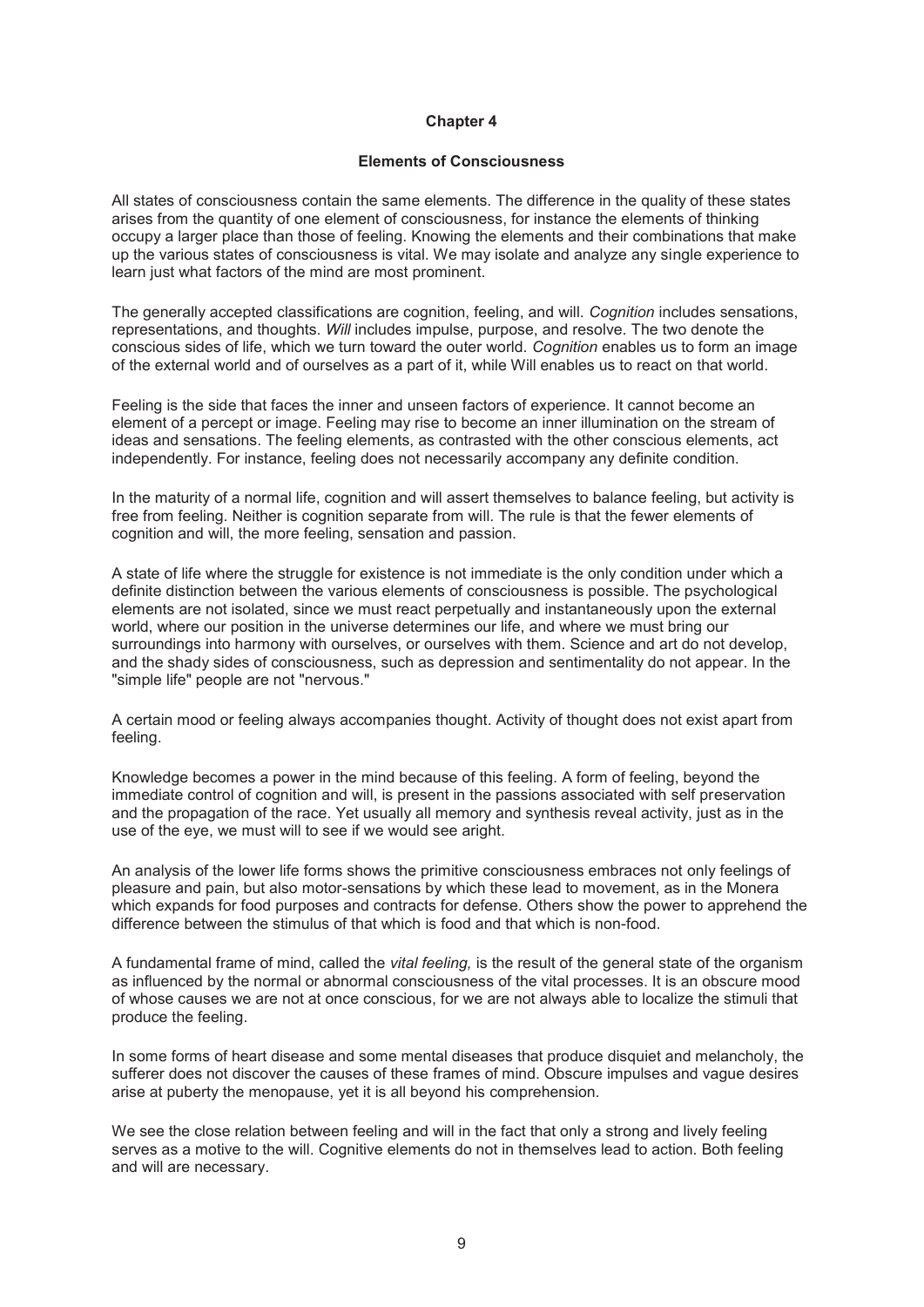# Chapter 4

## Elements of Consciousness

All states of consciousness contain the same elements. The difference in the quality of these states arises from the quantity of one element of consciousness, for instance the elements of thinking occupy a larger place than those of feeling. Knowing the elements and their combinations that make up the various states of consciousness is vital. We may isolate and analyze any single experience to learn just what factors of the mind are most prominent.

The generally accepted classifications are cognition, feeling, and will. *Cognition* includes sensations, representations, and thoughts. *Will* includes impulse, purpose, and resolve. The two denote the conscious sides of life, which we turn toward the outer world. *Cognition* enables us to form an image of the external world and of ourselves as a part of it, while Will enables us to react on that world.

Feeling is the side that faces the inner and unseen factors of experience. It cannot become an element of a percept or image. Feeling may rise to become an inner illumination on the stream of ideas and sensations. The feeling elements, as contrasted with the other conscious elements, act independently. For instance, feeling does not necessarily accompany any definite condition.

In the maturity of a normal life, cognition and will assert themselves to balance feeling, but activity is free from feeling. Neither is cognition separate from will. The rule is that the fewer elements of cognition and will, the more feeling, sensation and passion.

A state of life where the struggle for existence is not immediate is the only condition under which a definite distinction between the various elements of consciousness is possible. The psychological elements are not isolated, since we must react perpetually and instantaneously upon the external world, where our position in the universe determines our life, and where we must bring our surroundings into harmony with ourselves, or ourselves with them. Science and art do not develop, and the shady sides of consciousness, such as depression and sentimentality do not appear. In the "simple life" people are not "nervous."

A certain mood or feeling always accompanies thought. Activity of thought does not exist apart from feeling.

Knowledge becomes a power in the mind because of this feeling. A form of feeling, beyond the immediate control of cognition and will, is present in the passions associated with self preservation and the propagation of the race. Yet usually all memory and synthesis reveal activity, just as in the use of the eye, we must will to see if we would see aright.

An analysis of the lower life forms shows the primitive consciousness embraces not only feelings of pleasure and pain, but also motor-sensations by which these lead to movement, as in the Monera which expands for food purposes and contracts for defense. Others show the power to apprehend the difference between the stimulus of that which is food and that which is non-food.

A fundamental frame of mind, called the *vital feeling,* is the result of the general state of the organism as influenced by the normal or abnormal consciousness of the vital processes. It is an obscure mood of whose causes we are not at once conscious, for we are not always able to localize the stimuli that produce the feeling.

In some forms of heart disease and some mental diseases that produce disquiet and melancholy, the sufferer does not discover the causes of these frames of mind. Obscure impulses and vague desires arise at puberty the menopause, yet it is all beyond his comprehension.

We see the close relation between feeling and will in the fact that only a strong and lively feeling serves as a motive to the will. Cognitive elements do not in themselves lead to action. Both feeling and will are necessary.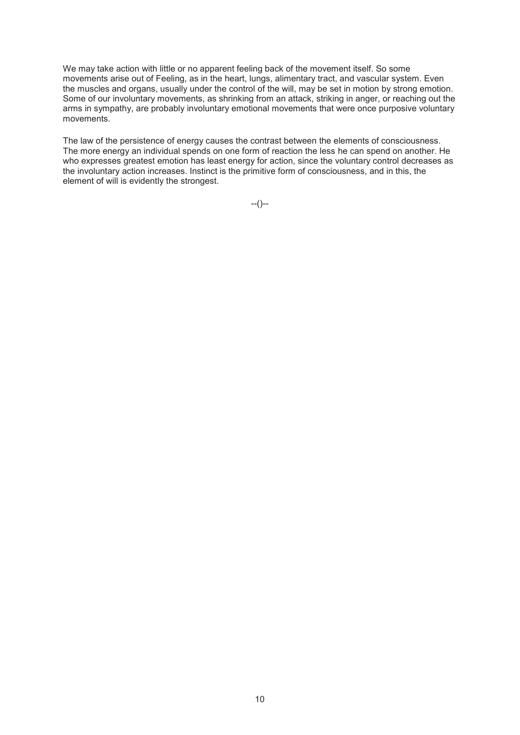We may take action with little or no apparent feeling back of the movement itself. So some movements arise out of Feeling, as in the heart, lungs, alimentary tract, and vascular system. Even the muscles and organs, usually under the control of the will, may be set in motion by strong emotion. Some of our involuntary movements, as shrinking from an attack, striking in anger, or reaching out the arms in sympathy, are probably involuntary emotional movements that were once purposive voluntary movements.

The law of the persistence of energy causes the contrast between the elements of consciousness. The more energy an individual spends on one form of reaction the less he can spend on another. He who expresses greatest emotion has least energy for action, since the voluntary control decreases as the involuntary action increases. Instinct is the primitive form of consciousness, and in this, the element of will is evidently the strongest.

--()--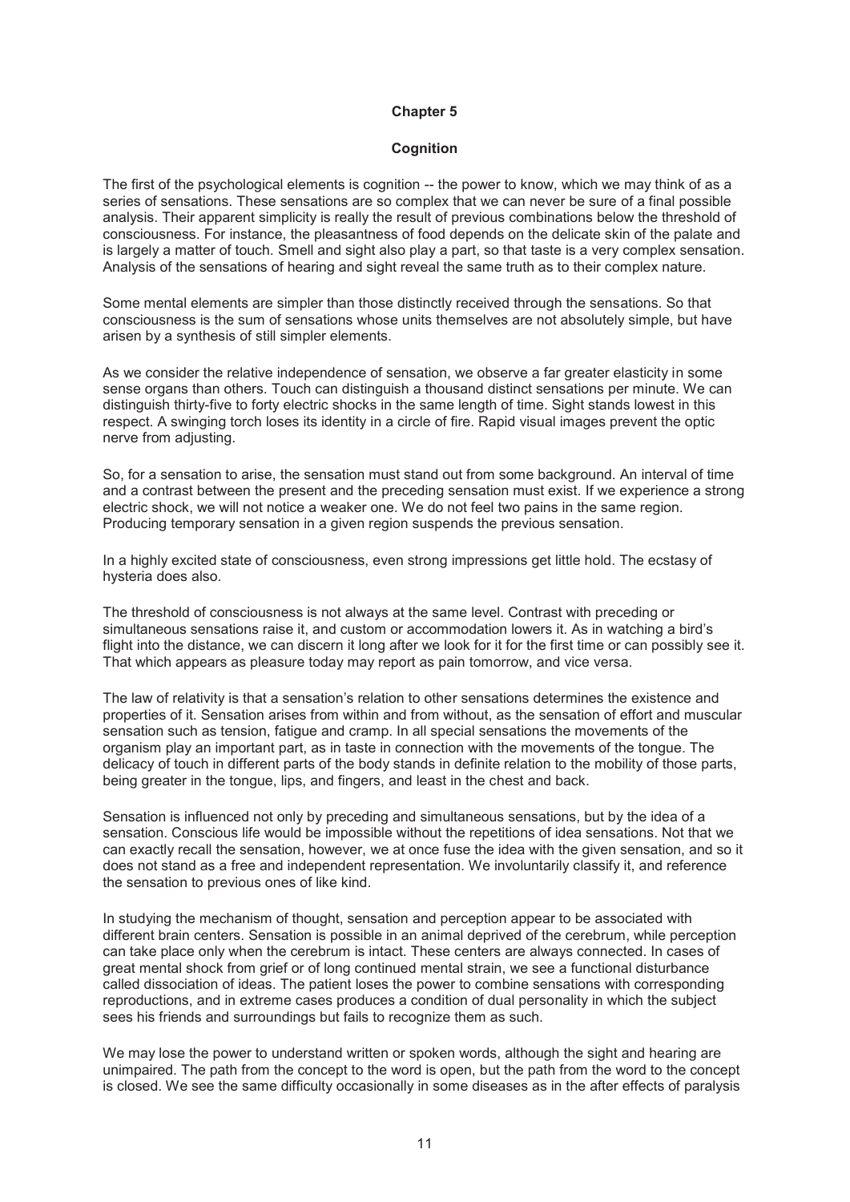# Chapter 5

## Cognition

The first of the psychological elements is cognition -- the power to know, which we may think of as a series of sensations. These sensations are so complex that we can never be sure of a final possible analysis. Their apparent simplicity is really the result of previous combinations below the threshold of consciousness. For instance, the pleasantness of food depends on the delicate skin of the palate and is largely a matter of touch. Smell and sight also play a part, so that taste is a very complex sensation. Analysis of the sensations of hearing and sight reveal the same truth as to their complex nature.

Some mental elements are simpler than those distinctly received through the sensations. So that consciousness is the sum of sensations whose units themselves are not absolutely simple, but have arisen by a synthesis of still simpler elements.

As we consider the relative independence of sensation, we observe a far greater elasticity in some sense organs than others. Touch can distinguish a thousand distinct sensations per minute. We can distinguish thirty-five to forty electric shocks in the same length of time. Sight stands lowest in this respect. A swinging torch loses its identity in a circle of fire. Rapid visual images prevent the optic nerve from adjusting.

So, for a sensation to arise, the sensation must stand out from some background. An interval of time and a contrast between the present and the preceding sensation must exist. If we experience a strong electric shock, we will not notice a weaker one. We do not feel two pains in the same region. Producing temporary sensation in a given region suspends the previous sensation.

In a highly excited state of consciousness, even strong impressions get little hold. The ecstasy of hysteria does also.

The threshold of consciousness is not always at the same level. Contrast with preceding or simultaneous sensations raise it, and custom or accommodation lowers it. As in watching a bird's flight into the distance, we can discern it long after we look for it for the first time or can possibly see it. That which appears as pleasure today may report as pain tomorrow, and vice versa.

The law of relativity is that a sensation's relation to other sensations determines the existence and properties of it. Sensation arises from within and from without, as the sensation of effort and muscular sensation such as tension, fatigue and cramp. In all special sensations the movements of the organism play an important part, as in taste in connection with the movements of the tongue. The delicacy of touch in different parts of the body stands in definite relation to the mobility of those parts, being greater in the tongue, lips, and fingers, and least in the chest and back.

Sensation is influenced not only by preceding and simultaneous sensations, but by the idea of a sensation. Conscious life would be impossible without the repetitions of idea sensations. Not that we can exactly recall the sensation, however, we at once fuse the idea with the given sensation, and so it does not stand as a free and independent representation. We involuntarily classify it, and reference the sensation to previous ones of like kind.

In studying the mechanism of thought, sensation and perception appear to be associated with different brain centers. Sensation is possible in an animal deprived of the cerebrum, while perception can take place only when the cerebrum is intact. These centers are always connected. In cases of great mental shock from grief or of long continued mental strain, we see a functional disturbance called dissociation of ideas. The patient loses the power to combine sensations with corresponding reproductions, and in extreme cases produces a condition of dual personality in which the subject sees his friends and surroundings but fails to recognize them as such.

We may lose the power to understand written or spoken words, although the sight and hearing are unimpaired. The path from the concept to the word is open, but the path from the word to the concept is closed. We see the same difficulty occasionally in some diseases as in the after effects of paralysis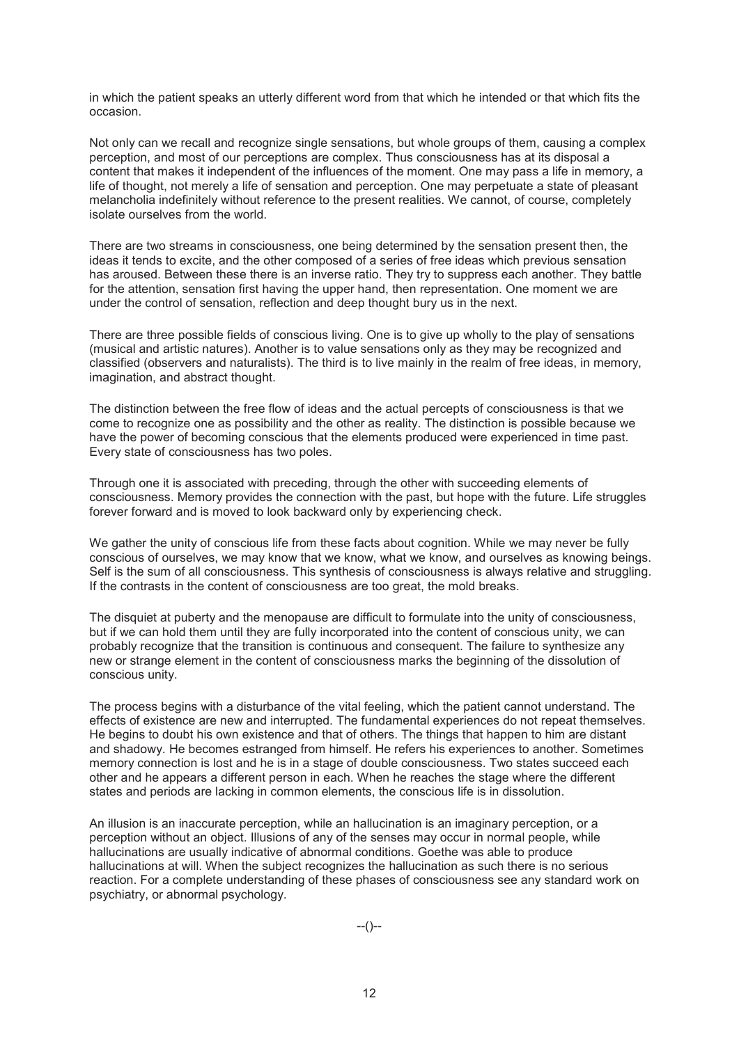in which the patient speaks an utterly different word from that which he intended or that which fits the occasion.

Not only can we recall and recognize single sensations, but whole groups of them, causing a complex perception, and most of our perceptions are complex. Thus consciousness has at its disposal a content that makes it independent of the influences of the moment. One may pass a life in memory, a life of thought, not merely a life of sensation and perception. One may perpetuate a state of pleasant melancholia indefinitely without reference to the present realities. We cannot, of course, completely isolate ourselves from the world.

There are two streams in consciousness, one being determined by the sensation present then, the ideas it tends to excite, and the other composed of a series of free ideas which previous sensation has aroused. Between these there is an inverse ratio. They try to suppress each another. They battle for the attention, sensation first having the upper hand, then representation. One moment we are under the control of sensation, reflection and deep thought bury us in the next.

There are three possible fields of conscious living. One is to give up wholly to the play of sensations (musical and artistic natures). Another is to value sensations only as they may be recognized and classified (observers and naturalists). The third is to live mainly in the realm of free ideas, in memory, imagination, and abstract thought.

The distinction between the free flow of ideas and the actual percepts of consciousness is that we come to recognize one as possibility and the other as reality. The distinction is possible because we have the power of becoming conscious that the elements produced were experienced in time past. Every state of consciousness has two poles.

Through one it is associated with preceding, through the other with succeeding elements of consciousness. Memory provides the connection with the past, but hope with the future. Life struggles forever forward and is moved to look backward only by experiencing check.

We gather the unity of conscious life from these facts about cognition. While we may never be fully conscious of ourselves, we may know that we know, what we know, and ourselves as knowing beings. Self is the sum of all consciousness. This synthesis of consciousness is always relative and struggling. If the contrasts in the content of consciousness are too great, the mold breaks.

The disquiet at puberty and the menopause are difficult to formulate into the unity of consciousness, but if we can hold them until they are fully incorporated into the content of conscious unity, we can probably recognize that the transition is continuous and consequent. The failure to synthesize any new or strange element in the content of consciousness marks the beginning of the dissolution of conscious unity.

The process begins with a disturbance of the vital feeling, which the patient cannot understand. The effects of existence are new and interrupted. The fundamental experiences do not repeat themselves. He begins to doubt his own existence and that of others. The things that happen to him are distant and shadowy. He becomes estranged from himself. He refers his experiences to another. Sometimes memory connection is lost and he is in a stage of double consciousness. Two states succeed each other and he appears a different person in each. When he reaches the stage where the different states and periods are lacking in common elements, the conscious life is in dissolution.

An illusion is an inaccurate perception, while an hallucination is an imaginary perception, or a perception without an object. Illusions of any of the senses may occur in normal people, while hallucinations are usually indicative of abnormal conditions. Goethe was able to produce hallucinations at will. When the subject recognizes the hallucination as such there is no serious reaction. For a complete understanding of these phases of consciousness see any standard work on psychiatry, or abnormal psychology.

--()--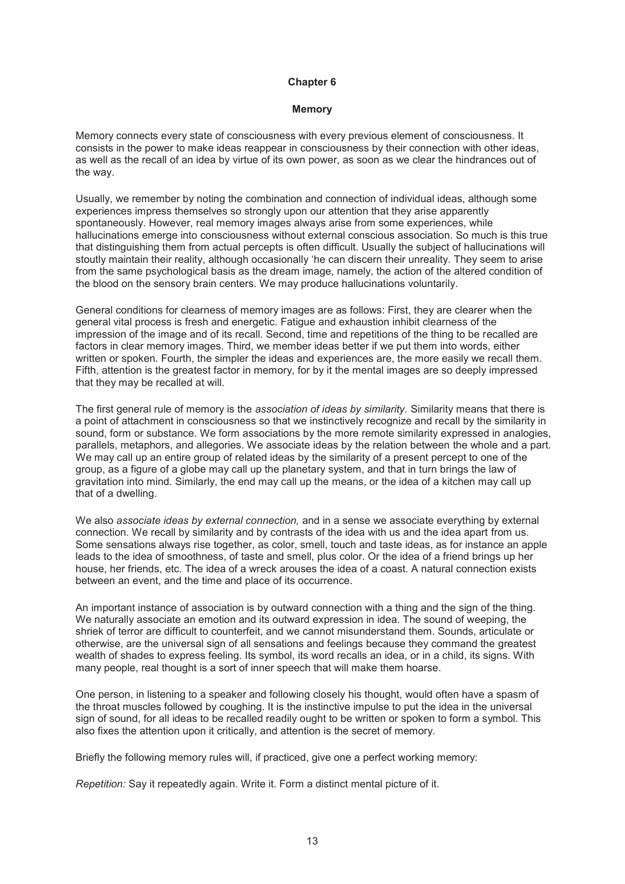## Chapter 6

### Memory

Memory connects every state of consciousness with every previous element of consciousness. It consists in the power to make ideas reappear in consciousness by their connection with other ideas, as well as the recall of an idea by virtue of its own power, as soon as we clear the hindrances out of the way.

Usually, we remember by noting the combination and connection of individual ideas, although some experiences impress themselves so strongly upon our attention that they arise apparently spontaneously. However, real memory images always arise from some experiences, while hallucinations emerge into consciousness without external conscious association. So much is this true that distinguishing them from actual percepts is often difficult. Usually the subject of hallucinations will stoutly maintain their reality, although occasionally 'he can discern their unreality. They seem to arise from the same psychological basis as the dream image, namely, the action of the altered condition of the blood on the sensory brain centers. We may produce hallucinations voluntarily.

General conditions for clearness of memory images are as follows: First, they are clearer when the general vital process is fresh and energetic. Fatigue and exhaustion inhibit clearness of the impression of the image and of its recall. Second, time and repetitions of the thing to be recalled are factors in clear memory images. Third, we member ideas better if we put them into words, either written or spoken. Fourth, the simpler the ideas and experiences are, the more easily we recall them. Fifth, attention is the greatest factor in memory, for by it the mental images are so deeply impressed that they may be recalled at will.

The first general rule of memory is the *association of ideas by similarity.* Similarity means that there is a point of attachment in consciousness so that we instinctively recognize and recall by the similarity in sound, form or substance. We form associations by the more remote similarity expressed in analogies, parallels, metaphors, and allegories. We associate ideas by the relation between the whole and a part. We may call up an entire group of related ideas by the similarity of a present percept to one of the group, as a figure of a globe may call up the planetary system, and that in turn brings the law of gravitation into mind. Similarly, the end may call up the means, or the idea of a kitchen may call up that of a dwelling.

We also *associate ideas by external connection,* and in a sense we associate everything by external connection. We recall by similarity and by contrasts of the idea with us and the idea apart from us. Some sensations always rise together, as color, smell, touch and taste ideas, as for instance an apple leads to the idea of smoothness, of taste and smell, plus color. Or the idea of a friend brings up her house, her friends, etc. The idea of a wreck arouses the idea of a coast. A natural connection exists between an event, and the time and place of its occurrence.

An important instance of association is by outward connection with a thing and the sign of the thing. We naturally associate an emotion and its outward expression in idea. The sound of weeping, the shriek of terror are difficult to counterfeit, and we cannot misunderstand them. Sounds, articulate or otherwise, are the universal sign of all sensations and feelings because they command the greatest wealth of shades to express feeling. Its symbol, its word recalls an idea, or in a child, its signs. With many people, real thought is a sort of inner speech that will make them hoarse.

One person, in listening to a speaker and following closely his thought, would often have a spasm of the throat muscles followed by coughing. It is the instinctive impulse to put the idea in the universal sign of sound, for all ideas to be recalled readily ought to be written or spoken to form a symbol. This also fixes the attention upon it critically, and attention is the secret of memory.

Briefly the following memory rules will, if practiced, give one a perfect working memory:

*Repetition:* Say it repeatedly again. Write it. Form a distinct mental picture of it.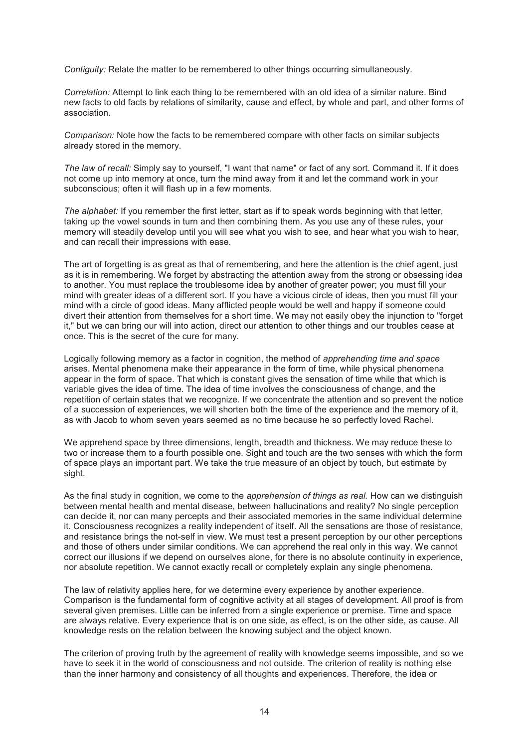*Contiguity:* Relate the matter to be remembered to other things occurring simultaneously.

*Correlation:* Attempt to link each thing to be remembered with an old idea of a similar nature. Bind new facts to old facts by relations of similarity, cause and effect, by whole and part, and other forms of association.

*Comparison:* Note how the facts to be remembered compare with other facts on similar subjects already stored in the memory.

*The law of recall:* Simply say to yourself, "I want that name" or fact of any sort. Command it. If it does not come up into memory at once, turn the mind away from it and let the command work in your subconscious; often it will flash up in a few moments.

*The alphabet:* If you remember the first letter, start as if to speak words beginning with that letter, taking up the vowel sounds in turn and then combining them. As you use any of these rules, your memory will steadily develop until you will see what you wish to see, and hear what you wish to hear, and can recall their impressions with ease.

The art of forgetting is as great as that of remembering, and here the attention is the chief agent, just as it is in remembering. We forget by abstracting the attention away from the strong or obsessing idea to another. You must replace the troublesome idea by another of greater power; you must fill your mind with greater ideas of a different sort. If you have a vicious circle of ideas, then you must fill your mind with a circle of good ideas. Many afflicted people would be well and happy if someone could divert their attention from themselves for a short time. We may not easily obey the injunction to "forget it," but we can bring our will into action, direct our attention to other things and our troubles cease at once. This is the secret of the cure for many.

Logically following memory as a factor in cognition, the method of *apprehending time and space* arises. Mental phenomena make their appearance in the form of time, while physical phenomena appear in the form of space. That which is constant gives the sensation of time while that which is variable gives the idea of time. The idea of time involves the consciousness of change, and the repetition of certain states that we recognize. If we concentrate the attention and so prevent the notice of a succession of experiences, we will shorten both the time of the experience and the memory of it, as with Jacob to whom seven years seemed as no time because he so perfectly loved Rachel.

We apprehend space by three dimensions, length, breadth and thickness. We may reduce these to two or increase them to a fourth possible one. Sight and touch are the two senses with which the form of space plays an important part. We take the true measure of an object by touch, but estimate by sight.

As the final study in cognition, we come to the *apprehension of things as real.* How can we distinguish between mental health and mental disease, between hallucinations and reality? No single perception can decide it, nor can many percepts and their associated memories in the same individual determine it. Consciousness recognizes a reality independent of itself. All the sensations are those of resistance, and resistance brings the not-self in view. We must test a present perception by our other perceptions and those of others under similar conditions. We can apprehend the real only in this way. We cannot correct our illusions if we depend on ourselves alone, for there is no absolute continuity in experience, nor absolute repetition. We cannot exactly recall or completely explain any single phenomena.

The law of relativity applies here, for we determine every experience by another experience. Comparison is the fundamental form of cognitive activity at all stages of development. All proof is from several given premises. Little can be inferred from a single experience or premise. Time and space are always relative. Every experience that is on one side, as effect, is on the other side, as cause. All knowledge rests on the relation between the knowing subject and the object known.

The criterion of proving truth by the agreement of reality with knowledge seems impossible, and so we have to seek it in the world of consciousness and not outside. The criterion of reality is nothing else than the inner harmony and consistency of all thoughts and experiences. Therefore, the idea or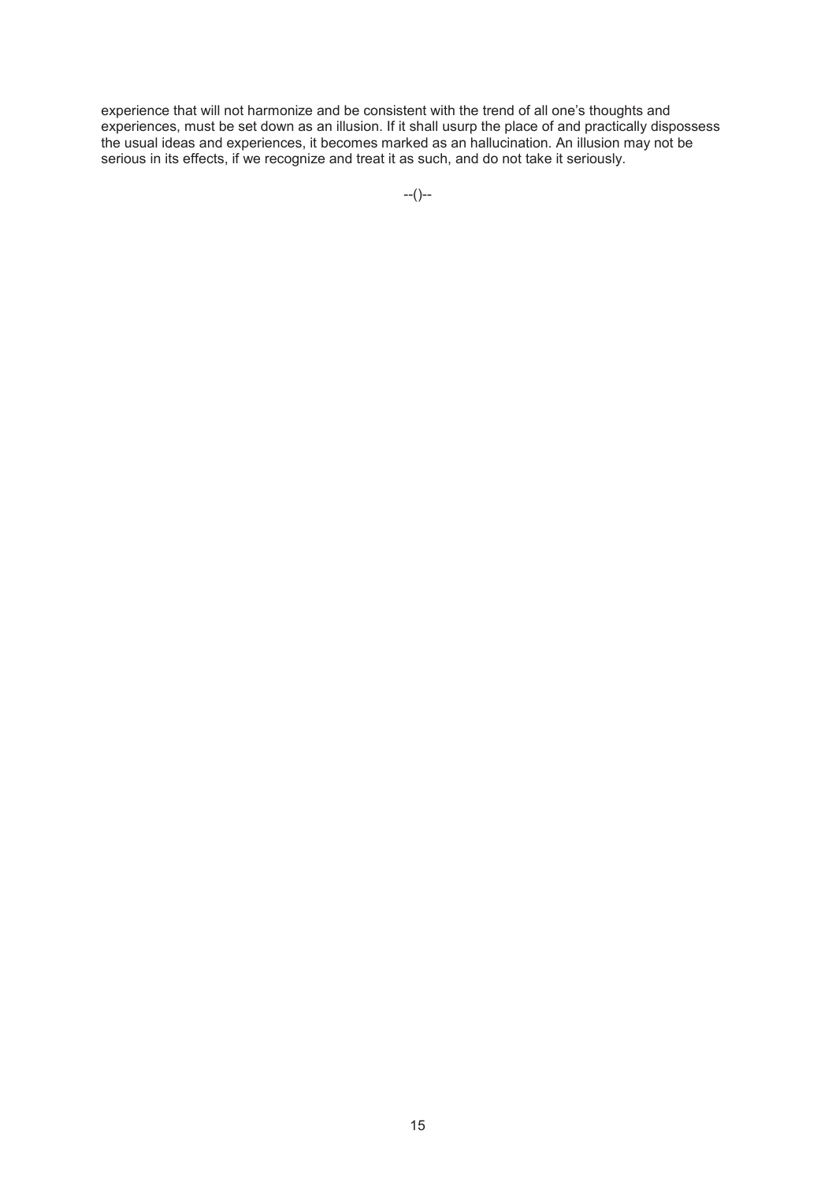experience that will not harmonize and be consistent with the trend of all one’s thoughts and experiences, must be set down as an illusion. If it shall usurp the place of and practically dispossess the usual ideas and experiences, it becomes marked as an hallucination. An illusion may not be serious in its effects, if we recognize and treat it as such, and do not take it seriously.

--()--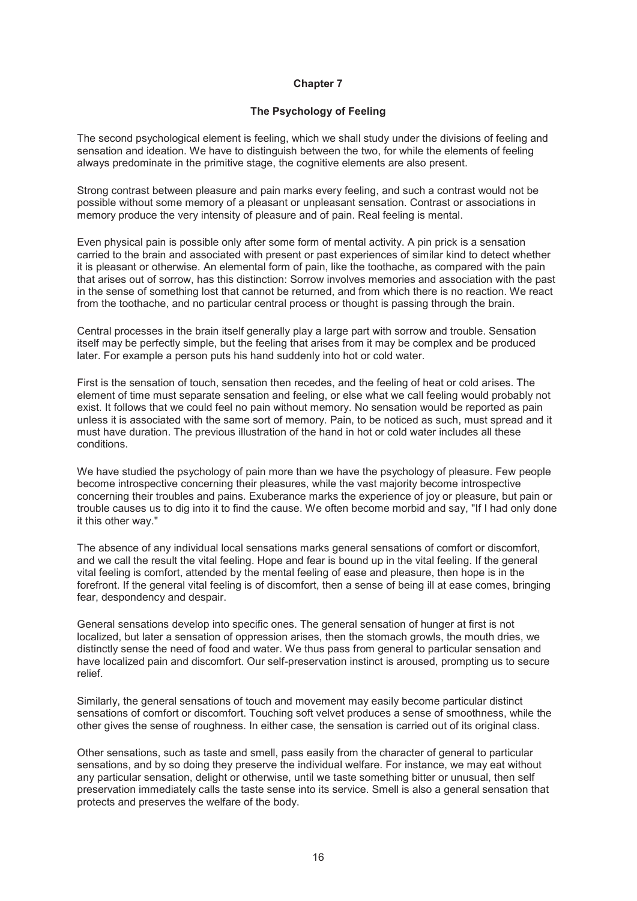## Chapter 7

### The Psychology of Feeling

The second psychological element is feeling, which we shall study under the divisions of feeling and sensation and ideation. We have to distinguish between the two, for while the elements of feeling always predominate in the primitive stage, the cognitive elements are also present.

Strong contrast between pleasure and pain marks every feeling, and such a contrast would not be possible without some memory of a pleasant or unpleasant sensation. Contrast or associations in memory produce the very intensity of pleasure and of pain. Real feeling is mental.

Even physical pain is possible only after some form of mental activity. A pin prick is a sensation carried to the brain and associated with present or past experiences of similar kind to detect whether it is pleasant or otherwise. An elemental form of pain, like the toothache, as compared with the pain that arises out of sorrow, has this distinction: Sorrow involves memories and association with the past in the sense of something lost that cannot be returned, and from which there is no reaction. We react from the toothache, and no particular central process or thought is passing through the brain.

Central processes in the brain itself generally play a large part with sorrow and trouble. Sensation itself may be perfectly simple, but the feeling that arises from it may be complex and be produced later. For example a person puts his hand suddenly into hot or cold water.

First is the sensation of touch, sensation then recedes, and the feeling of heat or cold arises. The element of time must separate sensation and feeling, or else what we call feeling would probably not exist. It follows that we could feel no pain without memory. No sensation would be reported as pain unless it is associated with the same sort of memory. Pain, to be noticed as such, must spread and it must have duration. The previous illustration of the hand in hot or cold water includes all these conditions.

We have studied the psychology of pain more than we have the psychology of pleasure. Few people become introspective concerning their pleasures, while the vast majority become introspective concerning their troubles and pains. Exuberance marks the experience of joy or pleasure, but pain or trouble causes us to dig into it to find the cause. We often become morbid and say, "If I had only done it this other way."

The absence of any individual local sensations marks general sensations of comfort or discomfort, and we call the result the vital feeling. Hope and fear is bound up in the vital feeling. If the general vital feeling is comfort, attended by the mental feeling of ease and pleasure, then hope is in the forefront. If the general vital feeling is of discomfort, then a sense of being ill at ease comes, bringing fear, despondency and despair.

General sensations develop into specific ones. The general sensation of hunger at first is not localized, but later a sensation of oppression arises, then the stomach growls, the mouth dries, we distinctly sense the need of food and water. We thus pass from general to particular sensation and have localized pain and discomfort. Our self-preservation instinct is aroused, prompting us to secure relief.

Similarly, the general sensations of touch and movement may easily become particular distinct sensations of comfort or discomfort. Touching soft velvet produces a sense of smoothness, while the other gives the sense of roughness. In either case, the sensation is carried out of its original class.

Other sensations, such as taste and smell, pass easily from the character of general to particular sensations, and by so doing they preserve the individual welfare. For instance, we may eat without any particular sensation, delight or otherwise, until we taste something bitter or unusual, then self preservation immediately calls the taste sense into its service. Smell is also a general sensation that protects and preserves the welfare of the body.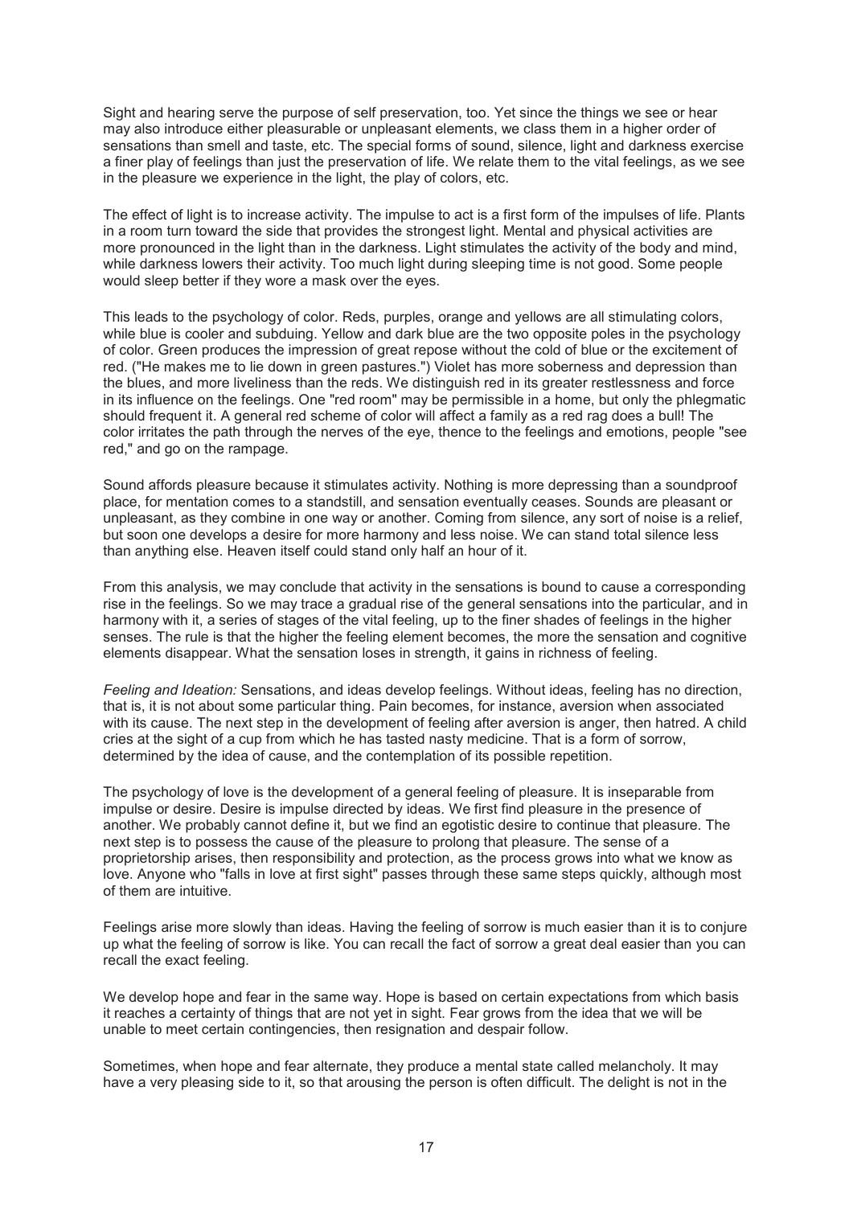Sight and hearing serve the purpose of self preservation, too. Yet since the things we see or hear may also introduce either pleasurable or unpleasant elements, we class them in a higher order of sensations than smell and taste, etc. The special forms of sound, silence, light and darkness exercise a finer play of feelings than just the preservation of life. We relate them to the vital feelings, as we see in the pleasure we experience in the light, the play of colors, etc.

The effect of light is to increase activity. The impulse to act is a first form of the impulses of life. Plants in a room turn toward the side that provides the strongest light. Mental and physical activities are more pronounced in the light than in the darkness. Light stimulates the activity of the body and mind, while darkness lowers their activity. Too much light during sleeping time is not good. Some people would sleep better if they wore a mask over the eyes.

This leads to the psychology of color. Reds, purples, orange and yellows are all stimulating colors, while blue is cooler and subduing. Yellow and dark blue are the two opposite poles in the psychology of color. Green produces the impression of great repose without the cold of blue or the excitement of red. ("He makes me to lie down in green pastures.") Violet has more soberness and depression than the blues, and more liveliness than the reds. We distinguish red in its greater restlessness and force in its influence on the feelings. One "red room" may be permissible in a home, but only the phlegmatic should frequent it. A general red scheme of color will affect a family as a red rag does a bull! The color irritates the path through the nerves of the eye, thence to the feelings and emotions, people "see red," and go on the rampage.

Sound affords pleasure because it stimulates activity. Nothing is more depressing than a soundproof place, for mentation comes to a standstill, and sensation eventually ceases. Sounds are pleasant or unpleasant, as they combine in one way or another. Coming from silence, any sort of noise is a relief, but soon one develops a desire for more harmony and less noise. We can stand total silence less than anything else. Heaven itself could stand only half an hour of it.

From this analysis, we may conclude that activity in the sensations is bound to cause a corresponding rise in the feelings. So we may trace a gradual rise of the general sensations into the particular, and in harmony with it, a series of stages of the vital feeling, up to the finer shades of feelings in the higher senses. The rule is that the higher the feeling element becomes, the more the sensation and cognitive elements disappear. What the sensation loses in strength, it gains in richness of feeling.

*Feeling and Ideation:* Sensations, and ideas develop feelings. Without ideas, feeling has no direction, that is, it is not about some particular thing. Pain becomes, for instance, aversion when associated with its cause. The next step in the development of feeling after aversion is anger, then hatred. A child cries at the sight of a cup from which he has tasted nasty medicine. That is a form of sorrow, determined by the idea of cause, and the contemplation of its possible repetition.

The psychology of love is the development of a general feeling of pleasure. It is inseparable from impulse or desire. Desire is impulse directed by ideas. We first find pleasure in the presence of another. We probably cannot define it, but we find an egotistic desire to continue that pleasure. The next step is to possess the cause of the pleasure to prolong that pleasure. The sense of a proprietorship arises, then responsibility and protection, as the process grows into what we know as love. Anyone who "falls in love at first sight" passes through these same steps quickly, although most of them are intuitive.

Feelings arise more slowly than ideas. Having the feeling of sorrow is much easier than it is to conjure up what the feeling of sorrow is like. You can recall the fact of sorrow a great deal easier than you can recall the exact feeling.

We develop hope and fear in the same way. Hope is based on certain expectations from which basis it reaches a certainty of things that are not yet in sight. Fear grows from the idea that we will be unable to meet certain contingencies, then resignation and despair follow.

Sometimes, when hope and fear alternate, they produce a mental state called melancholy. It may have a very pleasing side to it, so that arousing the person is often difficult. The delight is not in the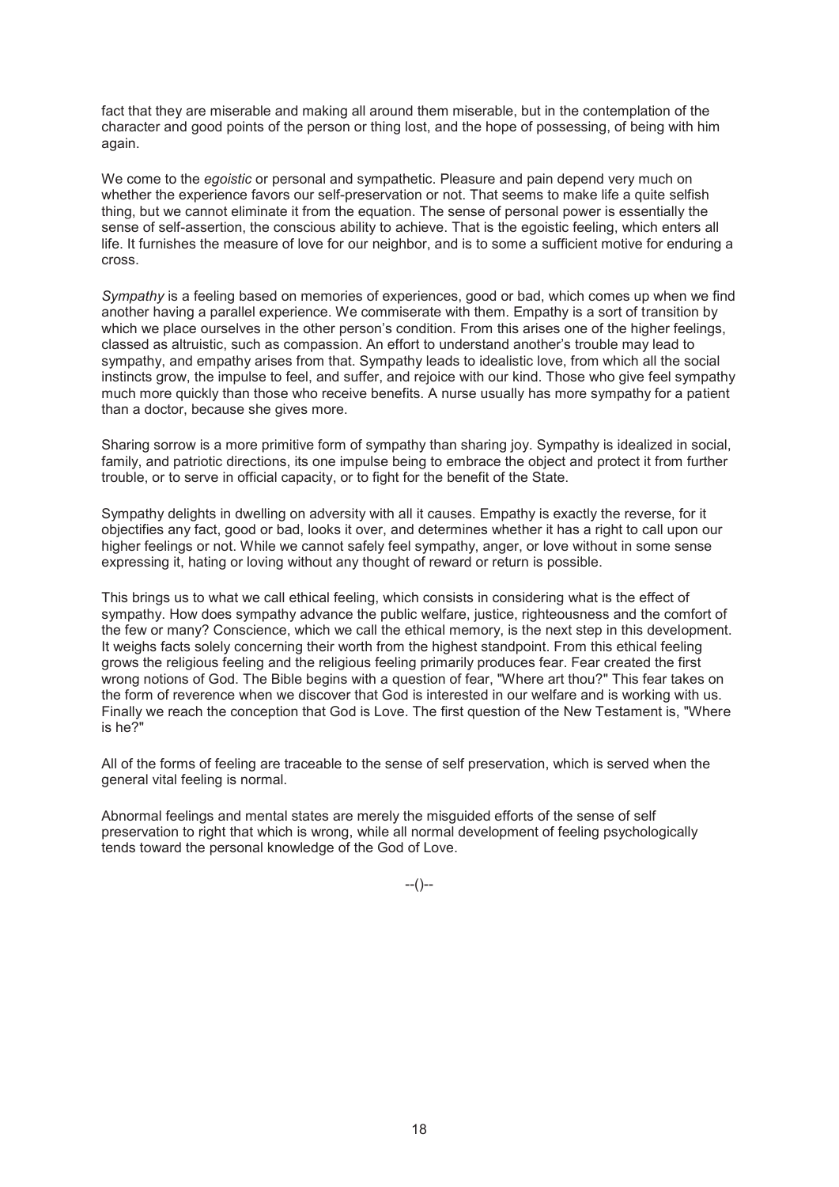fact that they are miserable and making all around them miserable, but in the contemplation of the character and good points of the person or thing lost, and the hope of possessing, of being with him again.

We come to the *egoistic* or personal and sympathetic. Pleasure and pain depend very much on whether the experience favors our self-preservation or not. That seems to make life a quite selfish thing, but we cannot eliminate it from the equation. The sense of personal power is essentially the sense of self-assertion, the conscious ability to achieve. That is the egoistic feeling, which enters all life. It furnishes the measure of love for our neighbor, and is to some a sufficient motive for enduring a cross.

*Sympathy* is a feeling based on memories of experiences, good or bad, which comes up when we find another having a parallel experience. We commiserate with them. Empathy is a sort of transition by which we place ourselves in the other person's condition. From this arises one of the higher feelings, classed as altruistic, such as compassion. An effort to understand another's trouble may lead to sympathy, and empathy arises from that. Sympathy leads to idealistic love, from which all the social instincts grow, the impulse to feel, and suffer, and rejoice with our kind. Those who give feel sympathy much more quickly than those who receive benefits. A nurse usually has more sympathy for a patient than a doctor, because she gives more.

Sharing sorrow is a more primitive form of sympathy than sharing joy. Sympathy is idealized in social, family, and patriotic directions, its one impulse being to embrace the object and protect it from further trouble, or to serve in official capacity, or to fight for the benefit of the State.

Sympathy delights in dwelling on adversity with all it causes. Empathy is exactly the reverse, for it objectifies any fact, good or bad, looks it over, and determines whether it has a right to call upon our higher feelings or not. While we cannot safely feel sympathy, anger, or love without in some sense expressing it, hating or loving without any thought of reward or return is possible.

This brings us to what we call ethical feeling, which consists in considering what is the effect of sympathy. How does sympathy advance the public welfare, justice, righteousness and the comfort of the few or many? Conscience, which we call the ethical memory, is the next step in this development. It weighs facts solely concerning their worth from the highest standpoint. From this ethical feeling grows the religious feeling and the religious feeling primarily produces fear. Fear created the first wrong notions of God. The Bible begins with a question of fear, "Where art thou?" This fear takes on the form of reverence when we discover that God is interested in our welfare and is working with us. Finally we reach the conception that God is Love. The first question of the New Testament is, "Where is he?"

All of the forms of feeling are traceable to the sense of self preservation, which is served when the general vital feeling is normal.

Abnormal feelings and mental states are merely the misguided efforts of the sense of self preservation to right that which is wrong, while all normal development of feeling psychologically tends toward the personal knowledge of the God of Love.

--()--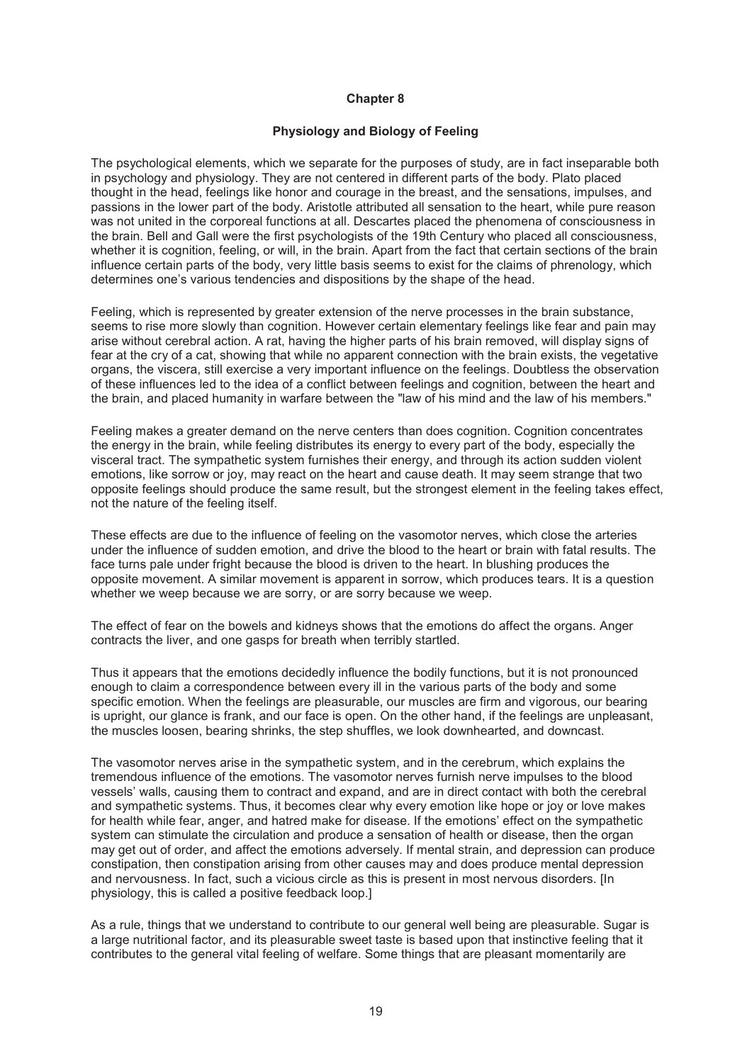## Chapter 8

### Physiology and Biology of Feeling

The psychological elements, which we separate for the purposes of study, are in fact inseparable both in psychology and physiology. They are not centered in different parts of the body. Plato placed thought in the head, feelings like honor and courage in the breast, and the sensations, impulses, and passions in the lower part of the body. Aristotle attributed all sensation to the heart, while pure reason was not united in the corporeal functions at all. Descartes placed the phenomena of consciousness in the brain. Bell and Gall were the first psychologists of the 19th Century who placed all consciousness, whether it is cognition, feeling, or will, in the brain. Apart from the fact that certain sections of the brain influence certain parts of the body, very little basis seems to exist for the claims of phrenology, which determines one's various tendencies and dispositions by the shape of the head.

Feeling, which is represented by greater extension of the nerve processes in the brain substance, seems to rise more slowly than cognition. However certain elementary feelings like fear and pain may arise without cerebral action. A rat, having the higher parts of his brain removed, will display signs of fear at the cry of a cat, showing that while no apparent connection with the brain exists, the vegetative organs, the viscera, still exercise a very important influence on the feelings. Doubtless the observation of these influences led to the idea of a conflict between feelings and cognition, between the heart and the brain, and placed humanity in warfare between the "law of his mind and the law of his members."

Feeling makes a greater demand on the nerve centers than does cognition. Cognition concentrates the energy in the brain, while feeling distributes its energy to every part of the body, especially the visceral tract. The sympathetic system furnishes their energy, and through its action sudden violent emotions, like sorrow or joy, may react on the heart and cause death. It may seem strange that two opposite feelings should produce the same result, but the strongest element in the feeling takes effect, not the nature of the feeling itself.

These effects are due to the influence of feeling on the vasomotor nerves, which close the arteries under the influence of sudden emotion, and drive the blood to the heart or brain with fatal results. The face turns pale under fright because the blood is driven to the heart. In blushing produces the opposite movement. A similar movement is apparent in sorrow, which produces tears. It is a question whether we weep because we are sorry, or are sorry because we weep.

The effect of fear on the bowels and kidneys shows that the emotions do affect the organs. Anger contracts the liver, and one gasps for breath when terribly startled.

Thus it appears that the emotions decidedly influence the bodily functions, but it is not pronounced enough to claim a correspondence between every ill in the various parts of the body and some specific emotion. When the feelings are pleasurable, our muscles are firm and vigorous, our bearing is upright, our glance is frank, and our face is open. On the other hand, if the feelings are unpleasant, the muscles loosen, bearing shrinks, the step shuffles, we look downhearted, and downcast.

The vasomotor nerves arise in the sympathetic system, and in the cerebrum, which explains the tremendous influence of the emotions. The vasomotor nerves furnish nerve impulses to the blood vessels' walls, causing them to contract and expand, and are in direct contact with both the cerebral and sympathetic systems. Thus, it becomes clear why every emotion like hope or joy or love makes for health while fear, anger, and hatred make for disease. If the emotions' effect on the sympathetic system can stimulate the circulation and produce a sensation of health or disease, then the organ may get out of order, and affect the emotions adversely. If mental strain, and depression can produce constipation, then constipation arising from other causes may and does produce mental depression and nervousness. In fact, such a vicious circle as this is present in most nervous disorders. [In physiology, this is called a positive feedback loop.]

As a rule, things that we understand to contribute to our general well being are pleasurable. Sugar is a large nutritional factor, and its pleasurable sweet taste is based upon that instinctive feeling that it contributes to the general vital feeling of welfare. Some things that are pleasant momentarily are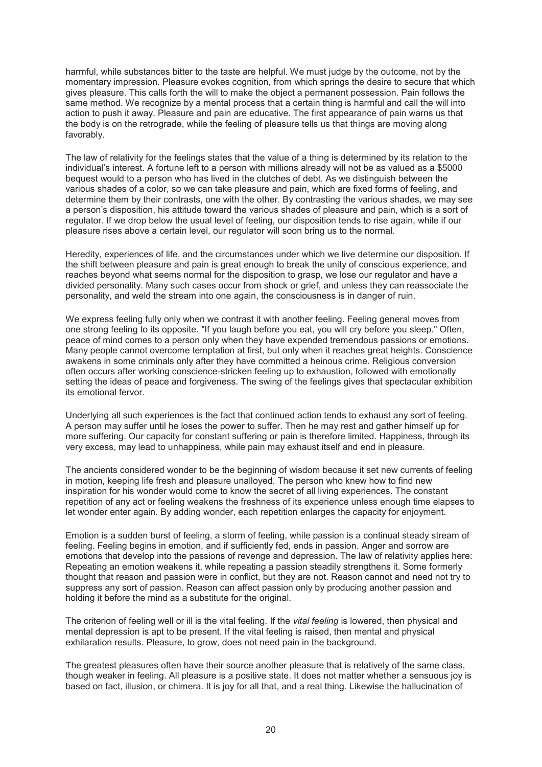harmful, while substances bitter to the taste are helpful. We must judge by the outcome, not by the momentary impression. Pleasure evokes cognition, from which springs the desire to secure that which gives pleasure. This calls forth the will to make the object a permanent possession. Pain follows the same method. We recognize by a mental process that a certain thing is harmful and call the will into action to push it away. Pleasure and pain are educative. The first appearance of pain warns us that the body is on the retrograde, while the feeling of pleasure tells us that things are moving along favorably.

The law of relativity for the feelings states that the value of a thing is determined by its relation to the individual's interest. A fortune left to a person with millions already will not be as valued as a $5000 bequest would to a person who has lived in the clutches of debt. As we distinguish between the various shades of a color, so we can take pleasure and pain, which are fixed forms of feeling, and determine them by their contrasts, one with the other. By contrasting the various shades, we may see a person's disposition, his attitude toward the various shades of pleasure and pain, which is a sort of regulator. If we drop below the usual level of feeling, our disposition tends to rise again, while if our pleasure rises above a certain level, our regulator will soon bring us to the normal.

Heredity, experiences of life, and the circumstances under which we live determine our disposition. If the shift between pleasure and pain is great enough to break the unity of conscious experience, and reaches beyond what seems normal for the disposition to grasp, we lose our regulator and have a divided personality. Many such cases occur from shock or grief, and unless they can reassociate the personality, and weld the stream into one again, the consciousness is in danger of ruin.

We express feeling fully only when we contrast it with another feeling. Feeling general moves from one strong feeling to its opposite. "If you laugh before you eat, you will cry before you sleep." Often, peace of mind comes to a person only when they have expended tremendous passions or emotions. Many people cannot overcome temptation at first, but only when it reaches great heights. Conscience awakens in some criminals only after they have committed a heinous crime. Religious conversion often occurs after working conscience-stricken feeling up to exhaustion, followed with emotionally setting the ideas of peace and forgiveness. The swing of the feelings gives that spectacular exhibition its emotional fervor.

Underlying all such experiences is the fact that continued action tends to exhaust any sort of feeling. A person may suffer until he loses the power to suffer. Then he may rest and gather himself up for more suffering. Our capacity for constant suffering or pain is therefore limited. Happiness, through its very excess, may lead to unhappiness, while pain may exhaust itself and end in pleasure.

The ancients considered wonder to be the beginning of wisdom because it set new currents of feeling in motion, keeping life fresh and pleasure unalloyed. The person who knew how to find new inspiration for his wonder would come to know the secret of all living experiences. The constant repetition of any act or feeling weakens the freshness of its experience unless enough time elapses to let wonder enter again. By adding wonder, each repetition enlarges the capacity for enjoyment.

Emotion is a sudden burst of feeling, a storm of feeling, while passion is a continual steady stream of feeling. Feeling begins in emotion, and if sufficiently fed, ends in passion. Anger and sorrow are emotions that develop into the passions of revenge and depression. The law of relativity applies here: Repeating an emotion weakens it, while repeating a passion steadily strengthens it. Some formerly thought that reason and passion were in conflict, but they are not. Reason cannot and need not try to suppress any sort of passion. Reason can affect passion only by producing another passion and holding it before the mind as a substitute for the original.

The criterion of feeling well or ill is the vital feeling. If the *vital feeling* is lowered, then physical and mental depression is apt to be present. If the vital feeling is raised, then mental and physical exhilaration results. Pleasure, to grow, does not need pain in the background.

The greatest pleasures often have their source another pleasure that is relatively of the same class, though weaker in feeling. All pleasure is a positive state. It does not matter whether a sensuous joy is based on fact, illusion, or chimera. It is joy for all that, and a real thing. Likewise the hallucination of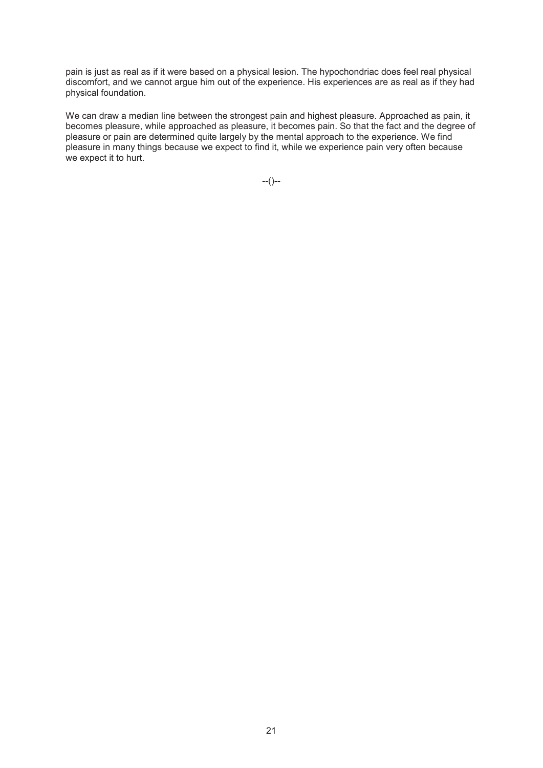pain is just as real as if it were based on a physical lesion. The hypochondriac does feel real physical discomfort, and we cannot argue him out of the experience. His experiences are as real as if they had physical foundation.

We can draw a median line between the strongest pain and highest pleasure. Approached as pain, it becomes pleasure, while approached as pleasure, it becomes pain. So that the fact and the degree of pleasure or pain are determined quite largely by the mental approach to the experience. We find pleasure in many things because we expect to find it, while we experience pain very often because we expect it to hurt.

--()--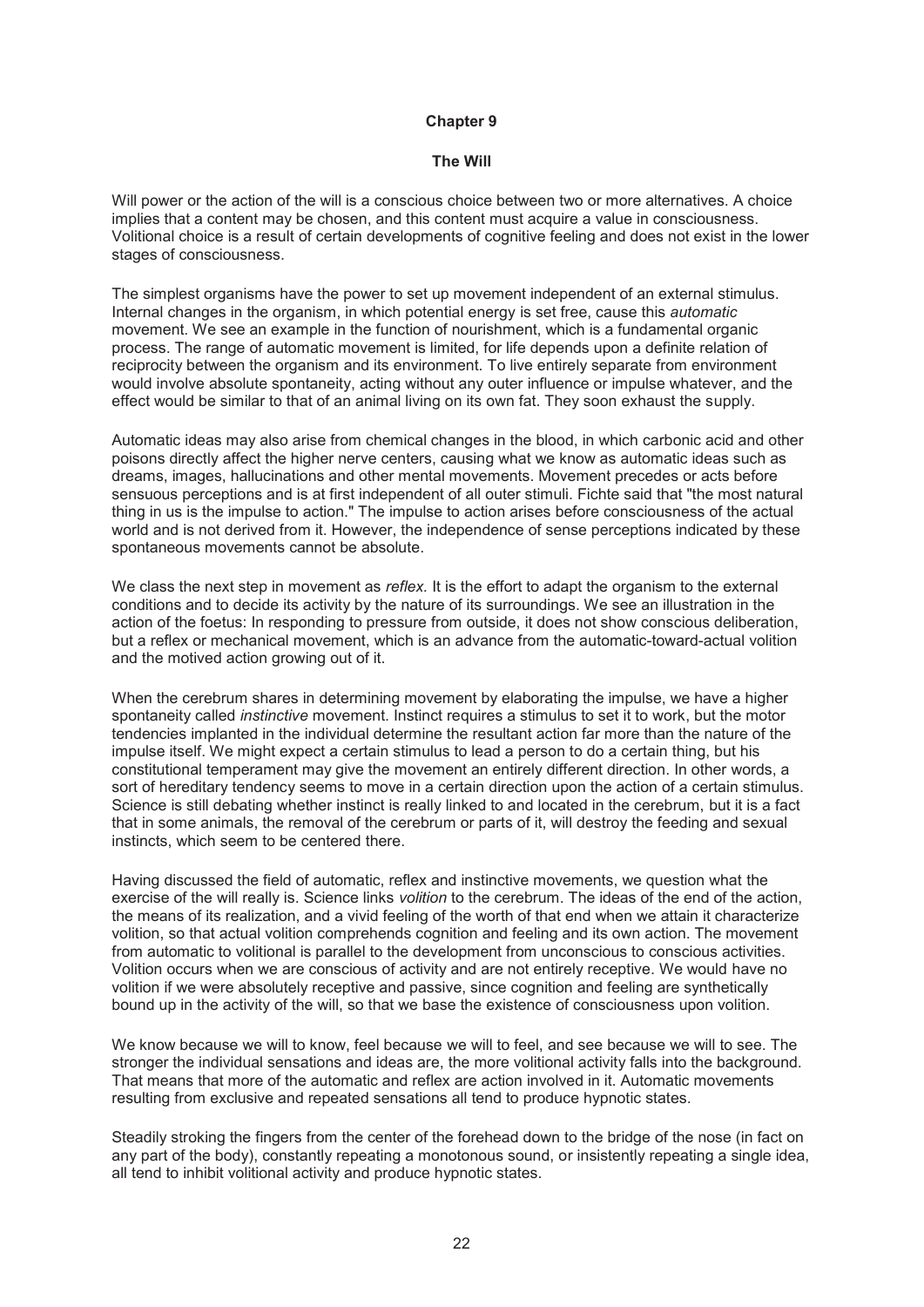# Chapter 9

## The Will

Will power or the action of the will is a conscious choice between two or more alternatives. A choice implies that a content may be chosen, and this content must acquire a value in consciousness. Volitional choice is a result of certain developments of cognitive feeling and does not exist in the lower stages of consciousness.

The simplest organisms have the power to set up movement independent of an external stimulus. Internal changes in the organism, in which potential energy is set free, cause this *automatic* movement. We see an example in the function of nourishment, which is a fundamental organic process. The range of automatic movement is limited, for life depends upon a definite relation of reciprocity between the organism and its environment. To live entirely separate from environment would involve absolute spontaneity, acting without any outer influence or impulse whatever, and the effect would be similar to that of an animal living on its own fat. They soon exhaust the supply.

Automatic ideas may also arise from chemical changes in the blood, in which carbonic acid and other poisons directly affect the higher nerve centers, causing what we know as automatic ideas such as dreams, images, hallucinations and other mental movements. Movement precedes or acts before sensuous perceptions and is at first independent of all outer stimuli. Fichte said that "the most natural thing in us is the impulse to action." The impulse to action arises before consciousness of the actual world and is not derived from it. However, the independence of sense perceptions indicated by these spontaneous movements cannot be absolute.

We class the next step in movement as *reflex.* It is the effort to adapt the organism to the external conditions and to decide its activity by the nature of its surroundings. We see an illustration in the action of the foetus: In responding to pressure from outside, it does not show conscious deliberation, but a reflex or mechanical movement, which is an advance from the automatic-toward-actual volition and the motived action growing out of it.

When the cerebrum shares in determining movement by elaborating the impulse, we have a higher spontaneity called *instinctive* movement. Instinct requires a stimulus to set it to work, but the motor tendencies implanted in the individual determine the resultant action far more than the nature of the impulse itself. We might expect a certain stimulus to lead a person to do a certain thing, but his constitutional temperament may give the movement an entirely different direction. In other words, a sort of hereditary tendency seems to move in a certain direction upon the action of a certain stimulus. Science is still debating whether instinct is really linked to and located in the cerebrum, but it is a fact that in some animals, the removal of the cerebrum or parts of it, will destroy the feeding and sexual instincts, which seem to be centered there.

Having discussed the field of automatic, reflex and instinctive movements, we question what the exercise of the will really is. Science links *volition* to the cerebrum. The ideas of the end of the action, the means of its realization, and a vivid feeling of the worth of that end when we attain it characterize volition, so that actual volition comprehends cognition and feeling and its own action. The movement from automatic to volitional is parallel to the development from unconscious to conscious activities. Volition occurs when we are conscious of activity and are not entirely receptive. We would have no volition if we were absolutely receptive and passive, since cognition and feeling are synthetically bound up in the activity of the will, so that we base the existence of consciousness upon volition.

We know because we will to know, feel because we will to feel, and see because we will to see. The stronger the individual sensations and ideas are, the more volitional activity falls into the background. That means that more of the automatic and reflex are action involved in it. Automatic movements resulting from exclusive and repeated sensations all tend to produce hypnotic states.

Steadily stroking the fingers from the center of the forehead down to the bridge of the nose (in fact on any part of the body), constantly repeating a monotonous sound, or insistently repeating a single idea, all tend to inhibit volitional activity and produce hypnotic states.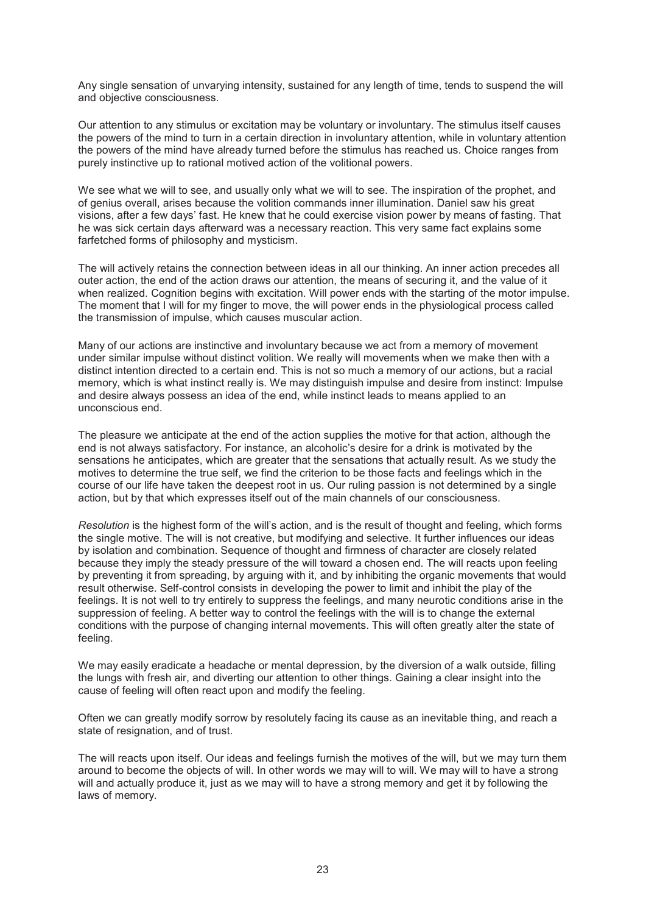Any single sensation of unvarying intensity, sustained for any length of time, tends to suspend the will and objective consciousness.

Our attention to any stimulus or excitation may be voluntary or involuntary. The stimulus itself causes the powers of the mind to turn in a certain direction in involuntary attention, while in voluntary attention the powers of the mind have already turned before the stimulus has reached us. Choice ranges from purely instinctive up to rational motived action of the volitional powers.

We see what we will to see, and usually only what we will to see. The inspiration of the prophet, and of genius overall, arises because the volition commands inner illumination. Daniel saw his great visions, after a few days' fast. He knew that he could exercise vision power by means of fasting. That he was sick certain days afterward was a necessary reaction. This very same fact explains some farfetched forms of philosophy and mysticism.

The will actively retains the connection between ideas in all our thinking. An inner action precedes all outer action, the end of the action draws our attention, the means of securing it, and the value of it when realized. Cognition begins with excitation. Will power ends with the starting of the motor impulse. The moment that I will for my finger to move, the will power ends in the physiological process called the transmission of impulse, which causes muscular action.

Many of our actions are instinctive and involuntary because we act from a memory of movement under similar impulse without distinct volition. We really will movements when we make then with a distinct intention directed to a certain end. This is not so much a memory of our actions, but a racial memory, which is what instinct really is. We may distinguish impulse and desire from instinct: Impulse and desire always possess an idea of the end, while instinct leads to means applied to an unconscious end.

The pleasure we anticipate at the end of the action supplies the motive for that action, although the end is not always satisfactory. For instance, an alcoholic's desire for a drink is motivated by the sensations he anticipates, which are greater that the sensations that actually result. As we study the motives to determine the true self, we find the criterion to be those facts and feelings which in the course of our life have taken the deepest root in us. Our ruling passion is not determined by a single action, but by that which expresses itself out of the main channels of our consciousness.

*Resolution* is the highest form of the will's action, and is the result of thought and feeling, which forms the single motive. The will is not creative, but modifying and selective. It further influences our ideas by isolation and combination. Sequence of thought and firmness of character are closely related because they imply the steady pressure of the will toward a chosen end. The will reacts upon feeling by preventing it from spreading, by arguing with it, and by inhibiting the organic movements that would result otherwise. Self-control consists in developing the power to limit and inhibit the play of the feelings. It is not well to try entirely to suppress the feelings, and many neurotic conditions arise in the suppression of feeling. A better way to control the feelings with the will is to change the external conditions with the purpose of changing internal movements. This will often greatly alter the state of feeling.

We may easily eradicate a headache or mental depression, by the diversion of a walk outside, filling the lungs with fresh air, and diverting our attention to other things. Gaining a clear insight into the cause of feeling will often react upon and modify the feeling.

Often we can greatly modify sorrow by resolutely facing its cause as an inevitable thing, and reach a state of resignation, and of trust.

The will reacts upon itself. Our ideas and feelings furnish the motives of the will, but we may turn them around to become the objects of will. In other words we may will to will. We may will to have a strong will and actually produce it, just as we may will to have a strong memory and get it by following the laws of memory.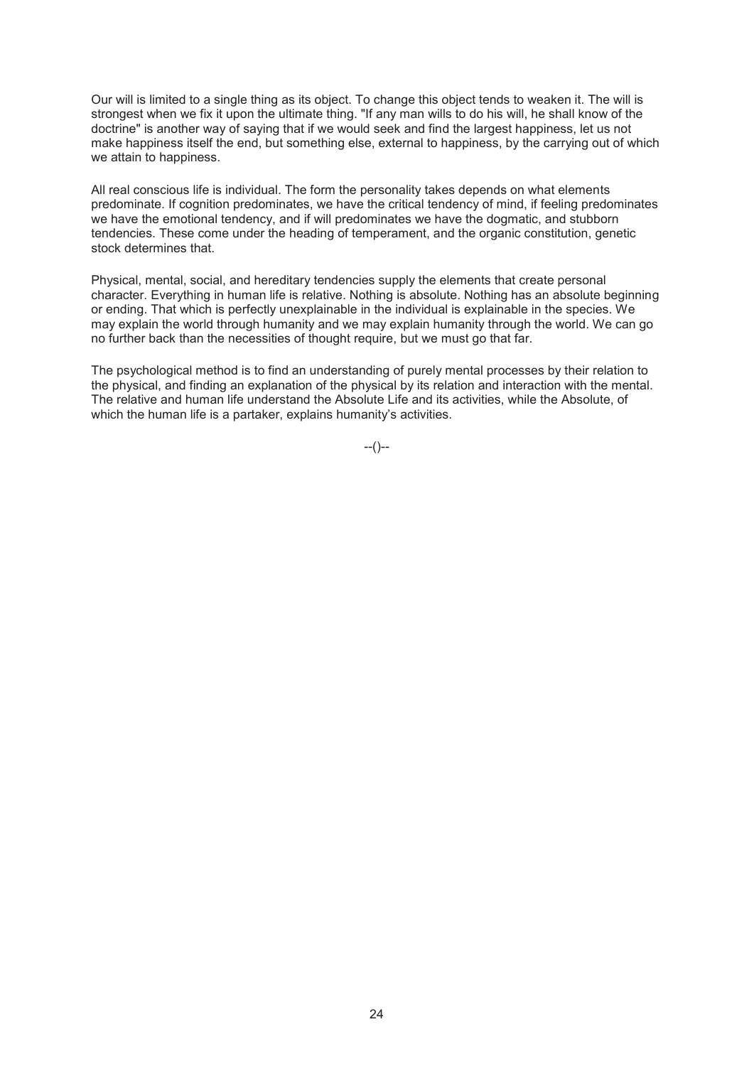Our will is limited to a single thing as its object. To change this object tends to weaken it. The will is strongest when we fix it upon the ultimate thing. "If any man wills to do his will, he shall know of the doctrine" is another way of saying that if we would seek and find the largest happiness, let us not make happiness itself the end, but something else, external to happiness, by the carrying out of which we attain to happiness.

All real conscious life is individual. The form the personality takes depends on what elements predominate. If cognition predominates, we have the critical tendency of mind, if feeling predominates we have the emotional tendency, and if will predominates we have the dogmatic, and stubborn tendencies. These come under the heading of temperament, and the organic constitution, genetic stock determines that.

Physical, mental, social, and hereditary tendencies supply the elements that create personal character. Everything in human life is relative. Nothing is absolute. Nothing has an absolute beginning or ending. That which is perfectly unexplainable in the individual is explainable in the species. We may explain the world through humanity and we may explain humanity through the world. We can go no further back than the necessities of thought require, but we must go that far.

The psychological method is to find an understanding of purely mental processes by their relation to the physical, and finding an explanation of the physical by its relation and interaction with the mental. The relative and human life understand the Absolute Life and its activities, while the Absolute, of which the human life is a partaker, explains humanity's activities.

--()--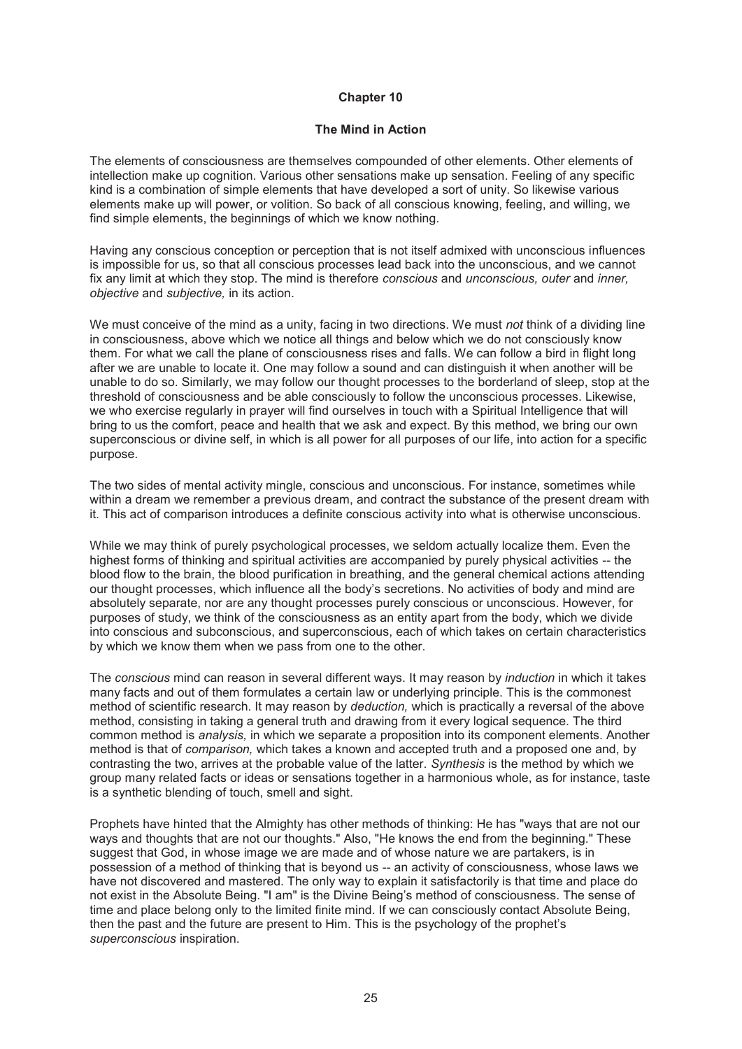# Chapter 10

## The Mind in Action

The elements of consciousness are themselves compounded of other elements. Other elements of intellection make up cognition. Various other sensations make up sensation. Feeling of any specific kind is a combination of simple elements that have developed a sort of unity. So likewise various elements make up will power, or volition. So back of all conscious knowing, feeling, and willing, we find simple elements, the beginnings of which we know nothing.

Having any conscious conception or perception that is not itself admixed with unconscious influences is impossible for us, so that all conscious processes lead back into the unconscious, and we cannot fix any limit at which they stop. The mind is therefore *conscious* and *unconscious, outer* and *inner, objective* and *subjective,* in its action.

We must conceive of the mind as a unity, facing in two directions. We must *not* think of a dividing line in consciousness, above which we notice all things and below which we do not consciously know them. For what we call the plane of consciousness rises and falls. We can follow a bird in flight long after we are unable to locate it. One may follow a sound and can distinguish it when another will be unable to do so. Similarly, we may follow our thought processes to the borderland of sleep, stop at the threshold of consciousness and be able consciously to follow the unconscious processes. Likewise, we who exercise regularly in prayer will find ourselves in touch with a Spiritual Intelligence that will bring to us the comfort, peace and health that we ask and expect. By this method, we bring our own superconscious or divine self, in which is all power for all purposes of our life, into action for a specific purpose.

The two sides of mental activity mingle, conscious and unconscious. For instance, sometimes while within a dream we remember a previous dream, and contract the substance of the present dream with it. This act of comparison introduces a definite conscious activity into what is otherwise unconscious.

While we may think of purely psychological processes, we seldom actually localize them. Even the highest forms of thinking and spiritual activities are accompanied by purely physical activities -- the blood flow to the brain, the blood purification in breathing, and the general chemical actions attending our thought processes, which influence all the body's secretions. No activities of body and mind are absolutely separate, nor are any thought processes purely conscious or unconscious. However, for purposes of study, we think of the consciousness as an entity apart from the body, which we divide into conscious and subconscious, and superconscious, each of which takes on certain characteristics by which we know them when we pass from one to the other.

The *conscious* mind can reason in several different ways. It may reason by *induction* in which it takes many facts and out of them formulates a certain law or underlying principle. This is the commonest method of scientific research. It may reason by *deduction,* which is practically a reversal of the above method, consisting in taking a general truth and drawing from it every logical sequence. The third common method is *analysis,* in which we separate a proposition into its component elements. Another method is that of *comparison,* which takes a known and accepted truth and a proposed one and, by contrasting the two, arrives at the probable value of the latter. *Synthesis* is the method by which we group many related facts or ideas or sensations together in a harmonious whole, as for instance, taste is a synthetic blending of touch, smell and sight.

Prophets have hinted that the Almighty has other methods of thinking: He has "ways that are not our ways and thoughts that are not our thoughts." Also, "He knows the end from the beginning." These suggest that God, in whose image we are made and of whose nature we are partakers, is in possession of a method of thinking that is beyond us -- an activity of consciousness, whose laws we have not discovered and mastered. The only way to explain it satisfactorily is that time and place do not exist in the Absolute Being. "I am" is the Divine Being's method of consciousness. The sense of time and place belong only to the limited finite mind. If we can consciously contact Absolute Being, then the past and the future are present to Him. This is the psychology of the prophet's *superconscious* inspiration.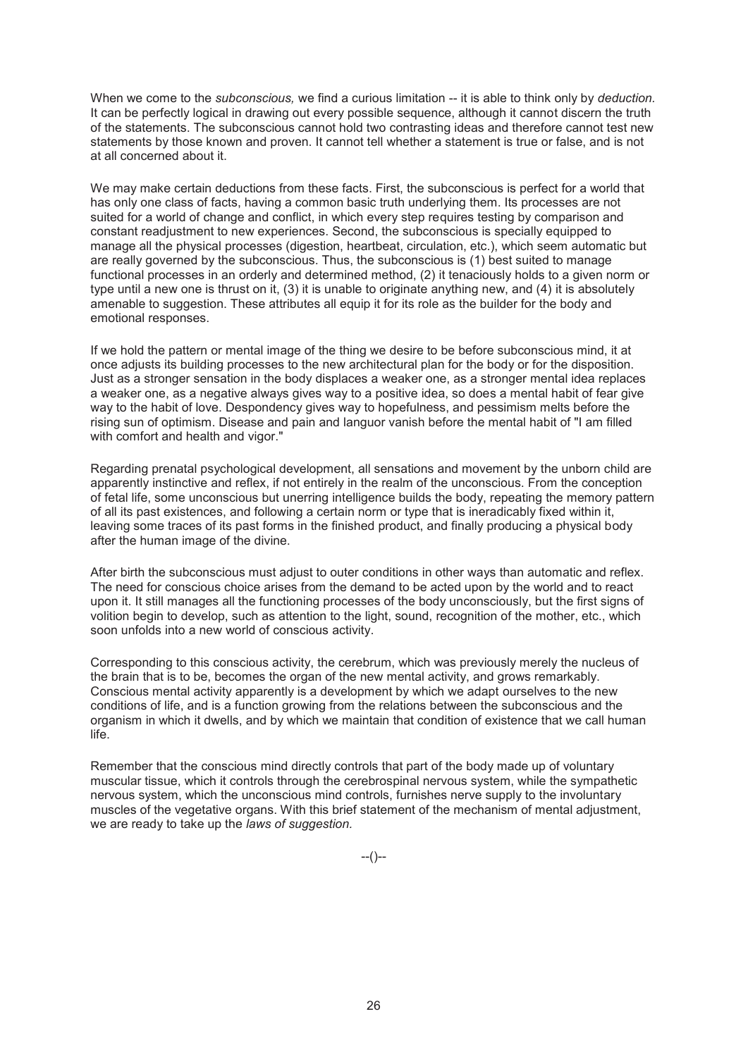When we come to the *subconscious,* we find a curious limitation -- it is able to think only by *deduction.* It can be perfectly logical in drawing out every possible sequence, although it cannot discern the truth of the statements. The subconscious cannot hold two contrasting ideas and therefore cannot test new statements by those known and proven. It cannot tell whether a statement is true or false, and is not at all concerned about it.

We may make certain deductions from these facts. First, the subconscious is perfect for a world that has only one class of facts, having a common basic truth underlying them. Its processes are not suited for a world of change and conflict, in which every step requires testing by comparison and constant readjustment to new experiences. Second, the subconscious is specially equipped to manage all the physical processes (digestion, heartbeat, circulation, etc.), which seem automatic but are really governed by the subconscious. Thus, the subconscious is (1) best suited to manage functional processes in an orderly and determined method, (2) it tenaciously holds to a given norm or type until a new one is thrust on it, (3) it is unable to originate anything new, and (4) it is absolutely amenable to suggestion. These attributes all equip it for its role as the builder for the body and emotional responses.

If we hold the pattern or mental image of the thing we desire to be before subconscious mind, it at once adjusts its building processes to the new architectural plan for the body or for the disposition. Just as a stronger sensation in the body displaces a weaker one, as a stronger mental idea replaces a weaker one, as a negative always gives way to a positive idea, so does a mental habit of fear give way to the habit of love. Despondency gives way to hopefulness, and pessimism melts before the rising sun of optimism. Disease and pain and languor vanish before the mental habit of "I am filled with comfort and health and vigor."

Regarding prenatal psychological development, all sensations and movement by the unborn child are apparently instinctive and reflex, if not entirely in the realm of the unconscious. From the conception of fetal life, some unconscious but unerring intelligence builds the body, repeating the memory pattern of all its past existences, and following a certain norm or type that is ineradicably fixed within it, leaving some traces of its past forms in the finished product, and finally producing a physical body after the human image of the divine.

After birth the subconscious must adjust to outer conditions in other ways than automatic and reflex. The need for conscious choice arises from the demand to be acted upon by the world and to react upon it. It still manages all the functioning processes of the body unconsciously, but the first signs of volition begin to develop, such as attention to the light, sound, recognition of the mother, etc., which soon unfolds into a new world of conscious activity.

Corresponding to this conscious activity, the cerebrum, which was previously merely the nucleus of the brain that is to be, becomes the organ of the new mental activity, and grows remarkably. Conscious mental activity apparently is a development by which we adapt ourselves to the new conditions of life, and is a function growing from the relations between the subconscious and the organism in which it dwells, and by which we maintain that condition of existence that we call human life.

Remember that the conscious mind directly controls that part of the body made up of voluntary muscular tissue, which it controls through the cerebrospinal nervous system, while the sympathetic nervous system, which the unconscious mind controls, furnishes nerve supply to the involuntary muscles of the vegetative organs. With this brief statement of the mechanism of mental adjustment, we are ready to take up the *laws of suggestion.*

--()--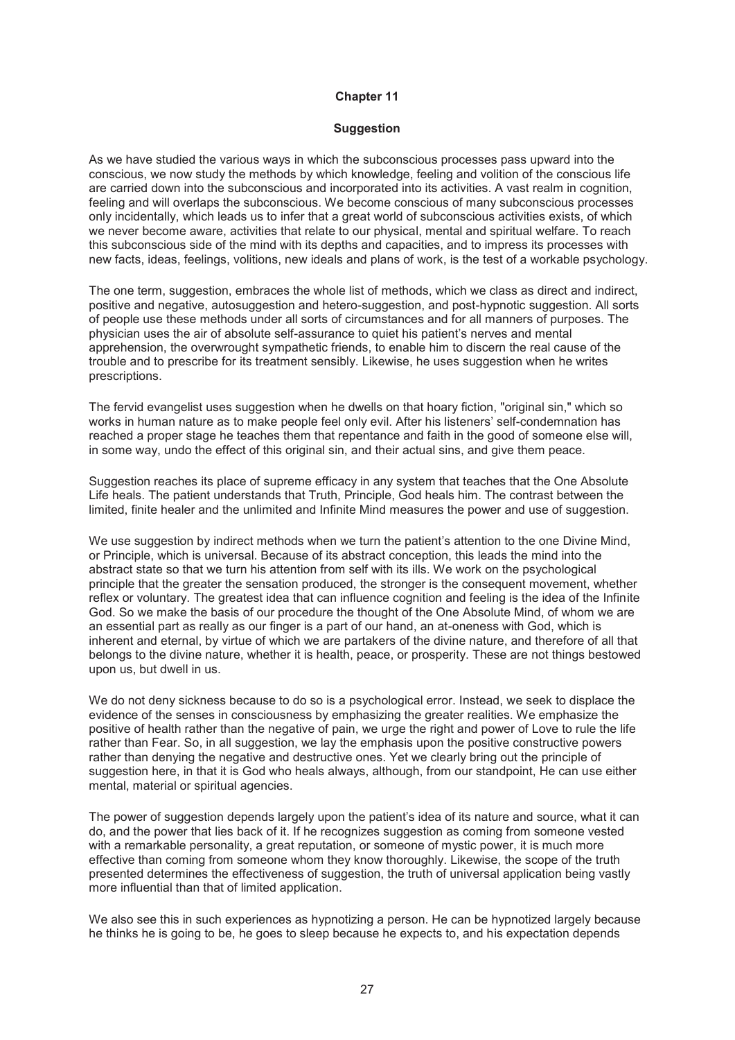## Chapter 11

### Suggestion

As we have studied the various ways in which the subconscious processes pass upward into the conscious, we now study the methods by which knowledge, feeling and volition of the conscious life are carried down into the subconscious and incorporated into its activities. A vast realm in cognition, feeling and will overlaps the subconscious. We become conscious of many subconscious processes only incidentally, which leads us to infer that a great world of subconscious activities exists, of which we never become aware, activities that relate to our physical, mental and spiritual welfare. To reach this subconscious side of the mind with its depths and capacities, and to impress its processes with new facts, ideas, feelings, volitions, new ideals and plans of work, is the test of a workable psychology.

The one term, suggestion, embraces the whole list of methods, which we class as direct and indirect, positive and negative, autosuggestion and hetero-suggestion, and post-hypnotic suggestion. All sorts of people use these methods under all sorts of circumstances and for all manners of purposes. The physician uses the air of absolute self-assurance to quiet his patient's nerves and mental apprehension, the overwrought sympathetic friends, to enable him to discern the real cause of the trouble and to prescribe for its treatment sensibly. Likewise, he uses suggestion when he writes prescriptions.

The fervid evangelist uses suggestion when he dwells on that hoary fiction, "original sin," which so works in human nature as to make people feel only evil. After his listeners' self-condemnation has reached a proper stage he teaches them that repentance and faith in the good of someone else will, in some way, undo the effect of this original sin, and their actual sins, and give them peace.

Suggestion reaches its place of supreme efficacy in any system that teaches that the One Absolute Life heals. The patient understands that Truth, Principle, God heals him. The contrast between the limited, finite healer and the unlimited and Infinite Mind measures the power and use of suggestion.

We use suggestion by indirect methods when we turn the patient's attention to the one Divine Mind, or Principle, which is universal. Because of its abstract conception, this leads the mind into the abstract state so that we turn his attention from self with its ills. We work on the psychological principle that the greater the sensation produced, the stronger is the consequent movement, whether reflex or voluntary. The greatest idea that can influence cognition and feeling is the idea of the Infinite God. So we make the basis of our procedure the thought of the One Absolute Mind, of whom we are an essential part as really as our finger is a part of our hand, an at-oneness with God, which is inherent and eternal, by virtue of which we are partakers of the divine nature, and therefore of all that belongs to the divine nature, whether it is health, peace, or prosperity. These are not things bestowed upon us, but dwell in us.

We do not deny sickness because to do so is a psychological error. Instead, we seek to displace the evidence of the senses in consciousness by emphasizing the greater realities. We emphasize the positive of health rather than the negative of pain, we urge the right and power of Love to rule the life rather than Fear. So, in all suggestion, we lay the emphasis upon the positive constructive powers rather than denying the negative and destructive ones. Yet we clearly bring out the principle of suggestion here, in that it is God who heals always, although, from our standpoint, He can use either mental, material or spiritual agencies.

The power of suggestion depends largely upon the patient's idea of its nature and source, what it can do, and the power that lies back of it. If he recognizes suggestion as coming from someone vested with a remarkable personality, a great reputation, or someone of mystic power, it is much more effective than coming from someone whom they know thoroughly. Likewise, the scope of the truth presented determines the effectiveness of suggestion, the truth of universal application being vastly more influential than that of limited application.

We also see this in such experiences as hypnotizing a person. He can be hypnotized largely because he thinks he is going to be, he goes to sleep because he expects to, and his expectation depends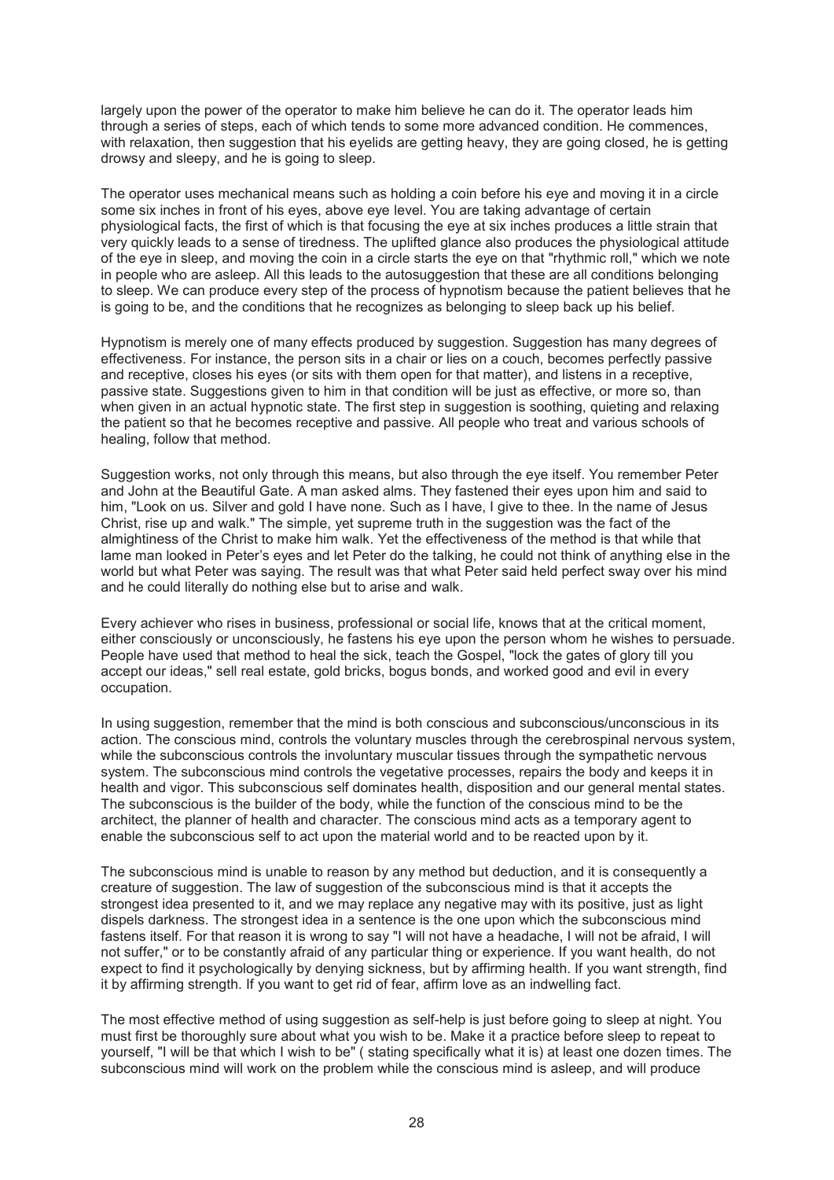largely upon the power of the operator to make him believe he can do it. The operator leads him through a series of steps, each of which tends to some more advanced condition. He commences, with relaxation, then suggestion that his eyelids are getting heavy, they are going closed, he is getting drowsy and sleepy, and he is going to sleep.

The operator uses mechanical means such as holding a coin before his eye and moving it in a circle some six inches in front of his eyes, above eye level. You are taking advantage of certain physiological facts, the first of which is that focusing the eye at six inches produces a little strain that very quickly leads to a sense of tiredness. The uplifted glance also produces the physiological attitude of the eye in sleep, and moving the coin in a circle starts the eye on that "rhythmic roll," which we note in people who are asleep. All this leads to the autosuggestion that these are all conditions belonging to sleep. We can produce every step of the process of hypnotism because the patient believes that he is going to be, and the conditions that he recognizes as belonging to sleep back up his belief.

Hypnotism is merely one of many effects produced by suggestion. Suggestion has many degrees of effectiveness. For instance, the person sits in a chair or lies on a couch, becomes perfectly passive and receptive, closes his eyes (or sits with them open for that matter), and listens in a receptive, passive state. Suggestions given to him in that condition will be just as effective, or more so, than when given in an actual hypnotic state. The first step in suggestion is soothing, quieting and relaxing the patient so that he becomes receptive and passive. All people who treat and various schools of healing, follow that method.

Suggestion works, not only through this means, but also through the eye itself. You remember Peter and John at the Beautiful Gate. A man asked alms. They fastened their eyes upon him and said to him, "Look on us. Silver and gold I have none. Such as I have, I give to thee. In the name of Jesus Christ, rise up and walk." The simple, yet supreme truth in the suggestion was the fact of the almightiness of the Christ to make him walk. Yet the effectiveness of the method is that while that lame man looked in Peter's eyes and let Peter do the talking, he could not think of anything else in the world but what Peter was saying. The result was that what Peter said held perfect sway over his mind and he could literally do nothing else but to arise and walk.

Every achiever who rises in business, professional or social life, knows that at the critical moment, either consciously or unconsciously, he fastens his eye upon the person whom he wishes to persuade. People have used that method to heal the sick, teach the Gospel, "lock the gates of glory till you accept our ideas," sell real estate, gold bricks, bogus bonds, and worked good and evil in every occupation.

In using suggestion, remember that the mind is both conscious and subconscious/unconscious in its action. The conscious mind, controls the voluntary muscles through the cerebrospinal nervous system, while the subconscious controls the involuntary muscular tissues through the sympathetic nervous system. The subconscious mind controls the vegetative processes, repairs the body and keeps it in health and vigor. This subconscious self dominates health, disposition and our general mental states. The subconscious is the builder of the body, while the function of the conscious mind to be the architect, the planner of health and character. The conscious mind acts as a temporary agent to enable the subconscious self to act upon the material world and to be reacted upon by it.

The subconscious mind is unable to reason by any method but deduction, and it is consequently a creature of suggestion. The law of suggestion of the subconscious mind is that it accepts the strongest idea presented to it, and we may replace any negative may with its positive, just as light dispels darkness. The strongest idea in a sentence is the one upon which the subconscious mind fastens itself. For that reason it is wrong to say "I will not have a headache, I will not be afraid, I will not suffer," or to be constantly afraid of any particular thing or experience. If you want health, do not expect to find it psychologically by denying sickness, but by affirming health. If you want strength, find it by affirming strength. If you want to get rid of fear, affirm love as an indwelling fact.

The most effective method of using suggestion as self-help is just before going to sleep at night. You must first be thoroughly sure about what you wish to be. Make it a practice before sleep to repeat to yourself, "I will be that which I wish to be" ( stating specifically what it is) at least one dozen times. The subconscious mind will work on the problem while the conscious mind is asleep, and will produce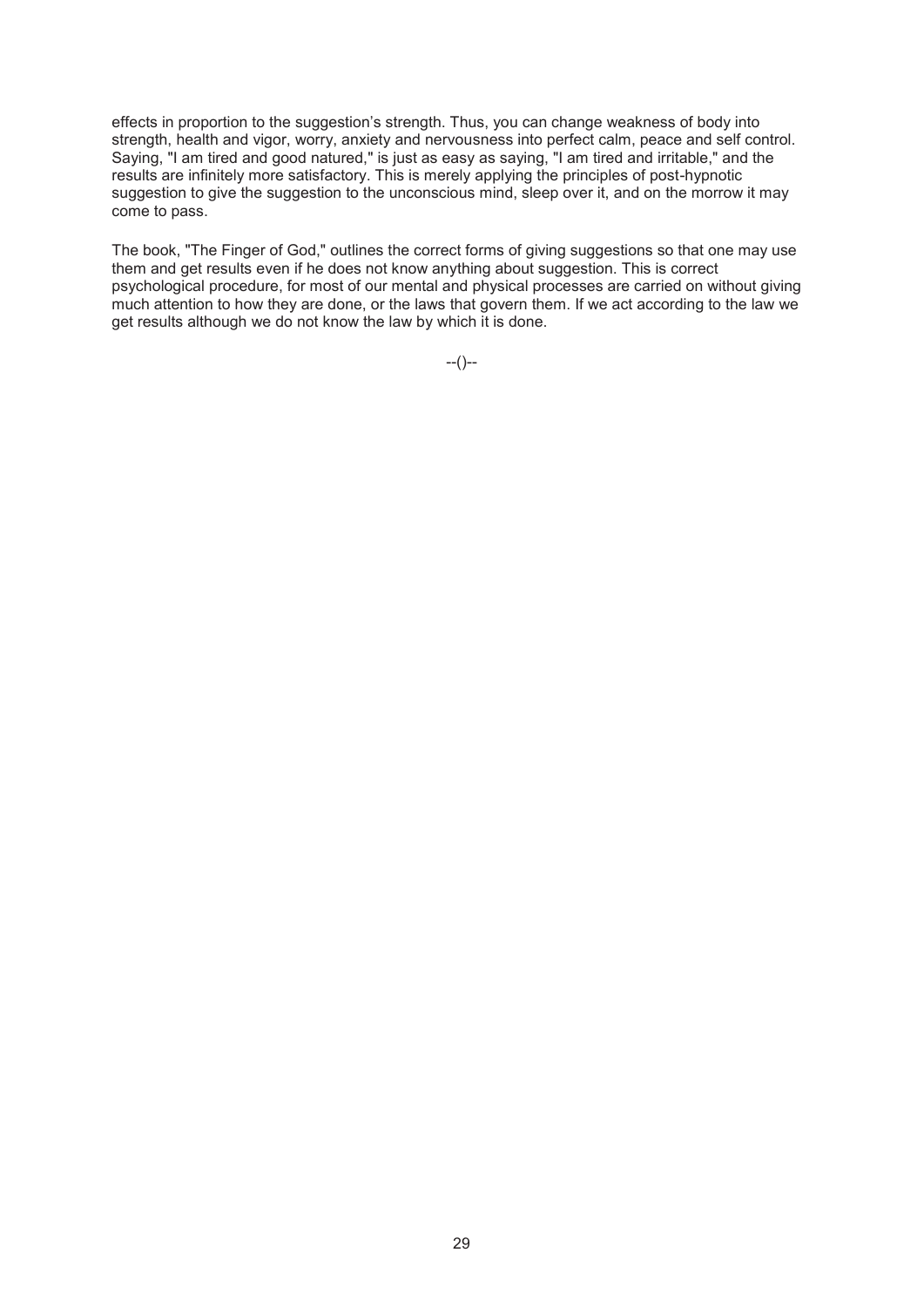effects in proportion to the suggestion's strength. Thus, you can change weakness of body into strength, health and vigor, worry, anxiety and nervousness into perfect calm, peace and self control. Saying, "I am tired and good natured," is just as easy as saying, "I am tired and irritable," and the results are infinitely more satisfactory. This is merely applying the principles of post-hypnotic suggestion to give the suggestion to the unconscious mind, sleep over it, and on the morrow it may come to pass.

The book, "The Finger of God," outlines the correct forms of giving suggestions so that one may use them and get results even if he does not know anything about suggestion. This is correct psychological procedure, for most of our mental and physical processes are carried on without giving much attention to how they are done, or the laws that govern them. If we act according to the law we get results although we do not know the law by which it is done.

--()--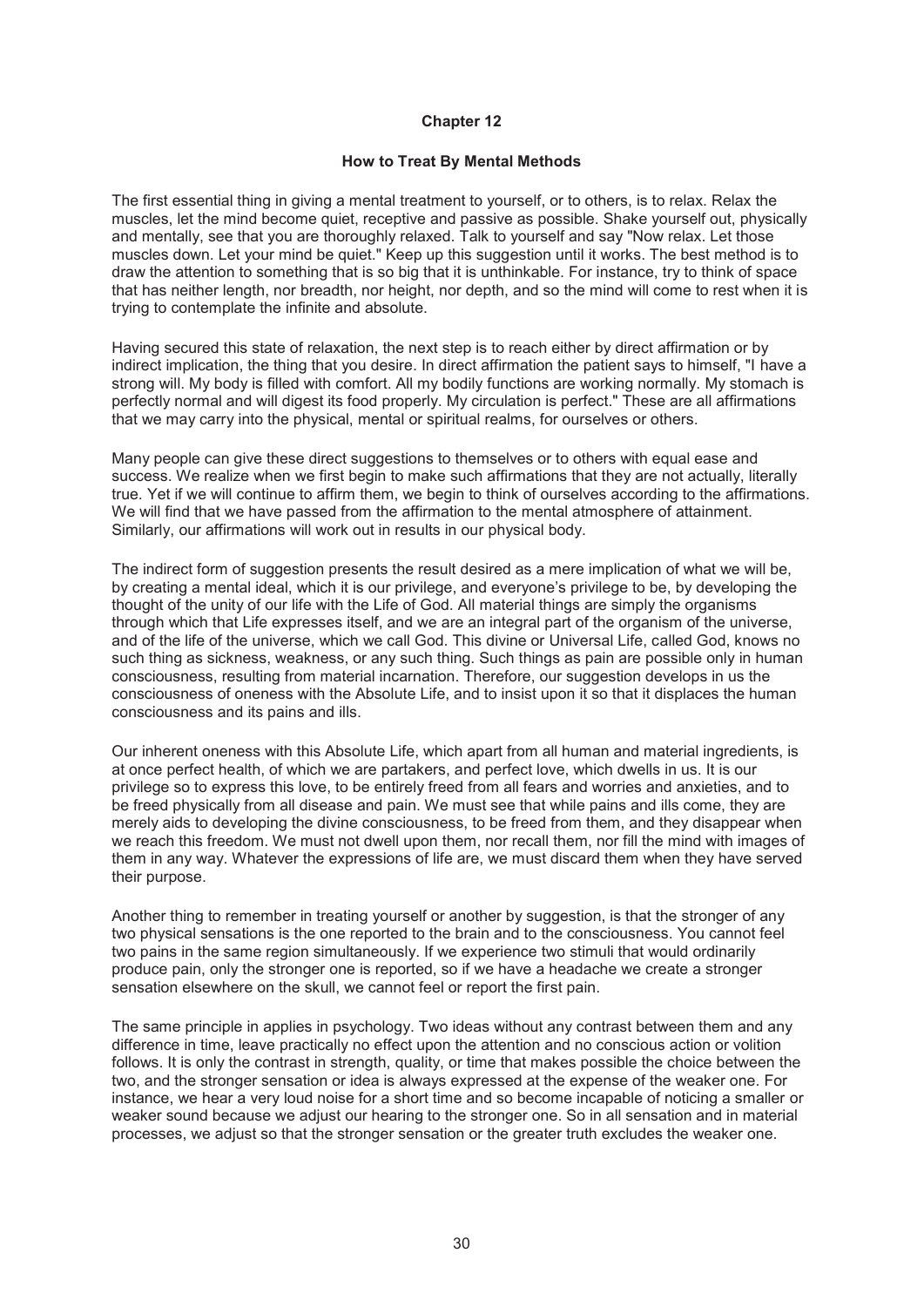**Chapter 12**

**How to Treat By Mental Methods**

The first essential thing in giving a mental treatment to yourself, or to others, is to relax. Relax the muscles, let the mind become quiet, receptive and passive as possible. Shake yourself out, physically and mentally, see that you are thoroughly relaxed. Talk to yourself and say "Now relax. Let those muscles down. Let your mind be quiet." Keep up this suggestion until it works. The best method is to draw the attention to something that is so big that it is unthinkable. For instance, try to think of space that has neither length, nor breadth, nor height, nor depth, and so the mind will come to rest when it is trying to contemplate the infinite and absolute.

Having secured this state of relaxation, the next step is to reach either by direct affirmation or by indirect implication, the thing that you desire. In direct affirmation the patient says to himself, "I have a strong will. My body is filled with comfort. All my bodily functions are working normally. My stomach is perfectly normal and will digest its food properly. My circulation is perfect." These are all affirmations that we may carry into the physical, mental or spiritual realms, for ourselves or others.

Many people can give these direct suggestions to themselves or to others with equal ease and success. We realize when we first begin to make such affirmations that they are not actually, literally true. Yet if we will continue to affirm them, we begin to think of ourselves according to the affirmations. We will find that we have passed from the affirmation to the mental atmosphere of attainment. Similarly, our affirmations will work out in results in our physical body.

The indirect form of suggestion presents the result desired as a mere implication of what we will be, by creating a mental ideal, which it is our privilege, and everyone's privilege to be, by developing the thought of the unity of our life with the Life of God. All material things are simply the organisms through which that Life expresses itself, and we are an integral part of the organism of the universe, and of the life of the universe, which we call God. This divine or Universal Life, called God, knows no such thing as sickness, weakness, or any such thing. Such things as pain are possible only in human consciousness, resulting from material incarnation. Therefore, our suggestion develops in us the consciousness of oneness with the Absolute Life, and to insist upon it so that it displaces the human consciousness and its pains and ills.

Our inherent oneness with this Absolute Life, which apart from all human and material ingredients, is at once perfect health, of which we are partakers, and perfect love, which dwells in us. It is our privilege so to express this love, to be entirely freed from all fears and worries and anxieties, and to be freed physically from all disease and pain. We must see that while pains and ills come, they are merely aids to developing the divine consciousness, to be freed from them, and they disappear when we reach this freedom. We must not dwell upon them, nor recall them, nor fill the mind with images of them in any way. Whatever the expressions of life are, we must discard them when they have served their purpose.

Another thing to remember in treating yourself or another by suggestion, is that the stronger of any two physical sensations is the one reported to the brain and to the consciousness. You cannot feel two pains in the same region simultaneously. If we experience two stimuli that would ordinarily produce pain, only the stronger one is reported, so if we have a headache we create a stronger sensation elsewhere on the skull, we cannot feel or report the first pain.

The same principle in applies in psychology. Two ideas without any contrast between them and any difference in time, leave practically no effect upon the attention and no conscious action or volition follows. It is only the contrast in strength, quality, or time that makes possible the choice between the two, and the stronger sensation or idea is always expressed at the expense of the weaker one. For instance, we hear a very loud noise for a short time and so become incapable of noticing a smaller or weaker sound because we adjust our hearing to the stronger one. So in all sensation and in material processes, we adjust so that the stronger sensation or the greater truth excludes the weaker one.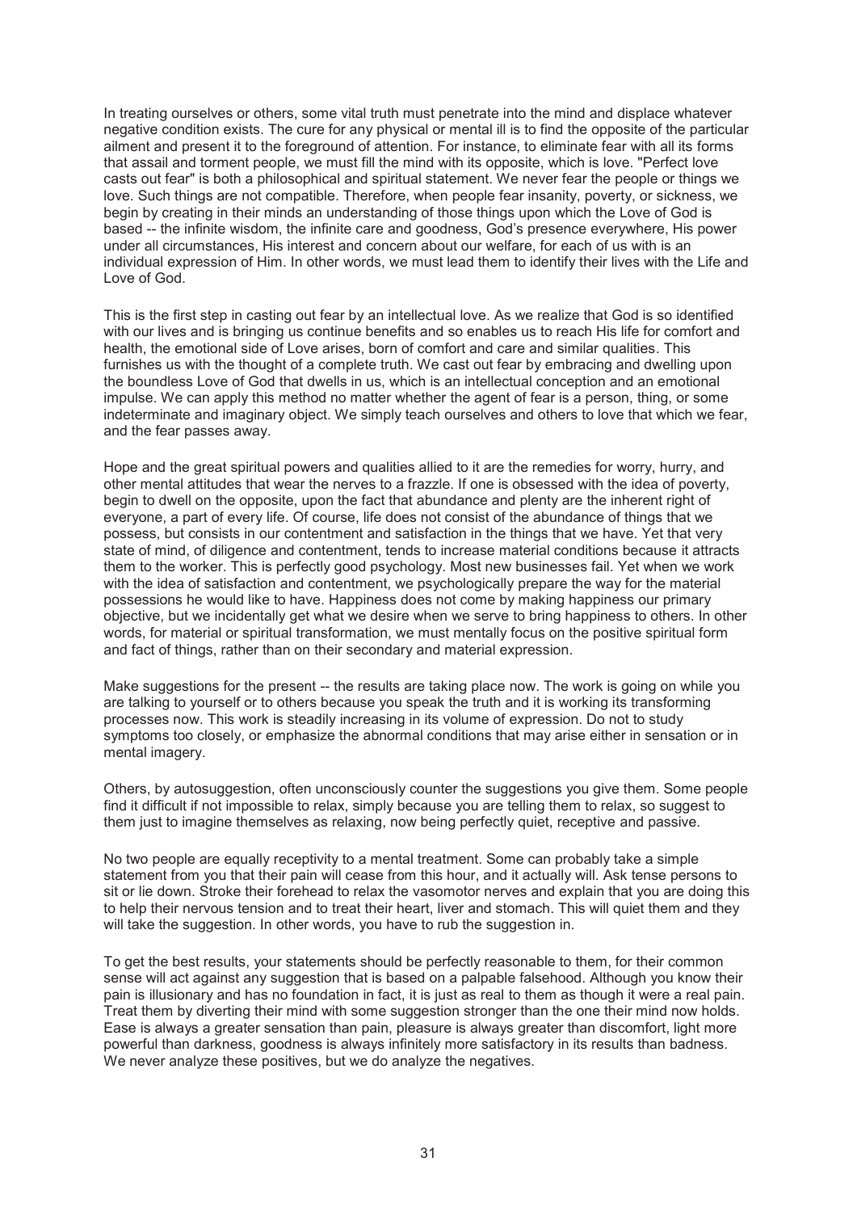In treating ourselves or others, some vital truth must penetrate into the mind and displace whatever negative condition exists. The cure for any physical or mental ill is to find the opposite of the particular ailment and present it to the foreground of attention. For instance, to eliminate fear with all its forms that assail and torment people, we must fill the mind with its opposite, which is love. "Perfect love casts out fear" is both a philosophical and spiritual statement. We never fear the people or things we love. Such things are not compatible. Therefore, when people fear insanity, poverty, or sickness, we begin by creating in their minds an understanding of those things upon which the Love of God is based -- the infinite wisdom, the infinite care and goodness, God's presence everywhere, His power under all circumstances, His interest and concern about our welfare, for each of us with is an individual expression of Him. In other words, we must lead them to identify their lives with the Life and Love of God.

This is the first step in casting out fear by an intellectual love. As we realize that God is so identified with our lives and is bringing us continue benefits and so enables us to reach His life for comfort and health, the emotional side of Love arises, born of comfort and care and similar qualities. This furnishes us with the thought of a complete truth. We cast out fear by embracing and dwelling upon the boundless Love of God that dwells in us, which is an intellectual conception and an emotional impulse. We can apply this method no matter whether the agent of fear is a person, thing, or some indeterminate and imaginary object. We simply teach ourselves and others to love that which we fear, and the fear passes away.

Hope and the great spiritual powers and qualities allied to it are the remedies for worry, hurry, and other mental attitudes that wear the nerves to a frazzle. If one is obsessed with the idea of poverty, begin to dwell on the opposite, upon the fact that abundance and plenty are the inherent right of everyone, a part of every life. Of course, life does not consist of the abundance of things that we possess, but consists in our contentment and satisfaction in the things that we have. Yet that very state of mind, of diligence and contentment, tends to increase material conditions because it attracts them to the worker. This is perfectly good psychology. Most new businesses fail. Yet when we work with the idea of satisfaction and contentment, we psychologically prepare the way for the material possessions he would like to have. Happiness does not come by making happiness our primary objective, but we incidentally get what we desire when we serve to bring happiness to others. In other words, for material or spiritual transformation, we must mentally focus on the positive spiritual form and fact of things, rather than on their secondary and material expression.

Make suggestions for the present -- the results are taking place now. The work is going on while you are talking to yourself or to others because you speak the truth and it is working its transforming processes now. This work is steadily increasing in its volume of expression. Do not to study symptoms too closely, or emphasize the abnormal conditions that may arise either in sensation or in mental imagery.

Others, by autosuggestion, often unconsciously counter the suggestions you give them. Some people find it difficult if not impossible to relax, simply because you are telling them to relax, so suggest to them just to imagine themselves as relaxing, now being perfectly quiet, receptive and passive.

No two people are equally receptivity to a mental treatment. Some can probably take a simple statement from you that their pain will cease from this hour, and it actually will. Ask tense persons to sit or lie down. Stroke their forehead to relax the vasomotor nerves and explain that you are doing this to help their nervous tension and to treat their heart, liver and stomach. This will quiet them and they will take the suggestion. In other words, you have to rub the suggestion in.

To get the best results, your statements should be perfectly reasonable to them, for their common sense will act against any suggestion that is based on a palpable falsehood. Although you know their pain is illusionary and has no foundation in fact, it is just as real to them as though it were a real pain. Treat them by diverting their mind with some suggestion stronger than the one their mind now holds. Ease is always a greater sensation than pain, pleasure is always greater than discomfort, light more powerful than darkness, goodness is always infinitely more satisfactory in its results than badness. We never analyze these positives, but we do analyze the negatives.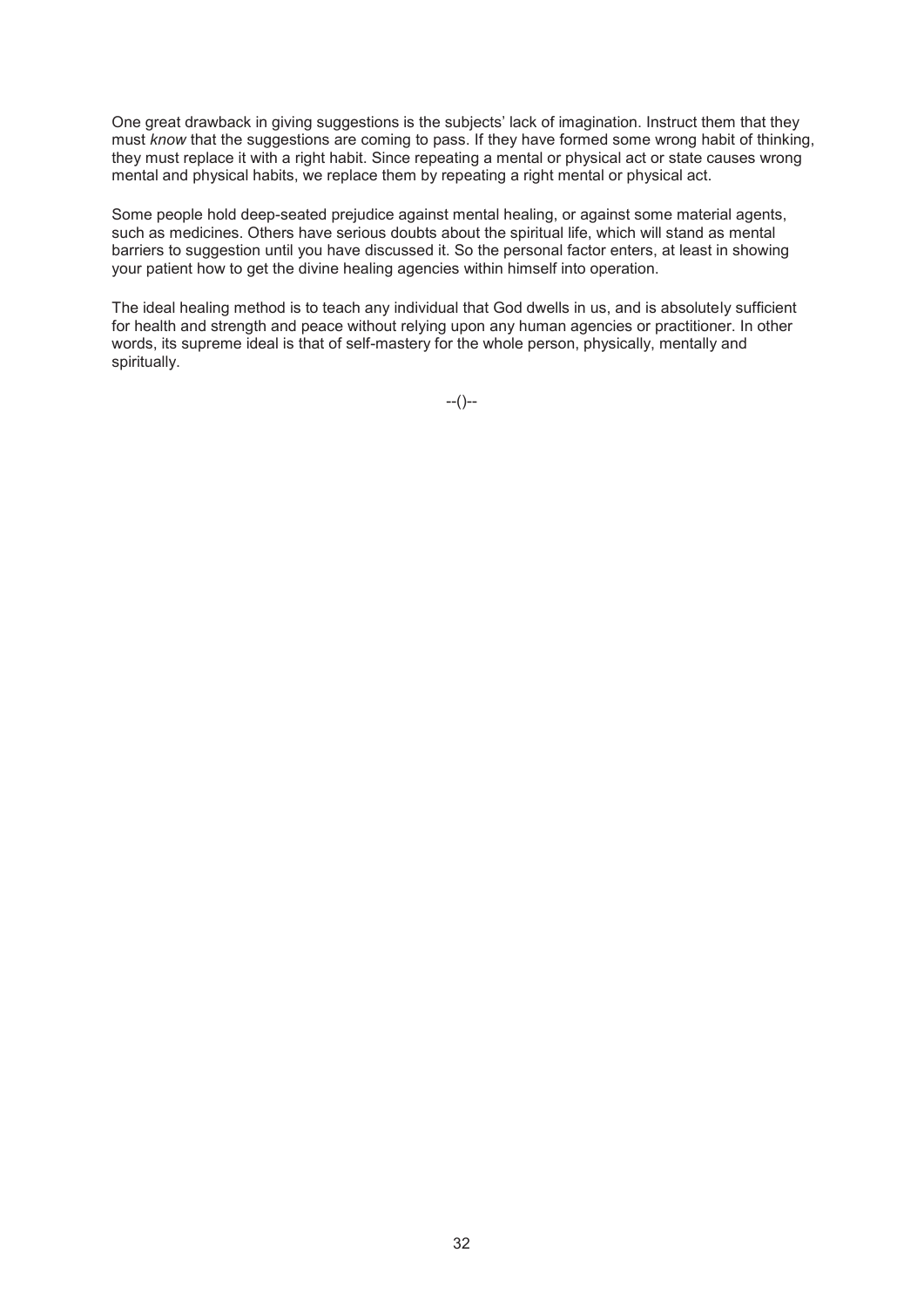One great drawback in giving suggestions is the subjects' lack of imagination. Instruct them that they must *know* that the suggestions are coming to pass. If they have formed some wrong habit of thinking, they must replace it with a right habit. Since repeating a mental or physical act or state causes wrong mental and physical habits, we replace them by repeating a right mental or physical act.

Some people hold deep-seated prejudice against mental healing, or against some material agents, such as medicines. Others have serious doubts about the spiritual life, which will stand as mental barriers to suggestion until you have discussed it. So the personal factor enters, at least in showing your patient how to get the divine healing agencies within himself into operation.

The ideal healing method is to teach any individual that God dwells in us, and is absolutely sufficient for health and strength and peace without relying upon any human agencies or practitioner. In other words, its supreme ideal is that of self-mastery for the whole person, physically, mentally and spiritually.

--()--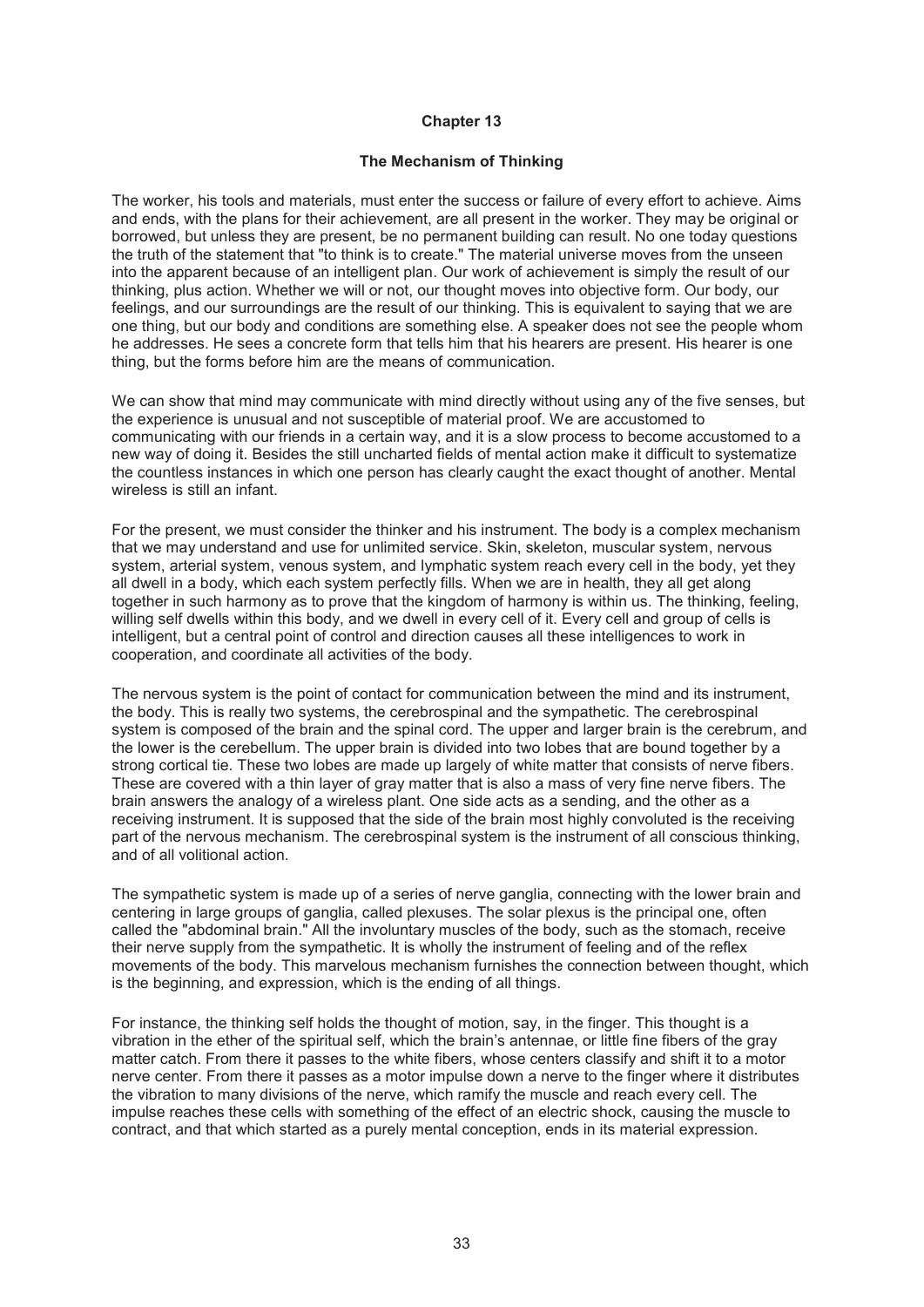# Chapter 13

## The Mechanism of Thinking

The worker, his tools and materials, must enter the success or failure of every effort to achieve. Aims and ends, with the plans for their achievement, are all present in the worker. They may be original or borrowed, but unless they are present, be no permanent building can result. No one today questions the truth of the statement that "to think is to create." The material universe moves from the unseen into the apparent because of an intelligent plan. Our work of achievement is simply the result of our thinking, plus action. Whether we will or not, our thought moves into objective form. Our body, our feelings, and our surroundings are the result of our thinking. This is equivalent to saying that we are one thing, but our body and conditions are something else. A speaker does not see the people whom he addresses. He sees a concrete form that tells him that his hearers are present. His hearer is one thing, but the forms before him are the means of communication.

We can show that mind may communicate with mind directly without using any of the five senses, but the experience is unusual and not susceptible of material proof. We are accustomed to communicating with our friends in a certain way, and it is a slow process to become accustomed to a new way of doing it. Besides the still uncharted fields of mental action make it difficult to systematize the countless instances in which one person has clearly caught the exact thought of another. Mental wireless is still an infant.

For the present, we must consider the thinker and his instrument. The body is a complex mechanism that we may understand and use for unlimited service. Skin, skeleton, muscular system, nervous system, arterial system, venous system, and lymphatic system reach every cell in the body, yet they all dwell in a body, which each system perfectly fills. When we are in health, they all get along together in such harmony as to prove that the kingdom of harmony is within us. The thinking, feeling, willing self dwells within this body, and we dwell in every cell of it. Every cell and group of cells is intelligent, but a central point of control and direction causes all these intelligences to work in cooperation, and coordinate all activities of the body.

The nervous system is the point of contact for communication between the mind and its instrument, the body. This is really two systems, the cerebrospinal and the sympathetic. The cerebrospinal system is composed of the brain and the spinal cord. The upper and larger brain is the cerebrum, and the lower is the cerebellum. The upper brain is divided into two lobes that are bound together by a strong cortical tie. These two lobes are made up largely of white matter that consists of nerve fibers. These are covered with a thin layer of gray matter that is also a mass of very fine nerve fibers. The brain answers the analogy of a wireless plant. One side acts as a sending, and the other as a receiving instrument. It is supposed that the side of the brain most highly convoluted is the receiving part of the nervous mechanism. The cerebrospinal system is the instrument of all conscious thinking, and of all volitional action.

The sympathetic system is made up of a series of nerve ganglia, connecting with the lower brain and centering in large groups of ganglia, called plexuses. The solar plexus is the principal one, often called the "abdominal brain." All the involuntary muscles of the body, such as the stomach, receive their nerve supply from the sympathetic. It is wholly the instrument of feeling and of the reflex movements of the body. This marvelous mechanism furnishes the connection between thought, which is the beginning, and expression, which is the ending of all things.

For instance, the thinking self holds the thought of motion, say, in the finger. This thought is a vibration in the ether of the spiritual self, which the brain's antennae, or little fine fibers of the gray matter catch. From there it passes to the white fibers, whose centers classify and shift it to a motor nerve center. From there it passes as a motor impulse down a nerve to the finger where it distributes the vibration to many divisions of the nerve, which ramify the muscle and reach every cell. The impulse reaches these cells with something of the effect of an electric shock, causing the muscle to contract, and that which started as a purely mental conception, ends in its material expression.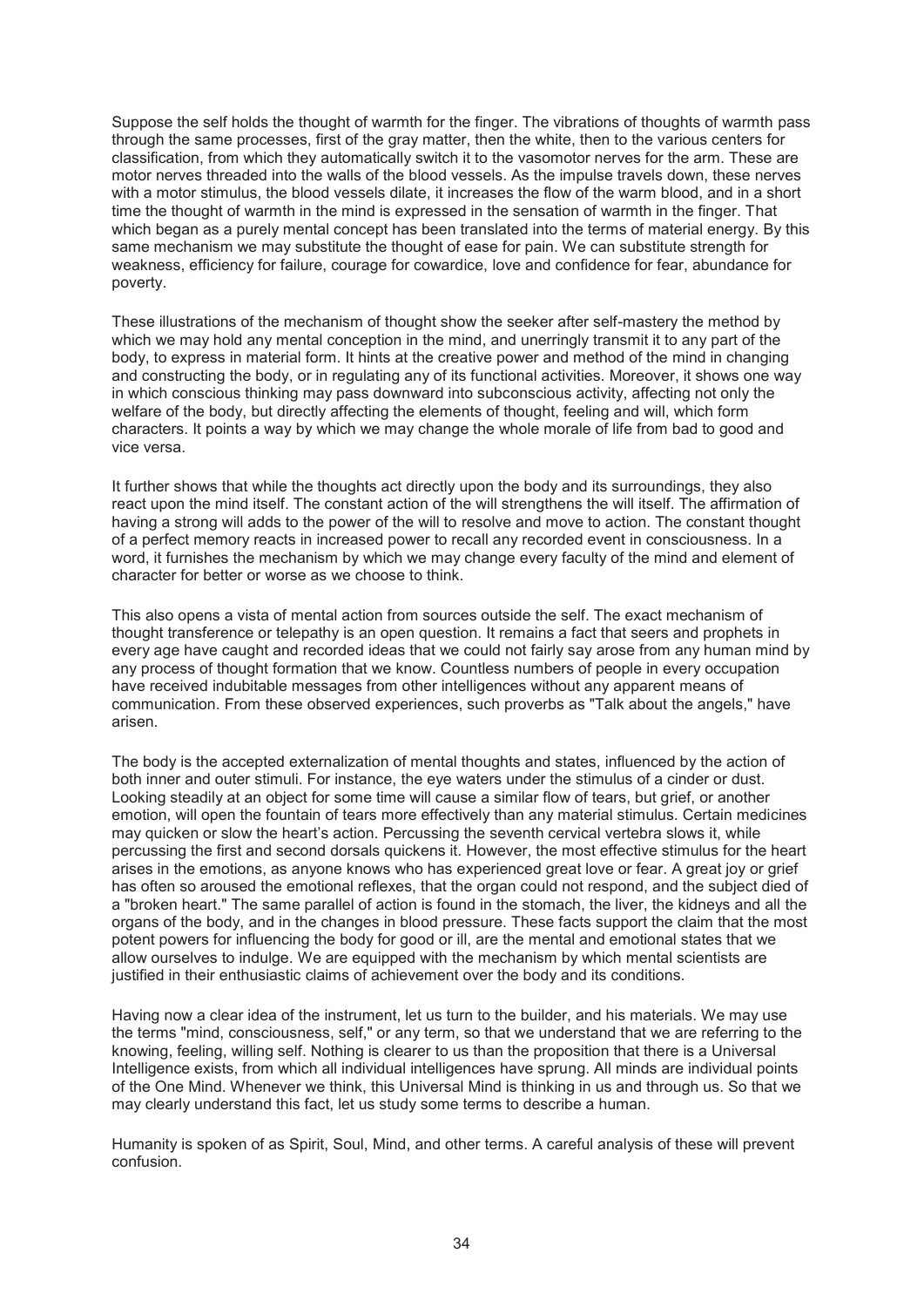Suppose the self holds the thought of warmth for the finger. The vibrations of thoughts of warmth pass through the same processes, first of the gray matter, then the white, then to the various centers for classification, from which they automatically switch it to the vasomotor nerves for the arm. These are motor nerves threaded into the walls of the blood vessels. As the impulse travels down, these nerves with a motor stimulus, the blood vessels dilate, it increases the flow of the warm blood, and in a short time the thought of warmth in the mind is expressed in the sensation of warmth in the finger. That which began as a purely mental concept has been translated into the terms of material energy. By this same mechanism we may substitute the thought of ease for pain. We can substitute strength for weakness, efficiency for failure, courage for cowardice, love and confidence for fear, abundance for poverty.

These illustrations of the mechanism of thought show the seeker after self-mastery the method by which we may hold any mental conception in the mind, and unerringly transmit it to any part of the body, to express in material form. It hints at the creative power and method of the mind in changing and constructing the body, or in regulating any of its functional activities. Moreover, it shows one way in which conscious thinking may pass downward into subconscious activity, affecting not only the welfare of the body, but directly affecting the elements of thought, feeling and will, which form characters. It points a way by which we may change the whole morale of life from bad to good and vice versa.

It further shows that while the thoughts act directly upon the body and its surroundings, they also react upon the mind itself. The constant action of the will strengthens the will itself. The affirmation of having a strong will adds to the power of the will to resolve and move to action. The constant thought of a perfect memory reacts in increased power to recall any recorded event in consciousness. In a word, it furnishes the mechanism by which we may change every faculty of the mind and element of character for better or worse as we choose to think.

This also opens a vista of mental action from sources outside the self. The exact mechanism of thought transference or telepathy is an open question. It remains a fact that seers and prophets in every age have caught and recorded ideas that we could not fairly say arose from any human mind by any process of thought formation that we know. Countless numbers of people in every occupation have received indubitable messages from other intelligences without any apparent means of communication. From these observed experiences, such proverbs as "Talk about the angels," have arisen.

The body is the accepted externalization of mental thoughts and states, influenced by the action of both inner and outer stimuli. For instance, the eye waters under the stimulus of a cinder or dust. Looking steadily at an object for some time will cause a similar flow of tears, but grief, or another emotion, will open the fountain of tears more effectively than any material stimulus. Certain medicines may quicken or slow the heart's action. Percussing the seventh cervical vertebra slows it, while percussing the first and second dorsals quickens it. However, the most effective stimulus for the heart arises in the emotions, as anyone knows who has experienced great love or fear. A great joy or grief has often so aroused the emotional reflexes, that the organ could not respond, and the subject died of a "broken heart." The same parallel of action is found in the stomach, the liver, the kidneys and all the organs of the body, and in the changes in blood pressure. These facts support the claim that the most potent powers for influencing the body for good or ill, are the mental and emotional states that we allow ourselves to indulge. We are equipped with the mechanism by which mental scientists are justified in their enthusiastic claims of achievement over the body and its conditions.

Having now a clear idea of the instrument, let us turn to the builder, and his materials. We may use the terms "mind, consciousness, self," or any term, so that we understand that we are referring to the knowing, feeling, willing self. Nothing is clearer to us than the proposition that there is a Universal Intelligence exists, from which all individual intelligences have sprung. All minds are individual points of the One Mind. Whenever we think, this Universal Mind is thinking in us and through us. So that we may clearly understand this fact, let us study some terms to describe a human.

Humanity is spoken of as Spirit, Soul, Mind, and other terms. A careful analysis of these will prevent confusion.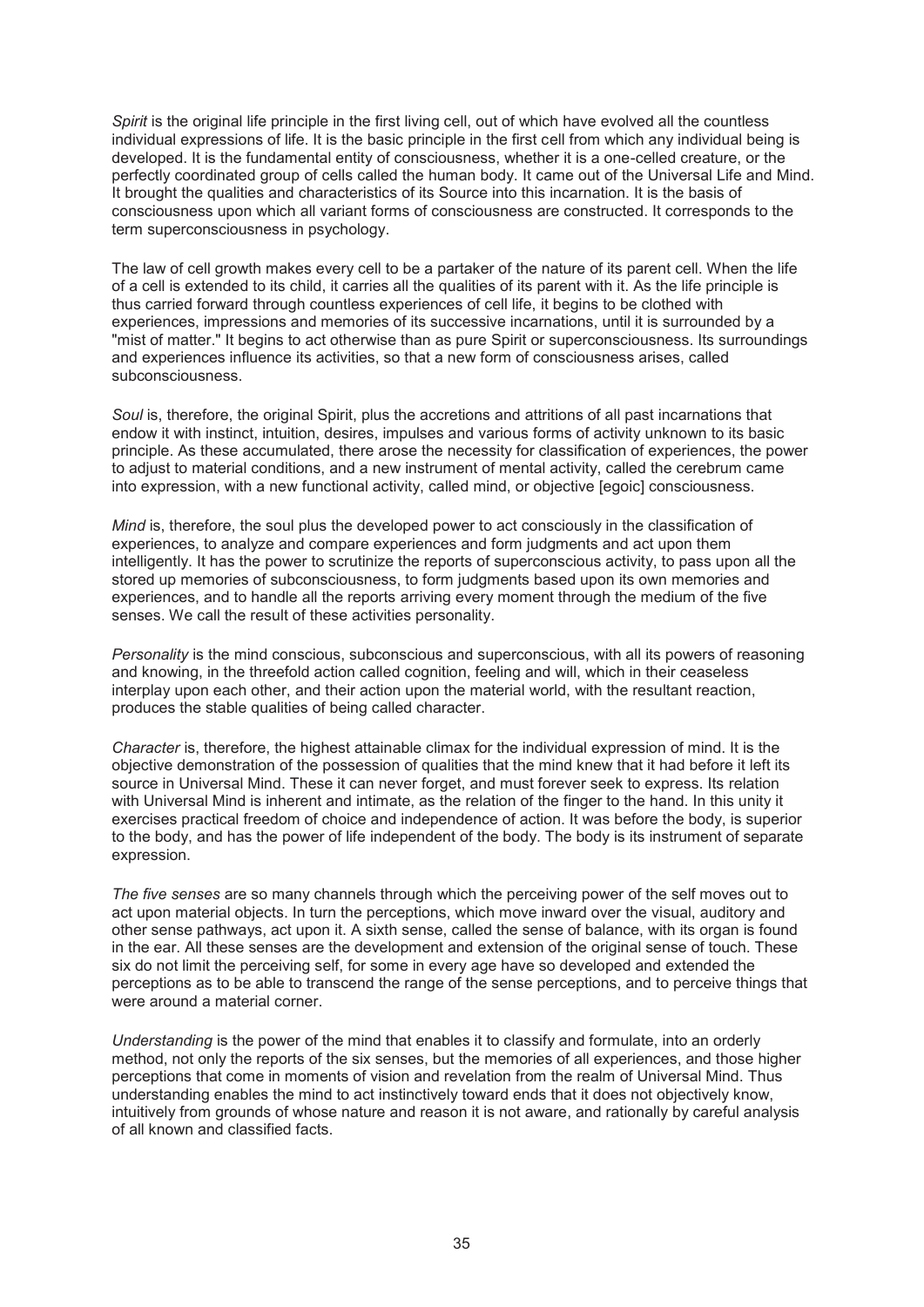*Spirit* is the original life principle in the first living cell, out of which have evolved all the countless individual expressions of life. It is the basic principle in the first cell from which any individual being is developed. It is the fundamental entity of consciousness, whether it is a one-celled creature, or the perfectly coordinated group of cells called the human body. It came out of the Universal Life and Mind. It brought the qualities and characteristics of its Source into this incarnation. It is the basis of consciousness upon which all variant forms of consciousness are constructed. It corresponds to the term superconsciousness in psychology.

The law of cell growth makes every cell to be a partaker of the nature of its parent cell. When the life of a cell is extended to its child, it carries all the qualities of its parent with it. As the life principle is thus carried forward through countless experiences of cell life, it begins to be clothed with experiences, impressions and memories of its successive incarnations, until it is surrounded by a "mist of matter." It begins to act otherwise than as pure Spirit or superconsciousness. Its surroundings and experiences influence its activities, so that a new form of consciousness arises, called subconsciousness.

*Soul* is, therefore, the original Spirit, plus the accretions and attritions of all past incarnations that endow it with instinct, intuition, desires, impulses and various forms of activity unknown to its basic principle. As these accumulated, there arose the necessity for classification of experiences, the power to adjust to material conditions, and a new instrument of mental activity, called the cerebrum came into expression, with a new functional activity, called mind, or objective [egoic] consciousness.

*Mind* is, therefore, the soul plus the developed power to act consciously in the classification of experiences, to analyze and compare experiences and form judgments and act upon them intelligently. It has the power to scrutinize the reports of superconscious activity, to pass upon all the stored up memories of subconsciousness, to form judgments based upon its own memories and experiences, and to handle all the reports arriving every moment through the medium of the five senses. We call the result of these activities personality.

*Personality* is the mind conscious, subconscious and superconscious, with all its powers of reasoning and knowing, in the threefold action called cognition, feeling and will, which in their ceaseless interplay upon each other, and their action upon the material world, with the resultant reaction, produces the stable qualities of being called character.

*Character* is, therefore, the highest attainable climax for the individual expression of mind. It is the objective demonstration of the possession of qualities that the mind knew that it had before it left its source in Universal Mind. These it can never forget, and must forever seek to express. Its relation with Universal Mind is inherent and intimate, as the relation of the finger to the hand. In this unity it exercises practical freedom of choice and independence of action. It was before the body, is superior to the body, and has the power of life independent of the body. The body is its instrument of separate expression.

*The five senses* are so many channels through which the perceiving power of the self moves out to act upon material objects. In turn the perceptions, which move inward over the visual, auditory and other sense pathways, act upon it. A sixth sense, called the sense of balance, with its organ is found in the ear. All these senses are the development and extension of the original sense of touch. These six do not limit the perceiving self, for some in every age have so developed and extended the perceptions as to be able to transcend the range of the sense perceptions, and to perceive things that were around a material corner.

*Understanding* is the power of the mind that enables it to classify and formulate, into an orderly method, not only the reports of the six senses, but the memories of all experiences, and those higher perceptions that come in moments of vision and revelation from the realm of Universal Mind. Thus understanding enables the mind to act instinctively toward ends that it does not objectively know, intuitively from grounds of whose nature and reason it is not aware, and rationally by careful analysis of all known and classified facts.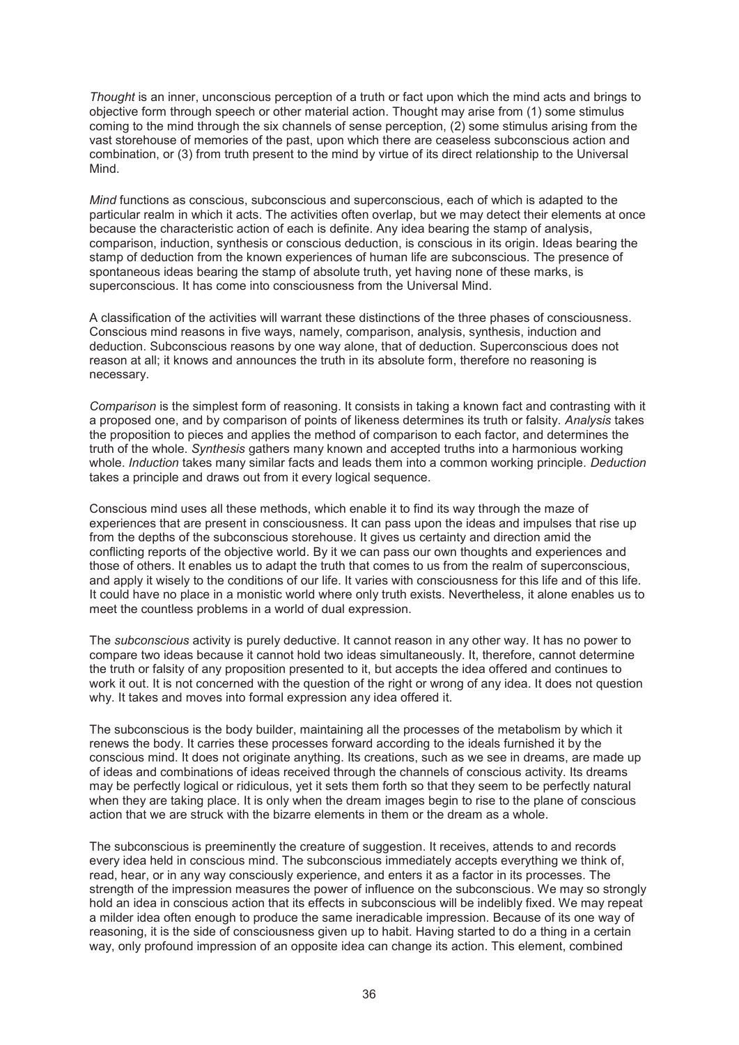*Thought* is an inner, unconscious perception of a truth or fact upon which the mind acts and brings to objective form through speech or other material action. Thought may arise from (1) some stimulus coming to the mind through the six channels of sense perception, (2) some stimulus arising from the vast storehouse of memories of the past, upon which there are ceaseless subconscious action and combination, or (3) from truth present to the mind by virtue of its direct relationship to the Universal Mind.

*Mind* functions as conscious, subconscious and superconscious, each of which is adapted to the particular realm in which it acts. The activities often overlap, but we may detect their elements at once because the characteristic action of each is definite. Any idea bearing the stamp of analysis, comparison, induction, synthesis or conscious deduction, is conscious in its origin. Ideas bearing the stamp of deduction from the known experiences of human life are subconscious. The presence of spontaneous ideas bearing the stamp of absolute truth, yet having none of these marks, is superconscious. It has come into consciousness from the Universal Mind.

A classification of the activities will warrant these distinctions of the three phases of consciousness. Conscious mind reasons in five ways, namely, comparison, analysis, synthesis, induction and deduction. Subconscious reasons by one way alone, that of deduction. Superconscious does not reason at all; it knows and announces the truth in its absolute form, therefore no reasoning is necessary.

*Comparison* is the simplest form of reasoning. It consists in taking a known fact and contrasting with it a proposed one, and by comparison of points of likeness determines its truth or falsity. *Analysis* takes the proposition to pieces and applies the method of comparison to each factor, and determines the truth of the whole. *Synthesis* gathers many known and accepted truths into a harmonious working whole. *Induction* takes many similar facts and leads them into a common working principle. *Deduction* takes a principle and draws out from it every logical sequence.

Conscious mind uses all these methods, which enable it to find its way through the maze of experiences that are present in consciousness. It can pass upon the ideas and impulses that rise up from the depths of the subconscious storehouse. It gives us certainty and direction amid the conflicting reports of the objective world. By it we can pass our own thoughts and experiences and those of others. It enables us to adapt the truth that comes to us from the realm of superconscious, and apply it wisely to the conditions of our life. It varies with consciousness for this life and of this life. It could have no place in a monistic world where only truth exists. Nevertheless, it alone enables us to meet the countless problems in a world of dual expression.

The *subconscious* activity is purely deductive. It cannot reason in any other way. It has no power to compare two ideas because it cannot hold two ideas simultaneously. It, therefore, cannot determine the truth or falsity of any proposition presented to it, but accepts the idea offered and continues to work it out. It is not concerned with the question of the right or wrong of any idea. It does not question why. It takes and moves into formal expression any idea offered it.

The subconscious is the body builder, maintaining all the processes of the metabolism by which it renews the body. It carries these processes forward according to the ideals furnished it by the conscious mind. It does not originate anything. Its creations, such as we see in dreams, are made up of ideas and combinations of ideas received through the channels of conscious activity. Its dreams may be perfectly logical or ridiculous, yet it sets them forth so that they seem to be perfectly natural when they are taking place. It is only when the dream images begin to rise to the plane of conscious action that we are struck with the bizarre elements in them or the dream as a whole.

The subconscious is preeminently the creature of suggestion. It receives, attends to and records every idea held in conscious mind. The subconscious immediately accepts everything we think of, read, hear, or in any way consciously experience, and enters it as a factor in its processes. The strength of the impression measures the power of influence on the subconscious. We may so strongly hold an idea in conscious action that its effects in subconscious will be indelibly fixed. We may repeat a milder idea often enough to produce the same ineradicable impression. Because of its one way of reasoning, it is the side of consciousness given up to habit. Having started to do a thing in a certain way, only profound impression of an opposite idea can change its action. This element, combined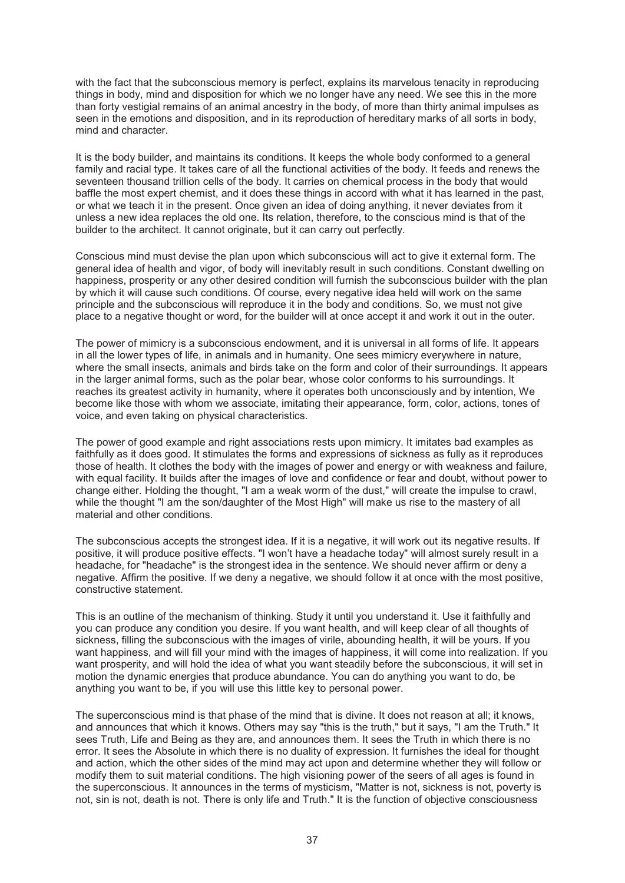with the fact that the subconscious memory is perfect, explains its marvelous tenacity in reproducing things in body, mind and disposition for which we no longer have any need. We see this in the more than forty vestigial remains of an animal ancestry in the body, of more than thirty animal impulses as seen in the emotions and disposition, and in its reproduction of hereditary marks of all sorts in body, mind and character.

It is the body builder, and maintains its conditions. It keeps the whole body conformed to a general family and racial type. It takes care of all the functional activities of the body. It feeds and renews the seventeen thousand trillion cells of the body. It carries on chemical process in the body that would baffle the most expert chemist, and it does these things in accord with what it has learned in the past, or what we teach it in the present. Once given an idea of doing anything, it never deviates from it unless a new idea replaces the old one. Its relation, therefore, to the conscious mind is that of the builder to the architect. It cannot originate, but it can carry out perfectly.

Conscious mind must devise the plan upon which subconscious will act to give it external form. The general idea of health and vigor, of body will inevitably result in such conditions. Constant dwelling on happiness, prosperity or any other desired condition will furnish the subconscious builder with the plan by which it will cause such conditions. Of course, every negative idea held will work on the same principle and the subconscious will reproduce it in the body and conditions. So, we must not give place to a negative thought or word, for the builder will at once accept it and work it out in the outer.

The power of mimicry is a subconscious endowment, and it is universal in all forms of life. It appears in all the lower types of life, in animals and in humanity. One sees mimicry everywhere in nature, where the small insects, animals and birds take on the form and color of their surroundings. It appears in the larger animal forms, such as the polar bear, whose color conforms to his surroundings. It reaches its greatest activity in humanity, where it operates both unconsciously and by intention, We become like those with whom we associate, imitating their appearance, form, color, actions, tones of voice, and even taking on physical characteristics.

The power of good example and right associations rests upon mimicry. It imitates bad examples as faithfully as it does good. It stimulates the forms and expressions of sickness as fully as it reproduces those of health. It clothes the body with the images of power and energy or with weakness and failure, with equal facility. It builds after the images of love and confidence or fear and doubt, without power to change either. Holding the thought, "I am a weak worm of the dust," will create the impulse to crawl, while the thought "I am the son/daughter of the Most High" will make us rise to the mastery of all material and other conditions.

The subconscious accepts the strongest idea. If it is a negative, it will work out its negative results. If positive, it will produce positive effects. "I won't have a headache today" will almost surely result in a headache, for "headache" is the strongest idea in the sentence. We should never affirm or deny a negative. Affirm the positive. If we deny a negative, we should follow it at once with the most positive, constructive statement.

This is an outline of the mechanism of thinking. Study it until you understand it. Use it faithfully and you can produce any condition you desire. If you want health, and will keep clear of all thoughts of sickness, filling the subconscious with the images of virile, abounding health, it will be yours. If you want happiness, and will fill your mind with the images of happiness, it will come into realization. If you want prosperity, and will hold the idea of what you want steadily before the subconscious, it will set in motion the dynamic energies that produce abundance. You can do anything you want to do, be anything you want to be, if you will use this little key to personal power.

The superconscious mind is that phase of the mind that is divine. It does not reason at all; it knows, and announces that which it knows. Others may say "this is the truth," but it says, "I am the Truth." It sees Truth, Life and Being as they are, and announces them. It sees the Truth in which there is no error. It sees the Absolute in which there is no duality of expression. It furnishes the ideal for thought and action, which the other sides of the mind may act upon and determine whether they will follow or modify them to suit material conditions. The high visioning power of the seers of all ages is found in the superconscious. It announces in the terms of mysticism, "Matter is not, sickness is not, poverty is not, sin is not, death is not. There is only life and Truth." It is the function of objective consciousness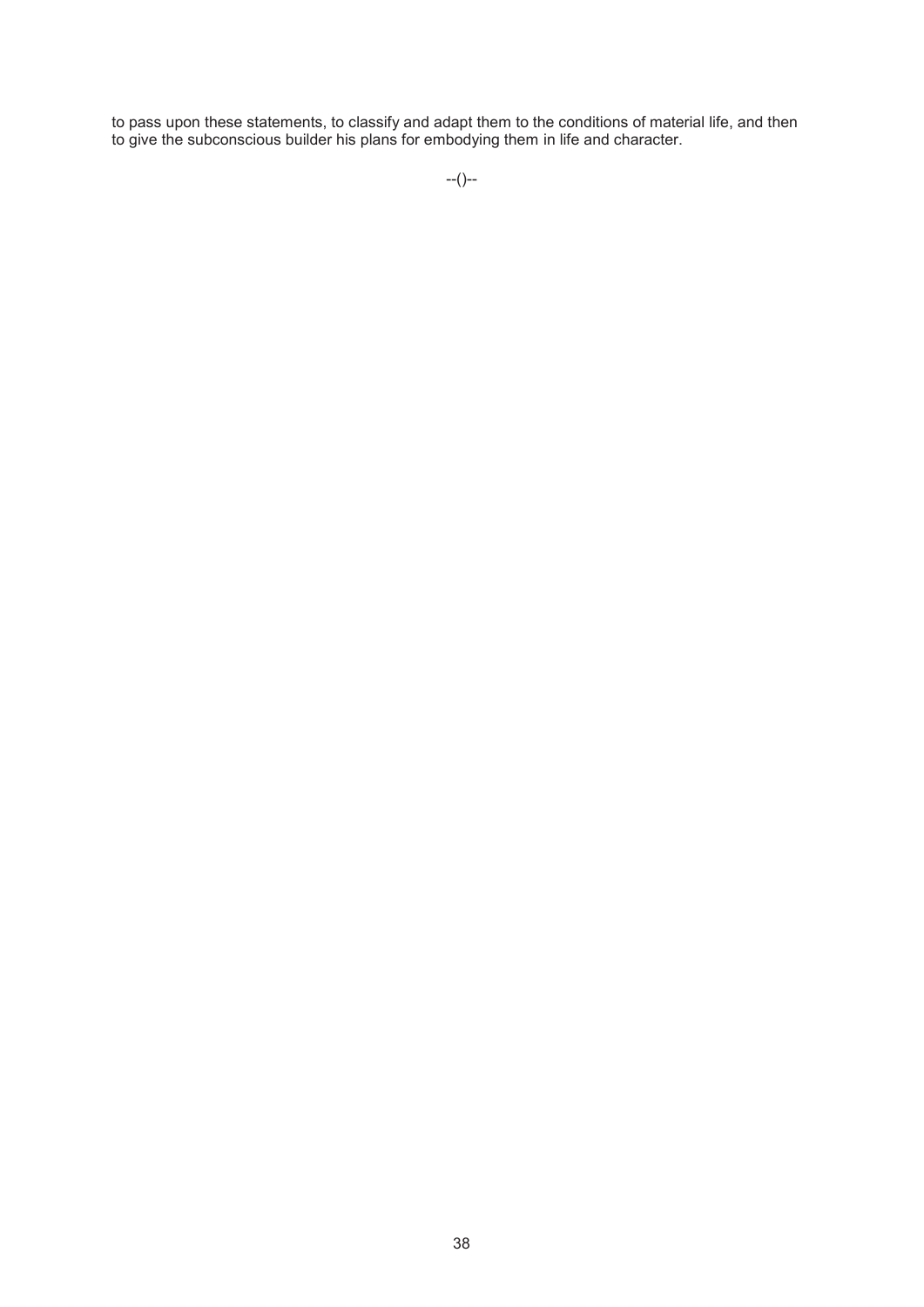to pass upon these statements, to classify and adapt them to the conditions of material life, and then to give the subconscious builder his plans for embodying them in life and character.

--()--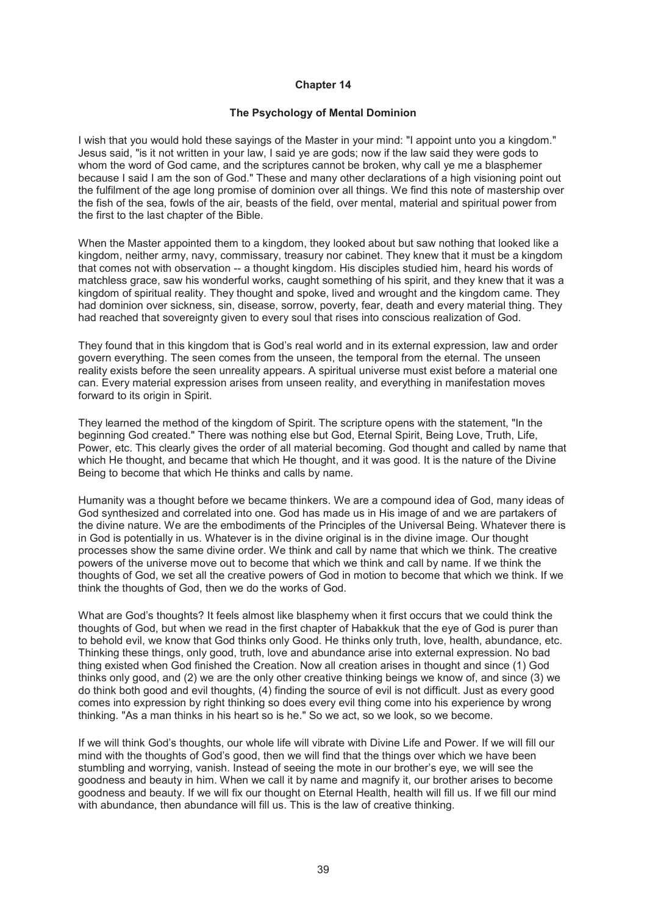# Chapter 14

## The Psychology of Mental Dominion

I wish that you would hold these sayings of the Master in your mind: "I appoint unto you a kingdom." Jesus said, "is it not written in your law, I said ye are gods; now if the law said they were gods to whom the word of God came, and the scriptures cannot be broken, why call ye me a blasphemer because I said I am the son of God." These and many other declarations of a high visioning point out the fulfilment of the age long promise of dominion over all things. We find this note of mastership over the fish of the sea, fowls of the air, beasts of the field, over mental, material and spiritual power from the first to the last chapter of the Bible.

When the Master appointed them to a kingdom, they looked about but saw nothing that looked like a kingdom, neither army, navy, commissary, treasury nor cabinet. They knew that it must be a kingdom that comes not with observation -- a thought kingdom. His disciples studied him, heard his words of matchless grace, saw his wonderful works, caught something of his spirit, and they knew that it was a kingdom of spiritual reality. They thought and spoke, lived and wrought and the kingdom came. They had dominion over sickness, sin, disease, sorrow, poverty, fear, death and every material thing. They had reached that sovereignty given to every soul that rises into conscious realization of God.

They found that in this kingdom that is God's real world and in its external expression, law and order govern everything. The seen comes from the unseen, the temporal from the eternal. The unseen reality exists before the seen unreality appears. A spiritual universe must exist before a material one can. Every material expression arises from unseen reality, and everything in manifestation moves forward to its origin in Spirit.

They learned the method of the kingdom of Spirit. The scripture opens with the statement, "In the beginning God created." There was nothing else but God, Eternal Spirit, Being Love, Truth, Life, Power, etc. This clearly gives the order of all material becoming. God thought and called by name that which He thought, and became that which He thought, and it was good. It is the nature of the Divine Being to become that which He thinks and calls by name.

Humanity was a thought before we became thinkers. We are a compound idea of God, many ideas of God synthesized and correlated into one. God has made us in His image of and we are partakers of the divine nature. We are the embodiments of the Principles of the Universal Being. Whatever there is in God is potentially in us. Whatever is in the divine original is in the divine image. Our thought processes show the same divine order. We think and call by name that which we think. The creative powers of the universe move out to become that which we think and call by name. If we think the thoughts of God, we set all the creative powers of God in motion to become that which we think. If we think the thoughts of God, then we do the works of God.

What are God's thoughts? It feels almost like blasphemy when it first occurs that we could think the thoughts of God, but when we read in the first chapter of Habakkuk that the eye of God is purer than to behold evil, we know that God thinks only Good. He thinks only truth, love, health, abundance, etc. Thinking these things, only good, truth, love and abundance arise into external expression. No bad thing existed when God finished the Creation. Now all creation arises in thought and since (1) God thinks only good, and (2) we are the only other creative thinking beings we know of, and since (3) we do think both good and evil thoughts, (4) finding the source of evil is not difficult. Just as every good comes into expression by right thinking so does every evil thing come into his experience by wrong thinking. "As a man thinks in his heart so is he." So we act, so we look, so we become.

If we will think God's thoughts, our whole life will vibrate with Divine Life and Power. If we will fill our mind with the thoughts of God's good, then we will find that the things over which we have been stumbling and worrying, vanish. Instead of seeing the mote in our brother's eye, we will see the goodness and beauty in him. When we call it by name and magnify it, our brother arises to become goodness and beauty. If we will fix our thought on Eternal Health, health will fill us. If we fill our mind with abundance, then abundance will fill us. This is the law of creative thinking.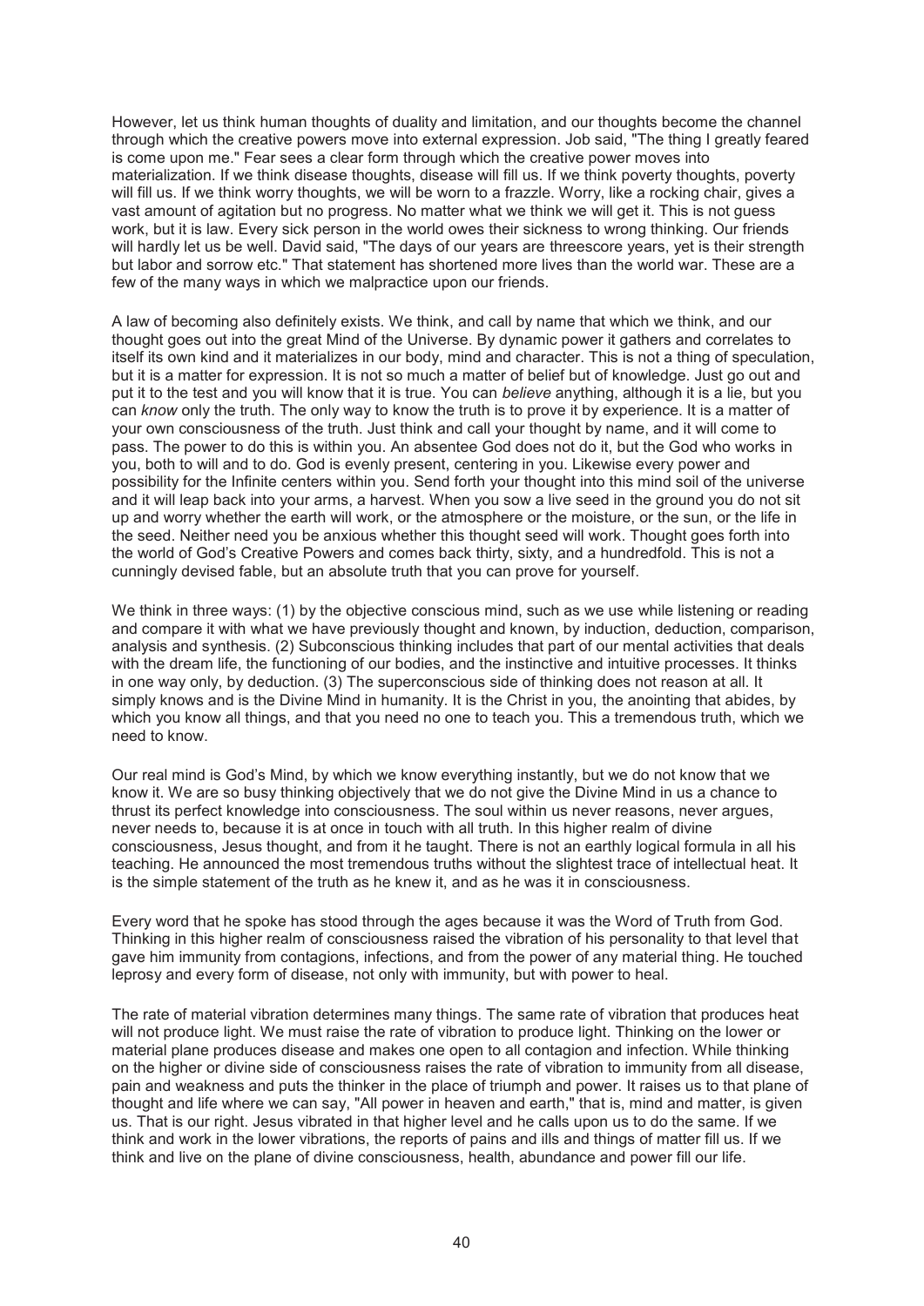However, let us think human thoughts of duality and limitation, and our thoughts become the channel through which the creative powers move into external expression. Job said, "The thing I greatly feared is come upon me." Fear sees a clear form through which the creative power moves into materialization. If we think disease thoughts, disease will fill us. If we think poverty thoughts, poverty will fill us. If we think worry thoughts, we will be worn to a frazzle. Worry, like a rocking chair, gives a vast amount of agitation but no progress. No matter what we think we will get it. This is not guess work, but it is law. Every sick person in the world owes their sickness to wrong thinking. Our friends will hardly let us be well. David said, "The days of our years are threescore years, yet is their strength but labor and sorrow etc." That statement has shortened more lives than the world war. These are a few of the many ways in which we malpractice upon our friends.

A law of becoming also definitely exists. We think, and call by name that which we think, and our thought goes out into the great Mind of the Universe. By dynamic power it gathers and correlates to itself its own kind and it materializes in our body, mind and character. This is not a thing of speculation, but it is a matter for expression. It is not so much a matter of belief but of knowledge. Just go out and put it to the test and you will know that it is true. You can *believe* anything, although it is a lie, but you can *know* only the truth. The only way to know the truth is to prove it by experience. It is a matter of your own consciousness of the truth. Just think and call your thought by name, and it will come to pass. The power to do this is within you. An absentee God does not do it, but the God who works in you, both to will and to do. God is evenly present, centering in you. Likewise every power and possibility for the Infinite centers within you. Send forth your thought into this mind soil of the universe and it will leap back into your arms, a harvest. When you sow a live seed in the ground you do not sit up and worry whether the earth will work, or the atmosphere or the moisture, or the sun, or the life in the seed. Neither need you be anxious whether this thought seed will work. Thought goes forth into the world of God's Creative Powers and comes back thirty, sixty, and a hundredfold. This is not a cunningly devised fable, but an absolute truth that you can prove for yourself.

We think in three ways: (1) by the objective conscious mind, such as we use while listening or reading and compare it with what we have previously thought and known, by induction, deduction, comparison, analysis and synthesis. (2) Subconscious thinking includes that part of our mental activities that deals with the dream life, the functioning of our bodies, and the instinctive and intuitive processes. It thinks in one way only, by deduction. (3) The superconscious side of thinking does not reason at all. It simply knows and is the Divine Mind in humanity. It is the Christ in you, the anointing that abides, by which you know all things, and that you need no one to teach you. This a tremendous truth, which we need to know.

Our real mind is God's Mind, by which we know everything instantly, but we do not know that we know it. We are so busy thinking objectively that we do not give the Divine Mind in us a chance to thrust its perfect knowledge into consciousness. The soul within us never reasons, never argues, never needs to, because it is at once in touch with all truth. In this higher realm of divine consciousness, Jesus thought, and from it he taught. There is not an earthly logical formula in all his teaching. He announced the most tremendous truths without the slightest trace of intellectual heat. It is the simple statement of the truth as he knew it, and as he was it in consciousness.

Every word that he spoke has stood through the ages because it was the Word of Truth from God. Thinking in this higher realm of consciousness raised the vibration of his personality to that level that gave him immunity from contagions, infections, and from the power of any material thing. He touched leprosy and every form of disease, not only with immunity, but with power to heal.

The rate of material vibration determines many things. The same rate of vibration that produces heat will not produce light. We must raise the rate of vibration to produce light. Thinking on the lower or material plane produces disease and makes one open to all contagion and infection. While thinking on the higher or divine side of consciousness raises the rate of vibration to immunity from all disease, pain and weakness and puts the thinker in the place of triumph and power. It raises us to that plane of thought and life where we can say, "All power in heaven and earth," that is, mind and matter, is given us. That is our right. Jesus vibrated in that higher level and he calls upon us to do the same. If we think and work in the lower vibrations, the reports of pains and ills and things of matter fill us. If we think and live on the plane of divine consciousness, health, abundance and power fill our life.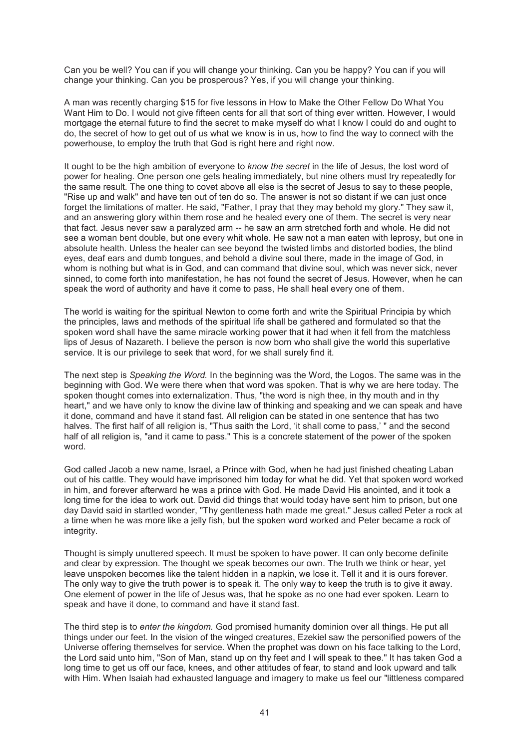Can you be well? You can if you will change your thinking. Can you be happy? You can if you will change your thinking. Can you be prosperous? Yes, if you will change your thinking.

A man was recently charging $15 for five lessons in How to Make the Other Fellow Do What You Want Him to Do. I would not give fifteen cents for all that sort of thing ever written. However, I would mortgage the eternal future to find the secret to make myself do what I know I could do and ought to do, the secret of how to get out of us what we know is in us, how to find the way to connect with the powerhouse, to employ the truth that God is right here and right now.

It ought to be the high ambition of everyone to *know the secret* in the life of Jesus, the lost word of power for healing. One person one gets healing immediately, but nine others must try repeatedly for the same result. The one thing to covet above all else is the secret of Jesus to say to these people, "Rise up and walk" and have ten out of ten do so. The answer is not so distant if we can just once forget the limitations of matter. He said, "Father, I pray that they may behold my glory." They saw it, and an answering glory within them rose and he healed every one of them. The secret is very near that fact. Jesus never saw a paralyzed arm -- he saw an arm stretched forth and whole. He did not see a woman bent double, but one every whit whole. He saw not a man eaten with leprosy, but one in absolute health. Unless the healer can see beyond the twisted limbs and distorted bodies, the blind eyes, deaf ears and dumb tongues, and behold a divine soul there, made in the image of God, in whom is nothing but what is in God, and can command that divine soul, which was never sick, never sinned, to come forth into manifestation, he has not found the secret of Jesus. However, when he can speak the word of authority and have it come to pass, He shall heal every one of them.

The world is waiting for the spiritual Newton to come forth and write the Spiritual Principia by which the principles, laws and methods of the spiritual life shall be gathered and formulated so that the spoken word shall have the same miracle working power that it had when it fell from the matchless lips of Jesus of Nazareth. I believe the person is now born who shall give the world this superlative service. It is our privilege to seek that word, for we shall surely find it.

The next step is *Speaking the Word.* In the beginning was the Word, the Logos. The same was in the beginning with God. We were there when that word was spoken. That is why we are here today. The spoken thought comes into externalization. Thus, "the word is nigh thee, in thy mouth and in thy heart," and we have only to know the divine law of thinking and speaking and we can speak and have it done, command and have it stand fast. All religion can be stated in one sentence that has two halves. The first half of all religion is, "Thus saith the Lord, 'it shall come to pass,' " and the second half of all religion is, "and it came to pass." This is a concrete statement of the power of the spoken word.

God called Jacob a new name, Israel, a Prince with God, when he had just finished cheating Laban out of his cattle. They would have imprisoned him today for what he did. Yet that spoken word worked in him, and forever afterward he was a prince with God. He made David His anointed, and it took a long time for the idea to work out. David did things that would today have sent him to prison, but one day David said in startled wonder, "Thy gentleness hath made me great." Jesus called Peter a rock at a time when he was more like a jelly fish, but the spoken word worked and Peter became a rock of integrity.

Thought is simply unuttered speech. It must be spoken to have power. It can only become definite and clear by expression. The thought we speak becomes our own. The truth we think or hear, yet leave unspoken becomes like the talent hidden in a napkin, we lose it. Tell it and it is ours forever. The only way to give the truth power is to speak it. The only way to keep the truth is to give it away. One element of power in the life of Jesus was, that he spoke as no one had ever spoken. Learn to speak and have it done, to command and have it stand fast.

The third step is to *enter the kingdom.* God promised humanity dominion over all things. He put all things under our feet. In the vision of the winged creatures, Ezekiel saw the personified powers of the Universe offering themselves for service. When the prophet was down on his face talking to the Lord, the Lord said unto him, "Son of Man, stand up on thy feet and I will speak to thee." It has taken God a long time to get us off our face, knees, and other attitudes of fear, to stand and look upward and talk with Him. When Isaiah had exhausted language and imagery to make us feel our "littleness compared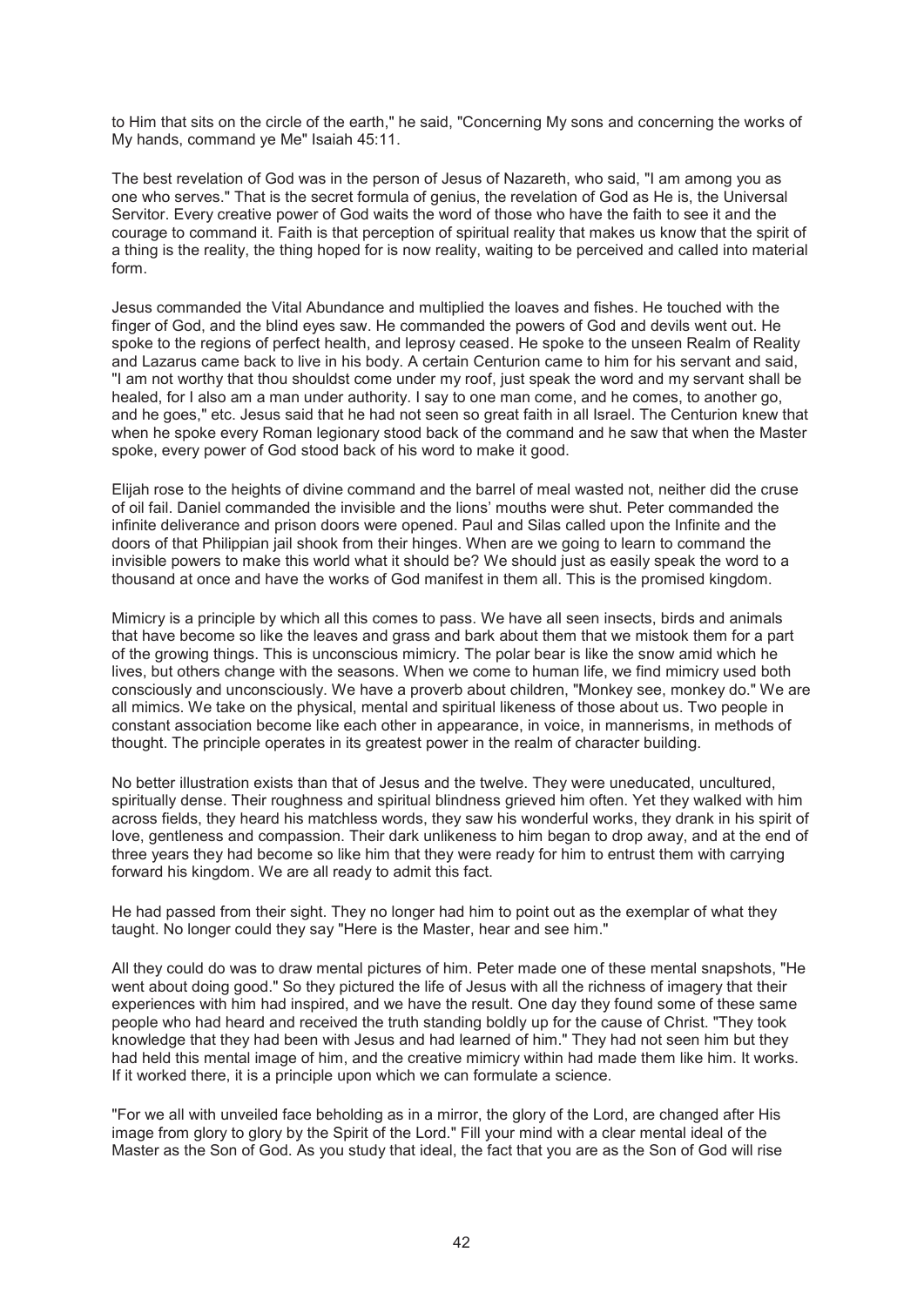to Him that sits on the circle of the earth," he said, "Concerning My sons and concerning the works of My hands, command ye Me" Isaiah 45:11.

The best revelation of God was in the person of Jesus of Nazareth, who said, "I am among you as one who serves." That is the secret formula of genius, the revelation of God as He is, the Universal Servitor. Every creative power of God waits the word of those who have the faith to see it and the courage to command it. Faith is that perception of spiritual reality that makes us know that the spirit of a thing is the reality, the thing hoped for is now reality, waiting to be perceived and called into material form.

Jesus commanded the Vital Abundance and multiplied the loaves and fishes. He touched with the finger of God, and the blind eyes saw. He commanded the powers of God and devils went out. He spoke to the regions of perfect health, and leprosy ceased. He spoke to the unseen Realm of Reality and Lazarus came back to live in his body. A certain Centurion came to him for his servant and said, "I am not worthy that thou shouldst come under my roof, just speak the word and my servant shall be healed, for I also am a man under authority. I say to one man come, and he comes, to another go, and he goes," etc. Jesus said that he had not seen so great faith in all Israel. The Centurion knew that when he spoke every Roman legionary stood back of the command and he saw that when the Master spoke, every power of God stood back of his word to make it good.

Elijah rose to the heights of divine command and the barrel of meal wasted not, neither did the cruse of oil fail. Daniel commanded the invisible and the lions' mouths were shut. Peter commanded the infinite deliverance and prison doors were opened. Paul and Silas called upon the Infinite and the doors of that Philippian jail shook from their hinges. When are we going to learn to command the invisible powers to make this world what it should be? We should just as easily speak the word to a thousand at once and have the works of God manifest in them all. This is the promised kingdom.

Mimicry is a principle by which all this comes to pass. We have all seen insects, birds and animals that have become so like the leaves and grass and bark about them that we mistook them for a part of the growing things. This is unconscious mimicry. The polar bear is like the snow amid which he lives, but others change with the seasons. When we come to human life, we find mimicry used both consciously and unconsciously. We have a proverb about children, "Monkey see, monkey do." We are all mimics. We take on the physical, mental and spiritual likeness of those about us. Two people in constant association become like each other in appearance, in voice, in mannerisms, in methods of thought. The principle operates in its greatest power in the realm of character building.

No better illustration exists than that of Jesus and the twelve. They were uneducated, uncultured, spiritually dense. Their roughness and spiritual blindness grieved him often. Yet they walked with him across fields, they heard his matchless words, they saw his wonderful works, they drank in his spirit of love, gentleness and compassion. Their dark unlikeness to him began to drop away, and at the end of three years they had become so like him that they were ready for him to entrust them with carrying forward his kingdom. We are all ready to admit this fact.

He had passed from their sight. They no longer had him to point out as the exemplar of what they taught. No longer could they say "Here is the Master, hear and see him."

All they could do was to draw mental pictures of him. Peter made one of these mental snapshots, "He went about doing good." So they pictured the life of Jesus with all the richness of imagery that their experiences with him had inspired, and we have the result. One day they found some of these same people who had heard and received the truth standing boldly up for the cause of Christ. "They took knowledge that they had been with Jesus and had learned of him." They had not seen him but they had held this mental image of him, and the creative mimicry within had made them like him. It works. If it worked there, it is a principle upon which we can formulate a science.

"For we all with unveiled face beholding as in a mirror, the glory of the Lord, are changed after His image from glory to glory by the Spirit of the Lord." Fill your mind with a clear mental ideal of the Master as the Son of God. As you study that ideal, the fact that you are as the Son of God will rise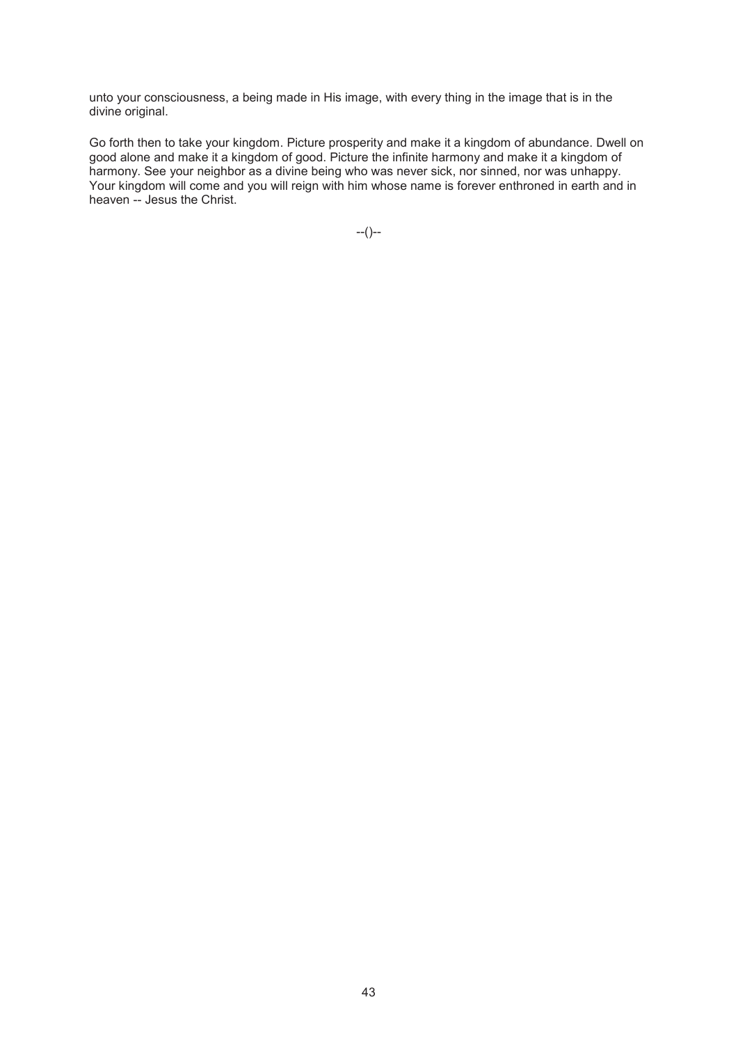unto your consciousness, a being made in His image, with every thing in the image that is in the divine original.

Go forth then to take your kingdom. Picture prosperity and make it a kingdom of abundance. Dwell on good alone and make it a kingdom of good. Picture the infinite harmony and make it a kingdom of harmony. See your neighbor as a divine being who was never sick, nor sinned, nor was unhappy. Your kingdom will come and you will reign with him whose name is forever enthroned in earth and in heaven -- Jesus the Christ.

--()--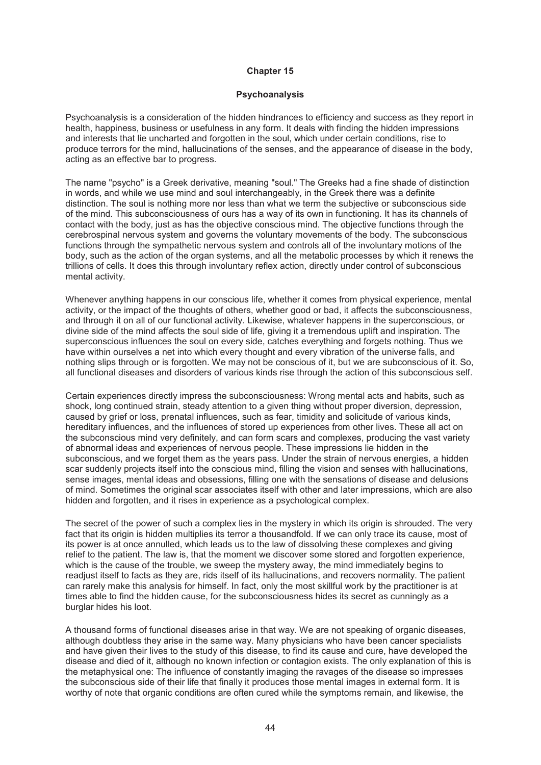## Chapter 15

### Psychoanalysis

Psychoanalysis is a consideration of the hidden hindrances to efficiency and success as they report in health, happiness, business or usefulness in any form. It deals with finding the hidden impressions and interests that lie uncharted and forgotten in the soul, which under certain conditions, rise to produce terrors for the mind, hallucinations of the senses, and the appearance of disease in the body, acting as an effective bar to progress.

The name "psycho" is a Greek derivative, meaning "soul." The Greeks had a fine shade of distinction in words, and while we use mind and soul interchangeably, in the Greek there was a definite distinction. The soul is nothing more nor less than what we term the subjective or subconscious side of the mind. This subconsciousness of ours has a way of its own in functioning. It has its channels of contact with the body, just as has the objective conscious mind. The objective functions through the cerebrospinal nervous system and governs the voluntary movements of the body. The subconscious functions through the sympathetic nervous system and controls all of the involuntary motions of the body, such as the action of the organ systems, and all the metabolic processes by which it renews the trillions of cells. It does this through involuntary reflex action, directly under control of subconscious mental activity.

Whenever anything happens in our conscious life, whether it comes from physical experience, mental activity, or the impact of the thoughts of others, whether good or bad, it affects the subconsciousness, and through it on all of our functional activity. Likewise, whatever happens in the superconscious, or divine side of the mind affects the soul side of life, giving it a tremendous uplift and inspiration. The superconscious influences the soul on every side, catches everything and forgets nothing. Thus we have within ourselves a net into which every thought and every vibration of the universe falls, and nothing slips through or is forgotten. We may not be conscious of it, but we are subconscious of it. So, all functional diseases and disorders of various kinds rise through the action of this subconscious self.

Certain experiences directly impress the subconsciousness: Wrong mental acts and habits, such as shock, long continued strain, steady attention to a given thing without proper diversion, depression, caused by grief or loss, prenatal influences, such as fear, timidity and solicitude of various kinds, hereditary influences, and the influences of stored up experiences from other lives. These all act on the subconscious mind very definitely, and can form scars and complexes, producing the vast variety of abnormal ideas and experiences of nervous people. These impressions lie hidden in the subconscious, and we forget them as the years pass. Under the strain of nervous energies, a hidden scar suddenly projects itself into the conscious mind, filling the vision and senses with hallucinations, sense images, mental ideas and obsessions, filling one with the sensations of disease and delusions of mind. Sometimes the original scar associates itself with other and later impressions, which are also hidden and forgotten, and it rises in experience as a psychological complex.

The secret of the power of such a complex lies in the mystery in which its origin is shrouded. The very fact that its origin is hidden multiplies its terror a thousandfold. If we can only trace its cause, most of its power is at once annulled, which leads us to the law of dissolving these complexes and giving relief to the patient. The law is, that the moment we discover some stored and forgotten experience, which is the cause of the trouble, we sweep the mystery away, the mind immediately begins to readjust itself to facts as they are, rids itself of its hallucinations, and recovers normality. The patient can rarely make this analysis for himself. In fact, only the most skillful work by the practitioner is at times able to find the hidden cause, for the subconsciousness hides its secret as cunningly as a burglar hides his loot.

A thousand forms of functional diseases arise in that way. We are not speaking of organic diseases, although doubtless they arise in the same way. Many physicians who have been cancer specialists and have given their lives to the study of this disease, to find its cause and cure, have developed the disease and died of it, although no known infection or contagion exists. The only explanation of this is the metaphysical one: The influence of constantly imaging the ravages of the disease so impresses the subconscious side of their life that finally it produces those mental images in external form. It is worthy of note that organic conditions are often cured while the symptoms remain, and likewise, the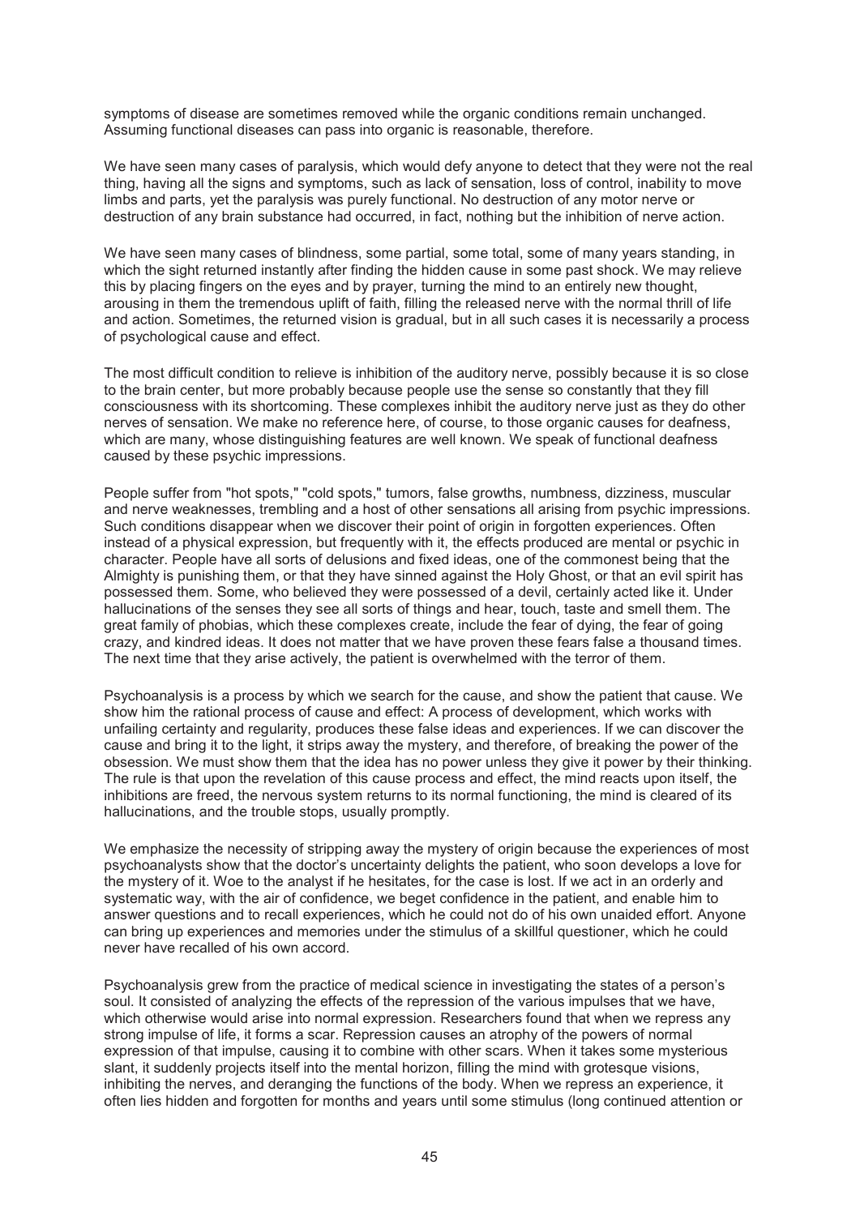symptoms of disease are sometimes removed while the organic conditions remain unchanged. Assuming functional diseases can pass into organic is reasonable, therefore.

We have seen many cases of paralysis, which would defy anyone to detect that they were not the real thing, having all the signs and symptoms, such as lack of sensation, loss of control, inability to move limbs and parts, yet the paralysis was purely functional. No destruction of any motor nerve or destruction of any brain substance had occurred, in fact, nothing but the inhibition of nerve action.

We have seen many cases of blindness, some partial, some total, some of many years standing, in which the sight returned instantly after finding the hidden cause in some past shock. We may relieve this by placing fingers on the eyes and by prayer, turning the mind to an entirely new thought, arousing in them the tremendous uplift of faith, filling the released nerve with the normal thrill of life and action. Sometimes, the returned vision is gradual, but in all such cases it is necessarily a process of psychological cause and effect.

The most difficult condition to relieve is inhibition of the auditory nerve, possibly because it is so close to the brain center, but more probably because people use the sense so constantly that they fill consciousness with its shortcoming. These complexes inhibit the auditory nerve just as they do other nerves of sensation. We make no reference here, of course, to those organic causes for deafness, which are many, whose distinguishing features are well known. We speak of functional deafness caused by these psychic impressions.

People suffer from "hot spots," "cold spots," tumors, false growths, numbness, dizziness, muscular and nerve weaknesses, trembling and a host of other sensations all arising from psychic impressions. Such conditions disappear when we discover their point of origin in forgotten experiences. Often instead of a physical expression, but frequently with it, the effects produced are mental or psychic in character. People have all sorts of delusions and fixed ideas, one of the commonest being that the Almighty is punishing them, or that they have sinned against the Holy Ghost, or that an evil spirit has possessed them. Some, who believed they were possessed of a devil, certainly acted like it. Under hallucinations of the senses they see all sorts of things and hear, touch, taste and smell them. The great family of phobias, which these complexes create, include the fear of dying, the fear of going crazy, and kindred ideas. It does not matter that we have proven these fears false a thousand times. The next time that they arise actively, the patient is overwhelmed with the terror of them.

Psychoanalysis is a process by which we search for the cause, and show the patient that cause. We show him the rational process of cause and effect: A process of development, which works with unfailing certainty and regularity, produces these false ideas and experiences. If we can discover the cause and bring it to the light, it strips away the mystery, and therefore, of breaking the power of the obsession. We must show them that the idea has no power unless they give it power by their thinking. The rule is that upon the revelation of this cause process and effect, the mind reacts upon itself, the inhibitions are freed, the nervous system returns to its normal functioning, the mind is cleared of its hallucinations, and the trouble stops, usually promptly.

We emphasize the necessity of stripping away the mystery of origin because the experiences of most psychoanalysts show that the doctor's uncertainty delights the patient, who soon develops a love for the mystery of it. Woe to the analyst if he hesitates, for the case is lost. If we act in an orderly and systematic way, with the air of confidence, we beget confidence in the patient, and enable him to answer questions and to recall experiences, which he could not do of his own unaided effort. Anyone can bring up experiences and memories under the stimulus of a skillful questioner, which he could never have recalled of his own accord.

Psychoanalysis grew from the practice of medical science in investigating the states of a person's soul. It consisted of analyzing the effects of the repression of the various impulses that we have, which otherwise would arise into normal expression. Researchers found that when we repress any strong impulse of life, it forms a scar. Repression causes an atrophy of the powers of normal expression of that impulse, causing it to combine with other scars. When it takes some mysterious slant, it suddenly projects itself into the mental horizon, filling the mind with grotesque visions, inhibiting the nerves, and deranging the functions of the body. When we repress an experience, it often lies hidden and forgotten for months and years until some stimulus (long continued attention or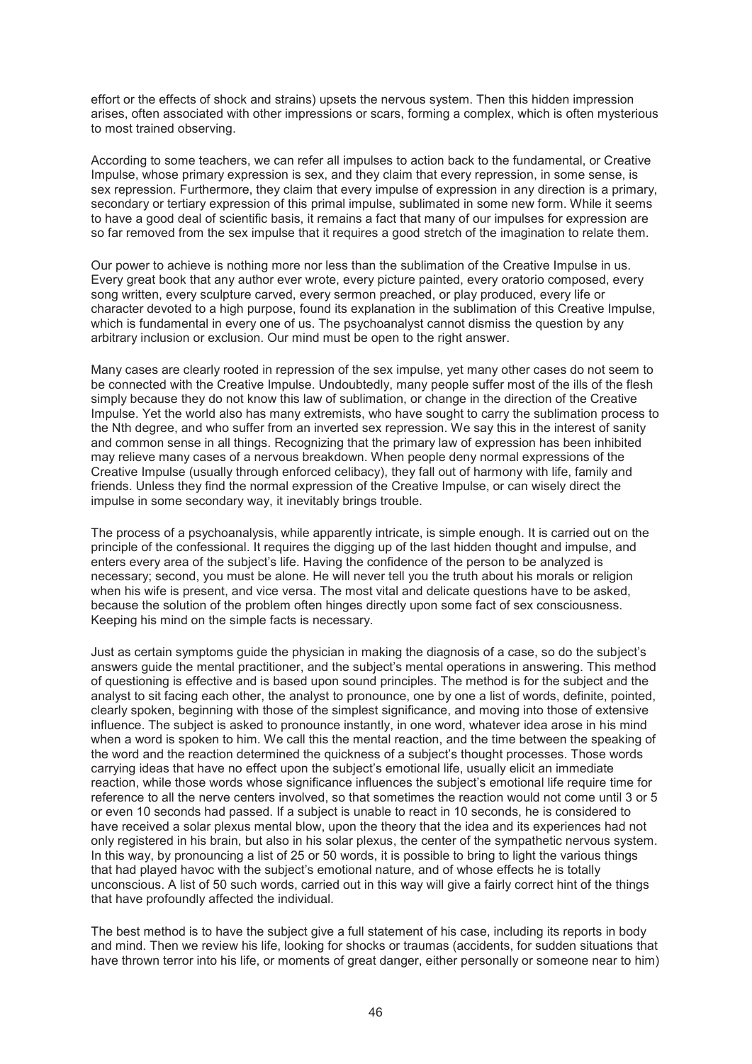effort or the effects of shock and strains) upsets the nervous system. Then this hidden impression arises, often associated with other impressions or scars, forming a complex, which is often mysterious to most trained observing.

According to some teachers, we can refer all impulses to action back to the fundamental, or Creative Impulse, whose primary expression is sex, and they claim that every repression, in some sense, is sex repression. Furthermore, they claim that every impulse of expression in any direction is a primary, secondary or tertiary expression of this primal impulse, sublimated in some new form. While it seems to have a good deal of scientific basis, it remains a fact that many of our impulses for expression are so far removed from the sex impulse that it requires a good stretch of the imagination to relate them.

Our power to achieve is nothing more nor less than the sublimation of the Creative Impulse in us. Every great book that any author ever wrote, every picture painted, every oratorio composed, every song written, every sculpture carved, every sermon preached, or play produced, every life or character devoted to a high purpose, found its explanation in the sublimation of this Creative Impulse, which is fundamental in every one of us. The psychoanalyst cannot dismiss the question by any arbitrary inclusion or exclusion. Our mind must be open to the right answer.

Many cases are clearly rooted in repression of the sex impulse, yet many other cases do not seem to be connected with the Creative Impulse. Undoubtedly, many people suffer most of the ills of the flesh simply because they do not know this law of sublimation, or change in the direction of the Creative Impulse. Yet the world also has many extremists, who have sought to carry the sublimation process to the Nth degree, and who suffer from an inverted sex repression. We say this in the interest of sanity and common sense in all things. Recognizing that the primary law of expression has been inhibited may relieve many cases of a nervous breakdown. When people deny normal expressions of the Creative Impulse (usually through enforced celibacy), they fall out of harmony with life, family and friends. Unless they find the normal expression of the Creative Impulse, or can wisely direct the impulse in some secondary way, it inevitably brings trouble.

The process of a psychoanalysis, while apparently intricate, is simple enough. It is carried out on the principle of the confessional. It requires the digging up of the last hidden thought and impulse, and enters every area of the subject's life. Having the confidence of the person to be analyzed is necessary; second, you must be alone. He will never tell you the truth about his morals or religion when his wife is present, and vice versa. The most vital and delicate questions have to be asked, because the solution of the problem often hinges directly upon some fact of sex consciousness. Keeping his mind on the simple facts is necessary.

Just as certain symptoms guide the physician in making the diagnosis of a case, so do the subject's answers guide the mental practitioner, and the subject's mental operations in answering. This method of questioning is effective and is based upon sound principles. The method is for the subject and the analyst to sit facing each other, the analyst to pronounce, one by one a list of words, definite, pointed, clearly spoken, beginning with those of the simplest significance, and moving into those of extensive influence. The subject is asked to pronounce instantly, in one word, whatever idea arose in his mind when a word is spoken to him. We call this the mental reaction, and the time between the speaking of the word and the reaction determined the quickness of a subject's thought processes. Those words carrying ideas that have no effect upon the subject's emotional life, usually elicit an immediate reaction, while those words whose significance influences the subject's emotional life require time for reference to all the nerve centers involved, so that sometimes the reaction would not come until 3 or 5 or even 10 seconds had passed. If a subject is unable to react in 10 seconds, he is considered to have received a solar plexus mental blow, upon the theory that the idea and its experiences had not only registered in his brain, but also in his solar plexus, the center of the sympathetic nervous system. In this way, by pronouncing a list of 25 or 50 words, it is possible to bring to light the various things that had played havoc with the subject's emotional nature, and of whose effects he is totally unconscious. A list of 50 such words, carried out in this way will give a fairly correct hint of the things that have profoundly affected the individual.

The best method is to have the subject give a full statement of his case, including its reports in body and mind. Then we review his life, looking for shocks or traumas (accidents, for sudden situations that have thrown terror into his life, or moments of great danger, either personally or someone near to him)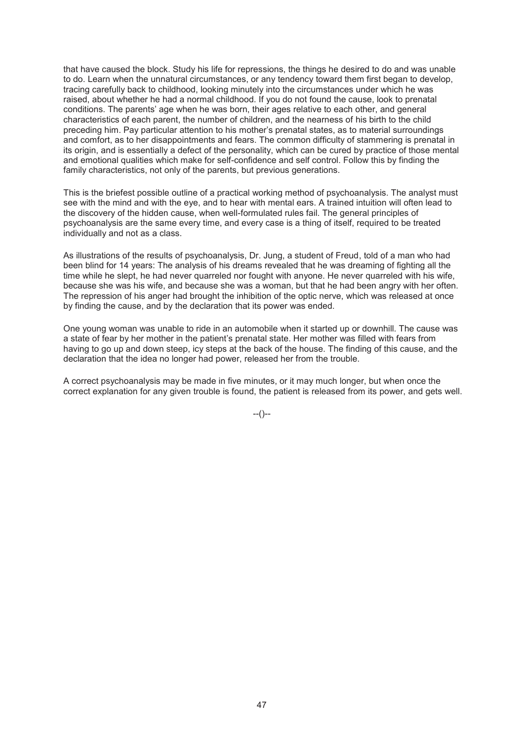that have caused the block. Study his life for repressions, the things he desired to do and was unable to do. Learn when the unnatural circumstances, or any tendency toward them first began to develop, tracing carefully back to childhood, looking minutely into the circumstances under which he was raised, about whether he had a normal childhood. If you do not found the cause, look to prenatal conditions. The parents' age when he was born, their ages relative to each other, and general characteristics of each parent, the number of children, and the nearness of his birth to the child preceding him. Pay particular attention to his mother's prenatal states, as to material surroundings and comfort, as to her disappointments and fears. The common difficulty of stammering is prenatal in its origin, and is essentially a defect of the personality, which can be cured by practice of those mental and emotional qualities which make for self-confidence and self control. Follow this by finding the family characteristics, not only of the parents, but previous generations.

This is the briefest possible outline of a practical working method of psychoanalysis. The analyst must see with the mind and with the eye, and to hear with mental ears. A trained intuition will often lead to the discovery of the hidden cause, when well-formulated rules fail. The general principles of psychoanalysis are the same every time, and every case is a thing of itself, required to be treated individually and not as a class.

As illustrations of the results of psychoanalysis, Dr. Jung, a student of Freud, told of a man who had been blind for 14 years: The analysis of his dreams revealed that he was dreaming of fighting all the time while he slept, he had never quarreled nor fought with anyone. He never quarreled with his wife, because she was his wife, and because she was a woman, but that he had been angry with her often. The repression of his anger had brought the inhibition of the optic nerve, which was released at once by finding the cause, and by the declaration that its power was ended.

One young woman was unable to ride in an automobile when it started up or downhill. The cause was a state of fear by her mother in the patient's prenatal state. Her mother was filled with fears from having to go up and down steep, icy steps at the back of the house. The finding of this cause, and the declaration that the idea no longer had power, released her from the trouble.

A correct psychoanalysis may be made in five minutes, or it may much longer, but when once the correct explanation for any given trouble is found, the patient is released from its power, and gets well.

--()--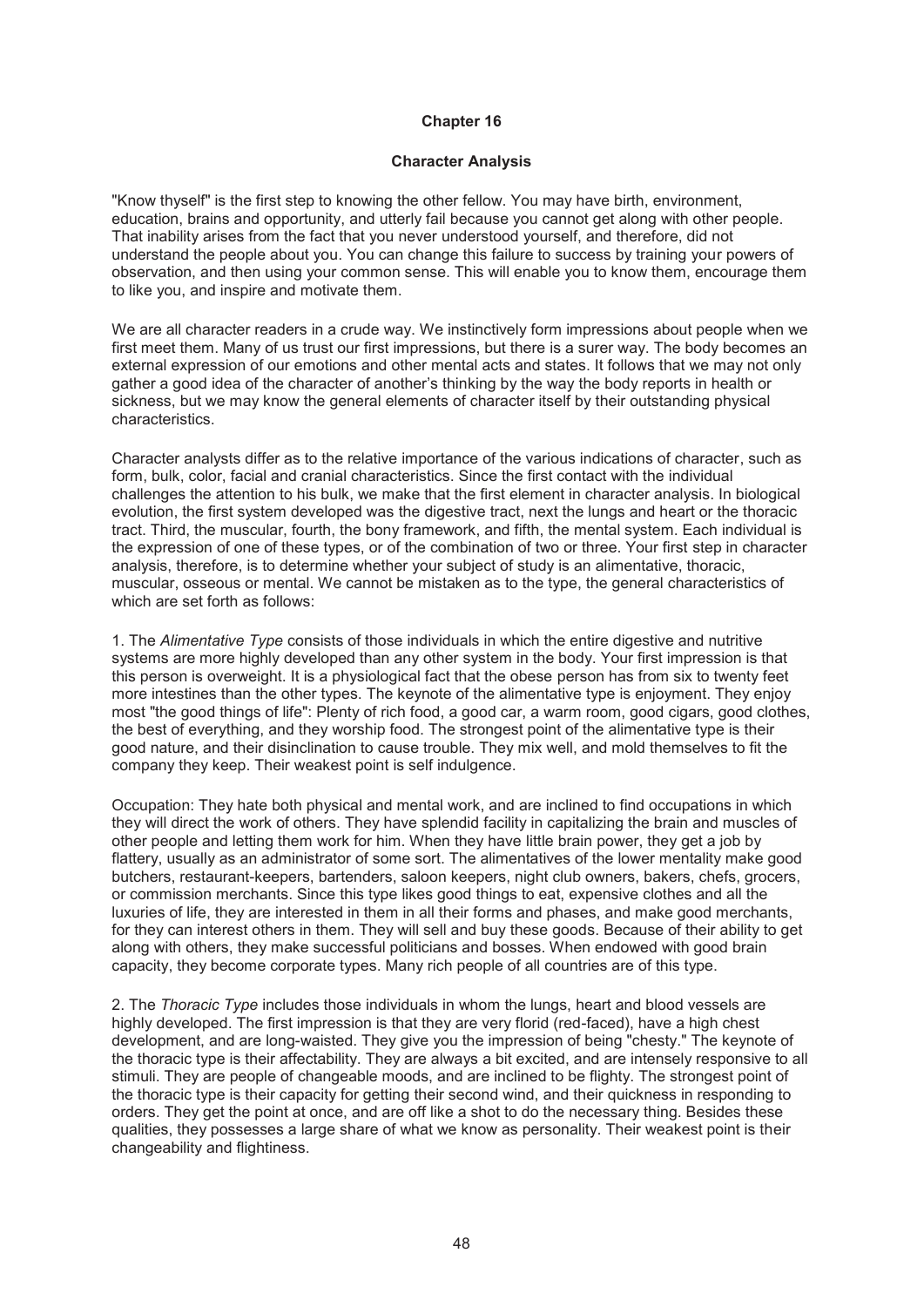# Chapter 16

## Character Analysis

"Know thyself" is the first step to knowing the other fellow. You may have birth, environment, education, brains and opportunity, and utterly fail because you cannot get along with other people. That inability arises from the fact that you never understood yourself, and therefore, did not understand the people about you. You can change this failure to success by training your powers of observation, and then using your common sense. This will enable you to know them, encourage them to like you, and inspire and motivate them.

We are all character readers in a crude way. We instinctively form impressions about people when we first meet them. Many of us trust our first impressions, but there is a surer way. The body becomes an external expression of our emotions and other mental acts and states. It follows that we may not only gather a good idea of the character of another's thinking by the way the body reports in health or sickness, but we may know the general elements of character itself by their outstanding physical characteristics.

Character analysts differ as to the relative importance of the various indications of character, such as form, bulk, color, facial and cranial characteristics. Since the first contact with the individual challenges the attention to his bulk, we make that the first element in character analysis. In biological evolution, the first system developed was the digestive tract, next the lungs and heart or the thoracic tract. Third, the muscular, fourth, the bony framework, and fifth, the mental system. Each individual is the expression of one of these types, or of the combination of two or three. Your first step in character analysis, therefore, is to determine whether your subject of study is an alimentative, thoracic, muscular, osseous or mental. We cannot be mistaken as to the type, the general characteristics of which are set forth as follows:

1. The *Alimentative Type* consists of those individuals in which the entire digestive and nutritive systems are more highly developed than any other system in the body. Your first impression is that this person is overweight. It is a physiological fact that the obese person has from six to twenty feet more intestines than the other types. The keynote of the alimentative type is enjoyment. They enjoy most "the good things of life": Plenty of rich food, a good car, a warm room, good cigars, good clothes, the best of everything, and they worship food. The strongest point of the alimentative type is their good nature, and their disinclination to cause trouble. They mix well, and mold themselves to fit the company they keep. Their weakest point is self indulgence.

Occupation: They hate both physical and mental work, and are inclined to find occupations in which they will direct the work of others. They have splendid facility in capitalizing the brain and muscles of other people and letting them work for him. When they have little brain power, they get a job by flattery, usually as an administrator of some sort. The alimentatives of the lower mentality make good butchers, restaurant-keepers, bartenders, saloon keepers, night club owners, bakers, chefs, grocers, or commission merchants. Since this type likes good things to eat, expensive clothes and all the luxuries of life, they are interested in them in all their forms and phases, and make good merchants, for they can interest others in them. They will sell and buy these goods. Because of their ability to get along with others, they make successful politicians and bosses. When endowed with good brain capacity, they become corporate types. Many rich people of all countries are of this type.

2. The *Thoracic Type* includes those individuals in whom the lungs, heart and blood vessels are highly developed. The first impression is that they are very florid (red-faced), have a high chest development, and are long-waisted. They give you the impression of being "chesty." The keynote of the thoracic type is their affectability. They are always a bit excited, and are intensely responsive to all stimuli. They are people of changeable moods, and are inclined to be flighty. The strongest point of the thoracic type is their capacity for getting their second wind, and their quickness in responding to orders. They get the point at once, and are off like a shot to do the necessary thing. Besides these qualities, they possesses a large share of what we know as personality. Their weakest point is their changeability and flightiness.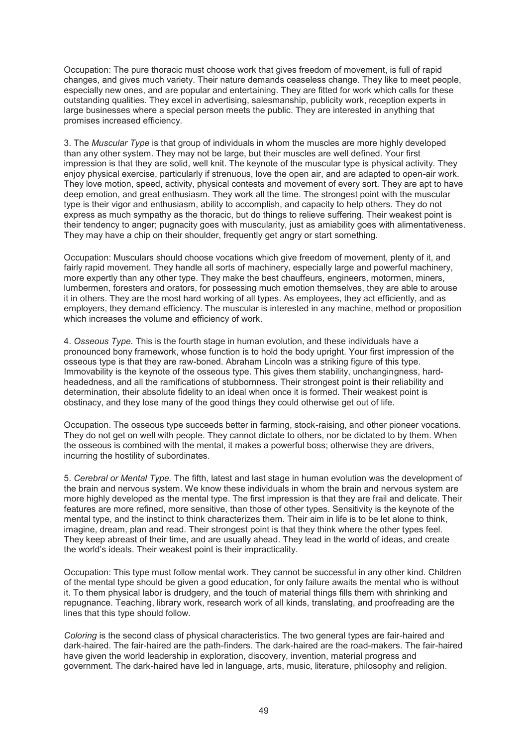Occupation: The pure thoracic must choose work that gives freedom of movement, is full of rapid changes, and gives much variety. Their nature demands ceaseless change. They like to meet people, especially new ones, and are popular and entertaining. They are fitted for work which calls for these outstanding qualities. They excel in advertising, salesmanship, publicity work, reception experts in large businesses where a special person meets the public. They are interested in anything that promises increased efficiency.

3. The *Muscular Type* is that group of individuals in whom the muscles are more highly developed than any other system. They may not be large, but their muscles are well defined. Your first impression is that they are solid, well knit. The keynote of the muscular type is physical activity. They enjoy physical exercise, particularly if strenuous, love the open air, and are adapted to open-air work. They love motion, speed, activity, physical contests and movement of every sort. They are apt to have deep emotion, and great enthusiasm. They work all the time. The strongest point with the muscular type is their vigor and enthusiasm, ability to accomplish, and capacity to help others. They do not express as much sympathy as the thoracic, but do things to relieve suffering. Their weakest point is their tendency to anger; pugnacity goes with muscularity, just as amiability goes with alimentativeness. They may have a chip on their shoulder, frequently get angry or start something.

Occupation: Musculars should choose vocations which give freedom of movement, plenty of it, and fairly rapid movement. They handle all sorts of machinery, especially large and powerful machinery, more expertly than any other type. They make the best chauffeurs, engineers, motormen, miners, lumbermen, foresters and orators, for possessing much emotion themselves, they are able to arouse it in others. They are the most hard working of all types. As employees, they act efficiently, and as employers, they demand efficiency. The muscular is interested in any machine, method or proposition which increases the volume and efficiency of work.

4. *Osseous Type.* This is the fourth stage in human evolution, and these individuals have a pronounced bony framework, whose function is to hold the body upright. Your first impression of the osseous type is that they are raw-boned. Abraham Lincoln was a striking figure of this type. Immovability is the keynote of the osseous type. This gives them stability, unchangingness, hard-headedness, and all the ramifications of stubbornness. Their strongest point is their reliability and determination, their absolute fidelity to an ideal when once it is formed. Their weakest point is obstinacy, and they lose many of the good things they could otherwise get out of life.

Occupation. The osseous type succeeds better in farming, stock-raising, and other pioneer vocations. They do not get on well with people. They cannot dictate to others, nor be dictated to by them. When the osseous is combined with the mental, it makes a powerful boss; otherwise they are drivers, incurring the hostility of subordinates.

5. *Cerebral or Mental Type.* The fifth, latest and last stage in human evolution was the development of the brain and nervous system. We know these individuals in whom the brain and nervous system are more highly developed as the mental type. The first impression is that they are frail and delicate. Their features are more refined, more sensitive, than those of other types. Sensitivity is the keynote of the mental type, and the instinct to think characterizes them. Their aim in life is to be let alone to think, imagine, dream, plan and read. Their strongest point is that they think where the other types feel. They keep abreast of their time, and are usually ahead. They lead in the world of ideas, and create the world's ideals. Their weakest point is their impracticality.

Occupation: This type must follow mental work. They cannot be successful in any other kind. Children of the mental type should be given a good education, for only failure awaits the mental who is without it. To them physical labor is drudgery, and the touch of material things fills them with shrinking and repugnance. Teaching, library work, research work of all kinds, translating, and proofreading are the lines that this type should follow.

*Coloring* is the second class of physical characteristics. The two general types are fair-haired and dark-haired. The fair-haired are the path-finders. The dark-haired are the road-makers. The fair-haired have given the world leadership in exploration, discovery, invention, material progress and government. The dark-haired have led in language, arts, music, literature, philosophy and religion.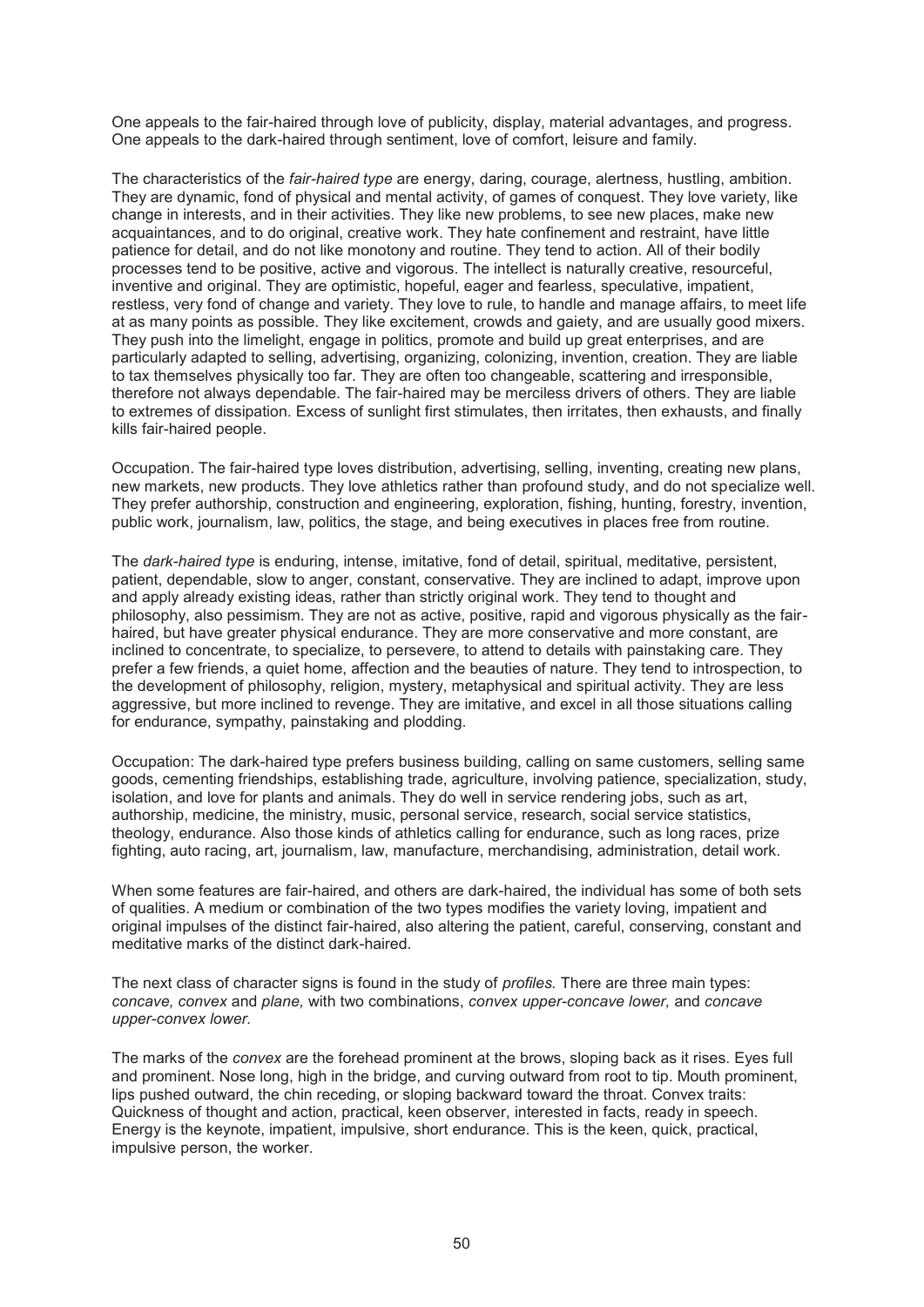One appeals to the fair-haired through love of publicity, display, material advantages, and progress. One appeals to the dark-haired through sentiment, love of comfort, leisure and family.

The characteristics of the *fair-haired type* are energy, daring, courage, alertness, hustling, ambition. They are dynamic, fond of physical and mental activity, of games of conquest. They love variety, like change in interests, and in their activities. They like new problems, to see new places, make new acquaintances, and to do original, creative work. They hate confinement and restraint, have little patience for detail, and do not like monotony and routine. They tend to action. All of their bodily processes tend to be positive, active and vigorous. The intellect is naturally creative, resourceful, inventive and original. They are optimistic, hopeful, eager and fearless, speculative, impatient, restless, very fond of change and variety. They love to rule, to handle and manage affairs, to meet life at as many points as possible. They like excitement, crowds and gaiety, and are usually good mixers. They push into the limelight, engage in politics, promote and build up great enterprises, and are particularly adapted to selling, advertising, organizing, colonizing, invention, creation. They are liable to tax themselves physically too far. They are often too changeable, scattering and irresponsible, therefore not always dependable. The fair-haired may be merciless drivers of others. They are liable to extremes of dissipation. Excess of sunlight first stimulates, then irritates, then exhausts, and finally kills fair-haired people.

Occupation. The fair-haired type loves distribution, advertising, selling, inventing, creating new plans, new markets, new products. They love athletics rather than profound study, and do not specialize well. They prefer authorship, construction and engineering, exploration, fishing, hunting, forestry, invention, public work, journalism, law, politics, the stage, and being executives in places free from routine.

The *dark-haired type* is enduring, intense, imitative, fond of detail, spiritual, meditative, persistent, patient, dependable, slow to anger, constant, conservative. They are inclined to adapt, improve upon and apply already existing ideas, rather than strictly original work. They tend to thought and philosophy, also pessimism. They are not as active, positive, rapid and vigorous physically as the fair-haired, but have greater physical endurance. They are more conservative and more constant, are inclined to concentrate, to specialize, to persevere, to attend to details with painstaking care. They prefer a few friends, a quiet home, affection and the beauties of nature. They tend to introspection, to the development of philosophy, religion, mystery, metaphysical and spiritual activity. They are less aggressive, but more inclined to revenge. They are imitative, and excel in all those situations calling for endurance, sympathy, painstaking and plodding.

Occupation: The dark-haired type prefers business building, calling on same customers, selling same goods, cementing friendships, establishing trade, agriculture, involving patience, specialization, study, isolation, and love for plants and animals. They do well in service rendering jobs, such as art, authorship, medicine, the ministry, music, personal service, research, social service statistics, theology, endurance. Also those kinds of athletics calling for endurance, such as long races, prize fighting, auto racing, art, journalism, law, manufacture, merchandising, administration, detail work.

When some features are fair-haired, and others are dark-haired, the individual has some of both sets of qualities. A medium or combination of the two types modifies the variety loving, impatient and original impulses of the distinct fair-haired, also altering the patient, careful, conserving, constant and meditative marks of the distinct dark-haired.

The next class of character signs is found in the study of *profiles.* There are three main types: *concave, convex* and *plane,* with two combinations, *convex upper-concave lower,* and *concave upper-convex lower.*

The marks of the *convex* are the forehead prominent at the brows, sloping back as it rises. Eyes full and prominent. Nose long, high in the bridge, and curving outward from root to tip. Mouth prominent, lips pushed outward, the chin receding, or sloping backward toward the throat. Convex traits: Quickness of thought and action, practical, keen observer, interested in facts, ready in speech. Energy is the keynote, impatient, impulsive, short endurance. This is the keen, quick, practical, impulsive person, the worker.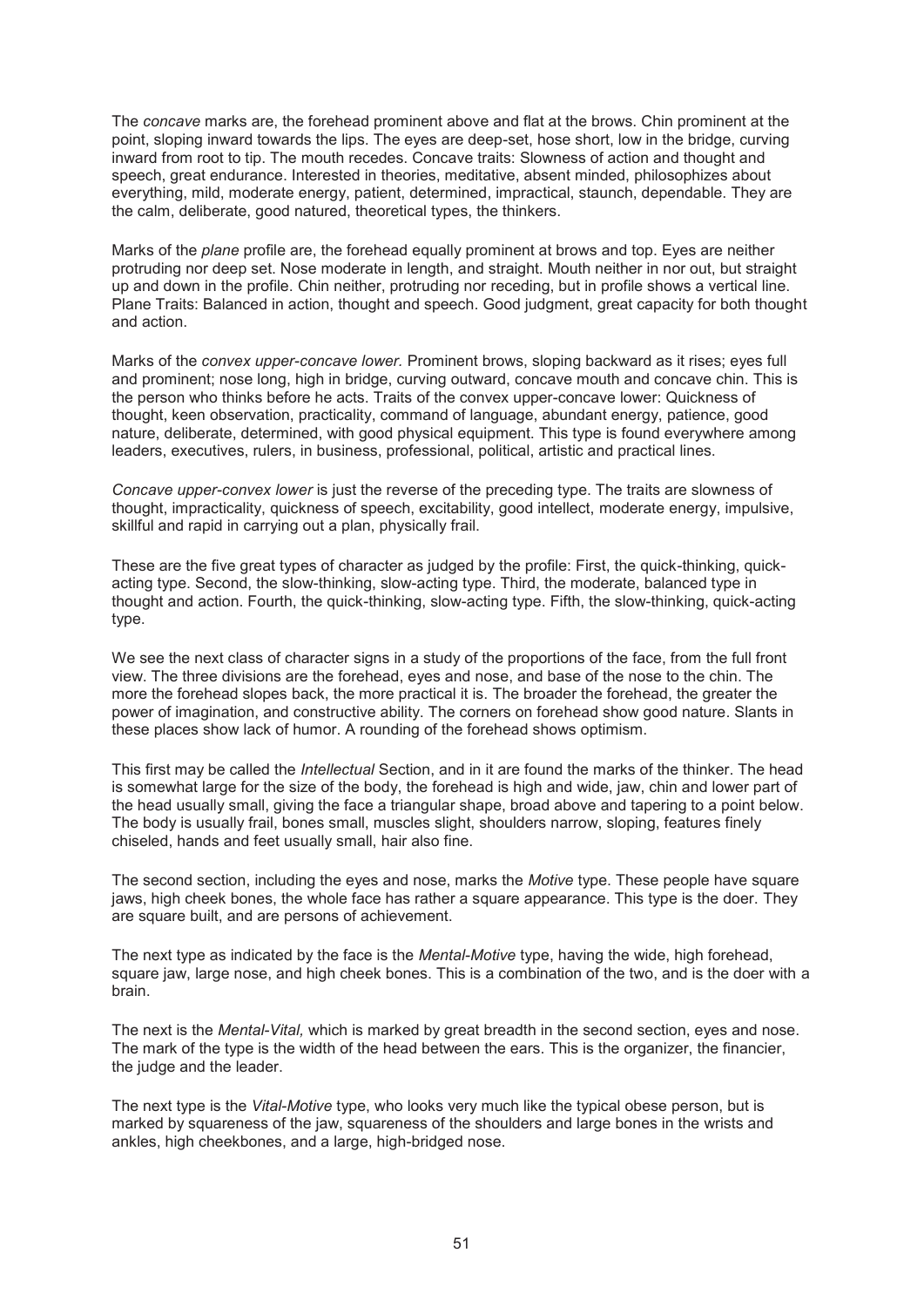The *concave* marks are, the forehead prominent above and flat at the brows. Chin prominent at the point, sloping inward towards the lips. The eyes are deep-set, hose short, low in the bridge, curving inward from root to tip. The mouth recedes. Concave traits: Slowness of action and thought and speech, great endurance. Interested in theories, meditative, absent minded, philosophizes about everything, mild, moderate energy, patient, determined, impractical, staunch, dependable. They are the calm, deliberate, good natured, theoretical types, the thinkers.

Marks of the *plane* profile are, the forehead equally prominent at brows and top. Eyes are neither protruding nor deep set. Nose moderate in length, and straight. Mouth neither in nor out, but straight up and down in the profile. Chin neither, protruding nor receding, but in profile shows a vertical line. Plane Traits: Balanced in action, thought and speech. Good judgment, great capacity for both thought and action.

Marks of the *convex upper-concave lower.* Prominent brows, sloping backward as it rises; eyes full and prominent; nose long, high in bridge, curving outward, concave mouth and concave chin. This is the person who thinks before he acts. Traits of the convex upper-concave lower: Quickness of thought, keen observation, practicality, command of language, abundant energy, patience, good nature, deliberate, determined, with good physical equipment. This type is found everywhere among leaders, executives, rulers, in business, professional, political, artistic and practical lines.

*Concave upper-convex lower* is just the reverse of the preceding type. The traits are slowness of thought, impracticality, quickness of speech, excitability, good intellect, moderate energy, impulsive, skillful and rapid in carrying out a plan, physically frail.

These are the five great types of character as judged by the profile: First, the quick-thinking, quick-acting type. Second, the slow-thinking, slow-acting type. Third, the moderate, balanced type in thought and action. Fourth, the quick-thinking, slow-acting type. Fifth, the slow-thinking, quick-acting type.

We see the next class of character signs in a study of the proportions of the face, from the full front view. The three divisions are the forehead, eyes and nose, and base of the nose to the chin. The more the forehead slopes back, the more practical it is. The broader the forehead, the greater the power of imagination, and constructive ability. The corners on forehead show good nature. Slants in these places show lack of humor. A rounding of the forehead shows optimism.

This first may be called the *Intellectual* Section, and in it are found the marks of the thinker. The head is somewhat large for the size of the body, the forehead is high and wide, jaw, chin and lower part of the head usually small, giving the face a triangular shape, broad above and tapering to a point below. The body is usually frail, bones small, muscles slight, shoulders narrow, sloping, features finely chiseled, hands and feet usually small, hair also fine.

The second section, including the eyes and nose, marks the *Motive* type. These people have square jaws, high cheek bones, the whole face has rather a square appearance. This type is the doer. They are square built, and are persons of achievement.

The next type as indicated by the face is the *Mental-Motive* type, having the wide, high forehead, square jaw, large nose, and high cheek bones. This is a combination of the two, and is the doer with a brain.

The next is the *Mental-Vital,* which is marked by great breadth in the second section, eyes and nose. The mark of the type is the width of the head between the ears. This is the organizer, the financier, the judge and the leader.

The next type is the *Vital-Motive* type, who looks very much like the typical obese person, but is marked by squareness of the jaw, squareness of the shoulders and large bones in the wrists and ankles, high cheekbones, and a large, high-bridged nose.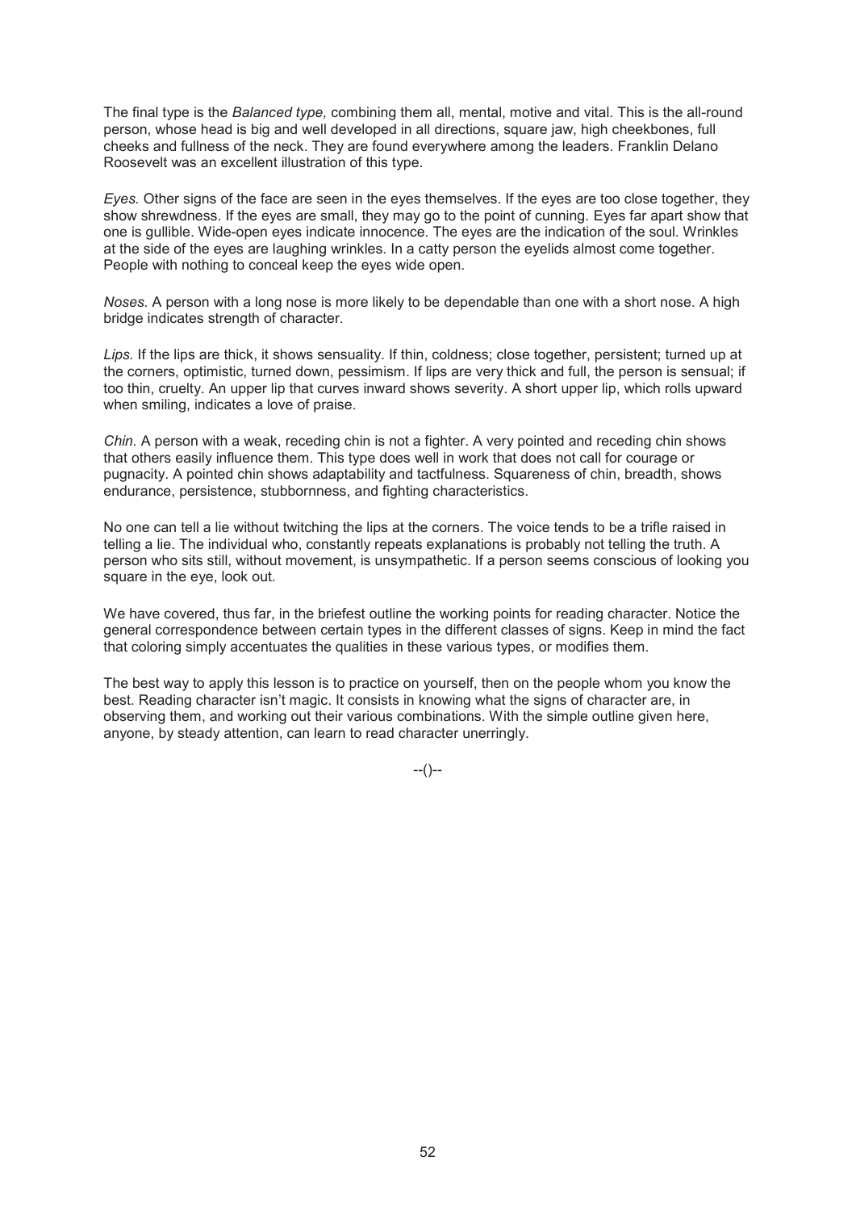The final type is the *Balanced type,* combining them all, mental, motive and vital. This is the all-round person, whose head is big and well developed in all directions, square jaw, high cheekbones, full cheeks and fullness of the neck. They are found everywhere among the leaders. Franklin Delano Roosevelt was an excellent illustration of this type.

*Eyes.* Other signs of the face are seen in the eyes themselves. If the eyes are too close together, they show shrewdness. If the eyes are small, they may go to the point of cunning. Eyes far apart show that one is gullible. Wide-open eyes indicate innocence. The eyes are the indication of the soul. Wrinkles at the side of the eyes are laughing wrinkles. In a catty person the eyelids almost come together. People with nothing to conceal keep the eyes wide open.

*Noses.* A person with a long nose is more likely to be dependable than one with a short nose. A high bridge indicates strength of character.

*Lips.* If the lips are thick, it shows sensuality. If thin, coldness; close together, persistent; turned up at the corners, optimistic, turned down, pessimism. If lips are very thick and full, the person is sensual; if too thin, cruelty. An upper lip that curves inward shows severity. A short upper lip, which rolls upward when smiling, indicates a love of praise.

*Chin.* A person with a weak, receding chin is not a fighter. A very pointed and receding chin shows that others easily influence them. This type does well in work that does not call for courage or pugnacity. A pointed chin shows adaptability and tactfulness. Squareness of chin, breadth, shows endurance, persistence, stubbornness, and fighting characteristics.

No one can tell a lie without twitching the lips at the corners. The voice tends to be a trifle raised in telling a lie. The individual who, constantly repeats explanations is probably not telling the truth. A person who sits still, without movement, is unsympathetic. If a person seems conscious of looking you square in the eye, look out.

We have covered, thus far, in the briefest outline the working points for reading character. Notice the general correspondence between certain types in the different classes of signs. Keep in mind the fact that coloring simply accentuates the qualities in these various types, or modifies them.

The best way to apply this lesson is to practice on yourself, then on the people whom you know the best. Reading character isn't magic. It consists in knowing what the signs of character are, in observing them, and working out their various combinations. With the simple outline given here, anyone, by steady attention, can learn to read character unerringly.

--()--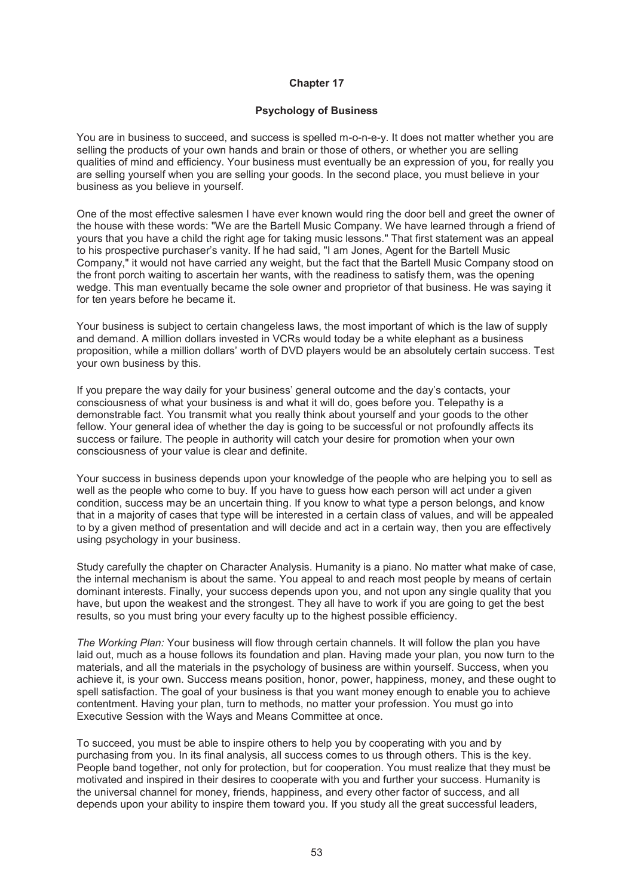# Chapter 17

## Psychology of Business

You are in business to succeed, and success is spelled m-o-n-e-y. It does not matter whether you are selling the products of your own hands and brain or those of others, or whether you are selling qualities of mind and efficiency. Your business must eventually be an expression of you, for really you are selling yourself when you are selling your goods. In the second place, you must believe in your business as you believe in yourself.

One of the most effective salesmen I have ever known would ring the door bell and greet the owner of the house with these words: "We are the Bartell Music Company. We have learned through a friend of yours that you have a child the right age for taking music lessons." That first statement was an appeal to his prospective purchaser's vanity. If he had said, "I am Jones, Agent for the Bartell Music Company," it would not have carried any weight, but the fact that the Bartell Music Company stood on the front porch waiting to ascertain her wants, with the readiness to satisfy them, was the opening wedge. This man eventually became the sole owner and proprietor of that business. He was saying it for ten years before he became it.

Your business is subject to certain changeless laws, the most important of which is the law of supply and demand. A million dollars invested in VCRs would today be a white elephant as a business proposition, while a million dollars' worth of DVD players would be an absolutely certain success. Test your own business by this.

If you prepare the way daily for your business' general outcome and the day's contacts, your consciousness of what your business is and what it will do, goes before you. Telepathy is a demonstrable fact. You transmit what you really think about yourself and your goods to the other fellow. Your general idea of whether the day is going to be successful or not profoundly affects its success or failure. The people in authority will catch your desire for promotion when your own consciousness of your value is clear and definite.

Your success in business depends upon your knowledge of the people who are helping you to sell as well as the people who come to buy. If you have to guess how each person will act under a given condition, success may be an uncertain thing. If you know to what type a person belongs, and know that in a majority of cases that type will be interested in a certain class of values, and will be appealed to by a given method of presentation and will decide and act in a certain way, then you are effectively using psychology in your business.

Study carefully the chapter on Character Analysis. Humanity is a piano. No matter what make of case, the internal mechanism is about the same. You appeal to and reach most people by means of certain dominant interests. Finally, your success depends upon you, and not upon any single quality that you have, but upon the weakest and the strongest. They all have to work if you are going to get the best results, so you must bring your every faculty up to the highest possible efficiency.

*The Working Plan:* Your business will flow through certain channels. It will follow the plan you have laid out, much as a house follows its foundation and plan. Having made your plan, you now turn to the materials, and all the materials in the psychology of business are within yourself. Success, when you achieve it, is your own. Success means position, honor, power, happiness, money, and these ought to spell satisfaction. The goal of your business is that you want money enough to enable you to achieve contentment. Having your plan, turn to methods, no matter your profession. You must go into Executive Session with the Ways and Means Committee at once.

To succeed, you must be able to inspire others to help you by cooperating with you and by purchasing from you. In its final analysis, all success comes to us through others. This is the key. People band together, not only for protection, but for cooperation. You must realize that they must be motivated and inspired in their desires to cooperate with you and further your success. Humanity is the universal channel for money, friends, happiness, and every other factor of success, and all depends upon your ability to inspire them toward you. If you study all the great successful leaders,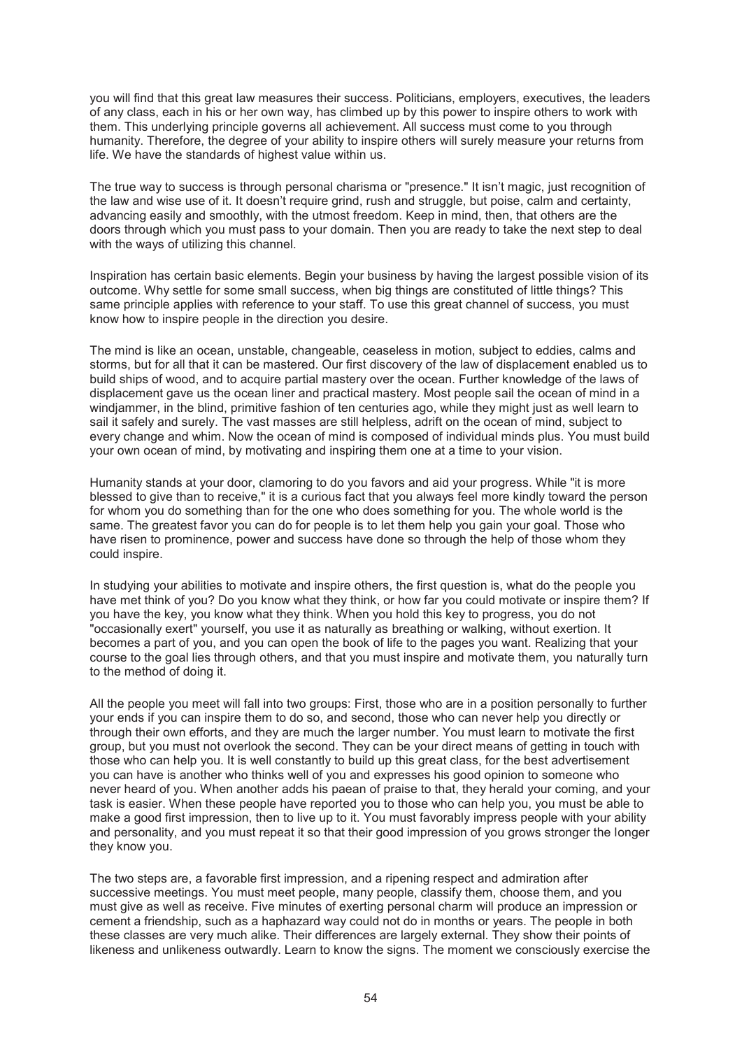you will find that this great law measures their success. Politicians, employers, executives, the leaders of any class, each in his or her own way, has climbed up by this power to inspire others to work with them. This underlying principle governs all achievement. All success must come to you through humanity. Therefore, the degree of your ability to inspire others will surely measure your returns from life. We have the standards of highest value within us.

The true way to success is through personal charisma or "presence." It isn't magic, just recognition of the law and wise use of it. It doesn't require grind, rush and struggle, but poise, calm and certainty, advancing easily and smoothly, with the utmost freedom. Keep in mind, then, that others are the doors through which you must pass to your domain. Then you are ready to take the next step to deal with the ways of utilizing this channel.

Inspiration has certain basic elements. Begin your business by having the largest possible vision of its outcome. Why settle for some small success, when big things are constituted of little things? This same principle applies with reference to your staff. To use this great channel of success, you must know how to inspire people in the direction you desire.

The mind is like an ocean, unstable, changeable, ceaseless in motion, subject to eddies, calms and storms, but for all that it can be mastered. Our first discovery of the law of displacement enabled us to build ships of wood, and to acquire partial mastery over the ocean. Further knowledge of the laws of displacement gave us the ocean liner and practical mastery. Most people sail the ocean of mind in a windjammer, in the blind, primitive fashion of ten centuries ago, while they might just as well learn to sail it safely and surely. The vast masses are still helpless, adrift on the ocean of mind, subject to every change and whim. Now the ocean of mind is composed of individual minds plus. You must build your own ocean of mind, by motivating and inspiring them one at a time to your vision.

Humanity stands at your door, clamoring to do you favors and aid your progress. While "it is more blessed to give than to receive," it is a curious fact that you always feel more kindly toward the person for whom you do something than for the one who does something for you. The whole world is the same. The greatest favor you can do for people is to let them help you gain your goal. Those who have risen to prominence, power and success have done so through the help of those whom they could inspire.

In studying your abilities to motivate and inspire others, the first question is, what do the people you have met think of you? Do you know what they think, or how far you could motivate or inspire them? If you have the key, you know what they think. When you hold this key to progress, you do not "occasionally exert" yourself, you use it as naturally as breathing or walking, without exertion. It becomes a part of you, and you can open the book of life to the pages you want. Realizing that your course to the goal lies through others, and that you must inspire and motivate them, you naturally turn to the method of doing it.

All the people you meet will fall into two groups: First, those who are in a position personally to further your ends if you can inspire them to do so, and second, those who can never help you directly or through their own efforts, and they are much the larger number. You must learn to motivate the first group, but you must not overlook the second. They can be your direct means of getting in touch with those who can help you. It is well constantly to build up this great class, for the best advertisement you can have is another who thinks well of you and expresses his good opinion to someone who never heard of you. When another adds his paean of praise to that, they herald your coming, and your task is easier. When these people have reported you to those who can help you, you must be able to make a good first impression, then to live up to it. You must favorably impress people with your ability and personality, and you must repeat it so that their good impression of you grows stronger the longer they know you.

The two steps are, a favorable first impression, and a ripening respect and admiration after successive meetings. You must meet people, many people, classify them, choose them, and you must give as well as receive. Five minutes of exerting personal charm will produce an impression or cement a friendship, such as a haphazard way could not do in months or years. The people in both these classes are very much alike. Their differences are largely external. They show their points of likeness and unlikeness outwardly. Learn to know the signs. The moment we consciously exercise the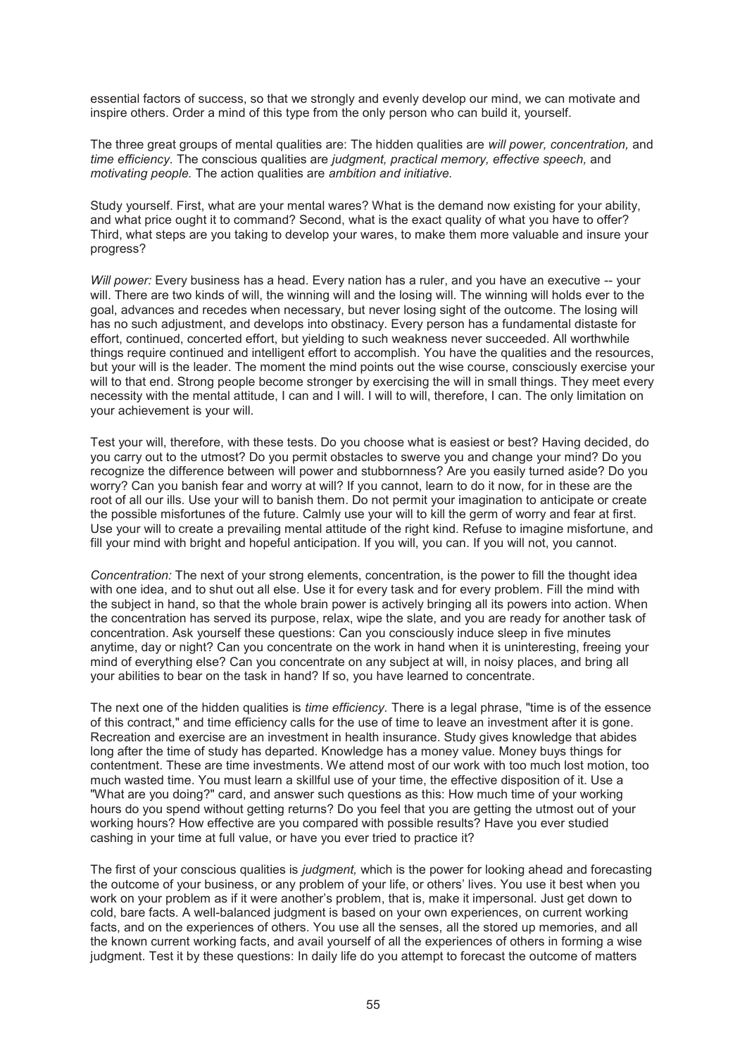essential factors of success, so that we strongly and evenly develop our mind, we can motivate and inspire others. Order a mind of this type from the only person who can build it, yourself.

The three great groups of mental qualities are: The hidden qualities are *will power, concentration,* and *time efficiency.* The conscious qualities are *judgment, practical memory, effective speech,* and *motivating people.* The action qualities are *ambition and initiative.*

Study yourself. First, what are your mental wares? What is the demand now existing for your ability, and what price ought it to command? Second, what is the exact quality of what you have to offer? Third, what steps are you taking to develop your wares, to make them more valuable and insure your progress?

*Will power:* Every business has a head. Every nation has a ruler, and you have an executive -- your will. There are two kinds of will, the winning will and the losing will. The winning will holds ever to the goal, advances and recedes when necessary, but never losing sight of the outcome. The losing will has no such adjustment, and develops into obstinacy. Every person has a fundamental distaste for effort, continued, concerted effort, but yielding to such weakness never succeeded. All worthwhile things require continued and intelligent effort to accomplish. You have the qualities and the resources, but your will is the leader. The moment the mind points out the wise course, consciously exercise your will to that end. Strong people become stronger by exercising the will in small things. They meet every necessity with the mental attitude, I can and I will. I will to will, therefore, I can. The only limitation on your achievement is your will.

Test your will, therefore, with these tests. Do you choose what is easiest or best? Having decided, do you carry out to the utmost? Do you permit obstacles to swerve you and change your mind? Do you recognize the difference between will power and stubbornness? Are you easily turned aside? Do you worry? Can you banish fear and worry at will? If you cannot, learn to do it now, for in these are the root of all our ills. Use your will to banish them. Do not permit your imagination to anticipate or create the possible misfortunes of the future. Calmly use your will to kill the germ of worry and fear at first. Use your will to create a prevailing mental attitude of the right kind. Refuse to imagine misfortune, and fill your mind with bright and hopeful anticipation. If you will, you can. If you will not, you cannot.

*Concentration:* The next of your strong elements, concentration, is the power to fill the thought idea with one idea, and to shut out all else. Use it for every task and for every problem. Fill the mind with the subject in hand, so that the whole brain power is actively bringing all its powers into action. When the concentration has served its purpose, relax, wipe the slate, and you are ready for another task of concentration. Ask yourself these questions: Can you consciously induce sleep in five minutes anytime, day or night? Can you concentrate on the work in hand when it is uninteresting, freeing your mind of everything else? Can you concentrate on any subject at will, in noisy places, and bring all your abilities to bear on the task in hand? If so, you have learned to concentrate.

The next one of the hidden qualities is *time efficiency.* There is a legal phrase, "time is of the essence of this contract," and time efficiency calls for the use of time to leave an investment after it is gone. Recreation and exercise are an investment in health insurance. Study gives knowledge that abides long after the time of study has departed. Knowledge has a money value. Money buys things for contentment. These are time investments. We attend most of our work with too much lost motion, too much wasted time. You must learn a skillful use of your time, the effective disposition of it. Use a "What are you doing?" card, and answer such questions as this: How much time of your working hours do you spend without getting returns? Do you feel that you are getting the utmost out of your working hours? How effective are you compared with possible results? Have you ever studied cashing in your time at full value, or have you ever tried to practice it?

The first of your conscious qualities is *judgment,* which is the power for looking ahead and forecasting the outcome of your business, or any problem of your life, or others' lives. You use it best when you work on your problem as if it were another's problem, that is, make it impersonal. Just get down to cold, bare facts. A well-balanced judgment is based on your own experiences, on current working facts, and on the experiences of others. You use all the senses, all the stored up memories, and all the known current working facts, and avail yourself of all the experiences of others in forming a wise judgment. Test it by these questions: In daily life do you attempt to forecast the outcome of matters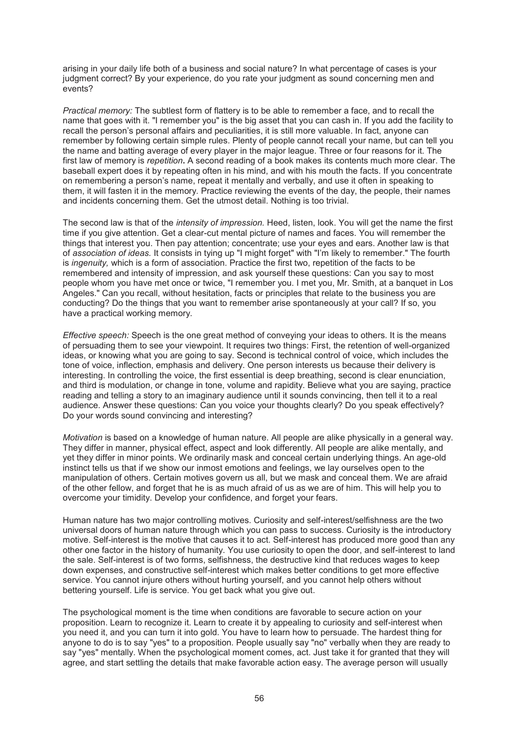arising in your daily life both of a business and social nature? In what percentage of cases is your judgment correct? By your experience, do you rate your judgment as sound concerning men and events?

*Practical memory:* The subtlest form of flattery is to be able to remember a face, and to recall the name that goes with it. "I remember you" is the big asset that you can cash in. If you add the facility to recall the person's personal affairs and peculiarities, it is still more valuable. In fact, anyone can remember by following certain simple rules. Plenty of people cannot recall your name, but can tell you the name and batting average of every player in the major league. Three or four reasons for it. The first law of memory is *repetition***.** A second reading of a book makes its contents much more clear. The baseball expert does it by repeating often in his mind, and with his mouth the facts. If you concentrate on remembering a person's name, repeat it mentally and verbally, and use it often in speaking to them, it will fasten it in the memory. Practice reviewing the events of the day, the people, their names and incidents concerning them. Get the utmost detail. Nothing is too trivial.

The second law is that of the *intensity of impression.* Heed, listen, look. You will get the name the first time if you give attention. Get a clear-cut mental picture of names and faces. You will remember the things that interest you. Then pay attention; concentrate; use your eyes and ears. Another law is that of *association of ideas.* It consists in tying up "I might forget" with "I'm likely to remember." The fourth is *ingenuity,* which is a form of association. Practice the first two, repetition of the facts to be remembered and intensity of impression, and ask yourself these questions: Can you say to most people whom you have met once or twice, "I remember you. I met you, Mr. Smith, at a banquet in Los Angeles." Can you recall, without hesitation, facts or principles that relate to the business you are conducting? Do the things that you want to remember arise spontaneously at your call? If so, you have a practical working memory.

*Effective speech:* Speech is the one great method of conveying your ideas to others. It is the means of persuading them to see your viewpoint. It requires two things: First, the retention of well-organized ideas, or knowing what you are going to say. Second is technical control of voice, which includes the tone of voice, inflection, emphasis and delivery. One person interests us because their delivery is interesting. In controlling the voice, the first essential is deep breathing, second is clear enunciation, and third is modulation, or change in tone, volume and rapidity. Believe what you are saying, practice reading and telling a story to an imaginary audience until it sounds convincing, then tell it to a real audience. Answer these questions: Can you voice your thoughts clearly? Do you speak effectively? Do your words sound convincing and interesting?

*Motivation* is based on a knowledge of human nature. All people are alike physically in a general way. They differ in manner, physical effect, aspect and look differently. All people are alike mentally, and yet they differ in minor points. We ordinarily mask and conceal certain underlying things. An age-old instinct tells us that if we show our inmost emotions and feelings, we lay ourselves open to the manipulation of others. Certain motives govern us all, but we mask and conceal them. We are afraid of the other fellow, and forget that he is as much afraid of us as we are of him. This will help you to overcome your timidity. Develop your confidence, and forget your fears.

Human nature has two major controlling motives. Curiosity and self-interest/selfishness are the two universal doors of human nature through which you can pass to success. Curiosity is the introductory motive. Self-interest is the motive that causes it to act. Self-interest has produced more good than any other one factor in the history of humanity. You use curiosity to open the door, and self-interest to land the sale. Self-interest is of two forms, selfishness, the destructive kind that reduces wages to keep down expenses, and constructive self-interest which makes better conditions to get more effective service. You cannot injure others without hurting yourself, and you cannot help others without bettering yourself. Life is service. You get back what you give out.

The psychological moment is the time when conditions are favorable to secure action on your proposition. Learn to recognize it. Learn to create it by appealing to curiosity and self-interest when you need it, and you can turn it into gold. You have to learn how to persuade. The hardest thing for anyone to do is to say "yes" to a proposition. People usually say "no" verbally when they are ready to say "yes" mentally. When the psychological moment comes, act. Just take it for granted that they will agree, and start settling the details that make favorable action easy. The average person will usually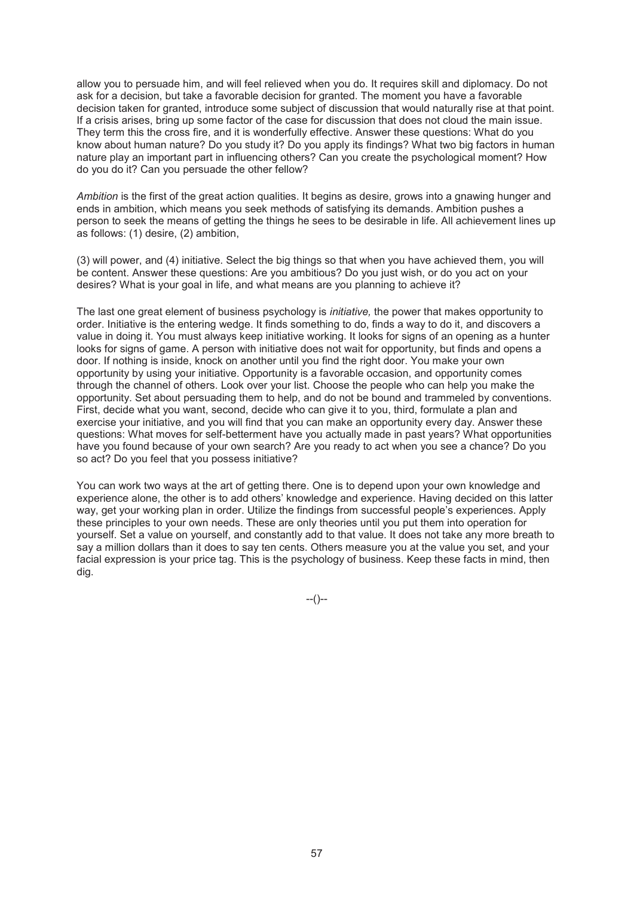allow you to persuade him, and will feel relieved when you do. It requires skill and diplomacy. Do not ask for a decision, but take a favorable decision for granted. The moment you have a favorable decision taken for granted, introduce some subject of discussion that would naturally rise at that point. If a crisis arises, bring up some factor of the case for discussion that does not cloud the main issue. They term this the cross fire, and it is wonderfully effective. Answer these questions: What do you know about human nature? Do you study it? Do you apply its findings? What two big factors in human nature play an important part in influencing others? Can you create the psychological moment? How do you do it? Can you persuade the other fellow?

*Ambition* is the first of the great action qualities. It begins as desire, grows into a gnawing hunger and ends in ambition, which means you seek methods of satisfying its demands. Ambition pushes a person to seek the means of getting the things he sees to be desirable in life. All achievement lines up as follows: (1) desire, (2) ambition,

(3) will power, and (4) initiative. Select the big things so that when you have achieved them, you will be content. Answer these questions: Are you ambitious? Do you just wish, or do you act on your desires? What is your goal in life, and what means are you planning to achieve it?

The last one great element of business psychology is *initiative,* the power that makes opportunity to order. Initiative is the entering wedge. It finds something to do, finds a way to do it, and discovers a value in doing it. You must always keep initiative working. It looks for signs of an opening as a hunter looks for signs of game. A person with initiative does not wait for opportunity, but finds and opens a door. If nothing is inside, knock on another until you find the right door. You make your own opportunity by using your initiative. Opportunity is a favorable occasion, and opportunity comes through the channel of others. Look over your list. Choose the people who can help you make the opportunity. Set about persuading them to help, and do not be bound and trammeled by conventions. First, decide what you want, second, decide who can give it to you, third, formulate a plan and exercise your initiative, and you will find that you can make an opportunity every day. Answer these questions: What moves for self-betterment have you actually made in past years? What opportunities have you found because of your own search? Are you ready to act when you see a chance? Do you so act? Do you feel that you possess initiative?

You can work two ways at the art of getting there. One is to depend upon your own knowledge and experience alone, the other is to add others' knowledge and experience. Having decided on this latter way, get your working plan in order. Utilize the findings from successful people's experiences. Apply these principles to your own needs. These are only theories until you put them into operation for yourself. Set a value on yourself, and constantly add to that value. It does not take any more breath to say a million dollars than it does to say ten cents. Others measure you at the value you set, and your facial expression is your price tag. This is the psychology of business. Keep these facts in mind, then dig.

--()--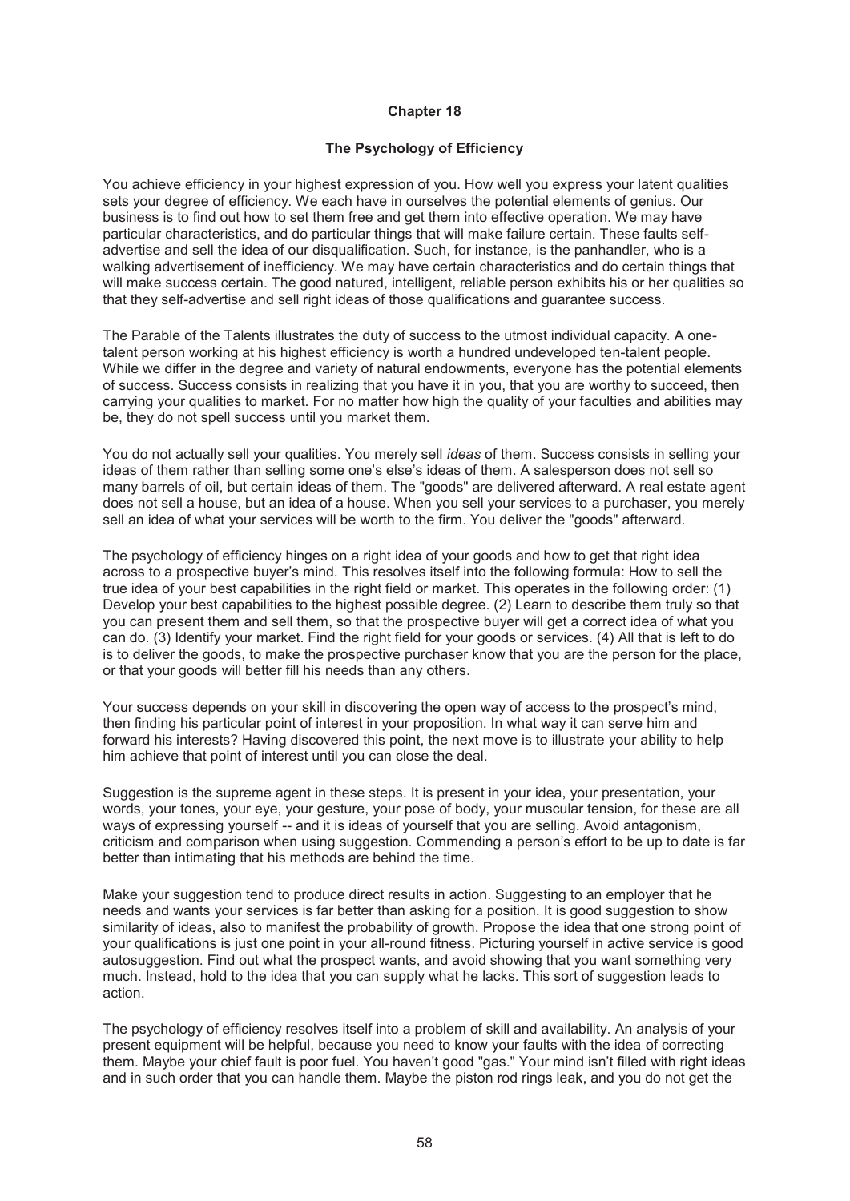# Chapter 18

## The Psychology of Efficiency

You achieve efficiency in your highest expression of you. How well you express your latent qualities sets your degree of efficiency. We each have in ourselves the potential elements of genius. Our business is to find out how to set them free and get them into effective operation. We may have particular characteristics, and do particular things that will make failure certain. These faults self-advertise and sell the idea of our disqualification. Such, for instance, is the panhandler, who is a walking advertisement of inefficiency. We may have certain characteristics and do certain things that will make success certain. The good natured, intelligent, reliable person exhibits his or her qualities so that they self-advertise and sell right ideas of those qualifications and guarantee success.

The Parable of the Talents illustrates the duty of success to the utmost individual capacity. A one-talent person working at his highest efficiency is worth a hundred undeveloped ten-talent people. While we differ in the degree and variety of natural endowments, everyone has the potential elements of success. Success consists in realizing that you have it in you, that you are worthy to succeed, then carrying your qualities to market. For no matter how high the quality of your faculties and abilities may be, they do not spell success until you market them.

You do not actually sell your qualities. You merely sell *ideas* of them. Success consists in selling your ideas of them rather than selling some one's else's ideas of them. A salesperson does not sell so many barrels of oil, but certain ideas of them. The "goods" are delivered afterward. A real estate agent does not sell a house, but an idea of a house. When you sell your services to a purchaser, you merely sell an idea of what your services will be worth to the firm. You deliver the "goods" afterward.

The psychology of efficiency hinges on a right idea of your goods and how to get that right idea across to a prospective buyer's mind. This resolves itself into the following formula: How to sell the true idea of your best capabilities in the right field or market. This operates in the following order: (1) Develop your best capabilities to the highest possible degree. (2) Learn to describe them truly so that you can present them and sell them, so that the prospective buyer will get a correct idea of what you can do. (3) Identify your market. Find the right field for your goods or services. (4) All that is left to do is to deliver the goods, to make the prospective purchaser know that you are the person for the place, or that your goods will better fill his needs than any others.

Your success depends on your skill in discovering the open way of access to the prospect's mind, then finding his particular point of interest in your proposition. In what way it can serve him and forward his interests? Having discovered this point, the next move is to illustrate your ability to help him achieve that point of interest until you can close the deal.

Suggestion is the supreme agent in these steps. It is present in your idea, your presentation, your words, your tones, your eye, your gesture, your pose of body, your muscular tension, for these are all ways of expressing yourself -- and it is ideas of yourself that you are selling. Avoid antagonism, criticism and comparison when using suggestion. Commending a person's effort to be up to date is far better than intimating that his methods are behind the time.

Make your suggestion tend to produce direct results in action. Suggesting to an employer that he needs and wants your services is far better than asking for a position. It is good suggestion to show similarity of ideas, also to manifest the probability of growth. Propose the idea that one strong point of your qualifications is just one point in your all-round fitness. Picturing yourself in active service is good autosuggestion. Find out what the prospect wants, and avoid showing that you want something very much. Instead, hold to the idea that you can supply what he lacks. This sort of suggestion leads to action.

The psychology of efficiency resolves itself into a problem of skill and availability. An analysis of your present equipment will be helpful, because you need to know your faults with the idea of correcting them. Maybe your chief fault is poor fuel. You haven't good "gas." Your mind isn't filled with right ideas and in such order that you can handle them. Maybe the piston rod rings leak, and you do not get the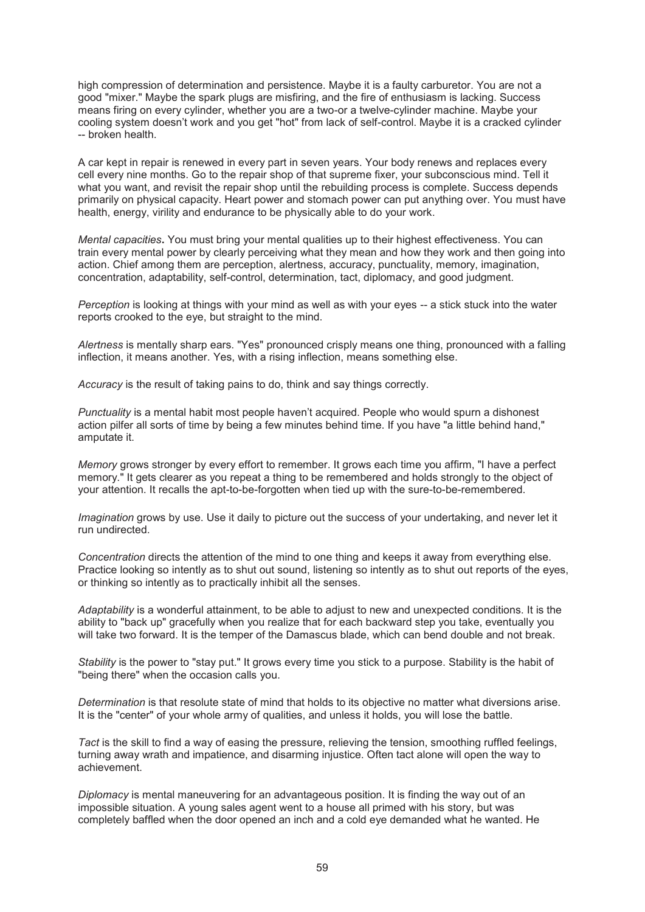high compression of determination and persistence. Maybe it is a faulty carburetor. You are not a good "mixer." Maybe the spark plugs are misfiring, and the fire of enthusiasm is lacking. Success means firing on every cylinder, whether you are a two-or a twelve-cylinder machine. Maybe your cooling system doesn't work and you get "hot" from lack of self-control. Maybe it is a cracked cylinder -- broken health.

A car kept in repair is renewed in every part in seven years. Your body renews and replaces every cell every nine months. Go to the repair shop of that supreme fixer, your subconscious mind. Tell it what you want, and revisit the repair shop until the rebuilding process is complete. Success depends primarily on physical capacity. Heart power and stomach power can put anything over. You must have health, energy, virility and endurance to be physically able to do your work.

*Mental capacities***.** You must bring your mental qualities up to their highest effectiveness. You can train every mental power by clearly perceiving what they mean and how they work and then going into action. Chief among them are perception, alertness, accuracy, punctuality, memory, imagination, concentration, adaptability, self-control, determination, tact, diplomacy, and good judgment.

*Perception* is looking at things with your mind as well as with your eyes -- a stick stuck into the water reports crooked to the eye, but straight to the mind.

*Alertness* is mentally sharp ears. "Yes" pronounced crisply means one thing, pronounced with a falling inflection, it means another. Yes, with a rising inflection, means something else.

*Accuracy* is the result of taking pains to do, think and say things correctly.

*Punctuality* is a mental habit most people haven't acquired. People who would spurn a dishonest action pilfer all sorts of time by being a few minutes behind time. If you have "a little behind hand," amputate it.

*Memory* grows stronger by every effort to remember. It grows each time you affirm, "I have a perfect memory." It gets clearer as you repeat a thing to be remembered and holds strongly to the object of your attention. It recalls the apt-to-be-forgotten when tied up with the sure-to-be-remembered.

*Imagination* grows by use. Use it daily to picture out the success of your undertaking, and never let it run undirected.

*Concentration* directs the attention of the mind to one thing and keeps it away from everything else. Practice looking so intently as to shut out sound, listening so intently as to shut out reports of the eyes, or thinking so intently as to practically inhibit all the senses.

*Adaptability* is a wonderful attainment, to be able to adjust to new and unexpected conditions. It is the ability to "back up" gracefully when you realize that for each backward step you take, eventually you will take two forward. It is the temper of the Damascus blade, which can bend double and not break.

*Stability* is the power to "stay put." It grows every time you stick to a purpose. Stability is the habit of "being there" when the occasion calls you.

*Determination* is that resolute state of mind that holds to its objective no matter what diversions arise. It is the "center" of your whole army of qualities, and unless it holds, you will lose the battle.

*Tact* is the skill to find a way of easing the pressure, relieving the tension, smoothing ruffled feelings, turning away wrath and impatience, and disarming injustice. Often tact alone will open the way to achievement.

*Diplomacy* is mental maneuvering for an advantageous position. It is finding the way out of an impossible situation. A young sales agent went to a house all primed with his story, but was completely baffled when the door opened an inch and a cold eye demanded what he wanted. He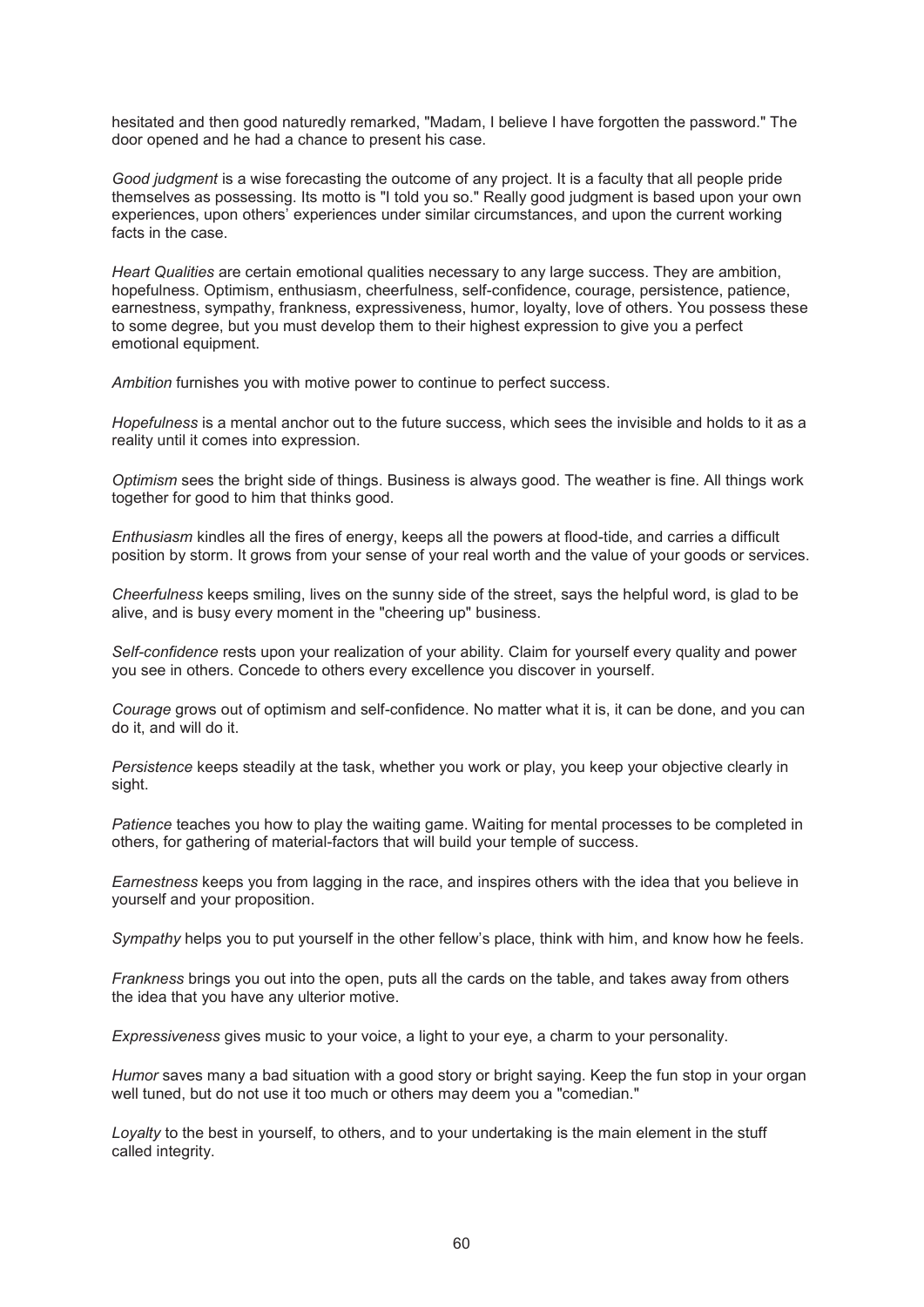hesitated and then good naturedly remarked, "Madam, I believe I have forgotten the password." The door opened and he had a chance to present his case.

*Good judgment* is a wise forecasting the outcome of any project. It is a faculty that all people pride themselves as possessing. Its motto is "I told you so." Really good judgment is based upon your own experiences, upon others' experiences under similar circumstances, and upon the current working facts in the case.

*Heart Qualities* are certain emotional qualities necessary to any large success. They are ambition, hopefulness. Optimism, enthusiasm, cheerfulness, self-confidence, courage, persistence, patience, earnestness, sympathy, frankness, expressiveness, humor, loyalty, love of others. You possess these to some degree, but you must develop them to their highest expression to give you a perfect emotional equipment.

*Ambition* furnishes you with motive power to continue to perfect success.

*Hopefulness* is a mental anchor out to the future success, which sees the invisible and holds to it as a reality until it comes into expression.

*Optimism* sees the bright side of things. Business is always good. The weather is fine. All things work together for good to him that thinks good.

*Enthusiasm* kindles all the fires of energy, keeps all the powers at flood-tide, and carries a difficult position by storm. It grows from your sense of your real worth and the value of your goods or services.

*Cheerfulness* keeps smiling, lives on the sunny side of the street, says the helpful word, is glad to be alive, and is busy every moment in the "cheering up" business.

*Self-confidence* rests upon your realization of your ability. Claim for yourself every quality and power you see in others. Concede to others every excellence you discover in yourself.

*Courage* grows out of optimism and self-confidence. No matter what it is, it can be done, and you can do it, and will do it.

*Persistence* keeps steadily at the task, whether you work or play, you keep your objective clearly in sight.

*Patience* teaches you how to play the waiting game. Waiting for mental processes to be completed in others, for gathering of material-factors that will build your temple of success.

*Earnestness* keeps you from lagging in the race, and inspires others with the idea that you believe in yourself and your proposition.

*Sympathy* helps you to put yourself in the other fellow's place, think with him, and know how he feels.

*Frankness* brings you out into the open, puts all the cards on the table, and takes away from others the idea that you have any ulterior motive.

*Expressiveness* gives music to your voice, a light to your eye, a charm to your personality.

*Humor* saves many a bad situation with a good story or bright saying. Keep the fun stop in your organ well tuned, but do not use it too much or others may deem you a "comedian."

*Loyalty* to the best in yourself, to others, and to your undertaking is the main element in the stuff called integrity.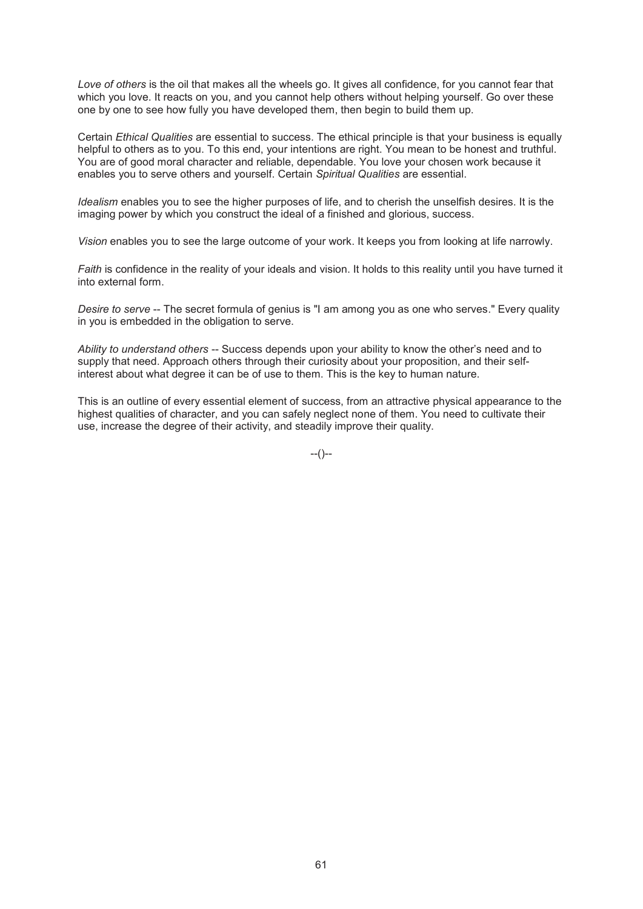*Love of others* is the oil that makes all the wheels go. It gives all confidence, for you cannot fear that which you love. It reacts on you, and you cannot help others without helping yourself. Go over these one by one to see how fully you have developed them, then begin to build them up.

Certain *Ethical Qualities* are essential to success. The ethical principle is that your business is equally helpful to others as to you. To this end, your intentions are right. You mean to be honest and truthful. You are of good moral character and reliable, dependable. You love your chosen work because it enables you to serve others and yourself. Certain *Spiritual Qualities* are essential.

*Idealism* enables you to see the higher purposes of life, and to cherish the unselfish desires. It is the imaging power by which you construct the ideal of a finished and glorious, success.

*Vision* enables you to see the large outcome of your work. It keeps you from looking at life narrowly.

*Faith* is confidence in the reality of your ideals and vision. It holds to this reality until you have turned it into external form.

*Desire to serve* -- The secret formula of genius is "I am among you as one who serves." Every quality in you is embedded in the obligation to serve.

*Ability to understand others* -- Success depends upon your ability to know the other's need and to supply that need. Approach others through their curiosity about your proposition, and their self-interest about what degree it can be of use to them. This is the key to human nature.

This is an outline of every essential element of success, from an attractive physical appearance to the highest qualities of character, and you can safely neglect none of them. You need to cultivate their use, increase the degree of their activity, and steadily improve their quality.

--()--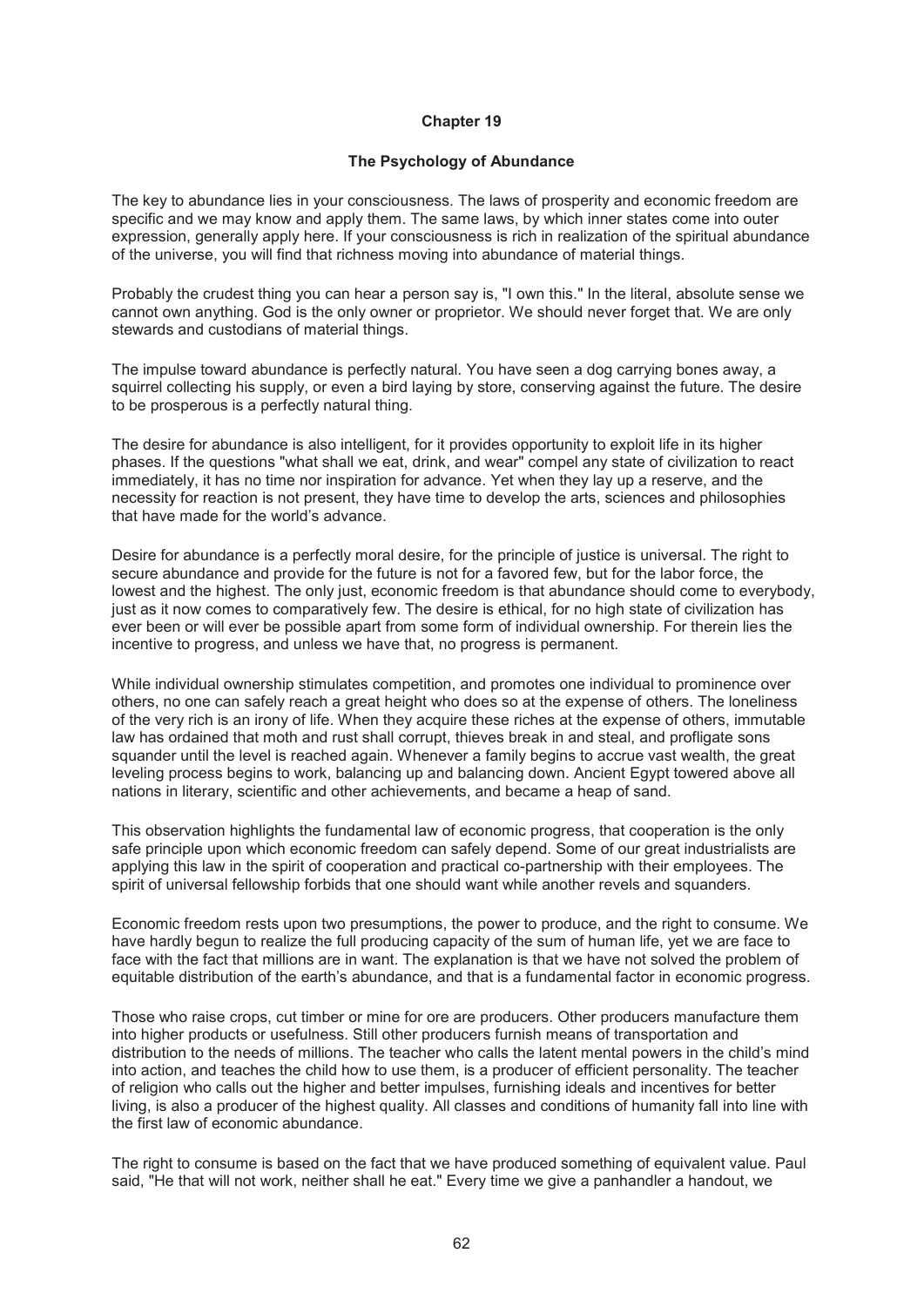# Chapter 19

## The Psychology of Abundance

The key to abundance lies in your consciousness. The laws of prosperity and economic freedom are specific and we may know and apply them. The same laws, by which inner states come into outer expression, generally apply here. If your consciousness is rich in realization of the spiritual abundance of the universe, you will find that richness moving into abundance of material things.

Probably the crudest thing you can hear a person say is, "I own this." In the literal, absolute sense we cannot own anything. God is the only owner or proprietor. We should never forget that. We are only stewards and custodians of material things.

The impulse toward abundance is perfectly natural. You have seen a dog carrying bones away, a squirrel collecting his supply, or even a bird laying by store, conserving against the future. The desire to be prosperous is a perfectly natural thing.

The desire for abundance is also intelligent, for it provides opportunity to exploit life in its higher phases. If the questions "what shall we eat, drink, and wear" compel any state of civilization to react immediately, it has no time nor inspiration for advance. Yet when they lay up a reserve, and the necessity for reaction is not present, they have time to develop the arts, sciences and philosophies that have made for the world's advance.

Desire for abundance is a perfectly moral desire, for the principle of justice is universal. The right to secure abundance and provide for the future is not for a favored few, but for the labor force, the lowest and the highest. The only just, economic freedom is that abundance should come to everybody, just as it now comes to comparatively few. The desire is ethical, for no high state of civilization has ever been or will ever be possible apart from some form of individual ownership. For therein lies the incentive to progress, and unless we have that, no progress is permanent.

While individual ownership stimulates competition, and promotes one individual to prominence over others, no one can safely reach a great height who does so at the expense of others. The loneliness of the very rich is an irony of life. When they acquire these riches at the expense of others, immutable law has ordained that moth and rust shall corrupt, thieves break in and steal, and profligate sons squander until the level is reached again. Whenever a family begins to accrue vast wealth, the great leveling process begins to work, balancing up and balancing down. Ancient Egypt towered above all nations in literary, scientific and other achievements, and became a heap of sand.

This observation highlights the fundamental law of economic progress, that cooperation is the only safe principle upon which economic freedom can safely depend. Some of our great industrialists are applying this law in the spirit of cooperation and practical co-partnership with their employees. The spirit of universal fellowship forbids that one should want while another revels and squanders.

Economic freedom rests upon two presumptions, the power to produce, and the right to consume. We have hardly begun to realize the full producing capacity of the sum of human life, yet we are face to face with the fact that millions are in want. The explanation is that we have not solved the problem of equitable distribution of the earth's abundance, and that is a fundamental factor in economic progress.

Those who raise crops, cut timber or mine for ore are producers. Other producers manufacture them into higher products or usefulness. Still other producers furnish means of transportation and distribution to the needs of millions. The teacher who calls the latent mental powers in the child's mind into action, and teaches the child how to use them, is a producer of efficient personality. The teacher of religion who calls out the higher and better impulses, furnishing ideals and incentives for better living, is also a producer of the highest quality. All classes and conditions of humanity fall into line with the first law of economic abundance.

The right to consume is based on the fact that we have produced something of equivalent value. Paul said, "He that will not work, neither shall he eat." Every time we give a panhandler a handout, we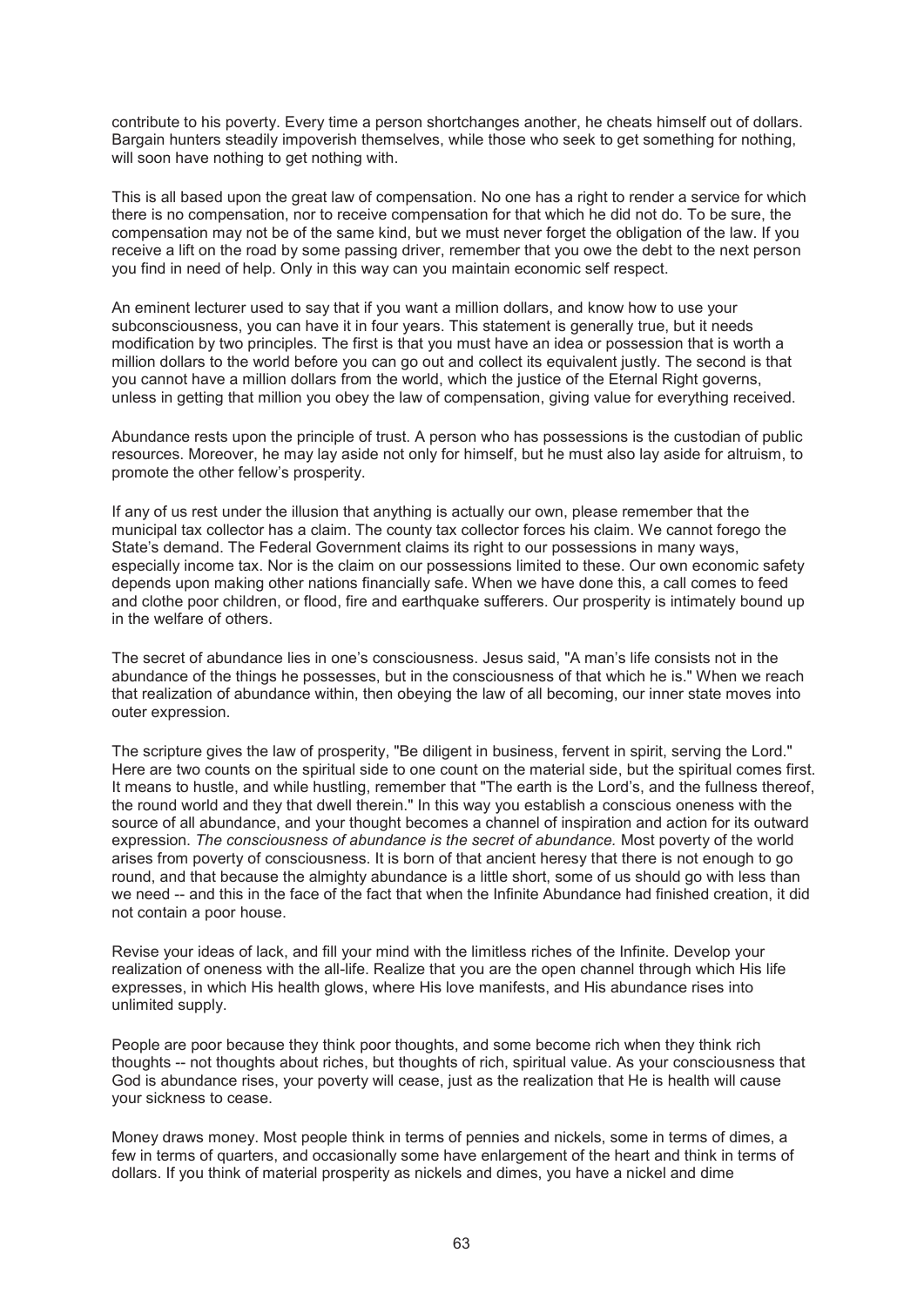contribute to his poverty. Every time a person shortchanges another, he cheats himself out of dollars. Bargain hunters steadily impoverish themselves, while those who seek to get something for nothing, will soon have nothing to get nothing with.

This is all based upon the great law of compensation. No one has a right to render a service for which there is no compensation, nor to receive compensation for that which he did not do. To be sure, the compensation may not be of the same kind, but we must never forget the obligation of the law. If you receive a lift on the road by some passing driver, remember that you owe the debt to the next person you find in need of help. Only in this way can you maintain economic self respect.

An eminent lecturer used to say that if you want a million dollars, and know how to use your subconsciousness, you can have it in four years. This statement is generally true, but it needs modification by two principles. The first is that you must have an idea or possession that is worth a million dollars to the world before you can go out and collect its equivalent justly. The second is that you cannot have a million dollars from the world, which the justice of the Eternal Right governs, unless in getting that million you obey the law of compensation, giving value for everything received.

Abundance rests upon the principle of trust. A person who has possessions is the custodian of public resources. Moreover, he may lay aside not only for himself, but he must also lay aside for altruism, to promote the other fellow's prosperity.

If any of us rest under the illusion that anything is actually our own, please remember that the municipal tax collector has a claim. The county tax collector forces his claim. We cannot forego the State's demand. The Federal Government claims its right to our possessions in many ways, especially income tax. Nor is the claim on our possessions limited to these. Our own economic safety depends upon making other nations financially safe. When we have done this, a call comes to feed and clothe poor children, or flood, fire and earthquake sufferers. Our prosperity is intimately bound up in the welfare of others.

The secret of abundance lies in one's consciousness. Jesus said, "A man's life consists not in the abundance of the things he possesses, but in the consciousness of that which he is." When we reach that realization of abundance within, then obeying the law of all becoming, our inner state moves into outer expression.

The scripture gives the law of prosperity, "Be diligent in business, fervent in spirit, serving the Lord." Here are two counts on the spiritual side to one count on the material side, but the spiritual comes first. It means to hustle, and while hustling, remember that "The earth is the Lord's, and the fullness thereof, the round world and they that dwell therein." In this way you establish a conscious oneness with the source of all abundance, and your thought becomes a channel of inspiration and action for its outward expression. *The consciousness of abundance is the secret of abundance.* Most poverty of the world arises from poverty of consciousness. It is born of that ancient heresy that there is not enough to go round, and that because the almighty abundance is a little short, some of us should go with less than we need -- and this in the face of the fact that when the Infinite Abundance had finished creation, it did not contain a poor house.

Revise your ideas of lack, and fill your mind with the limitless riches of the Infinite. Develop your realization of oneness with the all-life. Realize that you are the open channel through which His life expresses, in which His health glows, where His love manifests, and His abundance rises into unlimited supply.

People are poor because they think poor thoughts, and some become rich when they think rich thoughts -- not thoughts about riches, but thoughts of rich, spiritual value. As your consciousness that God is abundance rises, your poverty will cease, just as the realization that He is health will cause your sickness to cease.

Money draws money. Most people think in terms of pennies and nickels, some in terms of dimes, a few in terms of quarters, and occasionally some have enlargement of the heart and think in terms of dollars. If you think of material prosperity as nickels and dimes, you have a nickel and dime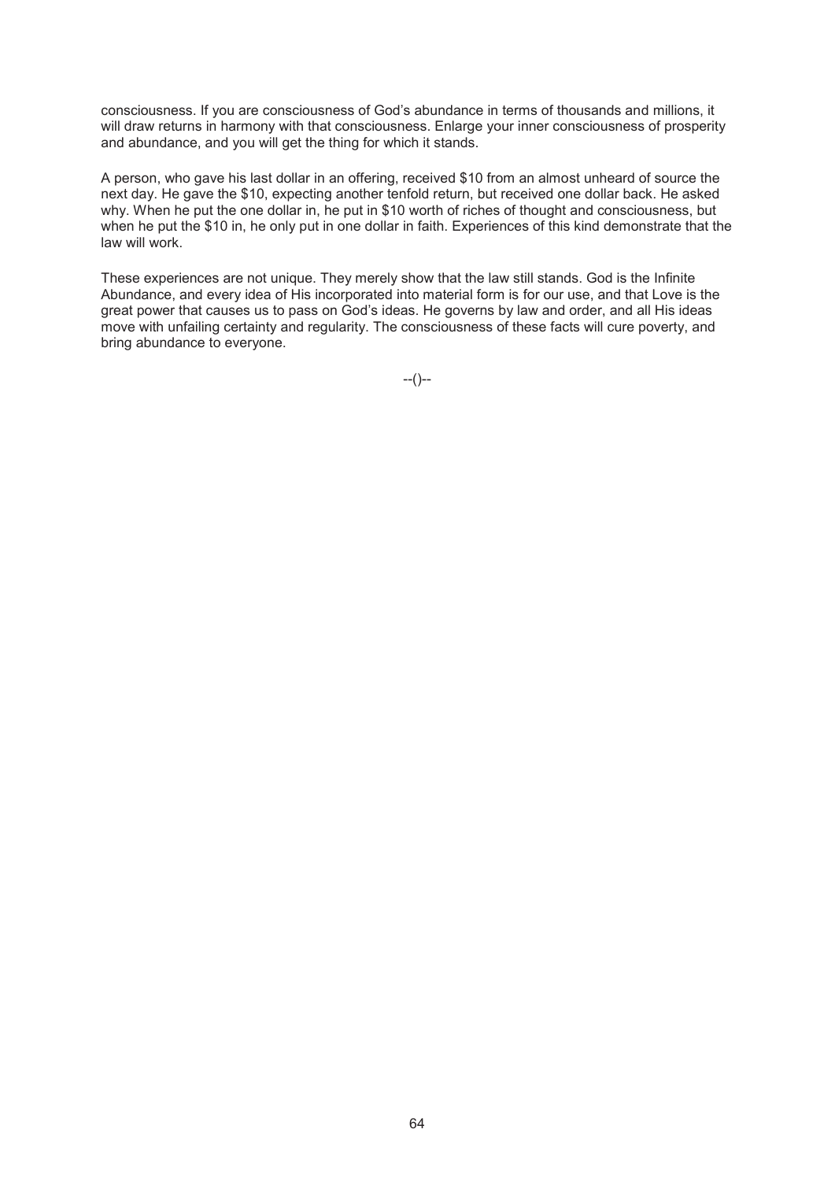consciousness. If you are consciousness of God's abundance in terms of thousands and millions, it will draw returns in harmony with that consciousness. Enlarge your inner consciousness of prosperity and abundance, and you will get the thing for which it stands.

A person, who gave his last dollar in an offering, received $10 from an almost unheard of source the next day. He gave the $10, expecting another tenfold return, but received one dollar back. He asked why. When he put the one dollar in, he put in $10 worth of riches of thought and consciousness, but when he put the $10 in, he only put in one dollar in faith. Experiences of this kind demonstrate that the law will work.

These experiences are not unique. They merely show that the law still stands. God is the Infinite Abundance, and every idea of His incorporated into material form is for our use, and that Love is the great power that causes us to pass on God's ideas. He governs by law and order, and all His ideas move with unfailing certainty and regularity. The consciousness of these facts will cure poverty, and bring abundance to everyone.

--()--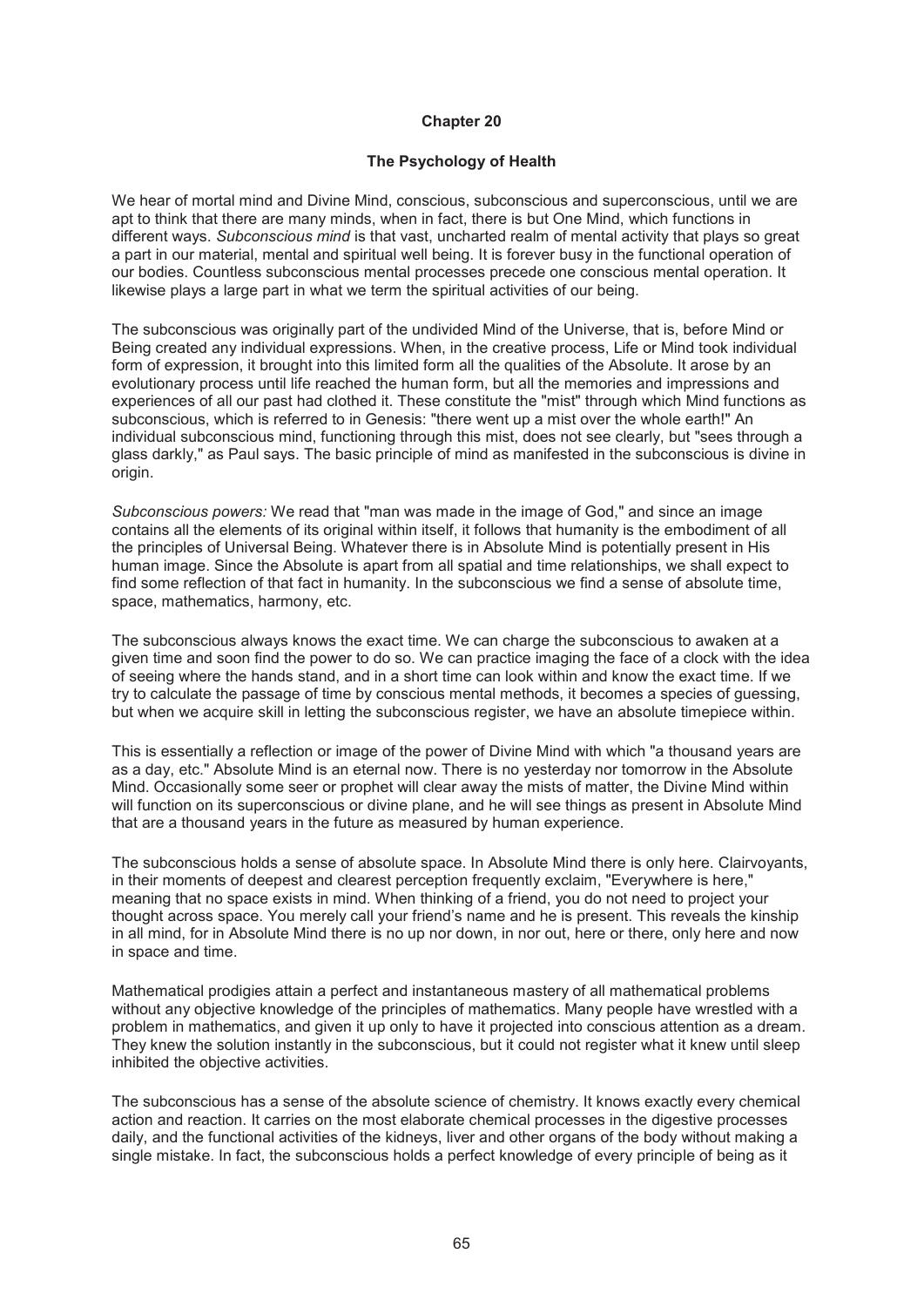# Chapter 20

## The Psychology of Health

We hear of mortal mind and Divine Mind, conscious, subconscious and superconscious, until we are apt to think that there are many minds, when in fact, there is but One Mind, which functions in different ways. *Subconscious mind* is that vast, uncharted realm of mental activity that plays so great a part in our material, mental and spiritual well being. It is forever busy in the functional operation of our bodies. Countless subconscious mental processes precede one conscious mental operation. It likewise plays a large part in what we term the spiritual activities of our being.

The subconscious was originally part of the undivided Mind of the Universe, that is, before Mind or Being created any individual expressions. When, in the creative process, Life or Mind took individual form of expression, it brought into this limited form all the qualities of the Absolute. It arose by an evolutionary process until life reached the human form, but all the memories and impressions and experiences of all our past had clothed it. These constitute the "mist" through which Mind functions as subconscious, which is referred to in Genesis: "there went up a mist over the whole earth!" An individual subconscious mind, functioning through this mist, does not see clearly, but "sees through a glass darkly," as Paul says. The basic principle of mind as manifested in the subconscious is divine in origin.

*Subconscious powers:* We read that "man was made in the image of God," and since an image contains all the elements of its original within itself, it follows that humanity is the embodiment of all the principles of Universal Being. Whatever there is in Absolute Mind is potentially present in His human image. Since the Absolute is apart from all spatial and time relationships, we shall expect to find some reflection of that fact in humanity. In the subconscious we find a sense of absolute time, space, mathematics, harmony, etc.

The subconscious always knows the exact time. We can charge the subconscious to awaken at a given time and soon find the power to do so. We can practice imaging the face of a clock with the idea of seeing where the hands stand, and in a short time can look within and know the exact time. If we try to calculate the passage of time by conscious mental methods, it becomes a species of guessing, but when we acquire skill in letting the subconscious register, we have an absolute timepiece within.

This is essentially a reflection or image of the power of Divine Mind with which "a thousand years are as a day, etc." Absolute Mind is an eternal now. There is no yesterday nor tomorrow in the Absolute Mind. Occasionally some seer or prophet will clear away the mists of matter, the Divine Mind within will function on its superconscious or divine plane, and he will see things as present in Absolute Mind that are a thousand years in the future as measured by human experience.

The subconscious holds a sense of absolute space. In Absolute Mind there is only here. Clairvoyants, in their moments of deepest and clearest perception frequently exclaim, "Everywhere is here," meaning that no space exists in mind. When thinking of a friend, you do not need to project your thought across space. You merely call your friend's name and he is present. This reveals the kinship in all mind, for in Absolute Mind there is no up nor down, in nor out, here or there, only here and now in space and time.

Mathematical prodigies attain a perfect and instantaneous mastery of all mathematical problems without any objective knowledge of the principles of mathematics. Many people have wrestled with a problem in mathematics, and given it up only to have it projected into conscious attention as a dream. They knew the solution instantly in the subconscious, but it could not register what it knew until sleep inhibited the objective activities.

The subconscious has a sense of the absolute science of chemistry. It knows exactly every chemical action and reaction. It carries on the most elaborate chemical processes in the digestive processes daily, and the functional activities of the kidneys, liver and other organs of the body without making a single mistake. In fact, the subconscious holds a perfect knowledge of every principle of being as it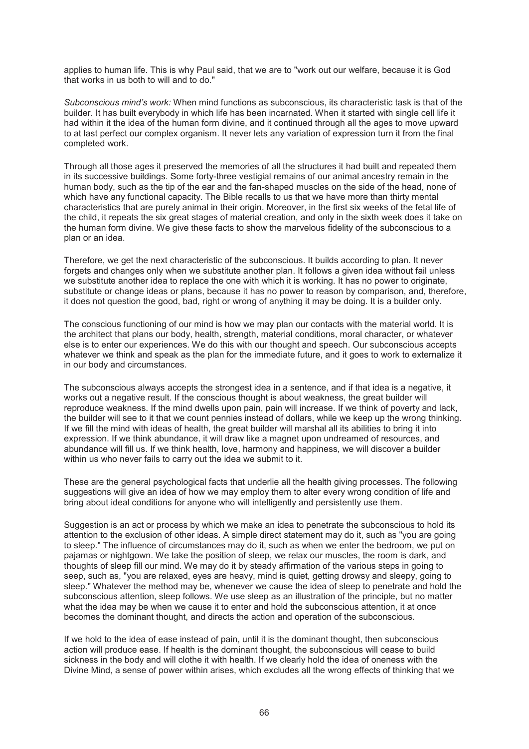applies to human life. This is why Paul said, that we are to "work out our welfare, because it is God that works in us both to will and to do."

*Subconscious mind's work:* When mind functions as subconscious, its characteristic task is that of the builder. It has built everybody in which life has been incarnated. When it started with single cell life it had within it the idea of the human form divine, and it continued through all the ages to move upward to at last perfect our complex organism. It never lets any variation of expression turn it from the final completed work.

Through all those ages it preserved the memories of all the structures it had built and repeated them in its successive buildings. Some forty-three vestigial remains of our animal ancestry remain in the human body, such as the tip of the ear and the fan-shaped muscles on the side of the head, none of which have any functional capacity. The Bible recalls to us that we have more than thirty mental characteristics that are purely animal in their origin. Moreover, in the first six weeks of the fetal life of the child, it repeats the six great stages of material creation, and only in the sixth week does it take on the human form divine. We give these facts to show the marvelous fidelity of the subconscious to a plan or an idea.

Therefore, we get the next characteristic of the subconscious. It builds according to plan. It never forgets and changes only when we substitute another plan. It follows a given idea without fail unless we substitute another idea to replace the one with which it is working. It has no power to originate, substitute or change ideas or plans, because it has no power to reason by comparison, and, therefore, it does not question the good, bad, right or wrong of anything it may be doing. It is a builder only.

The conscious functioning of our mind is how we may plan our contacts with the material world. It is the architect that plans our body, health, strength, material conditions, moral character, or whatever else is to enter our experiences. We do this with our thought and speech. Our subconscious accepts whatever we think and speak as the plan for the immediate future, and it goes to work to externalize it in our body and circumstances.

The subconscious always accepts the strongest idea in a sentence, and if that idea is a negative, it works out a negative result. If the conscious thought is about weakness, the great builder will reproduce weakness. If the mind dwells upon pain, pain will increase. If we think of poverty and lack, the builder will see to it that we count pennies instead of dollars, while we keep up the wrong thinking. If we fill the mind with ideas of health, the great builder will marshal all its abilities to bring it into expression. If we think abundance, it will draw like a magnet upon undreamed of resources, and abundance will fill us. If we think health, love, harmony and happiness, we will discover a builder within us who never fails to carry out the idea we submit to it.

These are the general psychological facts that underlie all the health giving processes. The following suggestions will give an idea of how we may employ them to alter every wrong condition of life and bring about ideal conditions for anyone who will intelligently and persistently use them.

Suggestion is an act or process by which we make an idea to penetrate the subconscious to hold its attention to the exclusion of other ideas. A simple direct statement may do it, such as "you are going to sleep." The influence of circumstances may do it, such as when we enter the bedroom, we put on pajamas or nightgown. We take the position of sleep, we relax our muscles, the room is dark, and thoughts of sleep fill our mind. We may do it by steady affirmation of the various steps in going to seep, such as, "you are relaxed, eyes are heavy, mind is quiet, getting drowsy and sleepy, going to sleep." Whatever the method may be, whenever we cause the idea of sleep to penetrate and hold the subconscious attention, sleep follows. We use sleep as an illustration of the principle, but no matter what the idea may be when we cause it to enter and hold the subconscious attention, it at once becomes the dominant thought, and directs the action and operation of the subconscious.

If we hold to the idea of ease instead of pain, until it is the dominant thought, then subconscious action will produce ease. If health is the dominant thought, the subconscious will cease to build sickness in the body and will clothe it with health. If we clearly hold the idea of oneness with the Divine Mind, a sense of power within arises, which excludes all the wrong effects of thinking that we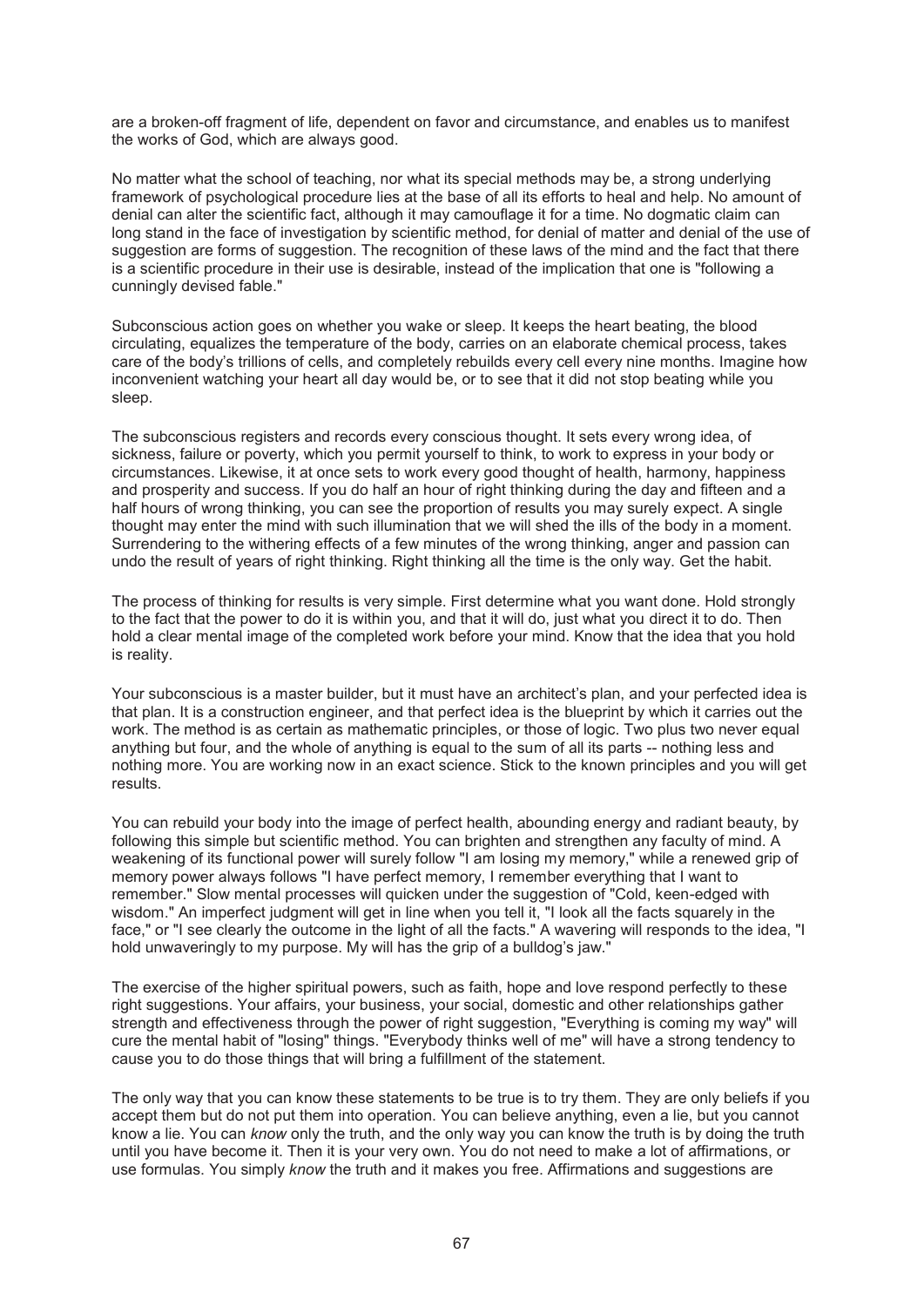are a broken-off fragment of life, dependent on favor and circumstance, and enables us to manifest the works of God, which are always good.

No matter what the school of teaching, nor what its special methods may be, a strong underlying framework of psychological procedure lies at the base of all its efforts to heal and help. No amount of denial can alter the scientific fact, although it may camouflage it for a time. No dogmatic claim can long stand in the face of investigation by scientific method, for denial of matter and denial of the use of suggestion are forms of suggestion. The recognition of these laws of the mind and the fact that there is a scientific procedure in their use is desirable, instead of the implication that one is "following a cunningly devised fable."

Subconscious action goes on whether you wake or sleep. It keeps the heart beating, the blood circulating, equalizes the temperature of the body, carries on an elaborate chemical process, takes care of the body's trillions of cells, and completely rebuilds every cell every nine months. Imagine how inconvenient watching your heart all day would be, or to see that it did not stop beating while you sleep.

The subconscious registers and records every conscious thought. It sets every wrong idea, of sickness, failure or poverty, which you permit yourself to think, to work to express in your body or circumstances. Likewise, it at once sets to work every good thought of health, harmony, happiness and prosperity and success. If you do half an hour of right thinking during the day and fifteen and a half hours of wrong thinking, you can see the proportion of results you may surely expect. A single thought may enter the mind with such illumination that we will shed the ills of the body in a moment. Surrendering to the withering effects of a few minutes of the wrong thinking, anger and passion can undo the result of years of right thinking. Right thinking all the time is the only way. Get the habit.

The process of thinking for results is very simple. First determine what you want done. Hold strongly to the fact that the power to do it is within you, and that it will do, just what you direct it to do. Then hold a clear mental image of the completed work before your mind. Know that the idea that you hold is reality.

Your subconscious is a master builder, but it must have an architect's plan, and your perfected idea is that plan. It is a construction engineer, and that perfect idea is the blueprint by which it carries out the work. The method is as certain as mathematic principles, or those of logic. Two plus two never equal anything but four, and the whole of anything is equal to the sum of all its parts -- nothing less and nothing more. You are working now in an exact science. Stick to the known principles and you will get results.

You can rebuild your body into the image of perfect health, abounding energy and radiant beauty, by following this simple but scientific method. You can brighten and strengthen any faculty of mind. A weakening of its functional power will surely follow "I am losing my memory," while a renewed grip of memory power always follows "I have perfect memory, I remember everything that I want to remember." Slow mental processes will quicken under the suggestion of "Cold, keen-edged with wisdom." An imperfect judgment will get in line when you tell it, "I look all the facts squarely in the face," or "I see clearly the outcome in the light of all the facts." A wavering will responds to the idea, "I hold unwaveringly to my purpose. My will has the grip of a bulldog's jaw."

The exercise of the higher spiritual powers, such as faith, hope and love respond perfectly to these right suggestions. Your affairs, your business, your social, domestic and other relationships gather strength and effectiveness through the power of right suggestion, "Everything is coming my way" will cure the mental habit of "losing" things. "Everybody thinks well of me" will have a strong tendency to cause you to do those things that will bring a fulfillment of the statement.

The only way that you can know these statements to be true is to try them. They are only beliefs if you accept them but do not put them into operation. You can believe anything, even a lie, but you cannot know a lie. You can *know* only the truth, and the only way you can know the truth is by doing the truth until you have become it. Then it is your very own. You do not need to make a lot of affirmations, or use formulas. You simply *know* the truth and it makes you free. Affirmations and suggestions are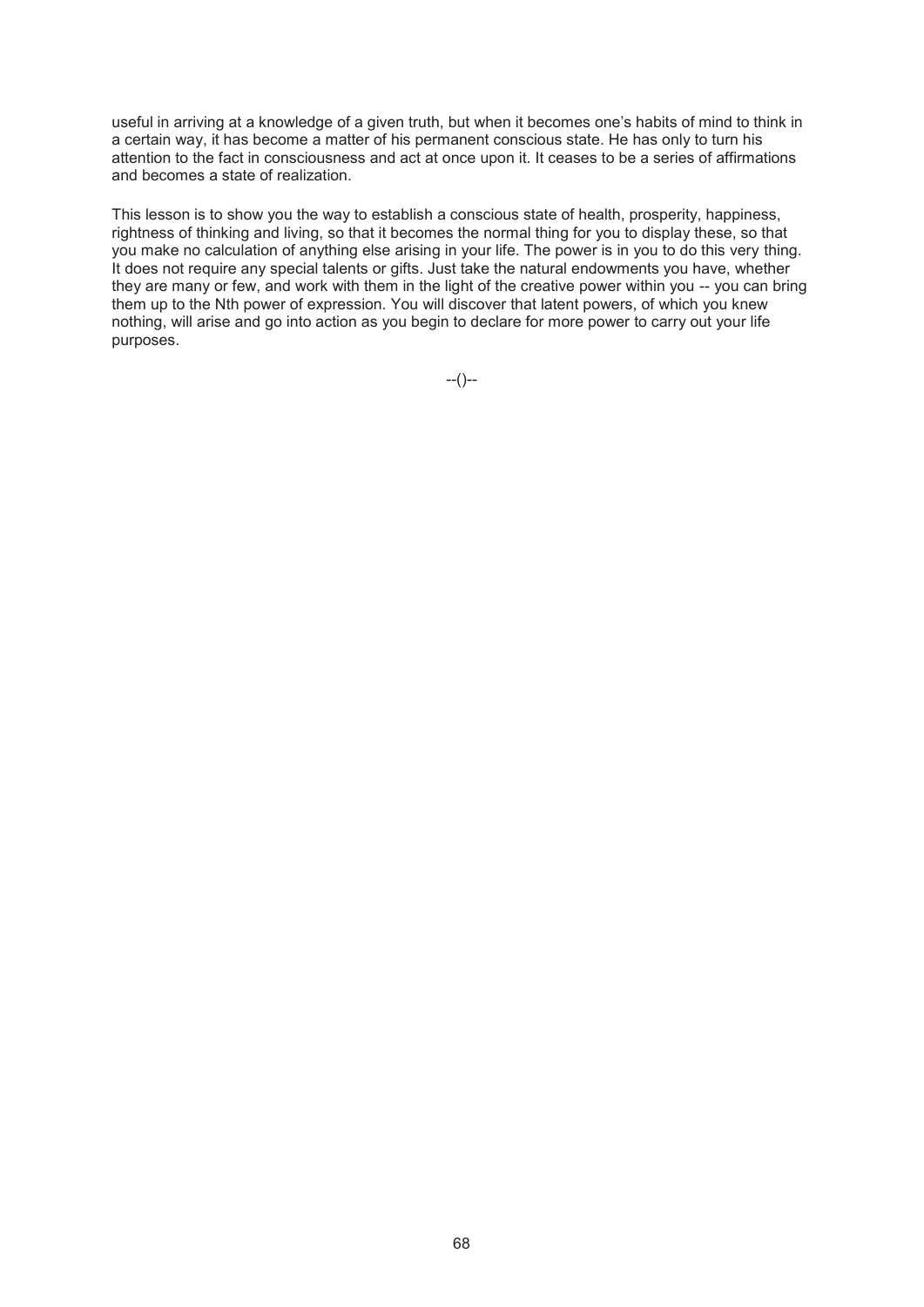useful in arriving at a knowledge of a given truth, but when it becomes one's habits of mind to think in a certain way, it has become a matter of his permanent conscious state. He has only to turn his attention to the fact in consciousness and act at once upon it. It ceases to be a series of affirmations and becomes a state of realization.

This lesson is to show you the way to establish a conscious state of health, prosperity, happiness, rightness of thinking and living, so that it becomes the normal thing for you to display these, so that you make no calculation of anything else arising in your life. The power is in you to do this very thing. It does not require any special talents or gifts. Just take the natural endowments you have, whether they are many or few, and work with them in the light of the creative power within you -- you can bring them up to the Nth power of expression. You will discover that latent powers, of which you knew nothing, will arise and go into action as you begin to declare for more power to carry out your life purposes.

--()--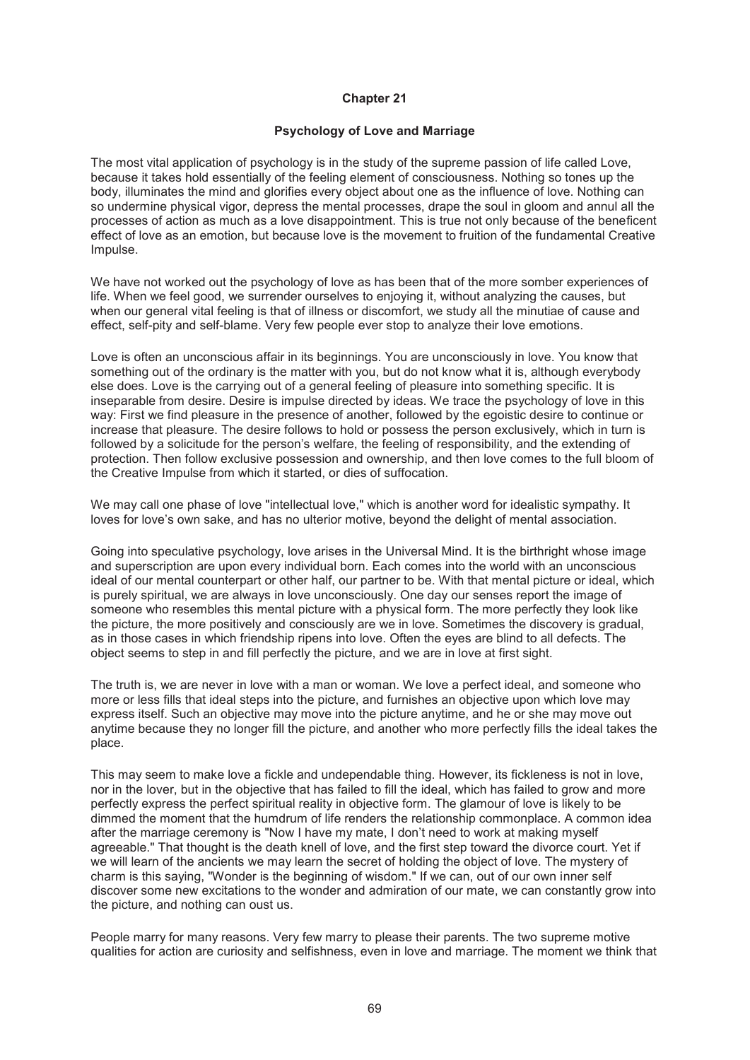## Chapter 21

### Psychology of Love and Marriage

The most vital application of psychology is in the study of the supreme passion of life called Love, because it takes hold essentially of the feeling element of consciousness. Nothing so tones up the body, illuminates the mind and glorifies every object about one as the influence of love. Nothing can so undermine physical vigor, depress the mental processes, drape the soul in gloom and annul all the processes of action as much as a love disappointment. This is true not only because of the beneficent effect of love as an emotion, but because love is the movement to fruition of the fundamental Creative Impulse.

We have not worked out the psychology of love as has been that of the more somber experiences of life. When we feel good, we surrender ourselves to enjoying it, without analyzing the causes, but when our general vital feeling is that of illness or discomfort, we study all the minutiae of cause and effect, self-pity and self-blame. Very few people ever stop to analyze their love emotions.

Love is often an unconscious affair in its beginnings. You are unconsciously in love. You know that something out of the ordinary is the matter with you, but do not know what it is, although everybody else does. Love is the carrying out of a general feeling of pleasure into something specific. It is inseparable from desire. Desire is impulse directed by ideas. We trace the psychology of love in this way: First we find pleasure in the presence of another, followed by the egoistic desire to continue or increase that pleasure. The desire follows to hold or possess the person exclusively, which in turn is followed by a solicitude for the person's welfare, the feeling of responsibility, and the extending of protection. Then follow exclusive possession and ownership, and then love comes to the full bloom of the Creative Impulse from which it started, or dies of suffocation.

We may call one phase of love "intellectual love," which is another word for idealistic sympathy. It loves for love's own sake, and has no ulterior motive, beyond the delight of mental association.

Going into speculative psychology, love arises in the Universal Mind. It is the birthright whose image and superscription are upon every individual born. Each comes into the world with an unconscious ideal of our mental counterpart or other half, our partner to be. With that mental picture or ideal, which is purely spiritual, we are always in love unconsciously. One day our senses report the image of someone who resembles this mental picture with a physical form. The more perfectly they look like the picture, the more positively and consciously are we in love. Sometimes the discovery is gradual, as in those cases in which friendship ripens into love. Often the eyes are blind to all defects. The object seems to step in and fill perfectly the picture, and we are in love at first sight.

The truth is, we are never in love with a man or woman. We love a perfect ideal, and someone who more or less fills that ideal steps into the picture, and furnishes an objective upon which love may express itself. Such an objective may move into the picture anytime, and he or she may move out anytime because they no longer fill the picture, and another who more perfectly fills the ideal takes the place.

This may seem to make love a fickle and undependable thing. However, its fickleness is not in love, nor in the lover, but in the objective that has failed to fill the ideal, which has failed to grow and more perfectly express the perfect spiritual reality in objective form. The glamour of love is likely to be dimmed the moment that the humdrum of life renders the relationship commonplace. A common idea after the marriage ceremony is "Now I have my mate, I don't need to work at making myself agreeable." That thought is the death knell of love, and the first step toward the divorce court. Yet if we will learn of the ancients we may learn the secret of holding the object of love. The mystery of charm is this saying, "Wonder is the beginning of wisdom." If we can, out of our own inner self discover some new excitations to the wonder and admiration of our mate, we can constantly grow into the picture, and nothing can oust us.

People marry for many reasons. Very few marry to please their parents. The two supreme motive qualities for action are curiosity and selfishness, even in love and marriage. The moment we think that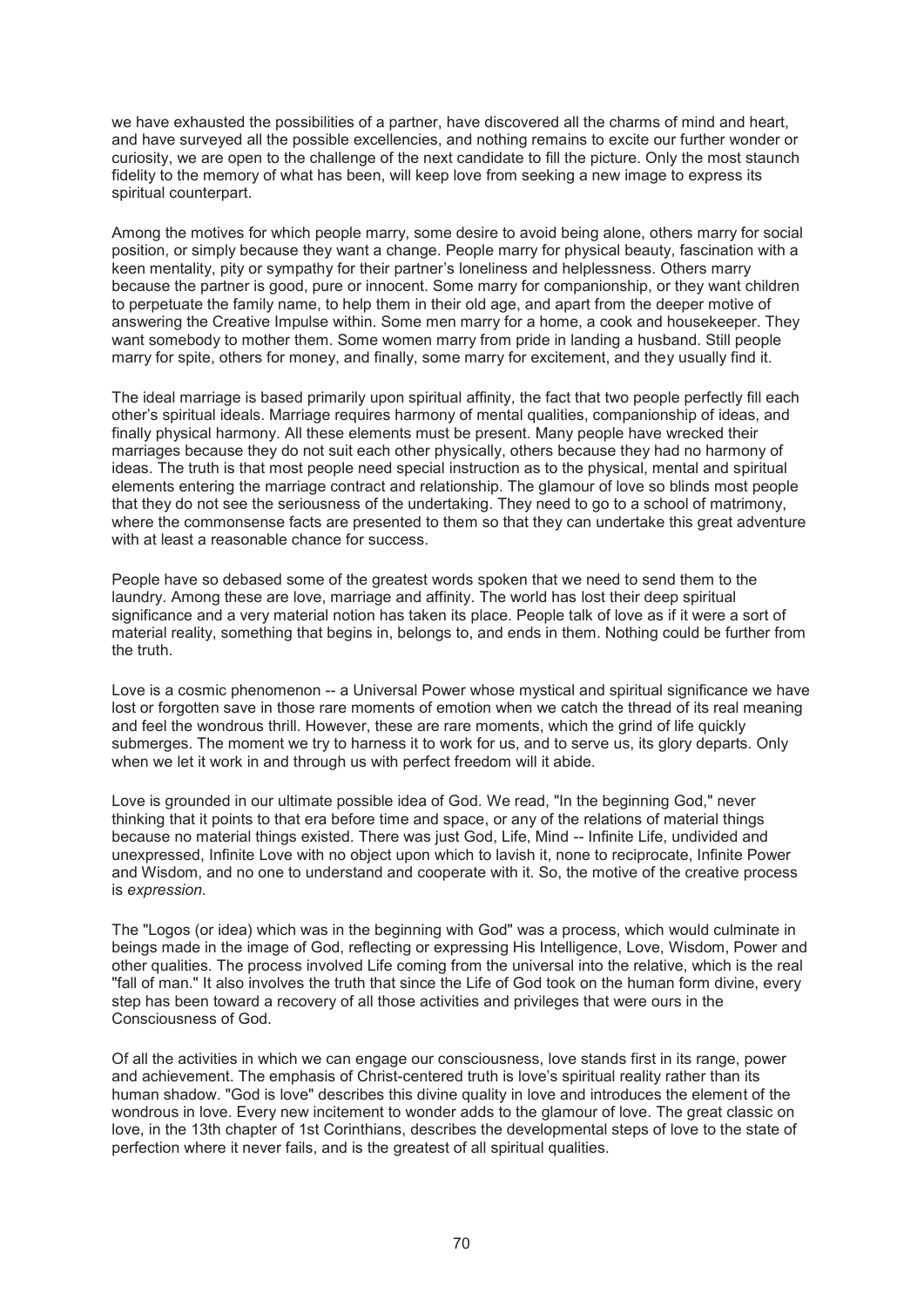we have exhausted the possibilities of a partner, have discovered all the charms of mind and heart, and have surveyed all the possible excellencies, and nothing remains to excite our further wonder or curiosity, we are open to the challenge of the next candidate to fill the picture. Only the most staunch fidelity to the memory of what has been, will keep love from seeking a new image to express its spiritual counterpart.

Among the motives for which people marry, some desire to avoid being alone, others marry for social position, or simply because they want a change. People marry for physical beauty, fascination with a keen mentality, pity or sympathy for their partner's loneliness and helplessness. Others marry because the partner is good, pure or innocent. Some marry for companionship, or they want children to perpetuate the family name, to help them in their old age, and apart from the deeper motive of answering the Creative Impulse within. Some men marry for a home, a cook and housekeeper. They want somebody to mother them. Some women marry from pride in landing a husband. Still people marry for spite, others for money, and finally, some marry for excitement, and they usually find it.

The ideal marriage is based primarily upon spiritual affinity, the fact that two people perfectly fill each other's spiritual ideals. Marriage requires harmony of mental qualities, companionship of ideas, and finally physical harmony. All these elements must be present. Many people have wrecked their marriages because they do not suit each other physically, others because they had no harmony of ideas. The truth is that most people need special instruction as to the physical, mental and spiritual elements entering the marriage contract and relationship. The glamour of love so blinds most people that they do not see the seriousness of the undertaking. They need to go to a school of matrimony, where the commonsense facts are presented to them so that they can undertake this great adventure with at least a reasonable chance for success.

People have so debased some of the greatest words spoken that we need to send them to the laundry. Among these are love, marriage and affinity. The world has lost their deep spiritual significance and a very material notion has taken its place. People talk of love as if it were a sort of material reality, something that begins in, belongs to, and ends in them. Nothing could be further from the truth.

Love is a cosmic phenomenon -- a Universal Power whose mystical and spiritual significance we have lost or forgotten save in those rare moments of emotion when we catch the thread of its real meaning and feel the wondrous thrill. However, these are rare moments, which the grind of life quickly submerges. The moment we try to harness it to work for us, and to serve us, its glory departs. Only when we let it work in and through us with perfect freedom will it abide.

Love is grounded in our ultimate possible idea of God. We read, "In the beginning God," never thinking that it points to that era before time and space, or any of the relations of material things because no material things existed. There was just God, Life, Mind -- Infinite Life, undivided and unexpressed, Infinite Love with no object upon which to lavish it, none to reciprocate, Infinite Power and Wisdom, and no one to understand and cooperate with it. So, the motive of the creative process is *expression*.

The "Logos (or idea) which was in the beginning with God" was a process, which would culminate in beings made in the image of God, reflecting or expressing His Intelligence, Love, Wisdom, Power and other qualities. The process involved Life coming from the universal into the relative, which is the real "fall of man." It also involves the truth that since the Life of God took on the human form divine, every step has been toward a recovery of all those activities and privileges that were ours in the Consciousness of God.

Of all the activities in which we can engage our consciousness, love stands first in its range, power and achievement. The emphasis of Christ-centered truth is love's spiritual reality rather than its human shadow. "God is love" describes this divine quality in love and introduces the element of the wondrous in love. Every new incitement to wonder adds to the glamour of love. The great classic on love, in the 13th chapter of 1st Corinthians, describes the developmental steps of love to the state of perfection where it never fails, and is the greatest of all spiritual qualities.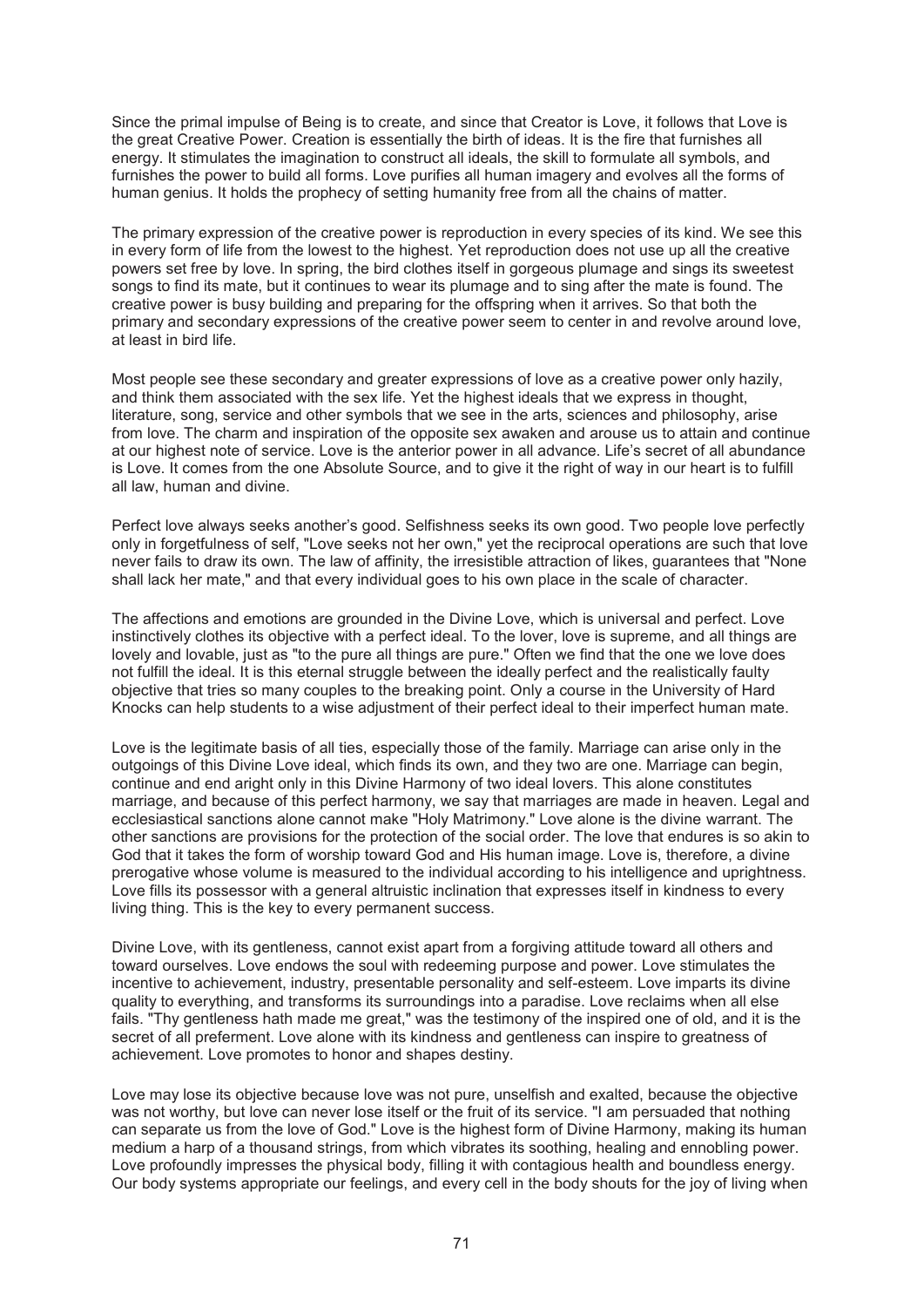Since the primal impulse of Being is to create, and since that Creator is Love, it follows that Love is the great Creative Power. Creation is essentially the birth of ideas. It is the fire that furnishes all energy. It stimulates the imagination to construct all ideals, the skill to formulate all symbols, and furnishes the power to build all forms. Love purifies all human imagery and evolves all the forms of human genius. It holds the prophecy of setting humanity free from all the chains of matter.

The primary expression of the creative power is reproduction in every species of its kind. We see this in every form of life from the lowest to the highest. Yet reproduction does not use up all the creative powers set free by love. In spring, the bird clothes itself in gorgeous plumage and sings its sweetest songs to find its mate, but it continues to wear its plumage and to sing after the mate is found. The creative power is busy building and preparing for the offspring when it arrives. So that both the primary and secondary expressions of the creative power seem to center in and revolve around love, at least in bird life.

Most people see these secondary and greater expressions of love as a creative power only hazily, and think them associated with the sex life. Yet the highest ideals that we express in thought, literature, song, service and other symbols that we see in the arts, sciences and philosophy, arise from love. The charm and inspiration of the opposite sex awaken and arouse us to attain and continue at our highest note of service. Love is the anterior power in all advance. Life's secret of all abundance is Love. It comes from the one Absolute Source, and to give it the right of way in our heart is to fulfill all law, human and divine.

Perfect love always seeks another's good. Selfishness seeks its own good. Two people love perfectly only in forgetfulness of self, "Love seeks not her own," yet the reciprocal operations are such that love never fails to draw its own. The law of affinity, the irresistible attraction of likes, guarantees that "None shall lack her mate," and that every individual goes to his own place in the scale of character.

The affections and emotions are grounded in the Divine Love, which is universal and perfect. Love instinctively clothes its objective with a perfect ideal. To the lover, love is supreme, and all things are lovely and lovable, just as "to the pure all things are pure." Often we find that the one we love does not fulfill the ideal. It is this eternal struggle between the ideally perfect and the realistically faulty objective that tries so many couples to the breaking point. Only a course in the University of Hard Knocks can help students to a wise adjustment of their perfect ideal to their imperfect human mate.

Love is the legitimate basis of all ties, especially those of the family. Marriage can arise only in the outgoings of this Divine Love ideal, which finds its own, and they two are one. Marriage can begin, continue and end aright only in this Divine Harmony of two ideal lovers. This alone constitutes marriage, and because of this perfect harmony, we say that marriages are made in heaven. Legal and ecclesiastical sanctions alone cannot make "Holy Matrimony." Love alone is the divine warrant. The other sanctions are provisions for the protection of the social order. The love that endures is so akin to God that it takes the form of worship toward God and His human image. Love is, therefore, a divine prerogative whose volume is measured to the individual according to his intelligence and uprightness. Love fills its possessor with a general altruistic inclination that expresses itself in kindness to every living thing. This is the key to every permanent success.

Divine Love, with its gentleness, cannot exist apart from a forgiving attitude toward all others and toward ourselves. Love endows the soul with redeeming purpose and power. Love stimulates the incentive to achievement, industry, presentable personality and self-esteem. Love imparts its divine quality to everything, and transforms its surroundings into a paradise. Love reclaims when all else fails. "Thy gentleness hath made me great," was the testimony of the inspired one of old, and it is the secret of all preferment. Love alone with its kindness and gentleness can inspire to greatness of achievement. Love promotes to honor and shapes destiny.

Love may lose its objective because love was not pure, unselfish and exalted, because the objective was not worthy, but love can never lose itself or the fruit of its service. "I am persuaded that nothing can separate us from the love of God." Love is the highest form of Divine Harmony, making its human medium a harp of a thousand strings, from which vibrates its soothing, healing and ennobling power. Love profoundly impresses the physical body, filling it with contagious health and boundless energy. Our body systems appropriate our feelings, and every cell in the body shouts for the joy of living when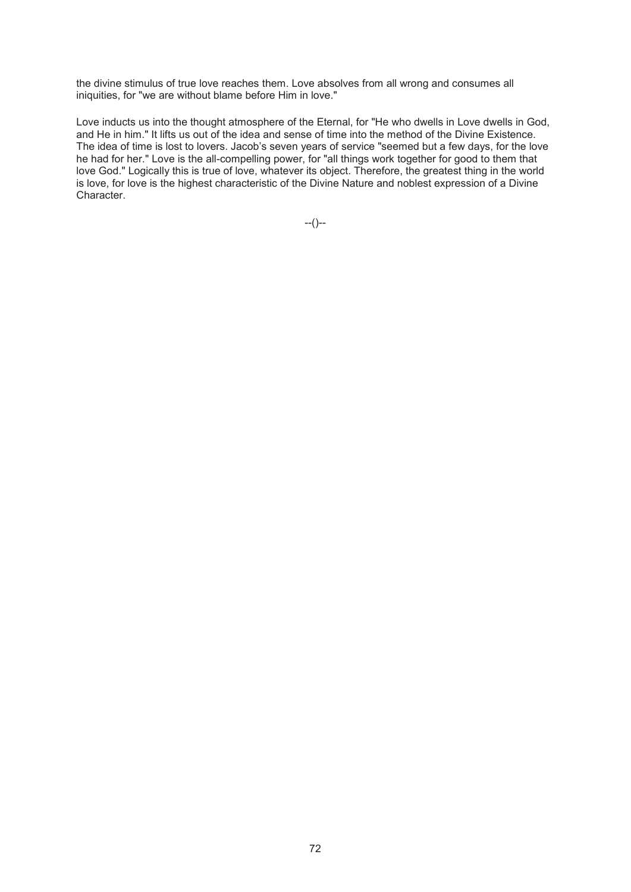the divine stimulus of true love reaches them. Love absolves from all wrong and consumes all iniquities, for "we are without blame before Him in love."

Love inducts us into the thought atmosphere of the Eternal, for "He who dwells in Love dwells in God, and He in him." It lifts us out of the idea and sense of time into the method of the Divine Existence. The idea of time is lost to lovers. Jacob's seven years of service "seemed but a few days, for the love he had for her." Love is the all-compelling power, for "all things work together for good to them that love God." Logically this is true of love, whatever its object. Therefore, the greatest thing in the world is love, for love is the highest characteristic of the Divine Nature and noblest expression of a Divine Character.

--()--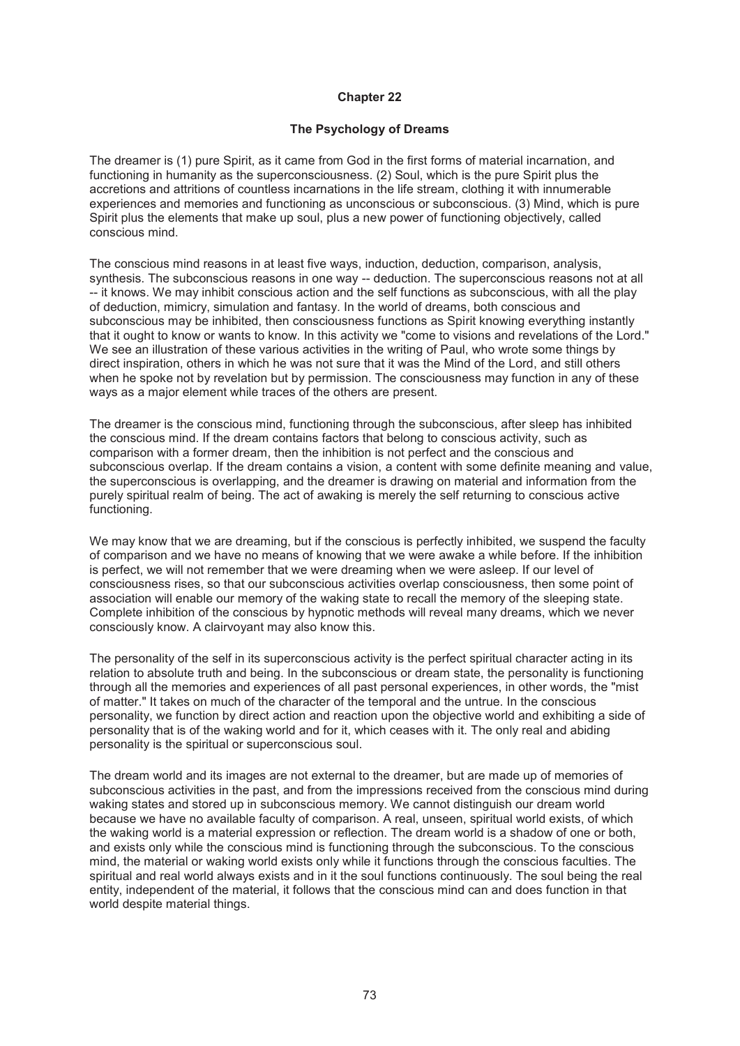# Chapter 22

## The Psychology of Dreams

The dreamer is (1) pure Spirit, as it came from God in the first forms of material incarnation, and functioning in humanity as the superconsciousness. (2) Soul, which is the pure Spirit plus the accretions and attritions of countless incarnations in the life stream, clothing it with innumerable experiences and memories and functioning as unconscious or subconscious. (3) Mind, which is pure Spirit plus the elements that make up soul, plus a new power of functioning objectively, called conscious mind.

The conscious mind reasons in at least five ways, induction, deduction, comparison, analysis, synthesis. The subconscious reasons in one way -- deduction. The superconscious reasons not at all -- it knows. We may inhibit conscious action and the self functions as subconscious, with all the play of deduction, mimicry, simulation and fantasy. In the world of dreams, both conscious and subconscious may be inhibited, then consciousness functions as Spirit knowing everything instantly that it ought to know or wants to know. In this activity we "come to visions and revelations of the Lord." We see an illustration of these various activities in the writing of Paul, who wrote some things by direct inspiration, others in which he was not sure that it was the Mind of the Lord, and still others when he spoke not by revelation but by permission. The consciousness may function in any of these ways as a major element while traces of the others are present.

The dreamer is the conscious mind, functioning through the subconscious, after sleep has inhibited the conscious mind. If the dream contains factors that belong to conscious activity, such as comparison with a former dream, then the inhibition is not perfect and the conscious and subconscious overlap. If the dream contains a vision, a content with some definite meaning and value, the superconscious is overlapping, and the dreamer is drawing on material and information from the purely spiritual realm of being. The act of awaking is merely the self returning to conscious active functioning.

We may know that we are dreaming, but if the conscious is perfectly inhibited, we suspend the faculty of comparison and we have no means of knowing that we were awake a while before. If the inhibition is perfect, we will not remember that we were dreaming when we were asleep. If our level of consciousness rises, so that our subconscious activities overlap consciousness, then some point of association will enable our memory of the waking state to recall the memory of the sleeping state. Complete inhibition of the conscious by hypnotic methods will reveal many dreams, which we never consciously know. A clairvoyant may also know this.

The personality of the self in its superconscious activity is the perfect spiritual character acting in its relation to absolute truth and being. In the subconscious or dream state, the personality is functioning through all the memories and experiences of all past personal experiences, in other words, the "mist of matter." It takes on much of the character of the temporal and the untrue. In the conscious personality, we function by direct action and reaction upon the objective world and exhibiting a side of personality that is of the waking world and for it, which ceases with it. The only real and abiding personality is the spiritual or superconscious soul.

The dream world and its images are not external to the dreamer, but are made up of memories of subconscious activities in the past, and from the impressions received from the conscious mind during waking states and stored up in subconscious memory. We cannot distinguish our dream world because we have no available faculty of comparison. A real, unseen, spiritual world exists, of which the waking world is a material expression or reflection. The dream world is a shadow of one or both, and exists only while the conscious mind is functioning through the subconscious. To the conscious mind, the material or waking world exists only while it functions through the conscious faculties. The spiritual and real world always exists and in it the soul functions continuously. The soul being the real entity, independent of the material, it follows that the conscious mind can and does function in that world despite material things.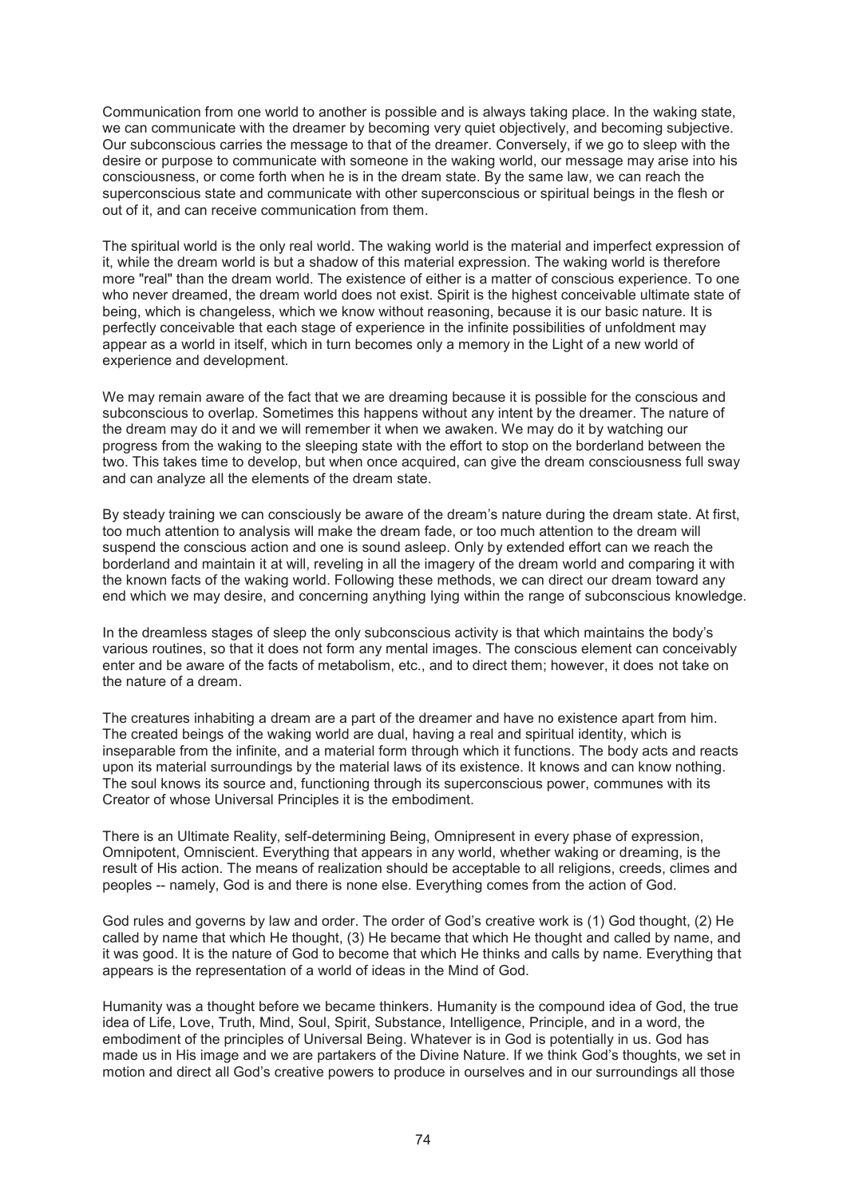Communication from one world to another is possible and is always taking place. In the waking state, we can communicate with the dreamer by becoming very quiet objectively, and becoming subjective. Our subconscious carries the message to that of the dreamer. Conversely, if we go to sleep with the desire or purpose to communicate with someone in the waking world, our message may arise into his consciousness, or come forth when he is in the dream state. By the same law, we can reach the superconscious state and communicate with other superconscious or spiritual beings in the flesh or out of it, and can receive communication from them.

The spiritual world is the only real world. The waking world is the material and imperfect expression of it, while the dream world is but a shadow of this material expression. The waking world is therefore more "real" than the dream world. The existence of either is a matter of conscious experience. To one who never dreamed, the dream world does not exist. Spirit is the highest conceivable ultimate state of being, which is changeless, which we know without reasoning, because it is our basic nature. It is perfectly conceivable that each stage of experience in the infinite possibilities of unfoldment may appear as a world in itself, which in turn becomes only a memory in the Light of a new world of experience and development.

We may remain aware of the fact that we are dreaming because it is possible for the conscious and subconscious to overlap. Sometimes this happens without any intent by the dreamer. The nature of the dream may do it and we will remember it when we awaken. We may do it by watching our progress from the waking to the sleeping state with the effort to stop on the borderland between the two. This takes time to develop, but when once acquired, can give the dream consciousness full sway and can analyze all the elements of the dream state.

By steady training we can consciously be aware of the dream's nature during the dream state. At first, too much attention to analysis will make the dream fade, or too much attention to the dream will suspend the conscious action and one is sound asleep. Only by extended effort can we reach the borderland and maintain it at will, reveling in all the imagery of the dream world and comparing it with the known facts of the waking world. Following these methods, we can direct our dream toward any end which we may desire, and concerning anything lying within the range of subconscious knowledge.

In the dreamless stages of sleep the only subconscious activity is that which maintains the body's various routines, so that it does not form any mental images. The conscious element can conceivably enter and be aware of the facts of metabolism, etc., and to direct them; however, it does not take on the nature of a dream.

The creatures inhabiting a dream are a part of the dreamer and have no existence apart from him. The created beings of the waking world are dual, having a real and spiritual identity, which is inseparable from the infinite, and a material form through which it functions. The body acts and reacts upon its material surroundings by the material laws of its existence. It knows and can know nothing. The soul knows its source and, functioning through its superconscious power, communes with its Creator of whose Universal Principles it is the embodiment.

There is an Ultimate Reality, self-determining Being, Omnipresent in every phase of expression, Omnipotent, Omniscient. Everything that appears in any world, whether waking or dreaming, is the result of His action. The means of realization should be acceptable to all religions, creeds, climes and peoples -- namely, God is and there is none else. Everything comes from the action of God.

God rules and governs by law and order. The order of God's creative work is (1) God thought, (2) He called by name that which He thought, (3) He became that which He thought and called by name, and it was good. It is the nature of God to become that which He thinks and calls by name. Everything that appears is the representation of a world of ideas in the Mind of God.

Humanity was a thought before we became thinkers. Humanity is the compound idea of God, the true idea of Life, Love, Truth, Mind, Soul, Spirit, Substance, Intelligence, Principle, and in a word, the embodiment of the principles of Universal Being. Whatever is in God is potentially in us. God has made us in His image and we are partakers of the Divine Nature. If we think God's thoughts, we set in motion and direct all God's creative powers to produce in ourselves and in our surroundings all those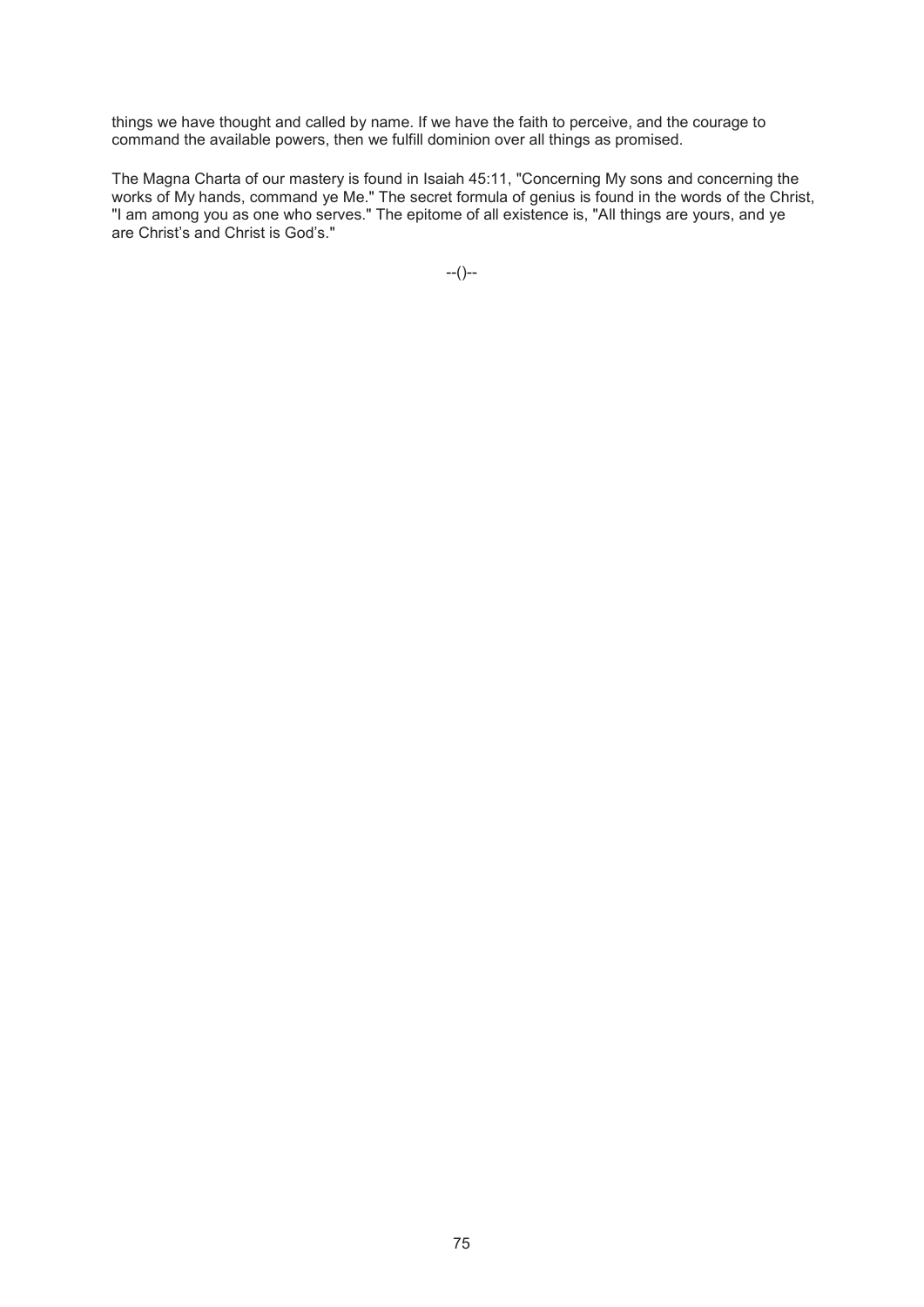things we have thought and called by name. If we have the faith to perceive, and the courage to command the available powers, then we fulfill dominion over all things as promised.

The Magna Charta of our mastery is found in Isaiah 45:11, "Concerning My sons and concerning the works of My hands, command ye Me." The secret formula of genius is found in the words of the Christ, "I am among you as one who serves." The epitome of all existence is, "All things are yours, and ye are Christ's and Christ is God's."

--()--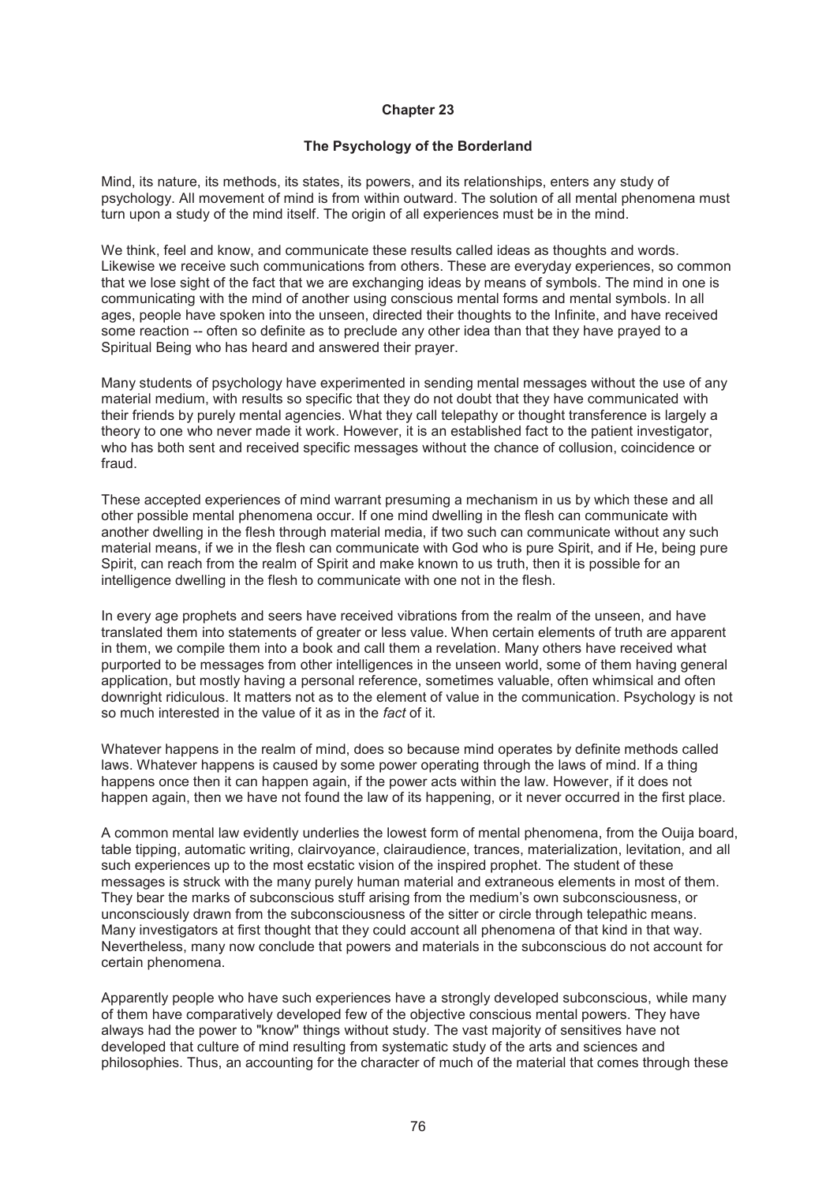**Chapter 23**

**The Psychology of the Borderland**

Mind, its nature, its methods, its states, its powers, and its relationships, enters any study of psychology. All movement of mind is from within outward. The solution of all mental phenomena must turn upon a study of the mind itself. The origin of all experiences must be in the mind.

We think, feel and know, and communicate these results called ideas as thoughts and words. Likewise we receive such communications from others. These are everyday experiences, so common that we lose sight of the fact that we are exchanging ideas by means of symbols. The mind in one is communicating with the mind of another using conscious mental forms and mental symbols. In all ages, people have spoken into the unseen, directed their thoughts to the Infinite, and have received some reaction -- often so definite as to preclude any other idea than that they have prayed to a Spiritual Being who has heard and answered their prayer.

Many students of psychology have experimented in sending mental messages without the use of any material medium, with results so specific that they do not doubt that they have communicated with their friends by purely mental agencies. What they call telepathy or thought transference is largely a theory to one who never made it work. However, it is an established fact to the patient investigator, who has both sent and received specific messages without the chance of collusion, coincidence or fraud.

These accepted experiences of mind warrant presuming a mechanism in us by which these and all other possible mental phenomena occur. If one mind dwelling in the flesh can communicate with another dwelling in the flesh through material media, if two such can communicate without any such material means, if we in the flesh can communicate with God who is pure Spirit, and if He, being pure Spirit, can reach from the realm of Spirit and make known to us truth, then it is possible for an intelligence dwelling in the flesh to communicate with one not in the flesh.

In every age prophets and seers have received vibrations from the realm of the unseen, and have translated them into statements of greater or less value. When certain elements of truth are apparent in them, we compile them into a book and call them a revelation. Many others have received what purported to be messages from other intelligences in the unseen world, some of them having general application, but mostly having a personal reference, sometimes valuable, often whimsical and often downright ridiculous. It matters not as to the element of value in the communication. Psychology is not so much interested in the value of it as in the *fact* of it.

Whatever happens in the realm of mind, does so because mind operates by definite methods called laws. Whatever happens is caused by some power operating through the laws of mind. If a thing happens once then it can happen again, if the power acts within the law. However, if it does not happen again, then we have not found the law of its happening, or it never occurred in the first place.

A common mental law evidently underlies the lowest form of mental phenomena, from the Ouija board, table tipping, automatic writing, clairvoyance, clairaudience, trances, materialization, levitation, and all such experiences up to the most ecstatic vision of the inspired prophet. The student of these messages is struck with the many purely human material and extraneous elements in most of them. They bear the marks of subconscious stuff arising from the medium's own subconsciousness, or unconsciously drawn from the subconsciousness of the sitter or circle through telepathic means. Many investigators at first thought that they could account all phenomena of that kind in that way. Nevertheless, many now conclude that powers and materials in the subconscious do not account for certain phenomena.

Apparently people who have such experiences have a strongly developed subconscious, while many of them have comparatively developed few of the objective conscious mental powers. They have always had the power to "know" things without study. The vast majority of sensitives have not developed that culture of mind resulting from systematic study of the arts and sciences and philosophies. Thus, an accounting for the character of much of the material that comes through these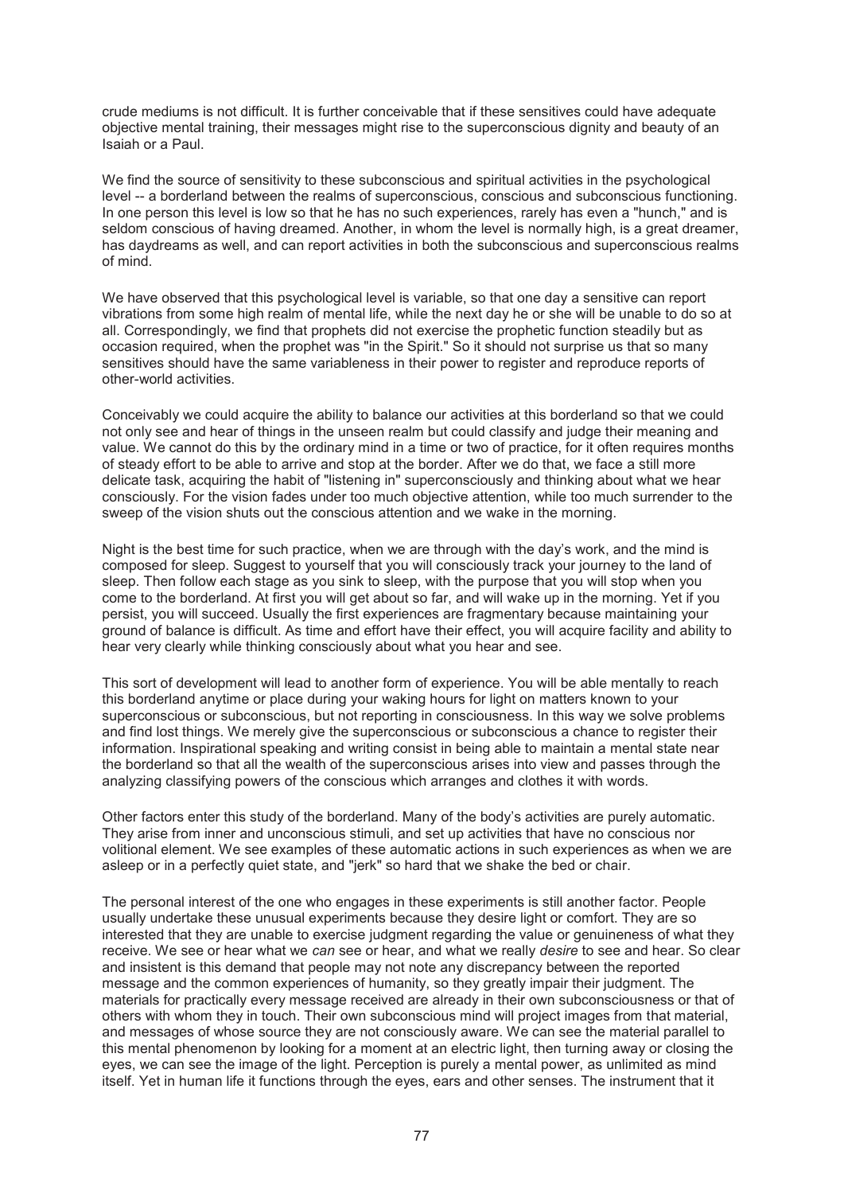crude mediums is not difficult. It is further conceivable that if these sensitives could have adequate objective mental training, their messages might rise to the superconscious dignity and beauty of an Isaiah or a Paul.

We find the source of sensitivity to these subconscious and spiritual activities in the psychological level -- a borderland between the realms of superconscious, conscious and subconscious functioning. In one person this level is low so that he has no such experiences, rarely has even a "hunch," and is seldom conscious of having dreamed. Another, in whom the level is normally high, is a great dreamer, has daydreams as well, and can report activities in both the subconscious and superconscious realms of mind.

We have observed that this psychological level is variable, so that one day a sensitive can report vibrations from some high realm of mental life, while the next day he or she will be unable to do so at all. Correspondingly, we find that prophets did not exercise the prophetic function steadily but as occasion required, when the prophet was "in the Spirit." So it should not surprise us that so many sensitives should have the same variableness in their power to register and reproduce reports of other-world activities.

Conceivably we could acquire the ability to balance our activities at this borderland so that we could not only see and hear of things in the unseen realm but could classify and judge their meaning and value. We cannot do this by the ordinary mind in a time or two of practice, for it often requires months of steady effort to be able to arrive and stop at the border. After we do that, we face a still more delicate task, acquiring the habit of "listening in" superconsciously and thinking about what we hear consciously. For the vision fades under too much objective attention, while too much surrender to the sweep of the vision shuts out the conscious attention and we wake in the morning.

Night is the best time for such practice, when we are through with the day's work, and the mind is composed for sleep. Suggest to yourself that you will consciously track your journey to the land of sleep. Then follow each stage as you sink to sleep, with the purpose that you will stop when you come to the borderland. At first you will get about so far, and will wake up in the morning. Yet if you persist, you will succeed. Usually the first experiences are fragmentary because maintaining your ground of balance is difficult. As time and effort have their effect, you will acquire facility and ability to hear very clearly while thinking consciously about what you hear and see.

This sort of development will lead to another form of experience. You will be able mentally to reach this borderland anytime or place during your waking hours for light on matters known to your superconscious or subconscious, but not reporting in consciousness. In this way we solve problems and find lost things. We merely give the superconscious or subconscious a chance to register their information. Inspirational speaking and writing consist in being able to maintain a mental state near the borderland so that all the wealth of the superconscious arises into view and passes through the analyzing classifying powers of the conscious which arranges and clothes it with words.

Other factors enter this study of the borderland. Many of the body's activities are purely automatic. They arise from inner and unconscious stimuli, and set up activities that have no conscious nor volitional element. We see examples of these automatic actions in such experiences as when we are asleep or in a perfectly quiet state, and "jerk" so hard that we shake the bed or chair.

The personal interest of the one who engages in these experiments is still another factor. People usually undertake these unusual experiments because they desire light or comfort. They are so interested that they are unable to exercise judgment regarding the value or genuineness of what they receive. We see or hear what we *can* see or hear, and what we really *desire* to see and hear. So clear and insistent is this demand that people may not note any discrepancy between the reported message and the common experiences of humanity, so they greatly impair their judgment. The materials for practically every message received are already in their own subconsciousness or that of others with whom they in touch. Their own subconscious mind will project images from that material, and messages of whose source they are not consciously aware. We can see the material parallel to this mental phenomenon by looking for a moment at an electric light, then turning away or closing the eyes, we can see the image of the light. Perception is purely a mental power, as unlimited as mind itself. Yet in human life it functions through the eyes, ears and other senses. The instrument that it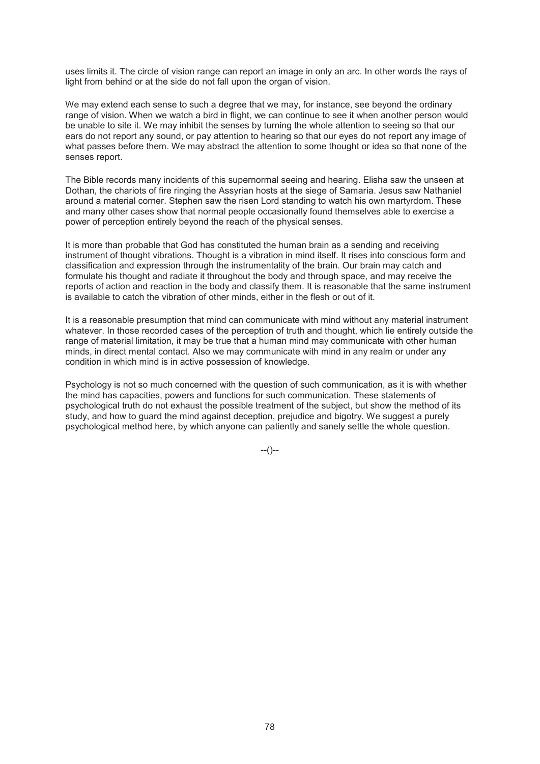uses limits it. The circle of vision range can report an image in only an arc. In other words the rays of light from behind or at the side do not fall upon the organ of vision.

We may extend each sense to such a degree that we may, for instance, see beyond the ordinary range of vision. When we watch a bird in flight, we can continue to see it when another person would be unable to site it. We may inhibit the senses by turning the whole attention to seeing so that our ears do not report any sound, or pay attention to hearing so that our eyes do not report any image of what passes before them. We may abstract the attention to some thought or idea so that none of the senses report.

The Bible records many incidents of this supernormal seeing and hearing. Elisha saw the unseen at Dothan, the chariots of fire ringing the Assyrian hosts at the siege of Samaria. Jesus saw Nathaniel around a material corner. Stephen saw the risen Lord standing to watch his own martyrdom. These and many other cases show that normal people occasionally found themselves able to exercise a power of perception entirely beyond the reach of the physical senses.

It is more than probable that God has constituted the human brain as a sending and receiving instrument of thought vibrations. Thought is a vibration in mind itself. It rises into conscious form and classification and expression through the instrumentality of the brain. Our brain may catch and formulate his thought and radiate it throughout the body and through space, and may receive the reports of action and reaction in the body and classify them. It is reasonable that the same instrument is available to catch the vibration of other minds, either in the flesh or out of it.

It is a reasonable presumption that mind can communicate with mind without any material instrument whatever. In those recorded cases of the perception of truth and thought, which lie entirely outside the range of material limitation, it may be true that a human mind may communicate with other human minds, in direct mental contact. Also we may communicate with mind in any realm or under any condition in which mind is in active possession of knowledge.

Psychology is not so much concerned with the question of such communication, as it is with whether the mind has capacities, powers and functions for such communication. These statements of psychological truth do not exhaust the possible treatment of the subject, but show the method of its study, and how to guard the mind against deception, prejudice and bigotry. We suggest a purely psychological method here, by which anyone can patiently and sanely settle the whole question.

--()--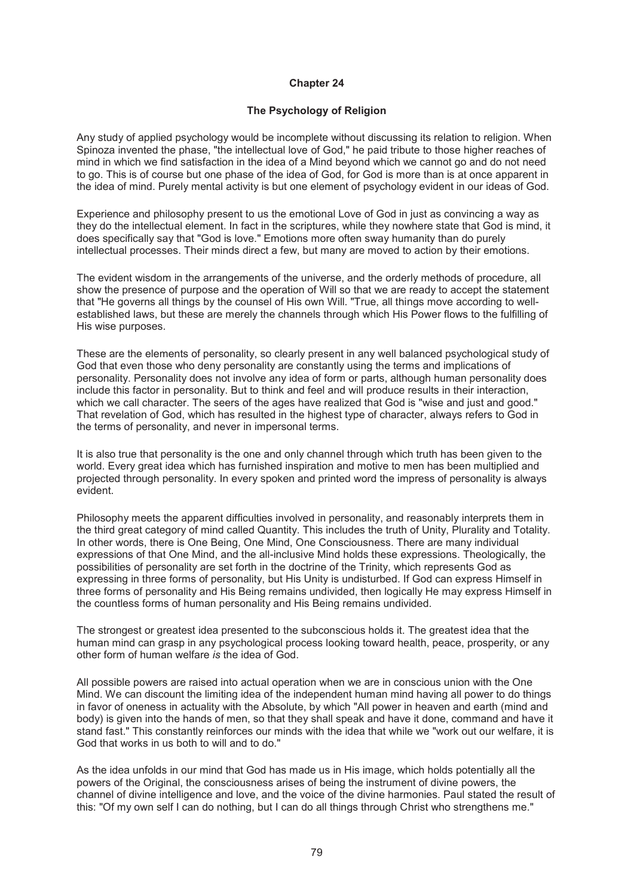# Chapter 24

## The Psychology of Religion

Any study of applied psychology would be incomplete without discussing its relation to religion. When Spinoza invented the phase, "the intellectual love of God," he paid tribute to those higher reaches of mind in which we find satisfaction in the idea of a Mind beyond which we cannot go and do not need to go. This is of course but one phase of the idea of God, for God is more than is at once apparent in the idea of mind. Purely mental activity is but one element of psychology evident in our ideas of God.

Experience and philosophy present to us the emotional Love of God in just as convincing a way as they do the intellectual element. In fact in the scriptures, while they nowhere state that God is mind, it does specifically say that "God is love." Emotions more often sway humanity than do purely intellectual processes. Their minds direct a few, but many are moved to action by their emotions.

The evident wisdom in the arrangements of the universe, and the orderly methods of procedure, all show the presence of purpose and the operation of Will so that we are ready to accept the statement that "He governs all things by the counsel of His own Will. "True, all things move according to well-established laws, but these are merely the channels through which His Power flows to the fulfilling of His wise purposes.

These are the elements of personality, so clearly present in any well balanced psychological study of God that even those who deny personality are constantly using the terms and implications of personality. Personality does not involve any idea of form or parts, although human personality does include this factor in personality. But to think and feel and will produce results in their interaction, which we call character. The seers of the ages have realized that God is "wise and just and good." That revelation of God, which has resulted in the highest type of character, always refers to God in the terms of personality, and never in impersonal terms.

It is also true that personality is the one and only channel through which truth has been given to the world. Every great idea which has furnished inspiration and motive to men has been multiplied and projected through personality. In every spoken and printed word the impress of personality is always evident.

Philosophy meets the apparent difficulties involved in personality, and reasonably interprets them in the third great category of mind called Quantity. This includes the truth of Unity, Plurality and Totality. In other words, there is One Being, One Mind, One Consciousness. There are many individual expressions of that One Mind, and the all-inclusive Mind holds these expressions. Theologically, the possibilities of personality are set forth in the doctrine of the Trinity, which represents God as expressing in three forms of personality, but His Unity is undisturbed. If God can express Himself in three forms of personality and His Being remains undivided, then logically He may express Himself in the countless forms of human personality and His Being remains undivided.

The strongest or greatest idea presented to the subconscious holds it. The greatest idea that the human mind can grasp in any psychological process looking toward health, peace, prosperity, or any other form of human welfare *is* the idea of God.

All possible powers are raised into actual operation when we are in conscious union with the One Mind. We can discount the limiting idea of the independent human mind having all power to do things in favor of oneness in actuality with the Absolute, by which "All power in heaven and earth (mind and body) is given into the hands of men, so that they shall speak and have it done, command and have it stand fast." This constantly reinforces our minds with the idea that while we "work out our welfare, it is God that works in us both to will and to do."

As the idea unfolds in our mind that God has made us in His image, which holds potentially all the powers of the Original, the consciousness arises of being the instrument of divine powers, the channel of divine intelligence and love, and the voice of the divine harmonies. Paul stated the result of this: "Of my own self I can do nothing, but I can do all things through Christ who strengthens me."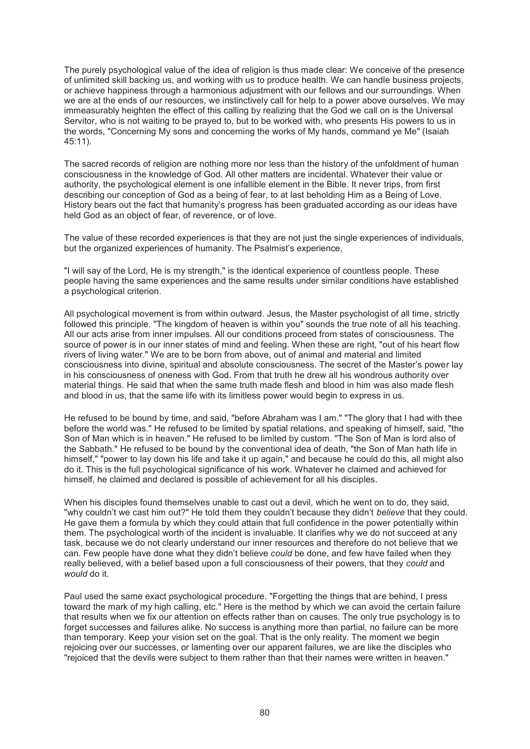The purely psychological value of the idea of religion is thus made clear: We conceive of the presence of unlimited skill backing us, and working with us to produce health. We can handle business projects, or achieve happiness through a harmonious adjustment with our fellows and our surroundings. When we are at the ends of our resources, we instinctively call for help to a power above ourselves. We may immeasurably heighten the effect of this calling by realizing that the God we call on is the Universal Servitor, who is not waiting to be prayed to, but to be worked with, who presents His powers to us in the words, "Concerning My sons and concerning the works of My hands, command ye Me" (Isaiah 45:11).

The sacred records of religion are nothing more nor less than the history of the unfoldment of human consciousness in the knowledge of God. All other matters are incidental. Whatever their value or authority, the psychological element is one infallible element in the Bible. It never trips, from first describing our conception of God as a being of fear, to at last beholding Him as a Being of Love. History bears out the fact that humanity's progress has been graduated according as our ideas have held God as an object of fear, of reverence, or of love.

The value of these recorded experiences is that they are not just the single experiences of individuals, but the organized experiences of humanity. The Psalmist's experience,

"I will say of the Lord, He is my strength," is the identical experience of countless people. These people having the same experiences and the same results under similar conditions have established a psychological criterion.

All psychological movement is from within outward. Jesus, the Master psychologist of all time, strictly followed this principle. "The kingdom of heaven is within you" sounds the true note of all his teaching. All our acts arise from inner impulses. All our conditions proceed from states of consciousness. The source of power is in our inner states of mind and feeling. When these are right, "out of his heart flow rivers of living water." We are to be born from above, out of animal and material and limited consciousness into divine, spiritual and absolute consciousness. The secret of the Master's power lay in his consciousness of oneness with God. From that truth he drew all his wondrous authority over material things. He said that when the same truth made flesh and blood in him was also made flesh and blood in us, that the same life with its limitless power would begin to express in us.

He refused to be bound by time, and said, "before Abraham was I am." "The glory that I had with thee before the world was." He refused to be limited by spatial relations, and speaking of himself, said, "the Son of Man which is in heaven." He refused to be limited by custom. "The Son of Man is lord also of the Sabbath." He refused to be bound by the conventional idea of death, "the Son of Man hath life in himself," "power to lay down his life and take it up again," and because he could do this, all might also do it. This is the full psychological significance of his work. Whatever he claimed and achieved for himself, he claimed and declared is possible of achievement for all his disciples.

When his disciples found themselves unable to cast out a devil, which he went on to do, they said, "why couldn't we cast him out?" He told them they couldn't because they didn't *believe* that they could. He gave them a formula by which they could attain that full confidence in the power potentially within them. The psychological worth of the incident is invaluable. It clarifies why we do not succeed at any task, because we do not clearly understand our inner resources and therefore do not believe that we can. Few people have done what they didn't believe *could* be done, and few have failed when they really believed, with a belief based upon a full consciousness of their powers, that they *could* and *would* do it.

Paul used the same exact psychological procedure. "Forgetting the things that are behind, I press toward the mark of my high calling, etc." Here is the method by which we can avoid the certain failure that results when we fix our attention on effects rather than on causes. The only true psychology is to forget successes and failures alike. No success is anything more than partial, no failure can be more than temporary. Keep your vision set on the goal. That is the only reality. The moment we begin rejoicing over our successes, or lamenting over our apparent failures, we are like the disciples who "rejoiced that the devils were subject to them rather than that their names were written in heaven."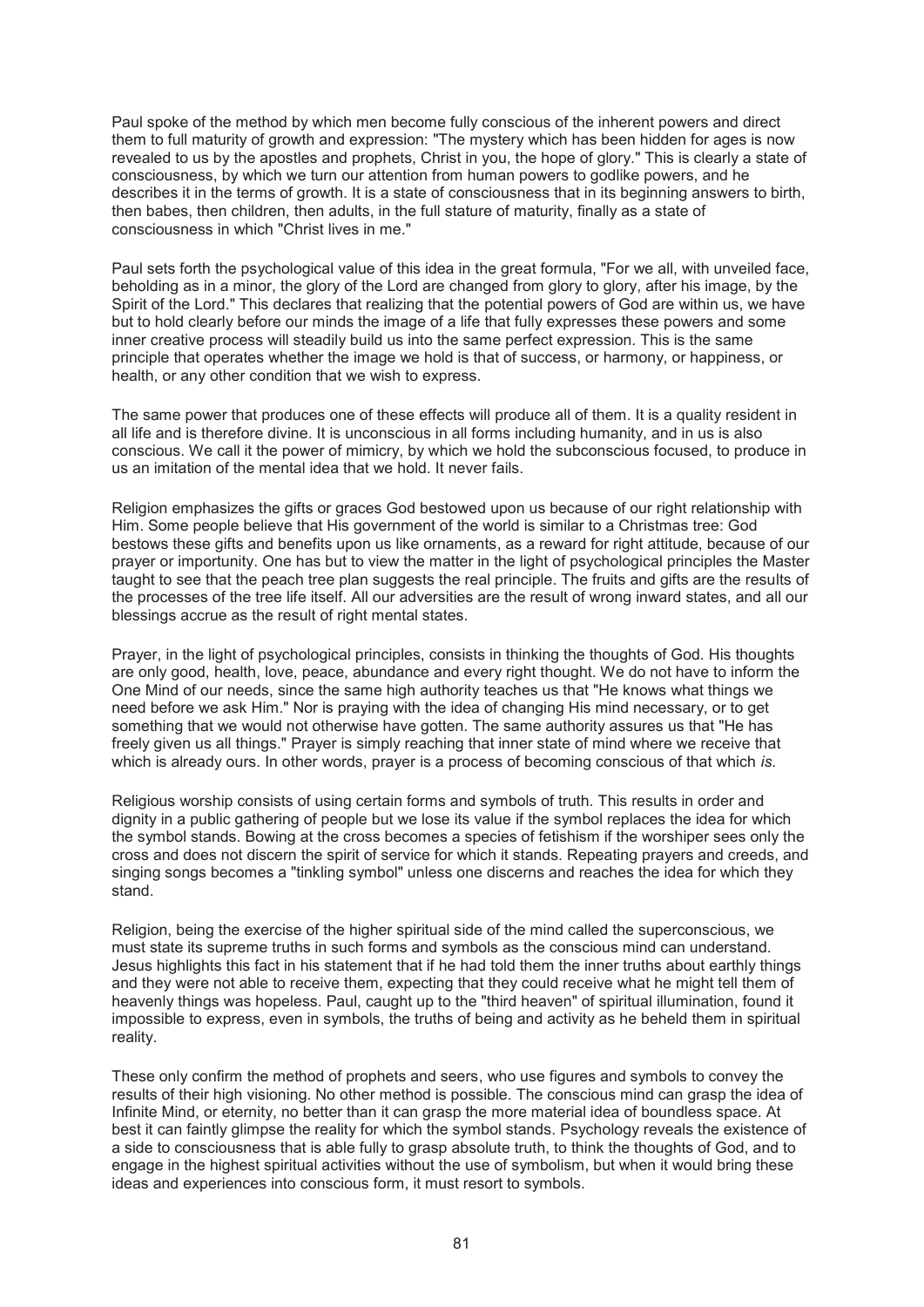Paul spoke of the method by which men become fully conscious of the inherent powers and direct them to full maturity of growth and expression: "The mystery which has been hidden for ages is now revealed to us by the apostles and prophets, Christ in you, the hope of glory." This is clearly a state of consciousness, by which we turn our attention from human powers to godlike powers, and he describes it in the terms of growth. It is a state of consciousness that in its beginning answers to birth, then babes, then children, then adults, in the full stature of maturity, finally as a state of consciousness in which "Christ lives in me."

Paul sets forth the psychological value of this idea in the great formula, "For we all, with unveiled face, beholding as in a minor, the glory of the Lord are changed from glory to glory, after his image, by the Spirit of the Lord." This declares that realizing that the potential powers of God are within us, we have but to hold clearly before our minds the image of a life that fully expresses these powers and some inner creative process will steadily build us into the same perfect expression. This is the same principle that operates whether the image we hold is that of success, or harmony, or happiness, or health, or any other condition that we wish to express.

The same power that produces one of these effects will produce all of them. It is a quality resident in all life and is therefore divine. It is unconscious in all forms including humanity, and in us is also conscious. We call it the power of mimicry, by which we hold the subconscious focused, to produce in us an imitation of the mental idea that we hold. It never fails.

Religion emphasizes the gifts or graces God bestowed upon us because of our right relationship with Him. Some people believe that His government of the world is similar to a Christmas tree: God bestows these gifts and benefits upon us like ornaments, as a reward for right attitude, because of our prayer or importunity. One has but to view the matter in the light of psychological principles the Master taught to see that the peach tree plan suggests the real principle. The fruits and gifts are the results of the processes of the tree life itself. All our adversities are the result of wrong inward states, and all our blessings accrue as the result of right mental states.

Prayer, in the light of psychological principles, consists in thinking the thoughts of God. His thoughts are only good, health, love, peace, abundance and every right thought. We do not have to inform the One Mind of our needs, since the same high authority teaches us that "He knows what things we need before we ask Him." Nor is praying with the idea of changing His mind necessary, or to get something that we would not otherwise have gotten. The same authority assures us that "He has freely given us all things." Prayer is simply reaching that inner state of mind where we receive that which is already ours. In other words, prayer is a process of becoming conscious of that which *is.*

Religious worship consists of using certain forms and symbols of truth. This results in order and dignity in a public gathering of people but we lose its value if the symbol replaces the idea for which the symbol stands. Bowing at the cross becomes a species of fetishism if the worshiper sees only the cross and does not discern the spirit of service for which it stands. Repeating prayers and creeds, and singing songs becomes a "tinkling symbol" unless one discerns and reaches the idea for which they stand.

Religion, being the exercise of the higher spiritual side of the mind called the superconscious, we must state its supreme truths in such forms and symbols as the conscious mind can understand. Jesus highlights this fact in his statement that if he had told them the inner truths about earthly things and they were not able to receive them, expecting that they could receive what he might tell them of heavenly things was hopeless. Paul, caught up to the "third heaven" of spiritual illumination, found it impossible to express, even in symbols, the truths of being and activity as he beheld them in spiritual reality.

These only confirm the method of prophets and seers, who use figures and symbols to convey the results of their high visioning. No other method is possible. The conscious mind can grasp the idea of Infinite Mind, or eternity, no better than it can grasp the more material idea of boundless space. At best it can faintly glimpse the reality for which the symbol stands. Psychology reveals the existence of a side to consciousness that is able fully to grasp absolute truth, to think the thoughts of God, and to engage in the highest spiritual activities without the use of symbolism, but when it would bring these ideas and experiences into conscious form, it must resort to symbols.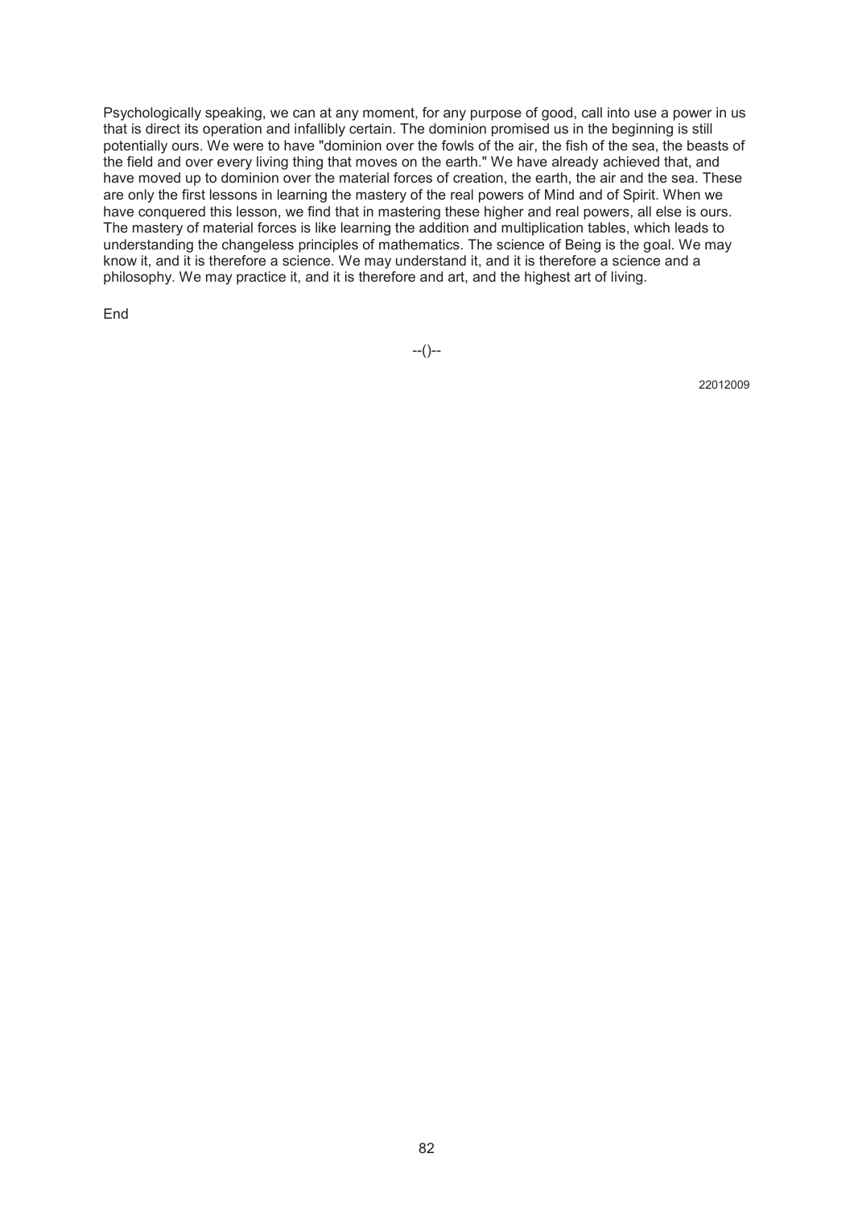Psychologically speaking, we can at any moment, for any purpose of good, call into use a power in us that is direct its operation and infallibly certain. The dominion promised us in the beginning is still potentially ours. We were to have "dominion over the fowls of the air, the fish of the sea, the beasts of the field and over every living thing that moves on the earth." We have already achieved that, and have moved up to dominion over the material forces of creation, the earth, the air and the sea. These are only the first lessons in learning the mastery of the real powers of Mind and of Spirit. When we have conquered this lesson, we find that in mastering these higher and real powers, all else is ours. The mastery of material forces is like learning the addition and multiplication tables, which leads to understanding the changeless principles of mathematics. The science of Being is the goal. We may know it, and it is therefore a science. We may understand it, and it is therefore a science and a philosophy. We may practice it, and it is therefore and art, and the highest art of living.

End

--()--

22012009